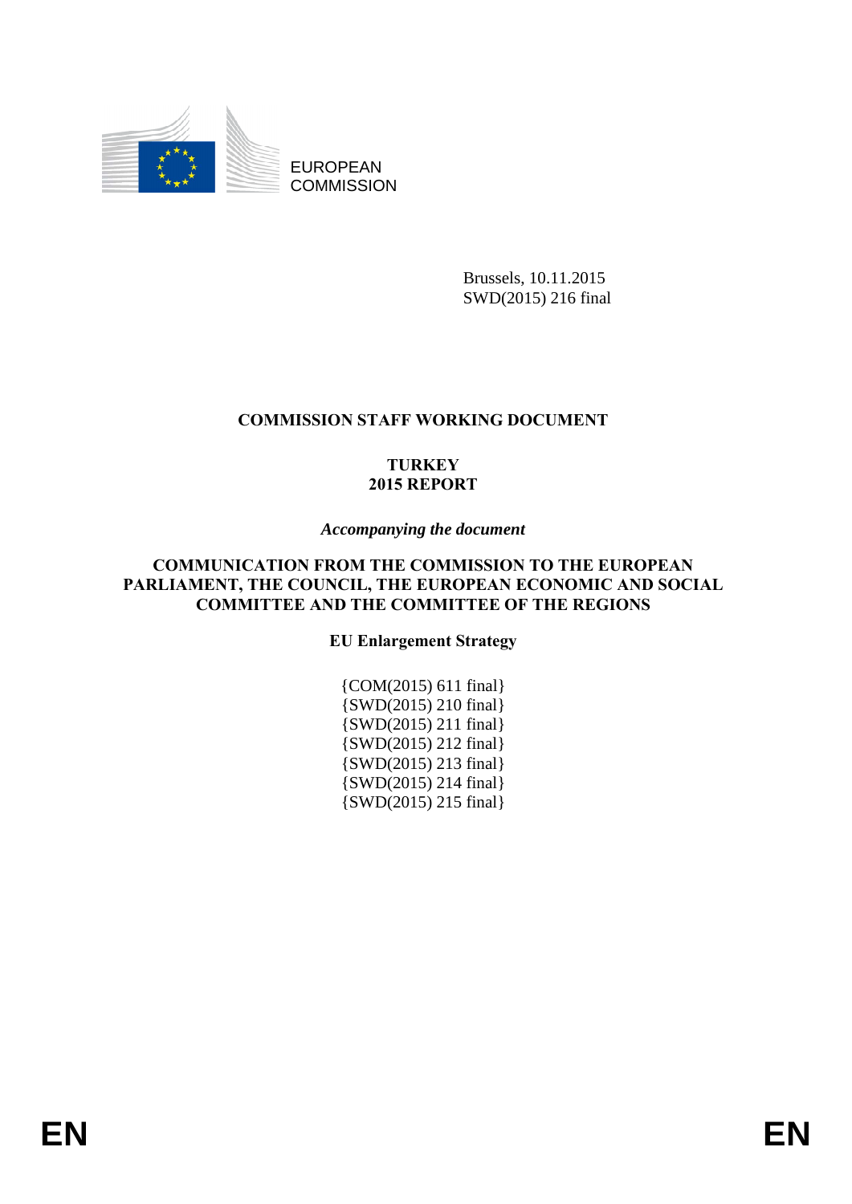EUROPEAN COMMISSION

Brussels, 10.11.2015
SWD(2015) 216 final

# COMMISSION STAFF WORKING DOCUMENT

## TURKEY
## 2015 REPORT

*Accompanying the document*

## COMMUNICATION FROM THE COMMISSION TO THE EUROPEAN PARLIAMENT, THE COUNCIL, THE EUROPEAN ECONOMIC AND SOCIAL COMMITTEE AND THE COMMITTEE OF THE REGIONS

**EU Enlargement Strategy**

{COM(2015) 611 final}
{SWD(2015) 210 final}
{SWD(2015) 211 final}
{SWD(2015) 212 final}
{SWD(2015) 213 final}
{SWD(2015) 214 final}
{SWD(2015) 215 final}

EN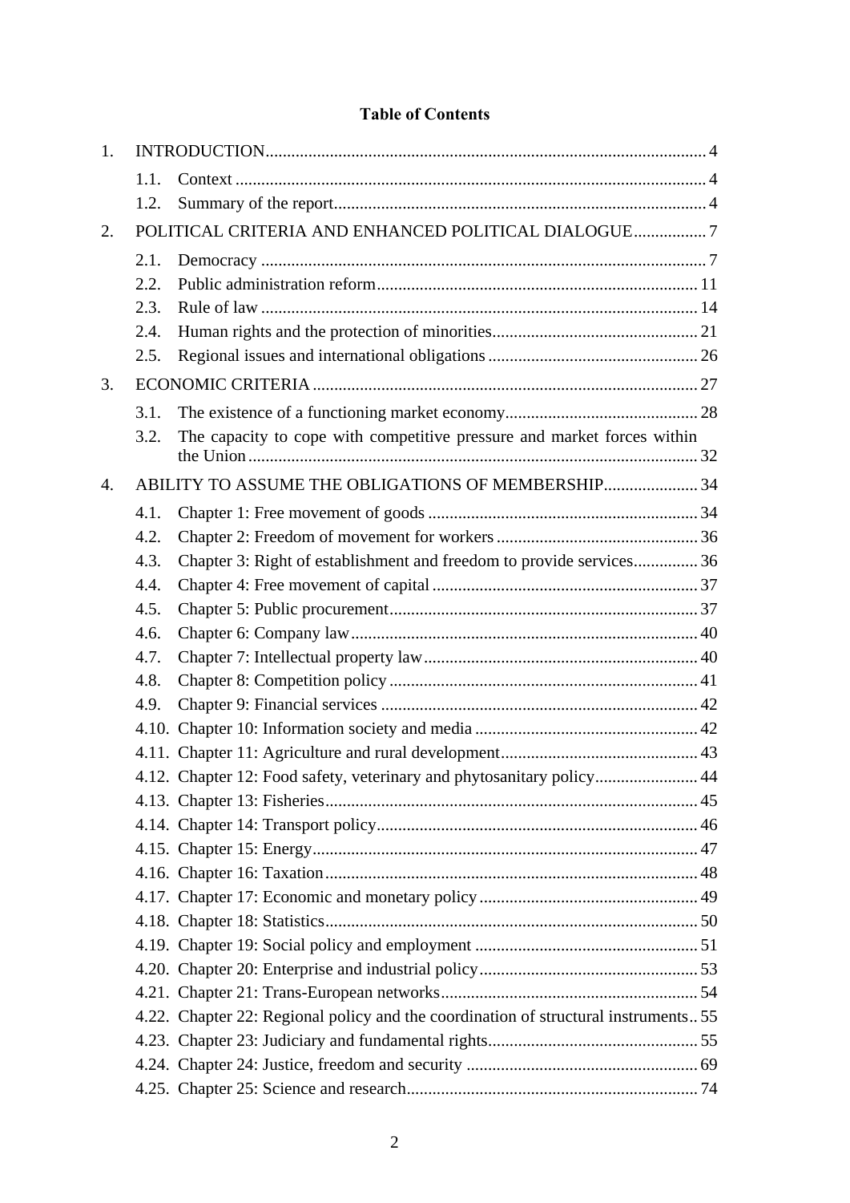**Table of Contents**

1. INTRODUCTION ..... 4
    - 1.1. Context ..... 4
    - 1.2. Summary of the report ..... 4
2. POLITICAL CRITERIA AND ENHANCED POLITICAL DIALOGUE ..... 7
    - 2.1. Democracy ..... 7
    - 2.2. Public administration reform ..... 11
    - 2.3. Rule of law ..... 14
    - 2.4. Human rights and the protection of minorities ..... 21
    - 2.5. Regional issues and international obligations ..... 26
3. ECONOMIC CRITERIA ..... 27
    - 3.1. The existence of a functioning market economy ..... 28
    - 3.2. The capacity to cope with competitive pressure and market forces within the Union ..... 32
4. ABILITY TO ASSUME THE OBLIGATIONS OF MEMBERSHIP ..... 34
    - 4.1. Chapter 1: Free movement of goods ..... 34
    - 4.2. Chapter 2: Freedom of movement for workers ..... 36
    - 4.3. Chapter 3: Right of establishment and freedom to provide services ..... 36
    - 4.4. Chapter 4: Free movement of capital ..... 37
    - 4.5. Chapter 5: Public procurement ..... 37
    - 4.6. Chapter 6: Company law ..... 40
    - 4.7. Chapter 7: Intellectual property law ..... 40
    - 4.8. Chapter 8: Competition policy ..... 41
    - 4.9. Chapter 9: Financial services ..... 42
    - 4.10. Chapter 10: Information society and media ..... 42
    - 4.11. Chapter 11: Agriculture and rural development ..... 43
    - 4.12. Chapter 12: Food safety, veterinary and phytosanitary policy ..... 44
    - 4.13. Chapter 13: Fisheries ..... 45
    - 4.14. Chapter 14: Transport policy ..... 46
    - 4.15. Chapter 15: Energy ..... 47
    - 4.16. Chapter 16: Taxation ..... 48
    - 4.17. Chapter 17: Economic and monetary policy ..... 49
    - 4.18. Chapter 18: Statistics ..... 50
    - 4.19. Chapter 19: Social policy and employment ..... 51
    - 4.20. Chapter 20: Enterprise and industrial policy ..... 53
    - 4.21. Chapter 21: Trans-European networks ..... 54
    - 4.22. Chapter 22: Regional policy and the coordination of structural instruments ..... 55
    - 4.23. Chapter 23: Judiciary and fundamental rights ..... 55
    - 4.24. Chapter 24: Justice, freedom and security ..... 69
    - 4.25. Chapter 25: Science and research ..... 74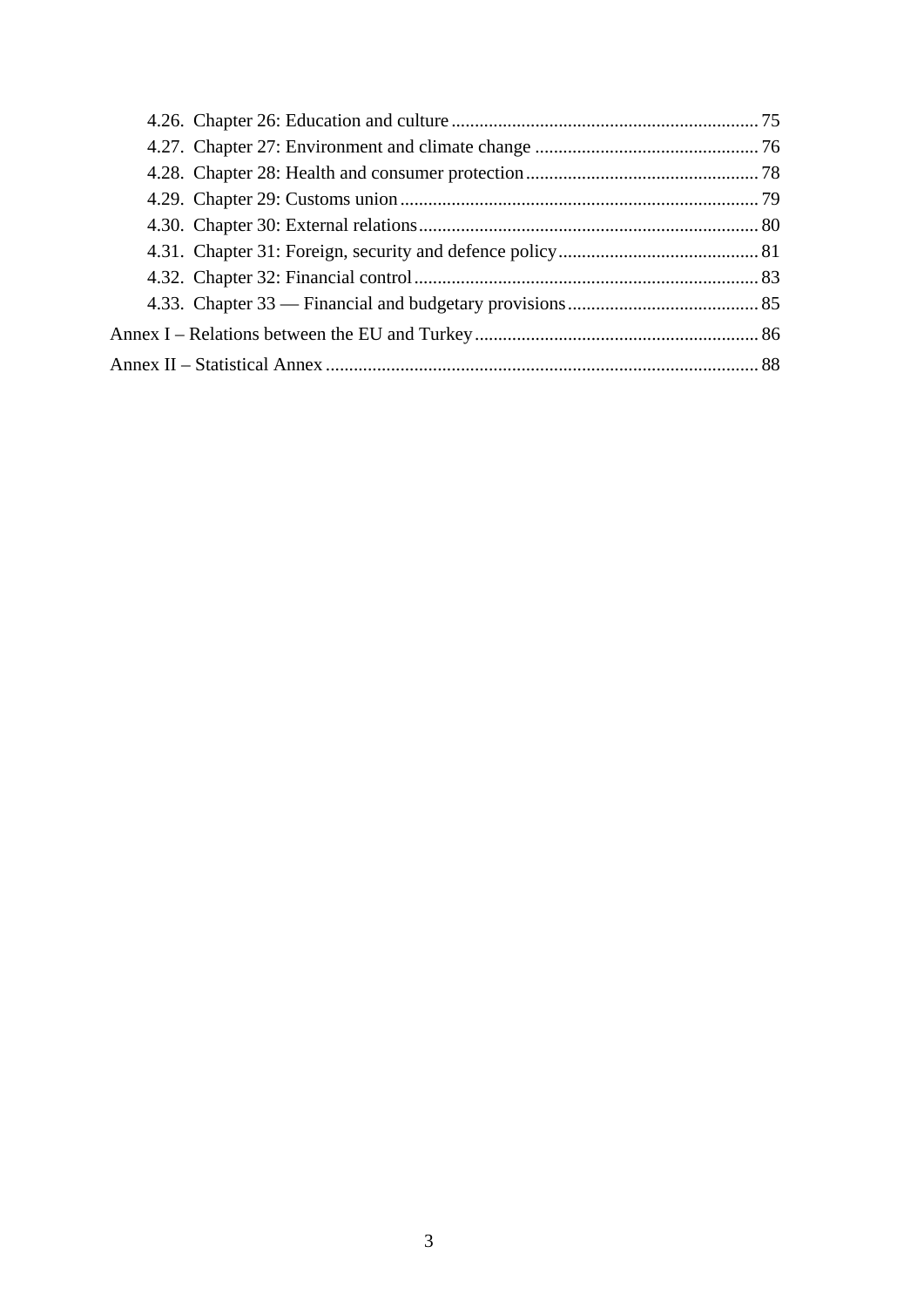4.26. Chapter 26: Education and culture ..... 75
4.27. Chapter 27: Environment and climate change ..... 76
4.28. Chapter 28: Health and consumer protection ..... 78
4.29. Chapter 29: Customs union ..... 79
4.30. Chapter 30: External relations ..... 80
4.31. Chapter 31: Foreign, security and defence policy ..... 81
4.32. Chapter 32: Financial control ..... 83
4.33. Chapter 33 — Financial and budgetary provisions ..... 85

Annex I – Relations between the EU and Turkey ..... 86

Annex II – Statistical Annex ..... 88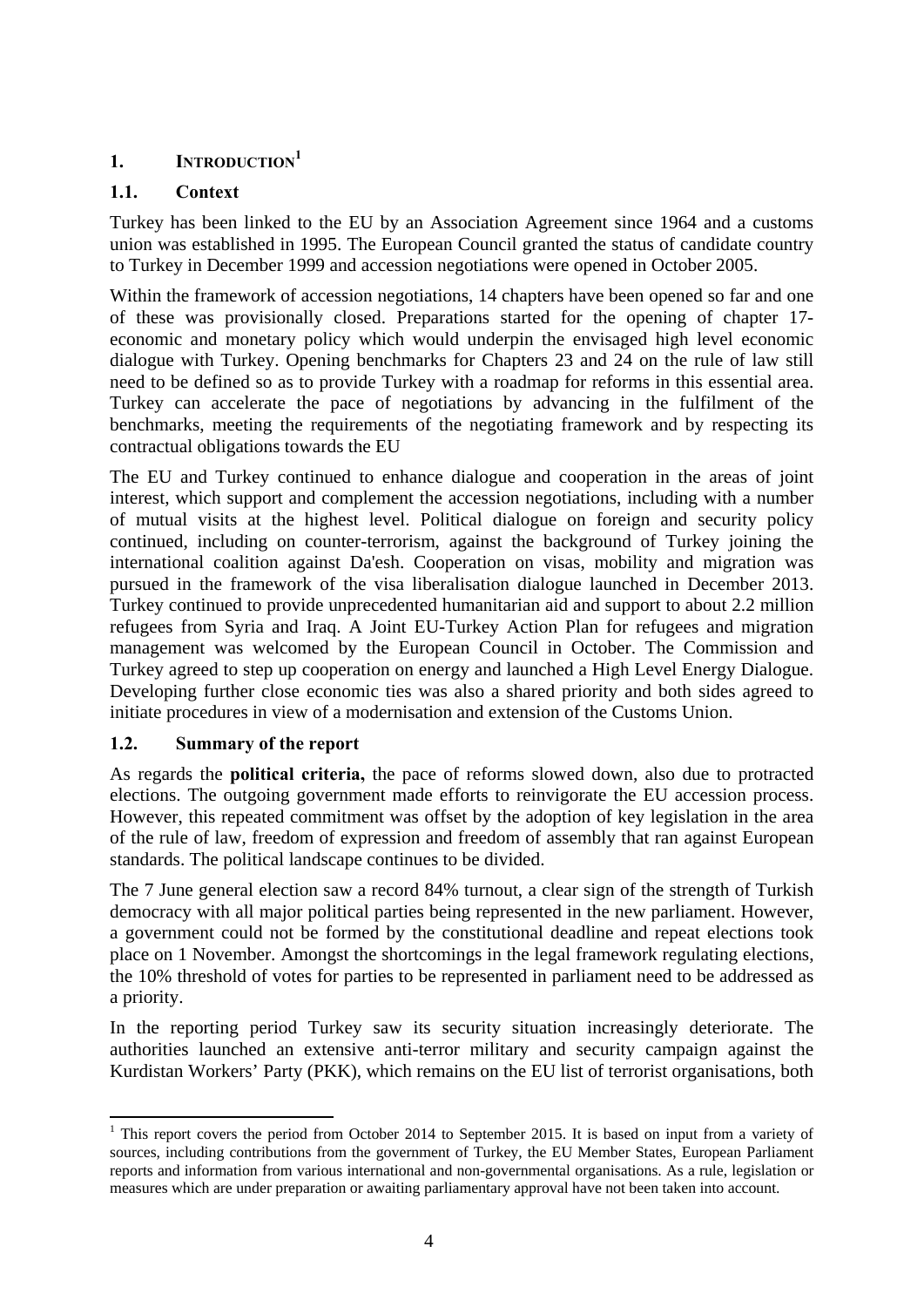# 1. INTRODUCTION[1]

## 1.1. Context

Turkey has been linked to the EU by an Association Agreement since 1964 and a customs union was established in 1995. The European Council granted the status of candidate country to Turkey in December 1999 and accession negotiations were opened in October 2005.

Within the framework of accession negotiations, 14 chapters have been opened so far and one of these was provisionally closed. Preparations started for the opening of chapter 17-economic and monetary policy which would underpin the envisaged high level economic dialogue with Turkey. Opening benchmarks for Chapters 23 and 24 on the rule of law still need to be defined so as to provide Turkey with a roadmap for reforms in this essential area. Turkey can accelerate the pace of negotiations by advancing in the fulfilment of the benchmarks, meeting the requirements of the negotiating framework and by respecting its contractual obligations towards the EU

The EU and Turkey continued to enhance dialogue and cooperation in the areas of joint interest, which support and complement the accession negotiations, including with a number of mutual visits at the highest level. Political dialogue on foreign and security policy continued, including on counter-terrorism, against the background of Turkey joining the international coalition against Da'esh. Cooperation on visas, mobility and migration was pursued in the framework of the visa liberalisation dialogue launched in December 2013. Turkey continued to provide unprecedented humanitarian aid and support to about 2.2 million refugees from Syria and Iraq. A Joint EU-Turkey Action Plan for refugees and migration management was welcomed by the European Council in October. The Commission and Turkey agreed to step up cooperation on energy and launched a High Level Energy Dialogue. Developing further close economic ties was also a shared priority and both sides agreed to initiate procedures in view of a modernisation and extension of the Customs Union.

## 1.2. Summary of the report

As regards the **political criteria,** the pace of reforms slowed down, also due to protracted elections. The outgoing government made efforts to reinvigorate the EU accession process. However, this repeated commitment was offset by the adoption of key legislation in the area of the rule of law, freedom of expression and freedom of assembly that ran against European standards. The political landscape continues to be divided.

The 7 June general election saw a record 84% turnout, a clear sign of the strength of Turkish democracy with all major political parties being represented in the new parliament. However, a government could not be formed by the constitutional deadline and repeat elections took place on 1 November. Amongst the shortcomings in the legal framework regulating elections, the 10% threshold of votes for parties to be represented in parliament need to be addressed as a priority.

In the reporting period Turkey saw its security situation increasingly deteriorate. The authorities launched an extensive anti-terror military and security campaign against the Kurdistan Workers' Party (PKK), which remains on the EU list of terrorist organisations, both

---

[1] This report covers the period from October 2014 to September 2015. It is based on input from a variety of sources, including contributions from the government of Turkey, the EU Member States, European Parliament reports and information from various international and non-governmental organisations. As a rule, legislation or measures which are under preparation or awaiting parliamentary approval have not been taken into account.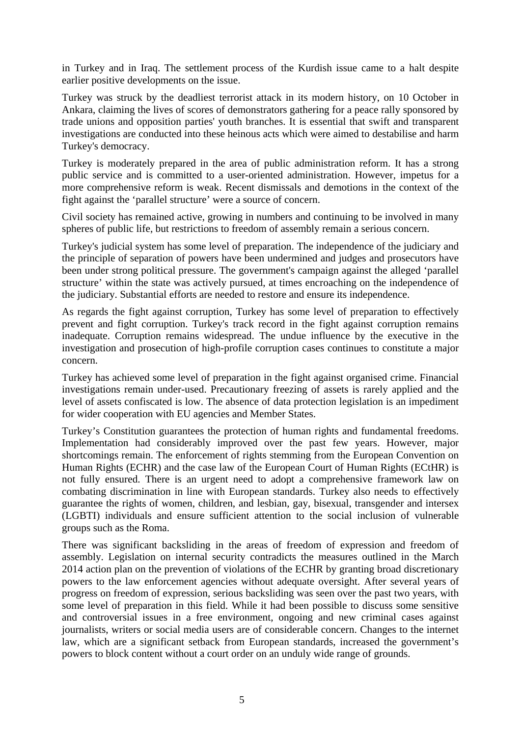in Turkey and in Iraq. The settlement process of the Kurdish issue came to a halt despite earlier positive developments on the issue.

Turkey was struck by the deadliest terrorist attack in its modern history, on 10 October in Ankara, claiming the lives of scores of demonstrators gathering for a peace rally sponsored by trade unions and opposition parties' youth branches. It is essential that swift and transparent investigations are conducted into these heinous acts which were aimed to destabilise and harm Turkey's democracy.

Turkey is moderately prepared in the area of public administration reform. It has a strong public service and is committed to a user-oriented administration. However, impetus for a more comprehensive reform is weak. Recent dismissals and demotions in the context of the fight against the 'parallel structure' were a source of concern.

Civil society has remained active, growing in numbers and continuing to be involved in many spheres of public life, but restrictions to freedom of assembly remain a serious concern.

Turkey's judicial system has some level of preparation. The independence of the judiciary and the principle of separation of powers have been undermined and judges and prosecutors have been under strong political pressure. The government's campaign against the alleged 'parallel structure' within the state was actively pursued, at times encroaching on the independence of the judiciary. Substantial efforts are needed to restore and ensure its independence.

As regards the fight against corruption, Turkey has some level of preparation to effectively prevent and fight corruption. Turkey's track record in the fight against corruption remains inadequate. Corruption remains widespread. The undue influence by the executive in the investigation and prosecution of high-profile corruption cases continues to constitute a major concern.

Turkey has achieved some level of preparation in the fight against organised crime. Financial investigations remain under-used. Precautionary freezing of assets is rarely applied and the level of assets confiscated is low. The absence of data protection legislation is an impediment for wider cooperation with EU agencies and Member States.

Turkey's Constitution guarantees the protection of human rights and fundamental freedoms. Implementation had considerably improved over the past few years. However, major shortcomings remain. The enforcement of rights stemming from the European Convention on Human Rights (ECHR) and the case law of the European Court of Human Rights (ECtHR) is not fully ensured. There is an urgent need to adopt a comprehensive framework law on combating discrimination in line with European standards. Turkey also needs to effectively guarantee the rights of women, children, and lesbian, gay, bisexual, transgender and intersex (LGBTI) individuals and ensure sufficient attention to the social inclusion of vulnerable groups such as the Roma.

There was significant backsliding in the areas of freedom of expression and freedom of assembly. Legislation on internal security contradicts the measures outlined in the March 2014 action plan on the prevention of violations of the ECHR by granting broad discretionary powers to the law enforcement agencies without adequate oversight. After several years of progress on freedom of expression, serious backsliding was seen over the past two years, with some level of preparation in this field. While it had been possible to discuss some sensitive and controversial issues in a free environment, ongoing and new criminal cases against journalists, writers or social media users are of considerable concern. Changes to the internet law, which are a significant setback from European standards, increased the government's powers to block content without a court order on an unduly wide range of grounds.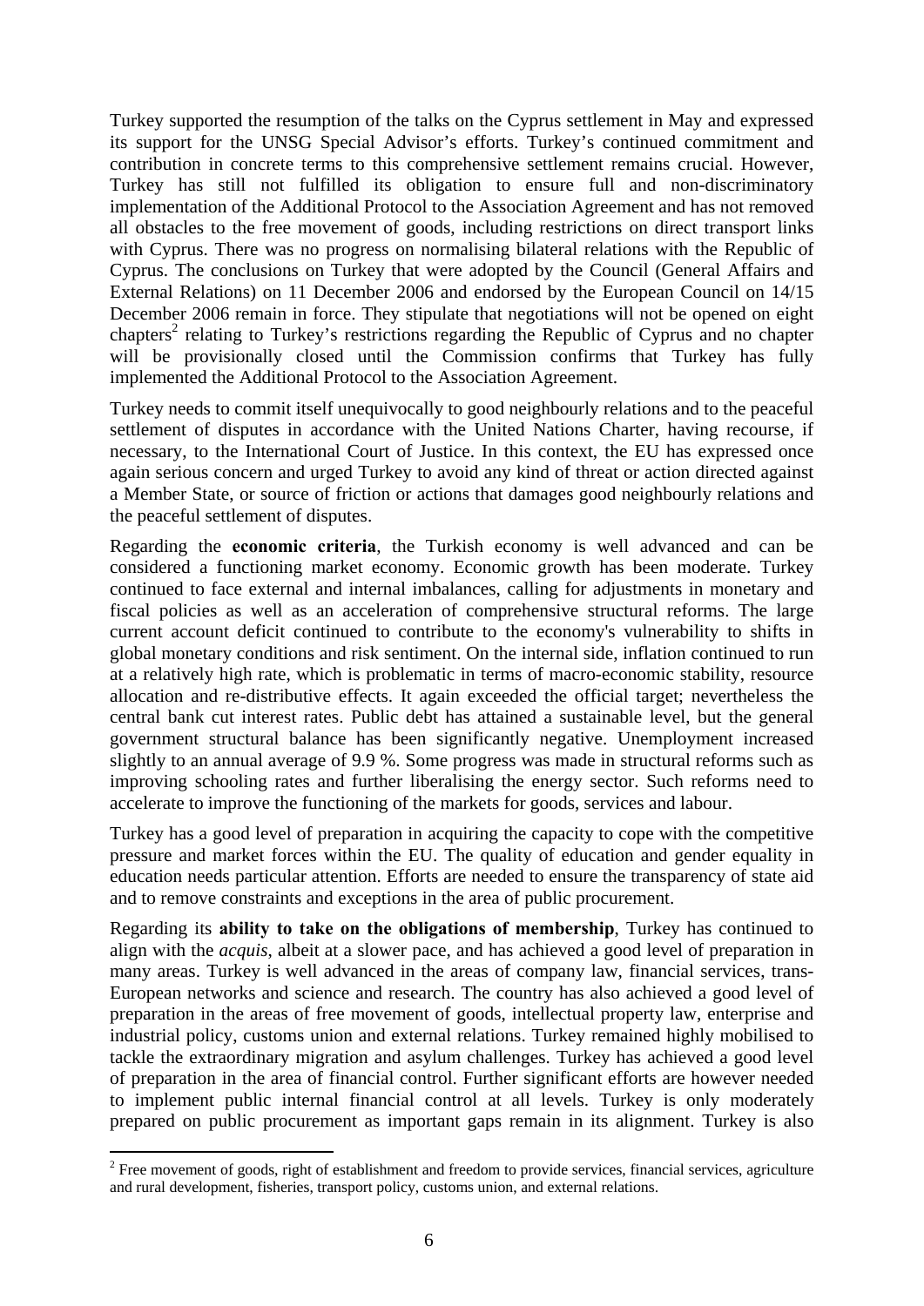Turkey supported the resumption of the talks on the Cyprus settlement in May and expressed its support for the UNSG Special Advisor's efforts. Turkey's continued commitment and contribution in concrete terms to this comprehensive settlement remains crucial. However, Turkey has still not fulfilled its obligation to ensure full and non-discriminatory implementation of the Additional Protocol to the Association Agreement and has not removed all obstacles to the free movement of goods, including restrictions on direct transport links with Cyprus. There was no progress on normalising bilateral relations with the Republic of Cyprus. The conclusions on Turkey that were adopted by the Council (General Affairs and External Relations) on 11 December 2006 and endorsed by the European Council on 14/15 December 2006 remain in force. They stipulate that negotiations will not be opened on eight chapters[2] relating to Turkey's restrictions regarding the Republic of Cyprus and no chapter will be provisionally closed until the Commission confirms that Turkey has fully implemented the Additional Protocol to the Association Agreement.

Turkey needs to commit itself unequivocally to good neighbourly relations and to the peaceful settlement of disputes in accordance with the United Nations Charter, having recourse, if necessary, to the International Court of Justice. In this context, the EU has expressed once again serious concern and urged Turkey to avoid any kind of threat or action directed against a Member State, or source of friction or actions that damages good neighbourly relations and the peaceful settlement of disputes.

Regarding the **economic criteria**, the Turkish economy is well advanced and can be considered a functioning market economy. Economic growth has been moderate. Turkey continued to face external and internal imbalances, calling for adjustments in monetary and fiscal policies as well as an acceleration of comprehensive structural reforms. The large current account deficit continued to contribute to the economy's vulnerability to shifts in global monetary conditions and risk sentiment. On the internal side, inflation continued to run at a relatively high rate, which is problematic in terms of macro-economic stability, resource allocation and re-distributive effects. It again exceeded the official target; nevertheless the central bank cut interest rates. Public debt has attained a sustainable level, but the general government structural balance has been significantly negative. Unemployment increased slightly to an annual average of 9.9 %. Some progress was made in structural reforms such as improving schooling rates and further liberalising the energy sector. Such reforms need to accelerate to improve the functioning of the markets for goods, services and labour.

Turkey has a good level of preparation in acquiring the capacity to cope with the competitive pressure and market forces within the EU. The quality of education and gender equality in education needs particular attention. Efforts are needed to ensure the transparency of state aid and to remove constraints and exceptions in the area of public procurement.

Regarding its **ability to take on the obligations of membership**, Turkey has continued to align with the *acquis*, albeit at a slower pace, and has achieved a good level of preparation in many areas. Turkey is well advanced in the areas of company law, financial services, trans-European networks and science and research. The country has also achieved a good level of preparation in the areas of free movement of goods, intellectual property law, enterprise and industrial policy, customs union and external relations. Turkey remained highly mobilised to tackle the extraordinary migration and asylum challenges. Turkey has achieved a good level of preparation in the area of financial control. Further significant efforts are however needed to implement public internal financial control at all levels. Turkey is only moderately prepared on public procurement as important gaps remain in its alignment. Turkey is also

[2] Free movement of goods, right of establishment and freedom to provide services, financial services, agriculture and rural development, fisheries, transport policy, customs union, and external relations.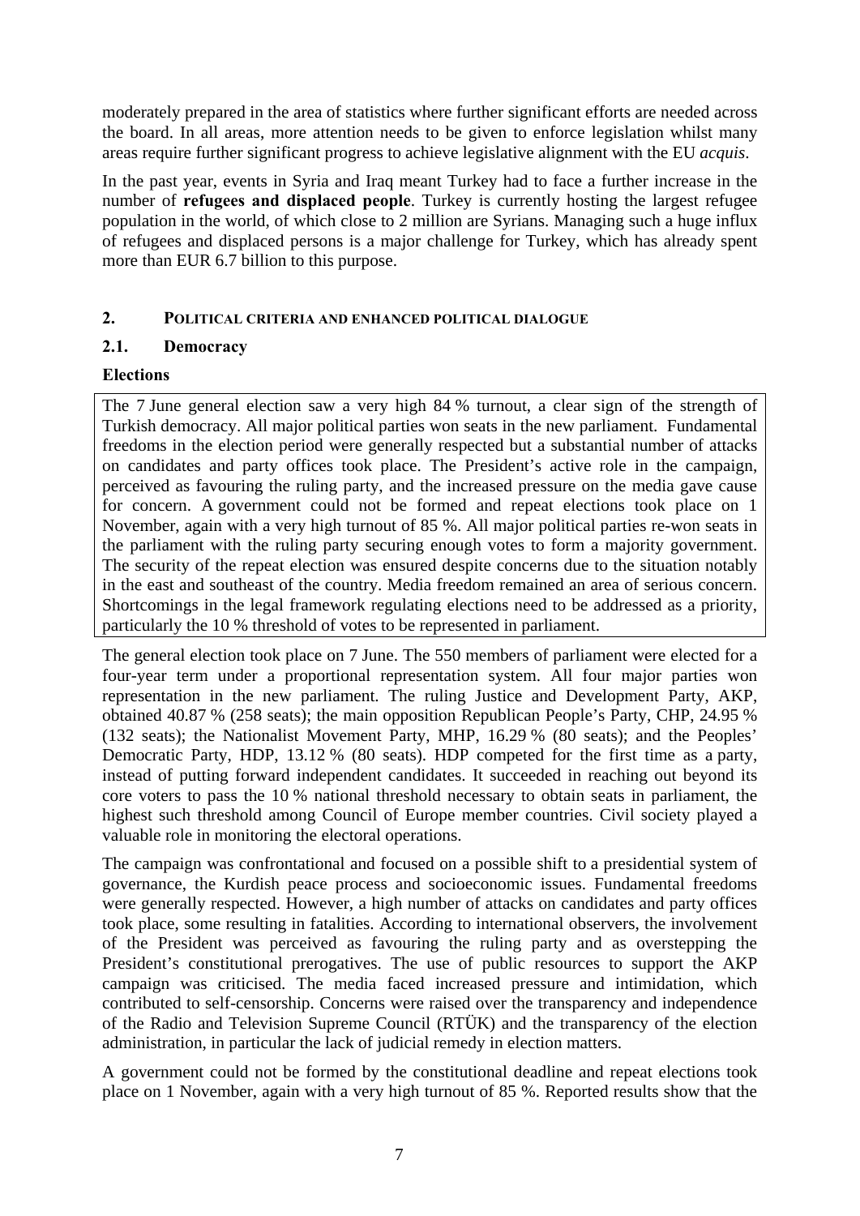moderately prepared in the area of statistics where further significant efforts are needed across the board. In all areas, more attention needs to be given to enforce legislation whilst many areas require further significant progress to achieve legislative alignment with the EU *acquis*.

In the past year, events in Syria and Iraq meant Turkey had to face a further increase in the number of **refugees and displaced people**. Turkey is currently hosting the largest refugee population in the world, of which close to 2 million are Syrians. Managing such a huge influx of refugees and displaced persons is a major challenge for Turkey, which has already spent more than EUR 6.7 billion to this purpose.

## 2. Political criteria and enhanced political dialogue

### 2.1. Democracy

**Elections**

The 7 June general election saw a very high 84 % turnout, a clear sign of the strength of Turkish democracy. All major political parties won seats in the new parliament. Fundamental freedoms in the election period were generally respected but a substantial number of attacks on candidates and party offices took place. The President's active role in the campaign, perceived as favouring the ruling party, and the increased pressure on the media gave cause for concern. A government could not be formed and repeat elections took place on 1 November, again with a very high turnout of 85 %. All major political parties re-won seats in the parliament with the ruling party securing enough votes to form a majority government. The security of the repeat election was ensured despite concerns due to the situation notably in the east and southeast of the country. Media freedom remained an area of serious concern. Shortcomings in the legal framework regulating elections need to be addressed as a priority, particularly the 10 % threshold of votes to be represented in parliament.

The general election took place on 7 June. The 550 members of parliament were elected for a four-year term under a proportional representation system. All four major parties won representation in the new parliament. The ruling Justice and Development Party, AKP, obtained 40.87 % (258 seats); the main opposition Republican People's Party, CHP, 24.95 % (132 seats); the Nationalist Movement Party, MHP, 16.29 % (80 seats); and the Peoples' Democratic Party, HDP, 13.12 % (80 seats). HDP competed for the first time as a party, instead of putting forward independent candidates. It succeeded in reaching out beyond its core voters to pass the 10 % national threshold necessary to obtain seats in parliament, the highest such threshold among Council of Europe member countries. Civil society played a valuable role in monitoring the electoral operations.

The campaign was confrontational and focused on a possible shift to a presidential system of governance, the Kurdish peace process and socioeconomic issues. Fundamental freedoms were generally respected. However, a high number of attacks on candidates and party offices took place, some resulting in fatalities. According to international observers, the involvement of the President was perceived as favouring the ruling party and as overstepping the President's constitutional prerogatives. The use of public resources to support the AKP campaign was criticised. The media faced increased pressure and intimidation, which contributed to self-censorship. Concerns were raised over the transparency and independence of the Radio and Television Supreme Council (RTÜK) and the transparency of the election administration, in particular the lack of judicial remedy in election matters.

A government could not be formed by the constitutional deadline and repeat elections took place on 1 November, again with a very high turnout of 85 %. Reported results show that the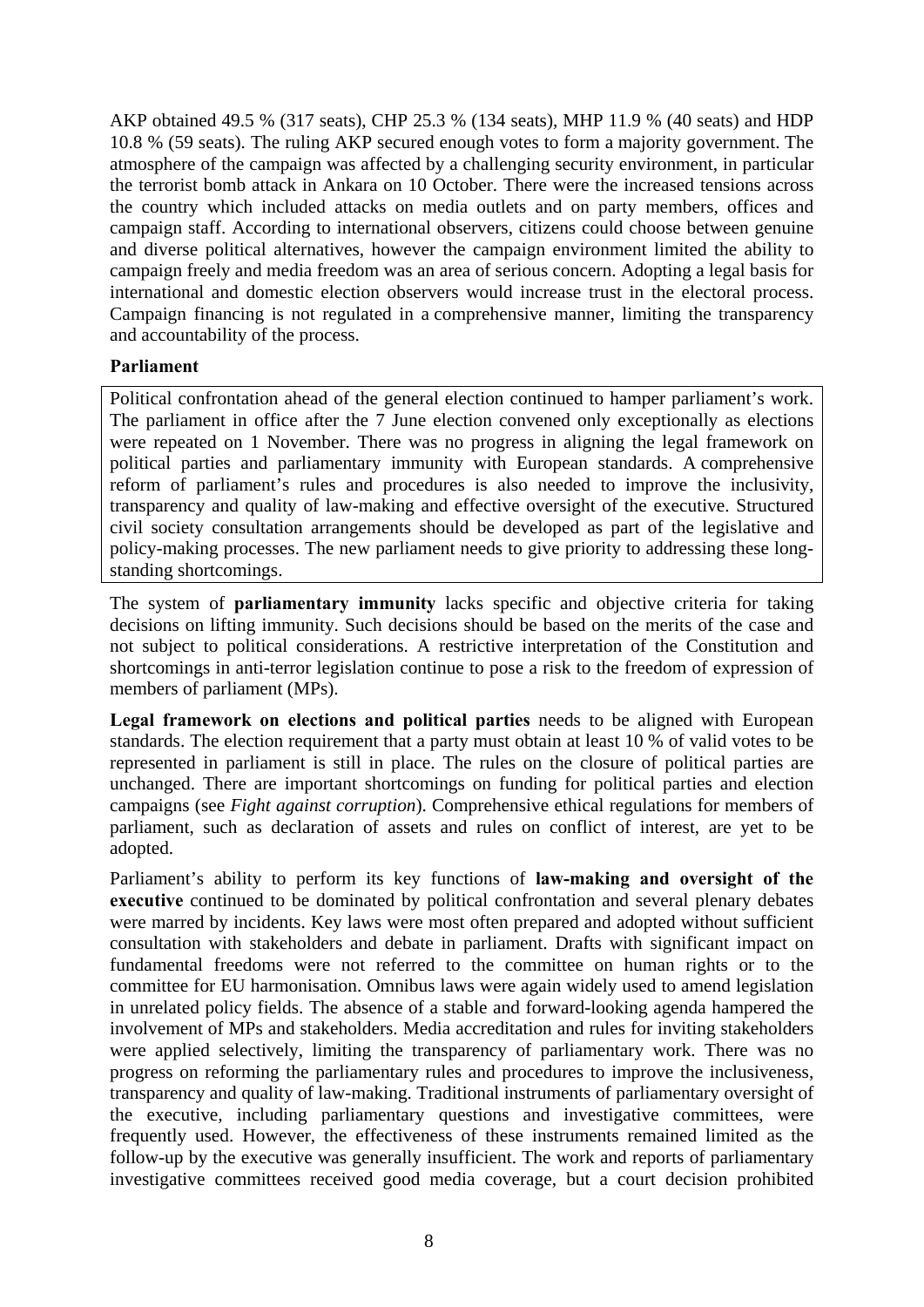AKP obtained 49.5 % (317 seats), CHP 25.3 % (134 seats), MHP 11.9 % (40 seats) and HDP 10.8 % (59 seats). The ruling AKP secured enough votes to form a majority government. The atmosphere of the campaign was affected by a challenging security environment, in particular the terrorist bomb attack in Ankara on 10 October. There were the increased tensions across the country which included attacks on media outlets and on party members, offices and campaign staff. According to international observers, citizens could choose between genuine and diverse political alternatives, however the campaign environment limited the ability to campaign freely and media freedom was an area of serious concern. Adopting a legal basis for international and domestic election observers would increase trust in the electoral process. Campaign financing is not regulated in a comprehensive manner, limiting the transparency and accountability of the process.

**Parliament**

Political confrontation ahead of the general election continued to hamper parliament's work. The parliament in office after the 7 June election convened only exceptionally as elections were repeated on 1 November. There was no progress in aligning the legal framework on political parties and parliamentary immunity with European standards. A comprehensive reform of parliament's rules and procedures is also needed to improve the inclusivity, transparency and quality of law-making and effective oversight of the executive. Structured civil society consultation arrangements should be developed as part of the legislative and policy-making processes. The new parliament needs to give priority to addressing these long-standing shortcomings.

The system of **parliamentary immunity** lacks specific and objective criteria for taking decisions on lifting immunity. Such decisions should be based on the merits of the case and not subject to political considerations. A restrictive interpretation of the Constitution and shortcomings in anti-terror legislation continue to pose a risk to the freedom of expression of members of parliament (MPs).

**Legal framework on elections and political parties** needs to be aligned with European standards. The election requirement that a party must obtain at least 10 % of valid votes to be represented in parliament is still in place. The rules on the closure of political parties are unchanged. There are important shortcomings on funding for political parties and election campaigns (see *Fight against corruption*). Comprehensive ethical regulations for members of parliament, such as declaration of assets and rules on conflict of interest, are yet to be adopted.

Parliament's ability to perform its key functions of **law-making and oversight of the executive** continued to be dominated by political confrontation and several plenary debates were marred by incidents. Key laws were most often prepared and adopted without sufficient consultation with stakeholders and debate in parliament. Drafts with significant impact on fundamental freedoms were not referred to the committee on human rights or to the committee for EU harmonisation. Omnibus laws were again widely used to amend legislation in unrelated policy fields. The absence of a stable and forward-looking agenda hampered the involvement of MPs and stakeholders. Media accreditation and rules for inviting stakeholders were applied selectively, limiting the transparency of parliamentary work. There was no progress on reforming the parliamentary rules and procedures to improve the inclusiveness, transparency and quality of law-making. Traditional instruments of parliamentary oversight of the executive, including parliamentary questions and investigative committees, were frequently used. However, the effectiveness of these instruments remained limited as the follow-up by the executive was generally insufficient. The work and reports of parliamentary investigative committees received good media coverage, but a court decision prohibited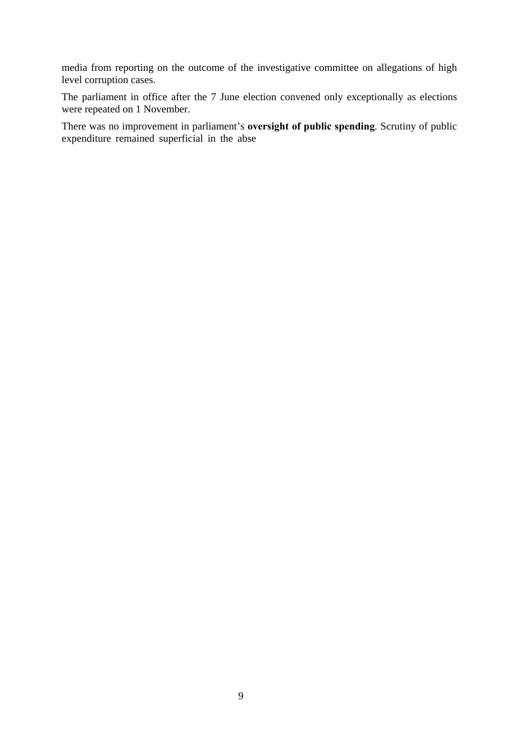media from reporting on the outcome of the investigative committee on allegations of high level corruption cases.

The parliament in office after the 7 June election convened only exceptionally as elections were repeated on 1 November.

There was no improvement in parliament's **oversight of public spending**. Scrutiny of public expenditure remained superficial in the abse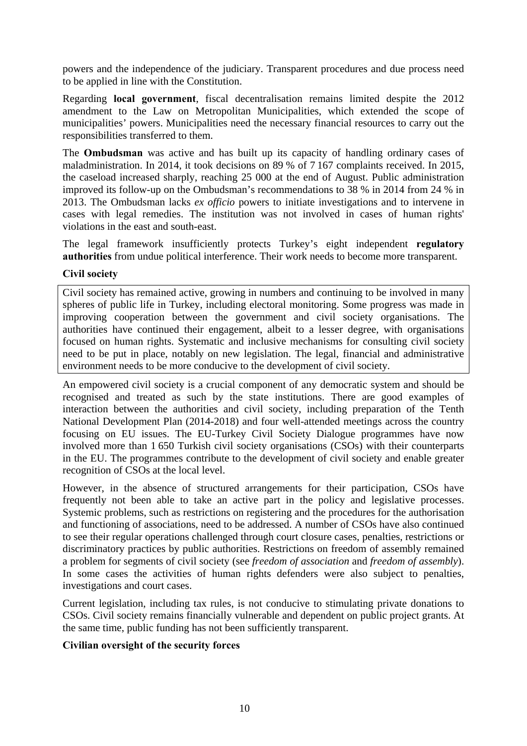powers and the independence of the judiciary. Transparent procedures and due process need to be applied in line with the Constitution.

Regarding **local government**, fiscal decentralisation remains limited despite the 2012 amendment to the Law on Metropolitan Municipalities, which extended the scope of municipalities' powers. Municipalities need the necessary financial resources to carry out the responsibilities transferred to them.

The **Ombudsman** was active and has built up its capacity of handling ordinary cases of maladministration. In 2014, it took decisions on 89 % of 7 167 complaints received. In 2015, the caseload increased sharply, reaching 25 000 at the end of August. Public administration improved its follow-up on the Ombudsman's recommendations to 38 % in 2014 from 24 % in 2013. The Ombudsman lacks *ex officio* powers to initiate investigations and to intervene in cases with legal remedies. The institution was not involved in cases of human rights' violations in the east and south-east.

The legal framework insufficiently protects Turkey's eight independent **regulatory authorities** from undue political interference. Their work needs to become more transparent.

**Civil society**

Civil society has remained active, growing in numbers and continuing to be involved in many spheres of public life in Turkey, including electoral monitoring. Some progress was made in improving cooperation between the government and civil society organisations. The authorities have continued their engagement, albeit to a lesser degree, with organisations focused on human rights. Systematic and inclusive mechanisms for consulting civil society need to be put in place, notably on new legislation. The legal, financial and administrative environment needs to be more conducive to the development of civil society.

An empowered civil society is a crucial component of any democratic system and should be recognised and treated as such by the state institutions. There are good examples of interaction between the authorities and civil society, including preparation of the Tenth National Development Plan (2014-2018) and four well-attended meetings across the country focusing on EU issues. The EU-Turkey Civil Society Dialogue programmes have now involved more than 1 650 Turkish civil society organisations (CSOs) with their counterparts in the EU. The programmes contribute to the development of civil society and enable greater recognition of CSOs at the local level.

However, in the absence of structured arrangements for their participation, CSOs have frequently not been able to take an active part in the policy and legislative processes. Systemic problems, such as restrictions on registering and the procedures for the authorisation and functioning of associations, need to be addressed. A number of CSOs have also continued to see their regular operations challenged through court closure cases, penalties, restrictions or discriminatory practices by public authorities. Restrictions on freedom of assembly remained a problem for segments of civil society (see *freedom of association* and *freedom of assembly*). In some cases the activities of human rights defenders were also subject to penalties, investigations and court cases.

Current legislation, including tax rules, is not conducive to stimulating private donations to CSOs. Civil society remains financially vulnerable and dependent on public project grants. At the same time, public funding has not been sufficiently transparent.

**Civilian oversight of the security forces**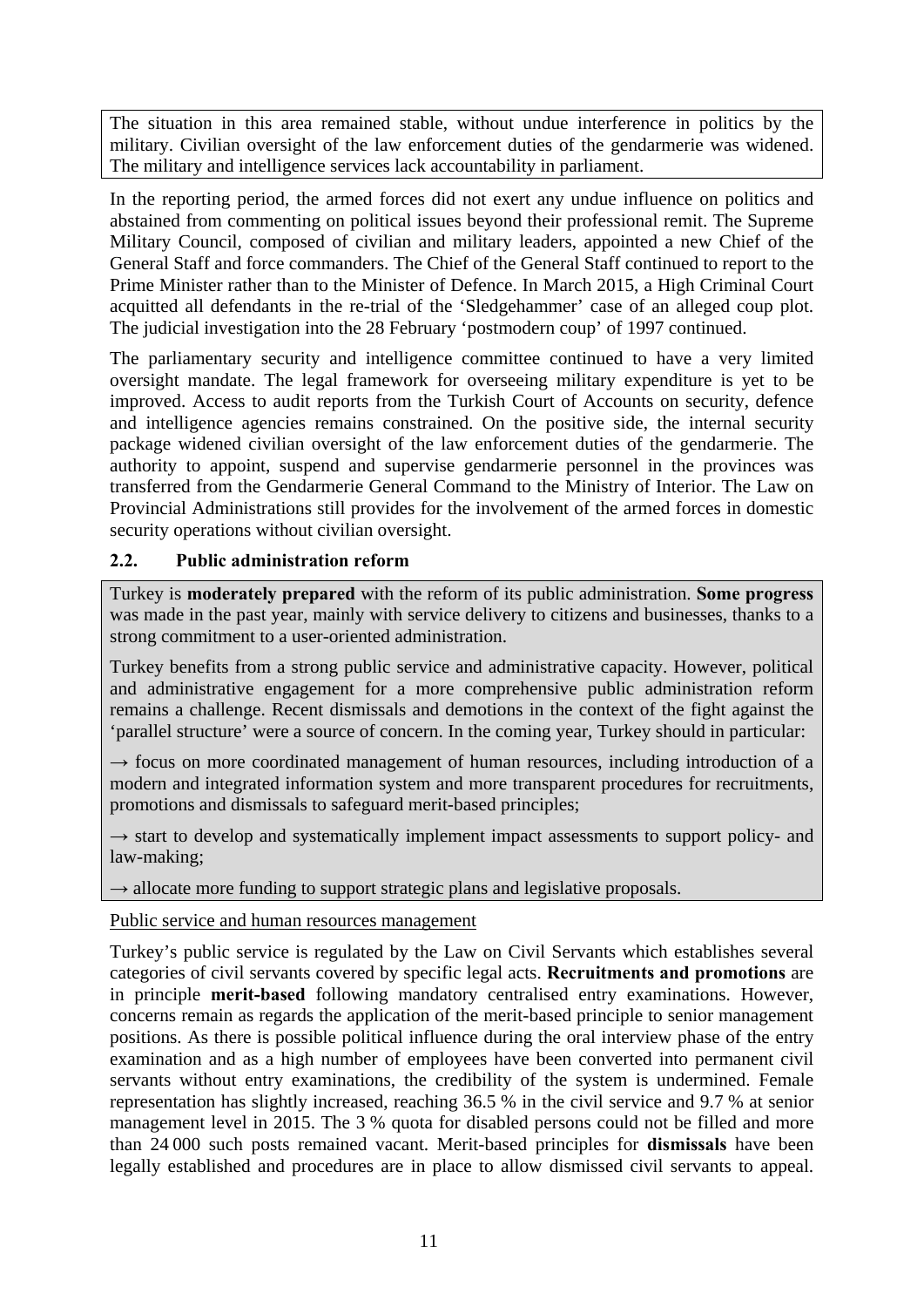The situation in this area remained stable, without undue interference in politics by the military. Civilian oversight of the law enforcement duties of the gendarmerie was widened. The military and intelligence services lack accountability in parliament.

In the reporting period, the armed forces did not exert any undue influence on politics and abstained from commenting on political issues beyond their professional remit. The Supreme Military Council, composed of civilian and military leaders, appointed a new Chief of the General Staff and force commanders. The Chief of the General Staff continued to report to the Prime Minister rather than to the Minister of Defence. In March 2015, a High Criminal Court acquitted all defendants in the re-trial of the 'Sledgehammer' case of an alleged coup plot. The judicial investigation into the 28 February 'postmodern coup' of 1997 continued.

The parliamentary security and intelligence committee continued to have a very limited oversight mandate. The legal framework for overseeing military expenditure is yet to be improved. Access to audit reports from the Turkish Court of Accounts on security, defence and intelligence agencies remains constrained. On the positive side, the internal security package widened civilian oversight of the law enforcement duties of the gendarmerie. The authority to appoint, suspend and supervise gendarmerie personnel in the provinces was transferred from the Gendarmerie General Command to the Ministry of Interior. The Law on Provincial Administrations still provides for the involvement of the armed forces in domestic security operations without civilian oversight.

### 2.2. Public administration reform

Turkey is **moderately prepared** with the reform of its public administration. **Some progress** was made in the past year, mainly with service delivery to citizens and businesses, thanks to a strong commitment to a user-oriented administration.

Turkey benefits from a strong public service and administrative capacity. However, political and administrative engagement for a more comprehensive public administration reform remains a challenge. Recent dismissals and demotions in the context of the fight against the 'parallel structure' were a source of concern. In the coming year, Turkey should in particular:

→ focus on more coordinated management of human resources, including introduction of a modern and integrated information system and more transparent procedures for recruitments, promotions and dismissals to safeguard merit-based principles;

→ start to develop and systematically implement impact assessments to support policy- and law-making;

→ allocate more funding to support strategic plans and legislative proposals.

Public service and human resources management

Turkey's public service is regulated by the Law on Civil Servants which establishes several categories of civil servants covered by specific legal acts. **Recruitments and promotions** are in principle **merit-based** following mandatory centralised entry examinations. However, concerns remain as regards the application of the merit-based principle to senior management positions. As there is possible political influence during the oral interview phase of the entry examination and as a high number of employees have been converted into permanent civil servants without entry examinations, the credibility of the system is undermined. Female representation has slightly increased, reaching 36.5 % in the civil service and 9.7 % at senior management level in 2015. The 3 % quota for disabled persons could not be filled and more than 24 000 such posts remained vacant. Merit-based principles for **dismissals** have been legally established and procedures are in place to allow dismissed civil servants to appeal.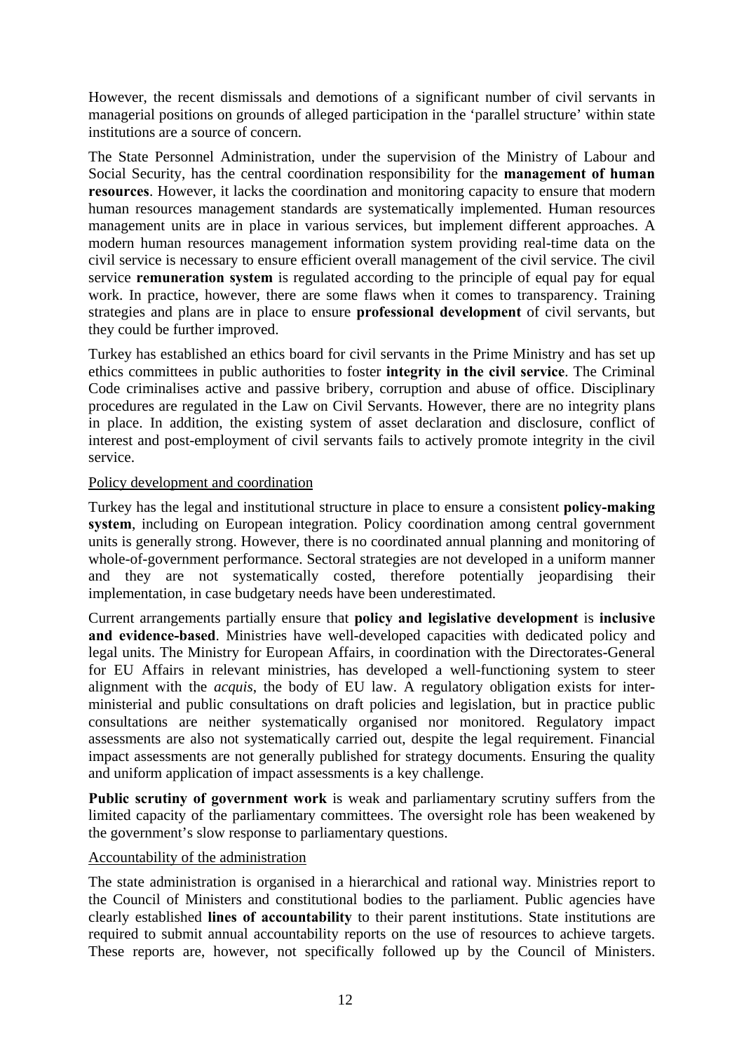However, the recent dismissals and demotions of a significant number of civil servants in managerial positions on grounds of alleged participation in the 'parallel structure' within state institutions are a source of concern.

The State Personnel Administration, under the supervision of the Ministry of Labour and Social Security, has the central coordination responsibility for the **management of human resources**. However, it lacks the coordination and monitoring capacity to ensure that modern human resources management standards are systematically implemented. Human resources management units are in place in various services, but implement different approaches. A modern human resources management information system providing real-time data on the civil service is necessary to ensure efficient overall management of the civil service. The civil service **remuneration system** is regulated according to the principle of equal pay for equal work. In practice, however, there are some flaws when it comes to transparency. Training strategies and plans are in place to ensure **professional development** of civil servants, but they could be further improved.

Turkey has established an ethics board for civil servants in the Prime Ministry and has set up ethics committees in public authorities to foster **integrity in the civil service**. The Criminal Code criminalises active and passive bribery, corruption and abuse of office. Disciplinary procedures are regulated in the Law on Civil Servants. However, there are no integrity plans in place. In addition, the existing system of asset declaration and disclosure, conflict of interest and post-employment of civil servants fails to actively promote integrity in the civil service.

<u>Policy development and coordination</u>

Turkey has the legal and institutional structure in place to ensure a consistent **policy-making system**, including on European integration. Policy coordination among central government units is generally strong. However, there is no coordinated annual planning and monitoring of whole-of-government performance. Sectoral strategies are not developed in a uniform manner and they are not systematically costed, therefore potentially jeopardising their implementation, in case budgetary needs have been underestimated.

Current arrangements partially ensure that **policy and legislative development** is **inclusive and evidence-based**. Ministries have well-developed capacities with dedicated policy and legal units. The Ministry for European Affairs, in coordination with the Directorates-General for EU Affairs in relevant ministries, has developed a well-functioning system to steer alignment with the *acquis*, the body of EU law. A regulatory obligation exists for inter-ministerial and public consultations on draft policies and legislation, but in practice public consultations are neither systematically organised nor monitored. Regulatory impact assessments are also not systematically carried out, despite the legal requirement. Financial impact assessments are not generally published for strategy documents. Ensuring the quality and uniform application of impact assessments is a key challenge.

**Public scrutiny of government work** is weak and parliamentary scrutiny suffers from the limited capacity of the parliamentary committees. The oversight role has been weakened by the government's slow response to parliamentary questions.

<u>Accountability of the administration</u>

The state administration is organised in a hierarchical and rational way. Ministries report to the Council of Ministers and constitutional bodies to the parliament. Public agencies have clearly established **lines of accountability** to their parent institutions. State institutions are required to submit annual accountability reports on the use of resources to achieve targets. These reports are, however, not specifically followed up by the Council of Ministers.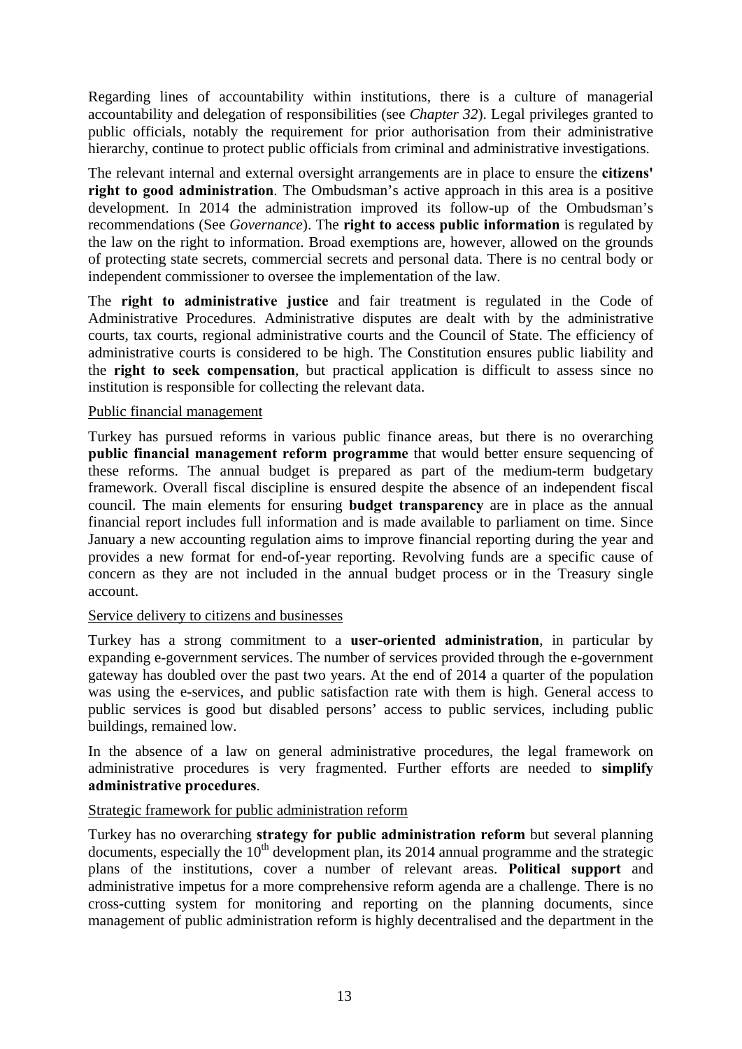Regarding lines of accountability within institutions, there is a culture of managerial accountability and delegation of responsibilities (see *Chapter 32*). Legal privileges granted to public officials, notably the requirement for prior authorisation from their administrative hierarchy, continue to protect public officials from criminal and administrative investigations.

The relevant internal and external oversight arrangements are in place to ensure the **citizens' right to good administration**. The Ombudsman's active approach in this area is a positive development. In 2014 the administration improved its follow-up of the Ombudsman's recommendations (See *Governance*). The **right to access public information** is regulated by the law on the right to information. Broad exemptions are, however, allowed on the grounds of protecting state secrets, commercial secrets and personal data. There is no central body or independent commissioner to oversee the implementation of the law.

The **right to administrative justice** and fair treatment is regulated in the Code of Administrative Procedures. Administrative disputes are dealt with by the administrative courts, tax courts, regional administrative courts and the Council of State. The efficiency of administrative courts is considered to be high. The Constitution ensures public liability and the **right to seek compensation**, but practical application is difficult to assess since no institution is responsible for collecting the relevant data.

Public financial management

Turkey has pursued reforms in various public finance areas, but there is no overarching **public financial management reform programme** that would better ensure sequencing of these reforms. The annual budget is prepared as part of the medium-term budgetary framework. Overall fiscal discipline is ensured despite the absence of an independent fiscal council. The main elements for ensuring **budget transparency** are in place as the annual financial report includes full information and is made available to parliament on time. Since January a new accounting regulation aims to improve financial reporting during the year and provides a new format for end-of-year reporting. Revolving funds are a specific cause of concern as they are not included in the annual budget process or in the Treasury single account.

Service delivery to citizens and businesses

Turkey has a strong commitment to a **user-oriented administration**, in particular by expanding e-government services. The number of services provided through the e-government gateway has doubled over the past two years. At the end of 2014 a quarter of the population was using the e-services, and public satisfaction rate with them is high. General access to public services is good but disabled persons' access to public services, including public buildings, remained low.

In the absence of a law on general administrative procedures, the legal framework on administrative procedures is very fragmented. Further efforts are needed to **simplify administrative procedures**.

Strategic framework for public administration reform

Turkey has no overarching **strategy for public administration reform** but several planning documents, especially the 10th development plan, its 2014 annual programme and the strategic plans of the institutions, cover a number of relevant areas. **Political support** and administrative impetus for a more comprehensive reform agenda are a challenge. There is no cross-cutting system for monitoring and reporting on the planning documents, since management of public administration reform is highly decentralised and the department in the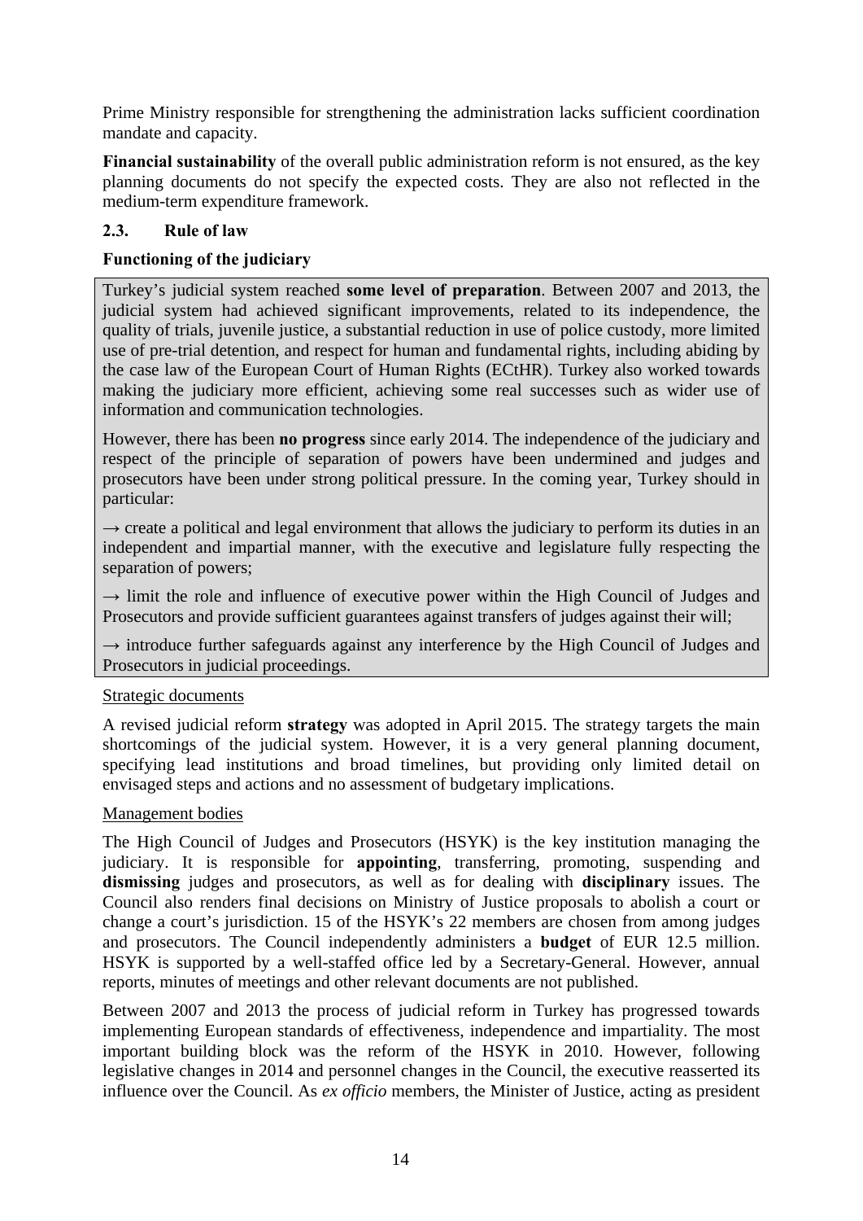Prime Ministry responsible for strengthening the administration lacks sufficient coordination mandate and capacity.

**Financial sustainability** of the overall public administration reform is not ensured, as the key planning documents do not specify the expected costs. They are also not reflected in the medium-term expenditure framework.

### 2.3. Rule of law

#### Functioning of the judiciary

Turkey's judicial system reached **some level of preparation**. Between 2007 and 2013, the judicial system had achieved significant improvements, related to its independence, the quality of trials, juvenile justice, a substantial reduction in use of police custody, more limited use of pre-trial detention, and respect for human and fundamental rights, including abiding by the case law of the European Court of Human Rights (ECtHR). Turkey also worked towards making the judiciary more efficient, achieving some real successes such as wider use of information and communication technologies.

However, there has been **no progress** since early 2014. The independence of the judiciary and respect of the principle of separation of powers have been undermined and judges and prosecutors have been under strong political pressure. In the coming year, Turkey should in particular:

→ create a political and legal environment that allows the judiciary to perform its duties in an independent and impartial manner, with the executive and legislature fully respecting the separation of powers;

→ limit the role and influence of executive power within the High Council of Judges and Prosecutors and provide sufficient guarantees against transfers of judges against their will;

→ introduce further safeguards against any interference by the High Council of Judges and Prosecutors in judicial proceedings.

Strategic documents

A revised judicial reform **strategy** was adopted in April 2015. The strategy targets the main shortcomings of the judicial system. However, it is a very general planning document, specifying lead institutions and broad timelines, but providing only limited detail on envisaged steps and actions and no assessment of budgetary implications.

Management bodies

The High Council of Judges and Prosecutors (HSYK) is the key institution managing the judiciary. It is responsible for **appointing**, transferring, promoting, suspending and **dismissing** judges and prosecutors, as well as for dealing with **disciplinary** issues. The Council also renders final decisions on Ministry of Justice proposals to abolish a court or change a court's jurisdiction. 15 of the HSYK's 22 members are chosen from among judges and prosecutors. The Council independently administers a **budget** of EUR 12.5 million. HSYK is supported by a well-staffed office led by a Secretary-General. However, annual reports, minutes of meetings and other relevant documents are not published.

Between 2007 and 2013 the process of judicial reform in Turkey has progressed towards implementing European standards of effectiveness, independence and impartiality. The most important building block was the reform of the HSYK in 2010. However, following legislative changes in 2014 and personnel changes in the Council, the executive reasserted its influence over the Council. As *ex officio* members, the Minister of Justice, acting as president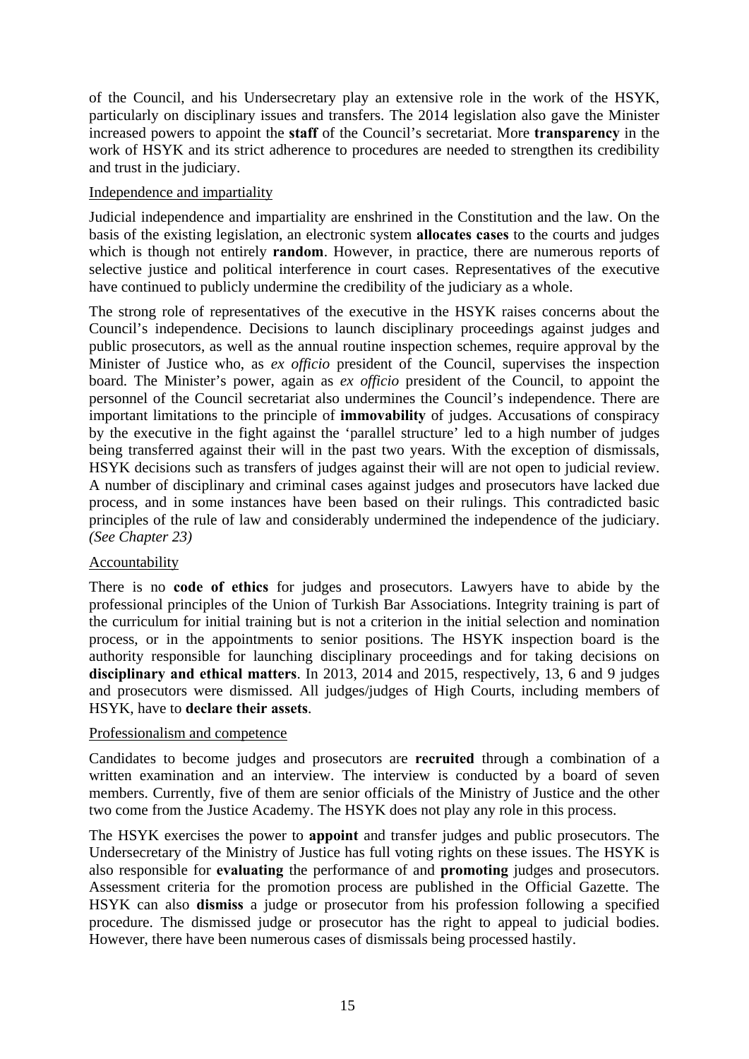of the Council, and his Undersecretary play an extensive role in the work of the HSYK, particularly on disciplinary issues and transfers. The 2014 legislation also gave the Minister increased powers to appoint the **staff** of the Council's secretariat. More **transparency** in the work of HSYK and its strict adherence to procedures are needed to strengthen its credibility and trust in the judiciary.

Independence and impartiality

Judicial independence and impartiality are enshrined in the Constitution and the law. On the basis of the existing legislation, an electronic system **allocates cases** to the courts and judges which is though not entirely **random**. However, in practice, there are numerous reports of selective justice and political interference in court cases. Representatives of the executive have continued to publicly undermine the credibility of the judiciary as a whole.

The strong role of representatives of the executive in the HSYK raises concerns about the Council's independence. Decisions to launch disciplinary proceedings against judges and public prosecutors, as well as the annual routine inspection schemes, require approval by the Minister of Justice who, as *ex officio* president of the Council, supervises the inspection board. The Minister's power, again as *ex officio* president of the Council, to appoint the personnel of the Council secretariat also undermines the Council's independence. There are important limitations to the principle of **immovability** of judges. Accusations of conspiracy by the executive in the fight against the 'parallel structure' led to a high number of judges being transferred against their will in the past two years. With the exception of dismissals, HSYK decisions such as transfers of judges against their will are not open to judicial review. A number of disciplinary and criminal cases against judges and prosecutors have lacked due process, and in some instances have been based on their rulings. This contradicted basic principles of the rule of law and considerably undermined the independence of the judiciary. *(See Chapter 23)*

Accountability

There is no **code of ethics** for judges and prosecutors. Lawyers have to abide by the professional principles of the Union of Turkish Bar Associations. Integrity training is part of the curriculum for initial training but is not a criterion in the initial selection and nomination process, or in the appointments to senior positions. The HSYK inspection board is the authority responsible for launching disciplinary proceedings and for taking decisions on **disciplinary and ethical matters**. In 2013, 2014 and 2015, respectively, 13, 6 and 9 judges and prosecutors were dismissed. All judges/judges of High Courts, including members of HSYK, have to **declare their assets**.

Professionalism and competence

Candidates to become judges and prosecutors are **recruited** through a combination of a written examination and an interview. The interview is conducted by a board of seven members. Currently, five of them are senior officials of the Ministry of Justice and the other two come from the Justice Academy. The HSYK does not play any role in this process.

The HSYK exercises the power to **appoint** and transfer judges and public prosecutors. The Undersecretary of the Ministry of Justice has full voting rights on these issues. The HSYK is also responsible for **evaluating** the performance of and **promoting** judges and prosecutors. Assessment criteria for the promotion process are published in the Official Gazette. The HSYK can also **dismiss** a judge or prosecutor from his profession following a specified procedure. The dismissed judge or prosecutor has the right to appeal to judicial bodies. However, there have been numerous cases of dismissals being processed hastily.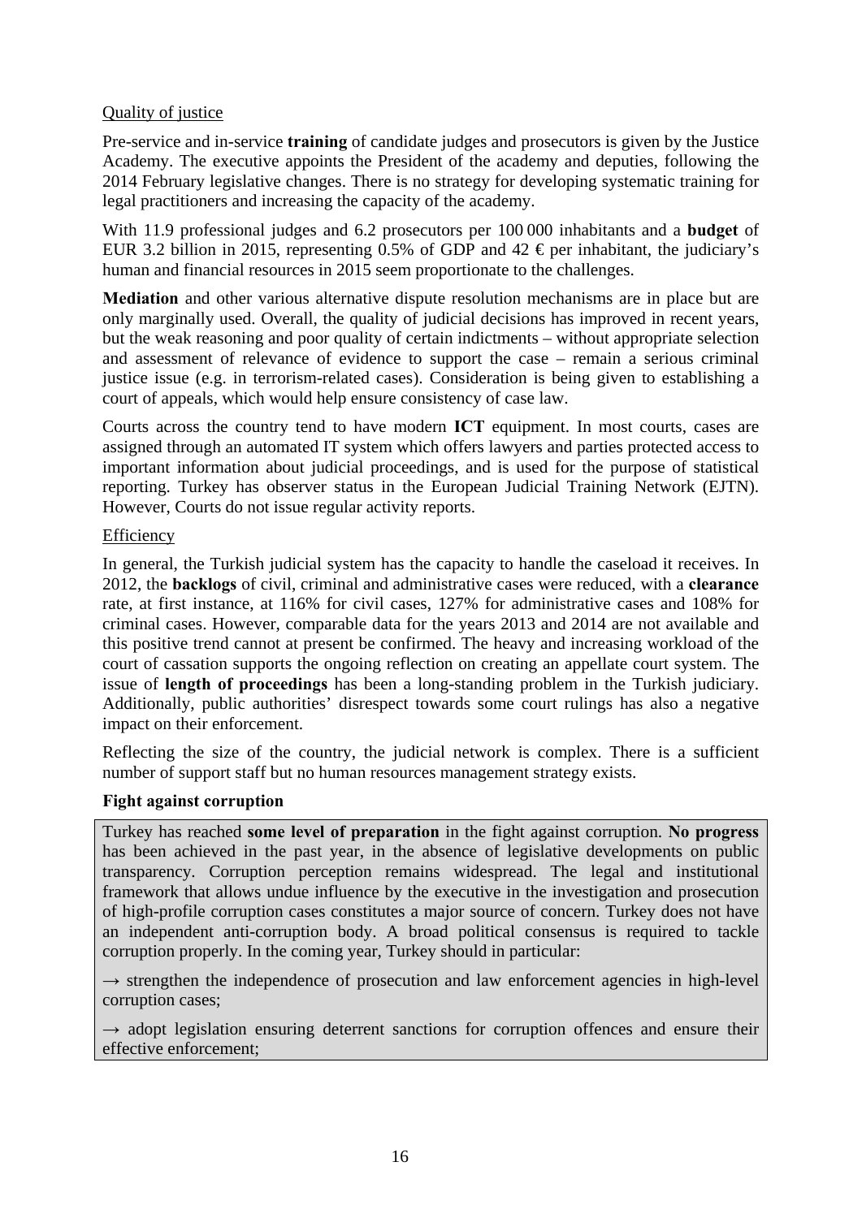Quality of justice

Pre-service and in-service **training** of candidate judges and prosecutors is given by the Justice Academy. The executive appoints the President of the academy and deputies, following the 2014 February legislative changes. There is no strategy for developing systematic training for legal practitioners and increasing the capacity of the academy.

With 11.9 professional judges and 6.2 prosecutors per 100 000 inhabitants and a **budget** of EUR 3.2 billion in 2015, representing 0.5% of GDP and 42 € per inhabitant, the judiciary's human and financial resources in 2015 seem proportionate to the challenges.

**Mediation** and other various alternative dispute resolution mechanisms are in place but are only marginally used. Overall, the quality of judicial decisions has improved in recent years, but the weak reasoning and poor quality of certain indictments – without appropriate selection and assessment of relevance of evidence to support the case – remain a serious criminal justice issue (e.g. in terrorism-related cases). Consideration is being given to establishing a court of appeals, which would help ensure consistency of case law.

Courts across the country tend to have modern **ICT** equipment. In most courts, cases are assigned through an automated IT system which offers lawyers and parties protected access to important information about judicial proceedings, and is used for the purpose of statistical reporting. Turkey has observer status in the European Judicial Training Network (EJTN). However, Courts do not issue regular activity reports.

Efficiency

In general, the Turkish judicial system has the capacity to handle the caseload it receives. In 2012, the **backlogs** of civil, criminal and administrative cases were reduced, with a **clearance** rate, at first instance, at 116% for civil cases, 127% for administrative cases and 108% for criminal cases. However, comparable data for the years 2013 and 2014 are not available and this positive trend cannot at present be confirmed. The heavy and increasing workload of the court of cassation supports the ongoing reflection on creating an appellate court system. The issue of **length of proceedings** has been a long-standing problem in the Turkish judiciary. Additionally, public authorities' disrespect towards some court rulings has also a negative impact on their enforcement.

Reflecting the size of the country, the judicial network is complex. There is a sufficient number of support staff but no human resources management strategy exists.

**Fight against corruption**

Turkey has reached **some level of preparation** in the fight against corruption. **No progress** has been achieved in the past year, in the absence of legislative developments on public transparency. Corruption perception remains widespread. The legal and institutional framework that allows undue influence by the executive in the investigation and prosecution of high-profile corruption cases constitutes a major source of concern. Turkey does not have an independent anti-corruption body. A broad political consensus is required to tackle corruption properly. In the coming year, Turkey should in particular:

→ strengthen the independence of prosecution and law enforcement agencies in high-level corruption cases;

→ adopt legislation ensuring deterrent sanctions for corruption offences and ensure their effective enforcement;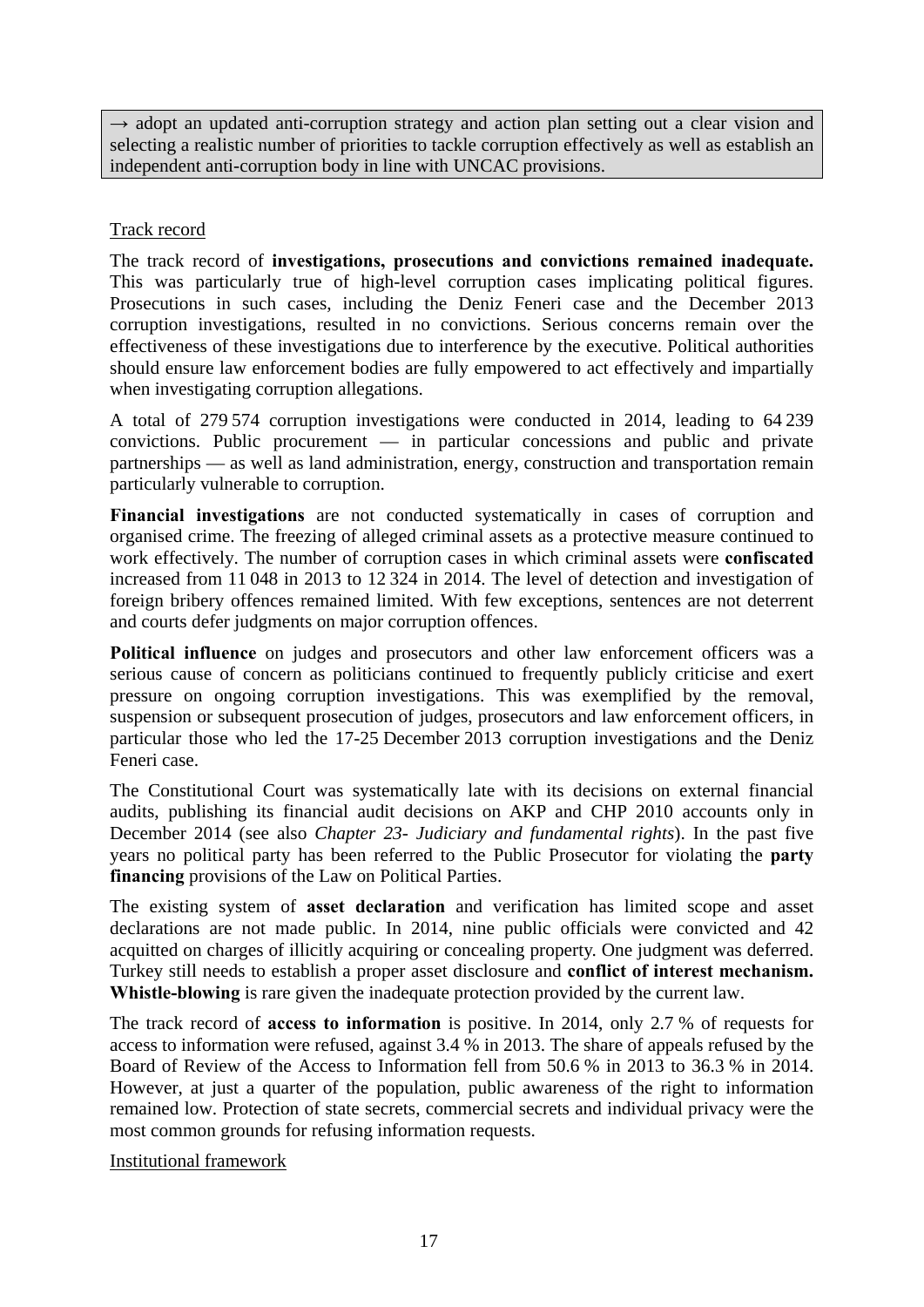→ adopt an updated anti-corruption strategy and action plan setting out a clear vision and selecting a realistic number of priorities to tackle corruption effectively as well as establish an independent anti-corruption body in line with UNCAC provisions.

Track record

The track record of **investigations, prosecutions and convictions remained inadequate.** This was particularly true of high-level corruption cases implicating political figures. Prosecutions in such cases, including the Deniz Feneri case and the December 2013 corruption investigations, resulted in no convictions. Serious concerns remain over the effectiveness of these investigations due to interference by the executive. Political authorities should ensure law enforcement bodies are fully empowered to act effectively and impartially when investigating corruption allegations.

A total of 279 574 corruption investigations were conducted in 2014, leading to 64 239 convictions. Public procurement — in particular concessions and public and private partnerships — as well as land administration, energy, construction and transportation remain particularly vulnerable to corruption.

**Financial investigations** are not conducted systematically in cases of corruption and organised crime. The freezing of alleged criminal assets as a protective measure continued to work effectively. The number of corruption cases in which criminal assets were **confiscated** increased from 11 048 in 2013 to 12 324 in 2014. The level of detection and investigation of foreign bribery offences remained limited. With few exceptions, sentences are not deterrent and courts defer judgments on major corruption offences.

**Political influence** on judges and prosecutors and other law enforcement officers was a serious cause of concern as politicians continued to frequently publicly criticise and exert pressure on ongoing corruption investigations. This was exemplified by the removal, suspension or subsequent prosecution of judges, prosecutors and law enforcement officers, in particular those who led the 17-25 December 2013 corruption investigations and the Deniz Feneri case.

The Constitutional Court was systematically late with its decisions on external financial audits, publishing its financial audit decisions on AKP and CHP 2010 accounts only in December 2014 (see also *Chapter 23- Judiciary and fundamental rights*). In the past five years no political party has been referred to the Public Prosecutor for violating the **party financing** provisions of the Law on Political Parties.

The existing system of **asset declaration** and verification has limited scope and asset declarations are not made public. In 2014, nine public officials were convicted and 42 acquitted on charges of illicitly acquiring or concealing property. One judgment was deferred. Turkey still needs to establish a proper asset disclosure and **conflict of interest mechanism. Whistle-blowing** is rare given the inadequate protection provided by the current law.

The track record of **access to information** is positive. In 2014, only 2.7 % of requests for access to information were refused, against 3.4 % in 2013. The share of appeals refused by the Board of Review of the Access to Information fell from 50.6 % in 2013 to 36.3 % in 2014. However, at just a quarter of the population, public awareness of the right to information remained low. Protection of state secrets, commercial secrets and individual privacy were the most common grounds for refusing information requests.

Institutional framework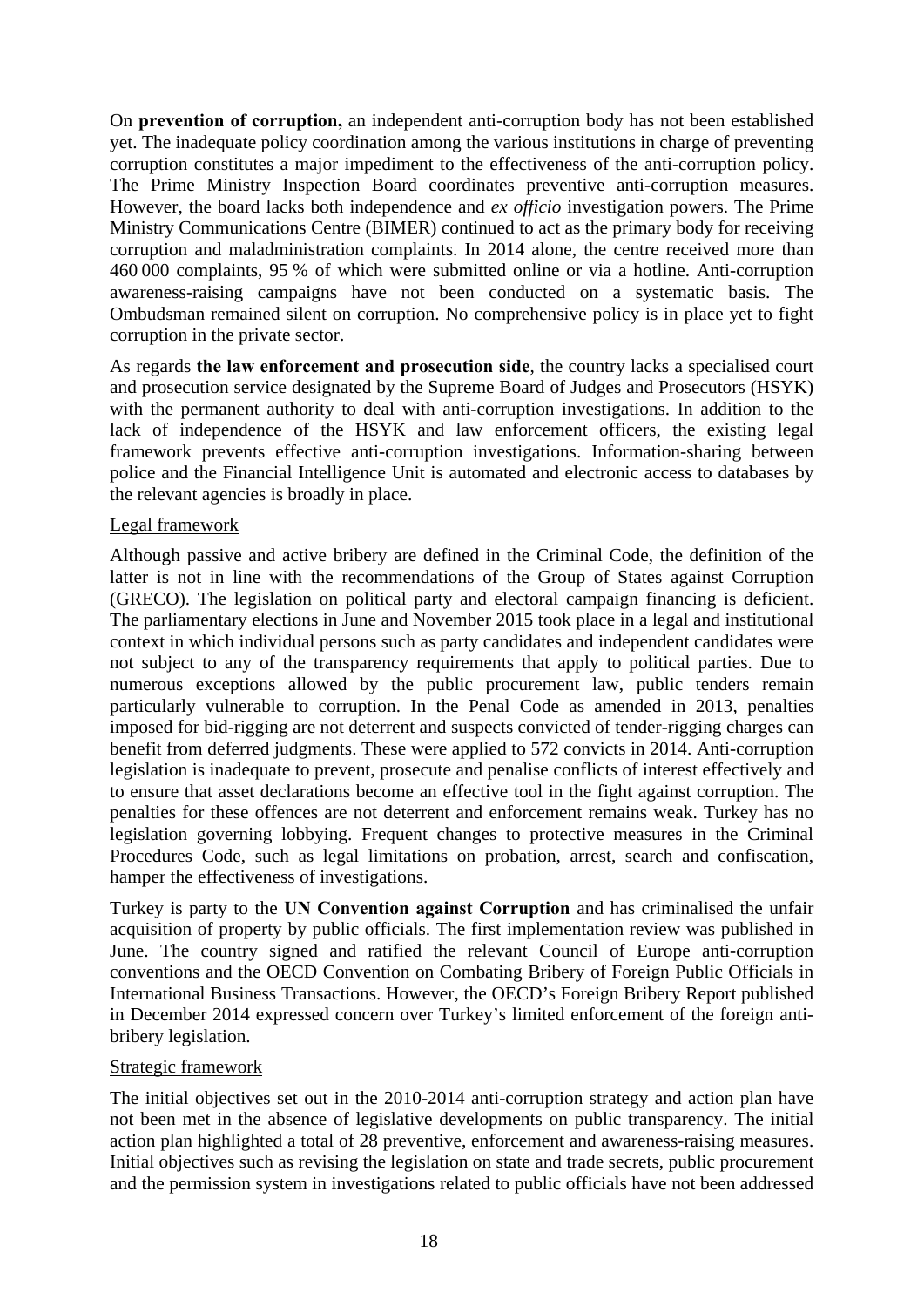On **prevention of corruption,** an independent anti-corruption body has not been established yet. The inadequate policy coordination among the various institutions in charge of preventing corruption constitutes a major impediment to the effectiveness of the anti-corruption policy. The Prime Ministry Inspection Board coordinates preventive anti-corruption measures. However, the board lacks both independence and *ex officio* investigation powers. The Prime Ministry Communications Centre (BIMER) continued to act as the primary body for receiving corruption and maladministration complaints. In 2014 alone, the centre received more than 460 000 complaints, 95 % of which were submitted online or via a hotline. Anti-corruption awareness-raising campaigns have not been conducted on a systematic basis. The Ombudsman remained silent on corruption. No comprehensive policy is in place yet to fight corruption in the private sector.

As regards **the law enforcement and prosecution side**, the country lacks a specialised court and prosecution service designated by the Supreme Board of Judges and Prosecutors (HSYK) with the permanent authority to deal with anti-corruption investigations. In addition to the lack of independence of the HSYK and law enforcement officers, the existing legal framework prevents effective anti-corruption investigations. Information-sharing between police and the Financial Intelligence Unit is automated and electronic access to databases by the relevant agencies is broadly in place.

Legal framework

Although passive and active bribery are defined in the Criminal Code, the definition of the latter is not in line with the recommendations of the Group of States against Corruption (GRECO). The legislation on political party and electoral campaign financing is deficient. The parliamentary elections in June and November 2015 took place in a legal and institutional context in which individual persons such as party candidates and independent candidates were not subject to any of the transparency requirements that apply to political parties. Due to numerous exceptions allowed by the public procurement law, public tenders remain particularly vulnerable to corruption. In the Penal Code as amended in 2013, penalties imposed for bid-rigging are not deterrent and suspects convicted of tender-rigging charges can benefit from deferred judgments. These were applied to 572 convicts in 2014. Anti-corruption legislation is inadequate to prevent, prosecute and penalise conflicts of interest effectively and to ensure that asset declarations become an effective tool in the fight against corruption. The penalties for these offences are not deterrent and enforcement remains weak. Turkey has no legislation governing lobbying. Frequent changes to protective measures in the Criminal Procedures Code, such as legal limitations on probation, arrest, search and confiscation, hamper the effectiveness of investigations.

Turkey is party to the **UN Convention against Corruption** and has criminalised the unfair acquisition of property by public officials. The first implementation review was published in June. The country signed and ratified the relevant Council of Europe anti-corruption conventions and the OECD Convention on Combating Bribery of Foreign Public Officials in International Business Transactions. However, the OECD's Foreign Bribery Report published in December 2014 expressed concern over Turkey's limited enforcement of the foreign anti-bribery legislation.

Strategic framework

The initial objectives set out in the 2010-2014 anti-corruption strategy and action plan have not been met in the absence of legislative developments on public transparency. The initial action plan highlighted a total of 28 preventive, enforcement and awareness-raising measures. Initial objectives such as revising the legislation on state and trade secrets, public procurement and the permission system in investigations related to public officials have not been addressed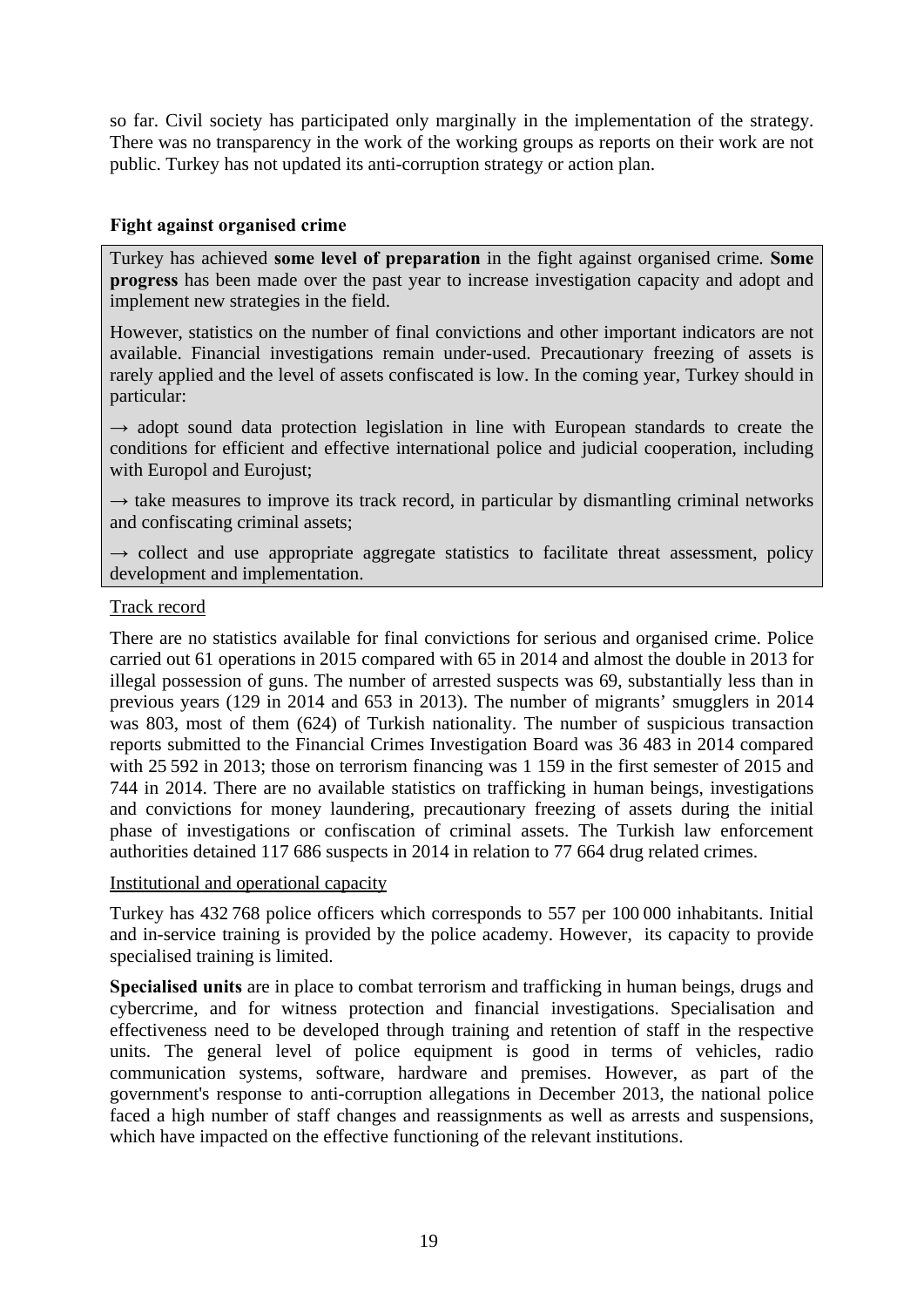so far. Civil society has participated only marginally in the implementation of the strategy. There was no transparency in the work of the working groups as reports on their work are not public. Turkey has not updated its anti-corruption strategy or action plan.

**Fight against organised crime**

Turkey has achieved **some level of preparation** in the fight against organised crime. **Some progress** has been made over the past year to increase investigation capacity and adopt and implement new strategies in the field.

However, statistics on the number of final convictions and other important indicators are not available. Financial investigations remain under-used. Precautionary freezing of assets is rarely applied and the level of assets confiscated is low. In the coming year, Turkey should in particular:

→ adopt sound data protection legislation in line with European standards to create the conditions for efficient and effective international police and judicial cooperation, including with Europol and Eurojust;

→ take measures to improve its track record, in particular by dismantling criminal networks and confiscating criminal assets;

→ collect and use appropriate aggregate statistics to facilitate threat assessment, policy development and implementation.

<u>Track record</u>

There are no statistics available for final convictions for serious and organised crime. Police carried out 61 operations in 2015 compared with 65 in 2014 and almost the double in 2013 for illegal possession of guns. The number of arrested suspects was 69, substantially less than in previous years (129 in 2014 and 653 in 2013). The number of migrants' smugglers in 2014 was 803, most of them (624) of Turkish nationality. The number of suspicious transaction reports submitted to the Financial Crimes Investigation Board was 36 483 in 2014 compared with 25 592 in 2013; those on terrorism financing was 1 159 in the first semester of 2015 and 744 in 2014. There are no available statistics on trafficking in human beings, investigations and convictions for money laundering, precautionary freezing of assets during the initial phase of investigations or confiscation of criminal assets. The Turkish law enforcement authorities detained 117 686 suspects in 2014 in relation to 77 664 drug related crimes.

<u>Institutional and operational capacity</u>

Turkey has 432 768 police officers which corresponds to 557 per 100 000 inhabitants. Initial and in-service training is provided by the police academy. However, its capacity to provide specialised training is limited.

**Specialised units** are in place to combat terrorism and trafficking in human beings, drugs and cybercrime, and for witness protection and financial investigations. Specialisation and effectiveness need to be developed through training and retention of staff in the respective units. The general level of police equipment is good in terms of vehicles, radio communication systems, software, hardware and premises. However, as part of the government's response to anti-corruption allegations in December 2013, the national police faced a high number of staff changes and reassignments as well as arrests and suspensions, which have impacted on the effective functioning of the relevant institutions.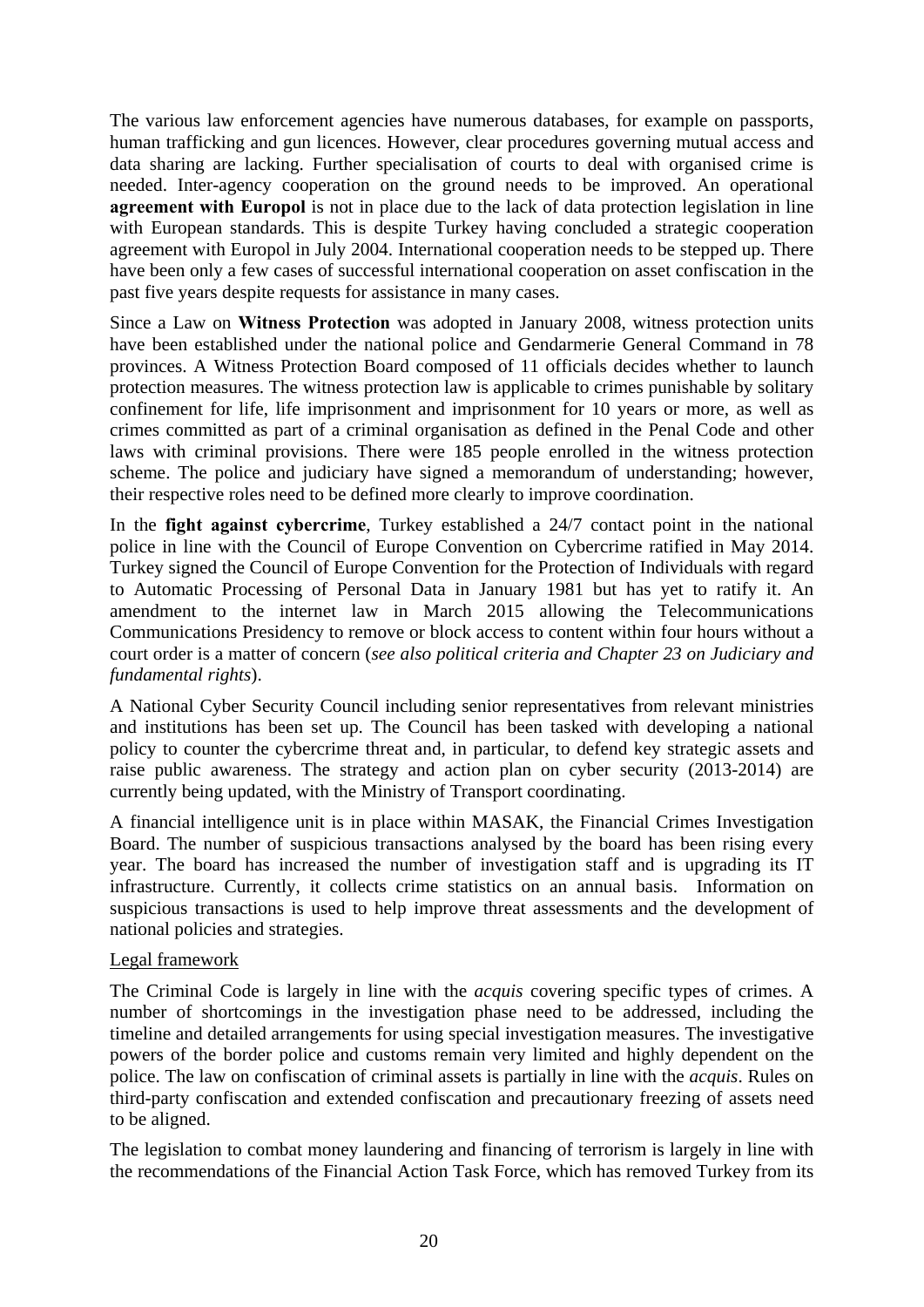The various law enforcement agencies have numerous databases, for example on passports, human trafficking and gun licences. However, clear procedures governing mutual access and data sharing are lacking. Further specialisation of courts to deal with organised crime is needed. Inter-agency cooperation on the ground needs to be improved. An operational **agreement with Europol** is not in place due to the lack of data protection legislation in line with European standards. This is despite Turkey having concluded a strategic cooperation agreement with Europol in July 2004. International cooperation needs to be stepped up. There have been only a few cases of successful international cooperation on asset confiscation in the past five years despite requests for assistance in many cases.

Since a Law on **Witness Protection** was adopted in January 2008, witness protection units have been established under the national police and Gendarmerie General Command in 78 provinces. A Witness Protection Board composed of 11 officials decides whether to launch protection measures. The witness protection law is applicable to crimes punishable by solitary confinement for life, life imprisonment and imprisonment for 10 years or more, as well as crimes committed as part of a criminal organisation as defined in the Penal Code and other laws with criminal provisions. There were 185 people enrolled in the witness protection scheme. The police and judiciary have signed a memorandum of understanding; however, their respective roles need to be defined more clearly to improve coordination.

In the **fight against cybercrime**, Turkey established a 24/7 contact point in the national police in line with the Council of Europe Convention on Cybercrime ratified in May 2014. Turkey signed the Council of Europe Convention for the Protection of Individuals with regard to Automatic Processing of Personal Data in January 1981 but has yet to ratify it. An amendment to the internet law in March 2015 allowing the Telecommunications Communications Presidency to remove or block access to content within four hours without a court order is a matter of concern (*see also political criteria and Chapter 23 on Judiciary and fundamental rights*).

A National Cyber Security Council including senior representatives from relevant ministries and institutions has been set up. The Council has been tasked with developing a national policy to counter the cybercrime threat and, in particular, to defend key strategic assets and raise public awareness. The strategy and action plan on cyber security (2013-2014) are currently being updated, with the Ministry of Transport coordinating.

A financial intelligence unit is in place within MASAK, the Financial Crimes Investigation Board. The number of suspicious transactions analysed by the board has been rising every year. The board has increased the number of investigation staff and is upgrading its IT infrastructure. Currently, it collects crime statistics on an annual basis. Information on suspicious transactions is used to help improve threat assessments and the development of national policies and strategies.

Legal framework

The Criminal Code is largely in line with the *acquis* covering specific types of crimes. A number of shortcomings in the investigation phase need to be addressed, including the timeline and detailed arrangements for using special investigation measures. The investigative powers of the border police and customs remain very limited and highly dependent on the police. The law on confiscation of criminal assets is partially in line with the *acquis*. Rules on third-party confiscation and extended confiscation and precautionary freezing of assets need to be aligned.

The legislation to combat money laundering and financing of terrorism is largely in line with the recommendations of the Financial Action Task Force, which has removed Turkey from its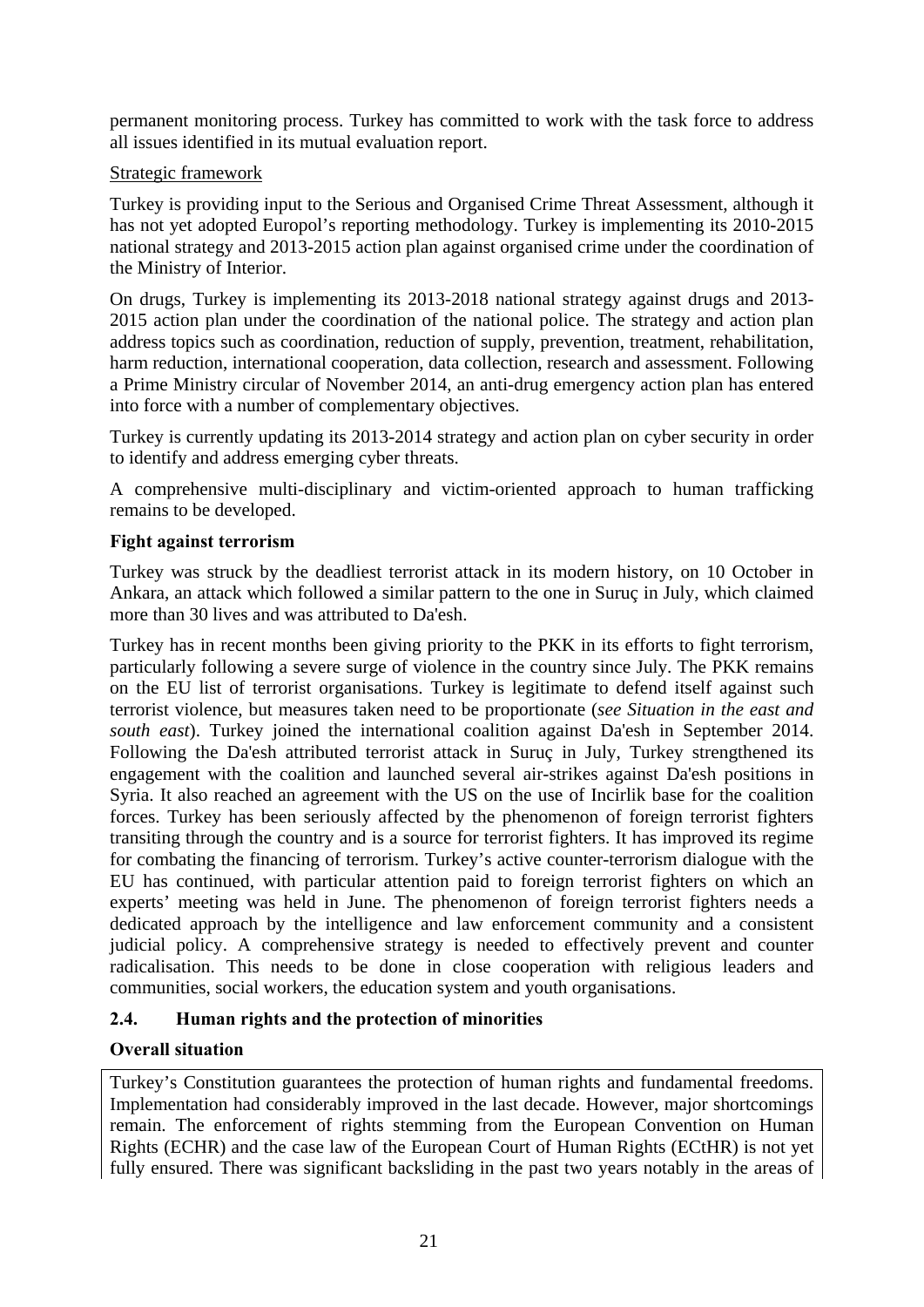permanent monitoring process. Turkey has committed to work with the task force to address all issues identified in its mutual evaluation report.

Strategic framework

Turkey is providing input to the Serious and Organised Crime Threat Assessment, although it has not yet adopted Europol's reporting methodology. Turkey is implementing its 2010-2015 national strategy and 2013-2015 action plan against organised crime under the coordination of the Ministry of Interior.

On drugs, Turkey is implementing its 2013-2018 national strategy against drugs and 2013-2015 action plan under the coordination of the national police. The strategy and action plan address topics such as coordination, reduction of supply, prevention, treatment, rehabilitation, harm reduction, international cooperation, data collection, research and assessment. Following a Prime Ministry circular of November 2014, an anti-drug emergency action plan has entered into force with a number of complementary objectives.

Turkey is currently updating its 2013-2014 strategy and action plan on cyber security in order to identify and address emerging cyber threats.

A comprehensive multi-disciplinary and victim-oriented approach to human trafficking remains to be developed.

**Fight against terrorism**

Turkey was struck by the deadliest terrorist attack in its modern history, on 10 October in Ankara, an attack which followed a similar pattern to the one in Suruç in July, which claimed more than 30 lives and was attributed to Da'esh.

Turkey has in recent months been giving priority to the PKK in its efforts to fight terrorism, particularly following a severe surge of violence in the country since July. The PKK remains on the EU list of terrorist organisations. Turkey is legitimate to defend itself against such terrorist violence, but measures taken need to be proportionate (*see Situation in the east and south east*). Turkey joined the international coalition against Da'esh in September 2014. Following the Da'esh attributed terrorist attack in Suruç in July, Turkey strengthened its engagement with the coalition and launched several air-strikes against Da'esh positions in Syria. It also reached an agreement with the US on the use of Incirlik base for the coalition forces. Turkey has been seriously affected by the phenomenon of foreign terrorist fighters transiting through the country and is a source for terrorist fighters. It has improved its regime for combating the financing of terrorism. Turkey's active counter-terrorism dialogue with the EU has continued, with particular attention paid to foreign terrorist fighters on which an experts' meeting was held in June. The phenomenon of foreign terrorist fighters needs a dedicated approach by the intelligence and law enforcement community and a consistent judicial policy. A comprehensive strategy is needed to effectively prevent and counter radicalisation. This needs to be done in close cooperation with religious leaders and communities, social workers, the education system and youth organisations.

## 2.4. Human rights and the protection of minorities

**Overall situation**

Turkey's Constitution guarantees the protection of human rights and fundamental freedoms. Implementation had considerably improved in the last decade. However, major shortcomings remain. The enforcement of rights stemming from the European Convention on Human Rights (ECHR) and the case law of the European Court of Human Rights (ECtHR) is not yet fully ensured. There was significant backsliding in the past two years notably in the areas of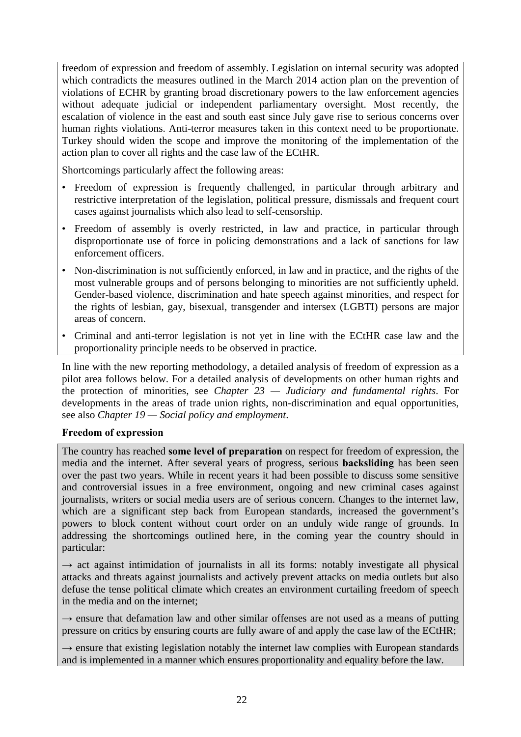freedom of expression and freedom of assembly. Legislation on internal security was adopted which contradicts the measures outlined in the March 2014 action plan on the prevention of violations of ECHR by granting broad discretionary powers to the law enforcement agencies without adequate judicial or independent parliamentary oversight. Most recently, the escalation of violence in the east and south east since July gave rise to serious concerns over human rights violations. Anti-terror measures taken in this context need to be proportionate. Turkey should widen the scope and improve the monitoring of the implementation of the action plan to cover all rights and the case law of the ECtHR.

Shortcomings particularly affect the following areas:

- Freedom of expression is frequently challenged, in particular through arbitrary and restrictive interpretation of the legislation, political pressure, dismissals and frequent court cases against journalists which also lead to self-censorship.
- Freedom of assembly is overly restricted, in law and practice, in particular through disproportionate use of force in policing demonstrations and a lack of sanctions for law enforcement officers.
- Non-discrimination is not sufficiently enforced, in law and in practice, and the rights of the most vulnerable groups and of persons belonging to minorities are not sufficiently upheld. Gender-based violence, discrimination and hate speech against minorities, and respect for the rights of lesbian, gay, bisexual, transgender and intersex (LGBTI) persons are major areas of concern.
- Criminal and anti-terror legislation is not yet in line with the ECtHR case law and the proportionality principle needs to be observed in practice.

In line with the new reporting methodology, a detailed analysis of freedom of expression as a pilot area follows below. For a detailed analysis of developments on other human rights and the protection of minorities, see *Chapter 23 — Judiciary and fundamental rights*. For developments in the areas of trade union rights, non-discrimination and equal opportunities, see also *Chapter 19 — Social policy and employment*.

**Freedom of expression**

The country has reached **some level of preparation** on respect for freedom of expression, the media and the internet. After several years of progress, serious **backsliding** has been seen over the past two years. While in recent years it had been possible to discuss some sensitive and controversial issues in a free environment, ongoing and new criminal cases against journalists, writers or social media users are of serious concern. Changes to the internet law, which are a significant step back from European standards, increased the government's powers to block content without court order on an unduly wide range of grounds. In addressing the shortcomings outlined here, in the coming year the country should in particular:

→ act against intimidation of journalists in all its forms: notably investigate all physical attacks and threats against journalists and actively prevent attacks on media outlets but also defuse the tense political climate which creates an environment curtailing freedom of speech in the media and on the internet;

→ ensure that defamation law and other similar offenses are not used as a means of putting pressure on critics by ensuring courts are fully aware of and apply the case law of the ECtHR;

→ ensure that existing legislation notably the internet law complies with European standards and is implemented in a manner which ensures proportionality and equality before the law.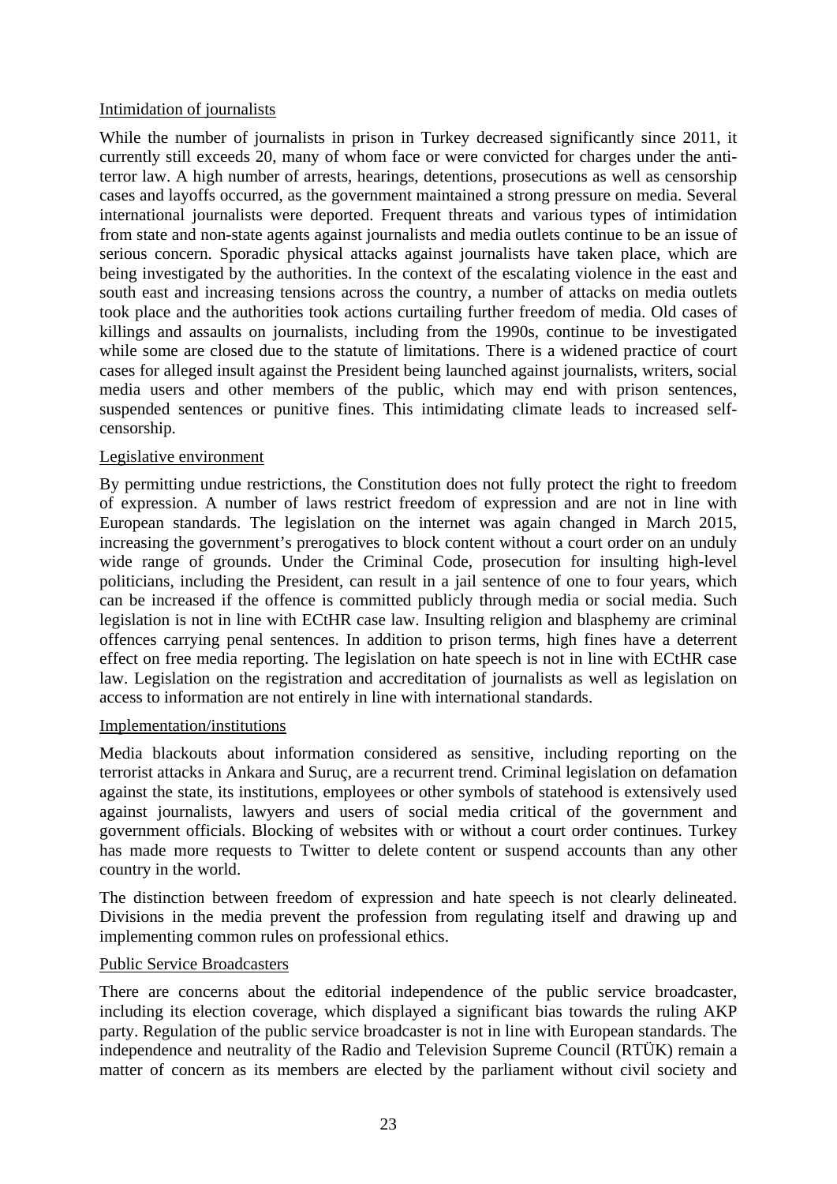Intimidation of journalists

While the number of journalists in prison in Turkey decreased significantly since 2011, it currently still exceeds 20, many of whom face or were convicted for charges under the anti-terror law. A high number of arrests, hearings, detentions, prosecutions as well as censorship cases and layoffs occurred, as the government maintained a strong pressure on media. Several international journalists were deported. Frequent threats and various types of intimidation from state and non-state agents against journalists and media outlets continue to be an issue of serious concern. Sporadic physical attacks against journalists have taken place, which are being investigated by the authorities. In the context of the escalating violence in the east and south east and increasing tensions across the country, a number of attacks on media outlets took place and the authorities took actions curtailing further freedom of media. Old cases of killings and assaults on journalists, including from the 1990s, continue to be investigated while some are closed due to the statute of limitations. There is a widened practice of court cases for alleged insult against the President being launched against journalists, writers, social media users and other members of the public, which may end with prison sentences, suspended sentences or punitive fines. This intimidating climate leads to increased self-censorship.

Legislative environment

By permitting undue restrictions, the Constitution does not fully protect the right to freedom of expression. A number of laws restrict freedom of expression and are not in line with European standards. The legislation on the internet was again changed in March 2015, increasing the government's prerogatives to block content without a court order on an unduly wide range of grounds. Under the Criminal Code, prosecution for insulting high-level politicians, including the President, can result in a jail sentence of one to four years, which can be increased if the offence is committed publicly through media or social media. Such legislation is not in line with ECtHR case law. Insulting religion and blasphemy are criminal offences carrying penal sentences. In addition to prison terms, high fines have a deterrent effect on free media reporting. The legislation on hate speech is not in line with ECtHR case law. Legislation on the registration and accreditation of journalists as well as legislation on access to information are not entirely in line with international standards.

Implementation/institutions

Media blackouts about information considered as sensitive, including reporting on the terrorist attacks in Ankara and Suruç, are a recurrent trend. Criminal legislation on defamation against the state, its institutions, employees or other symbols of statehood is extensively used against journalists, lawyers and users of social media critical of the government and government officials. Blocking of websites with or without a court order continues. Turkey has made more requests to Twitter to delete content or suspend accounts than any other country in the world.

The distinction between freedom of expression and hate speech is not clearly delineated. Divisions in the media prevent the profession from regulating itself and drawing up and implementing common rules on professional ethics.

Public Service Broadcasters

There are concerns about the editorial independence of the public service broadcaster, including its election coverage, which displayed a significant bias towards the ruling AKP party. Regulation of the public service broadcaster is not in line with European standards. The independence and neutrality of the Radio and Television Supreme Council (RTÜK) remain a matter of concern as its members are elected by the parliament without civil society and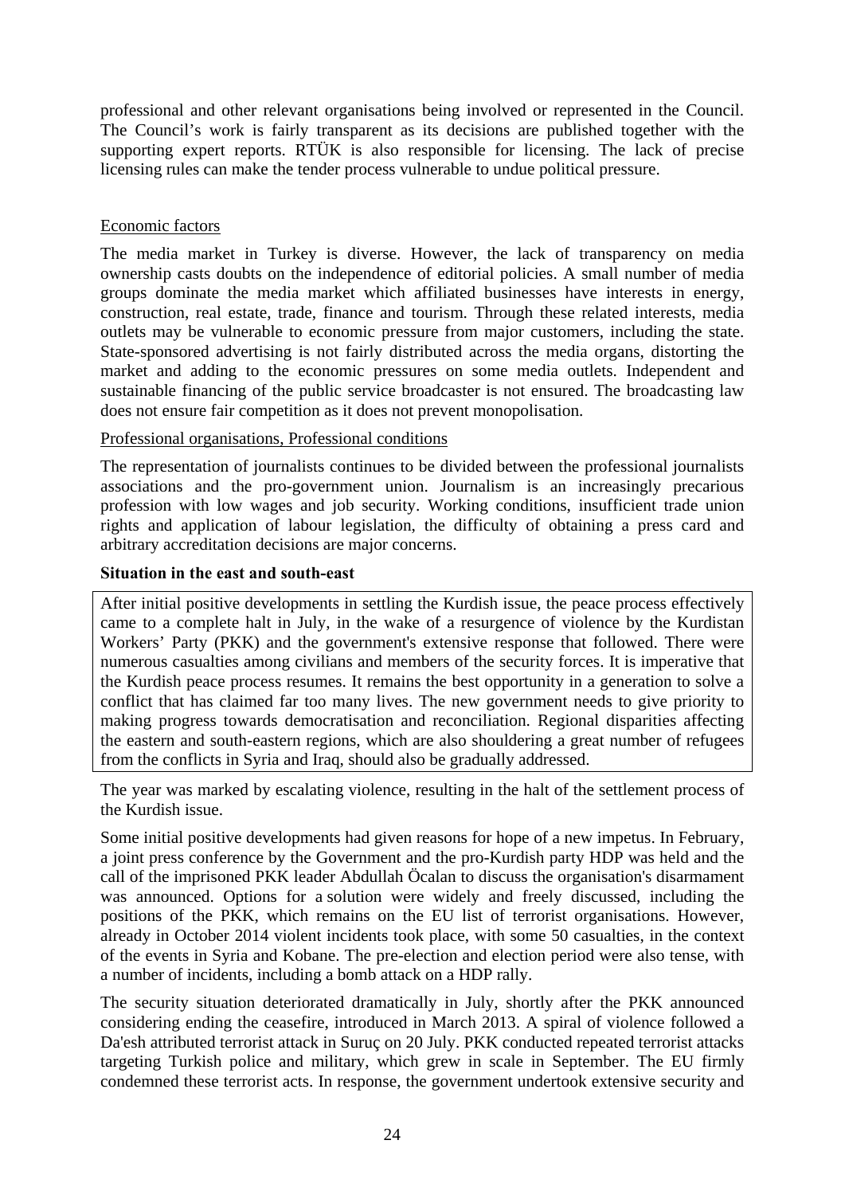professional and other relevant organisations being involved or represented in the Council. The Council's work is fairly transparent as its decisions are published together with the supporting expert reports. RTÜK is also responsible for licensing. The lack of precise licensing rules can make the tender process vulnerable to undue political pressure.

Economic factors

The media market in Turkey is diverse. However, the lack of transparency on media ownership casts doubts on the independence of editorial policies. A small number of media groups dominate the media market which affiliated businesses have interests in energy, construction, real estate, trade, finance and tourism. Through these related interests, media outlets may be vulnerable to economic pressure from major customers, including the state. State-sponsored advertising is not fairly distributed across the media organs, distorting the market and adding to the economic pressures on some media outlets. Independent and sustainable financing of the public service broadcaster is not ensured. The broadcasting law does not ensure fair competition as it does not prevent monopolisation.

Professional organisations, Professional conditions

The representation of journalists continues to be divided between the professional journalists associations and the pro-government union. Journalism is an increasingly precarious profession with low wages and job security. Working conditions, insufficient trade union rights and application of labour legislation, the difficulty of obtaining a press card and arbitrary accreditation decisions are major concerns.

**Situation in the east and south-east**

After initial positive developments in settling the Kurdish issue, the peace process effectively came to a complete halt in July, in the wake of a resurgence of violence by the Kurdistan Workers' Party (PKK) and the government's extensive response that followed. There were numerous casualties among civilians and members of the security forces. It is imperative that the Kurdish peace process resumes. It remains the best opportunity in a generation to solve a conflict that has claimed far too many lives. The new government needs to give priority to making progress towards democratisation and reconciliation. Regional disparities affecting the eastern and south-eastern regions, which are also shouldering a great number of refugees from the conflicts in Syria and Iraq, should also be gradually addressed.

The year was marked by escalating violence, resulting in the halt of the settlement process of the Kurdish issue.

Some initial positive developments had given reasons for hope of a new impetus. In February, a joint press conference by the Government and the pro-Kurdish party HDP was held and the call of the imprisoned PKK leader Abdullah Öcalan to discuss the organisation's disarmament was announced. Options for a solution were widely and freely discussed, including the positions of the PKK, which remains on the EU list of terrorist organisations. However, already in October 2014 violent incidents took place, with some 50 casualties, in the context of the events in Syria and Kobane. The pre-election and election period were also tense, with a number of incidents, including a bomb attack on a HDP rally.

The security situation deteriorated dramatically in July, shortly after the PKK announced considering ending the ceasefire, introduced in March 2013. A spiral of violence followed a Da'esh attributed terrorist attack in Suruç on 20 July. PKK conducted repeated terrorist attacks targeting Turkish police and military, which grew in scale in September. The EU firmly condemned these terrorist acts. In response, the government undertook extensive security and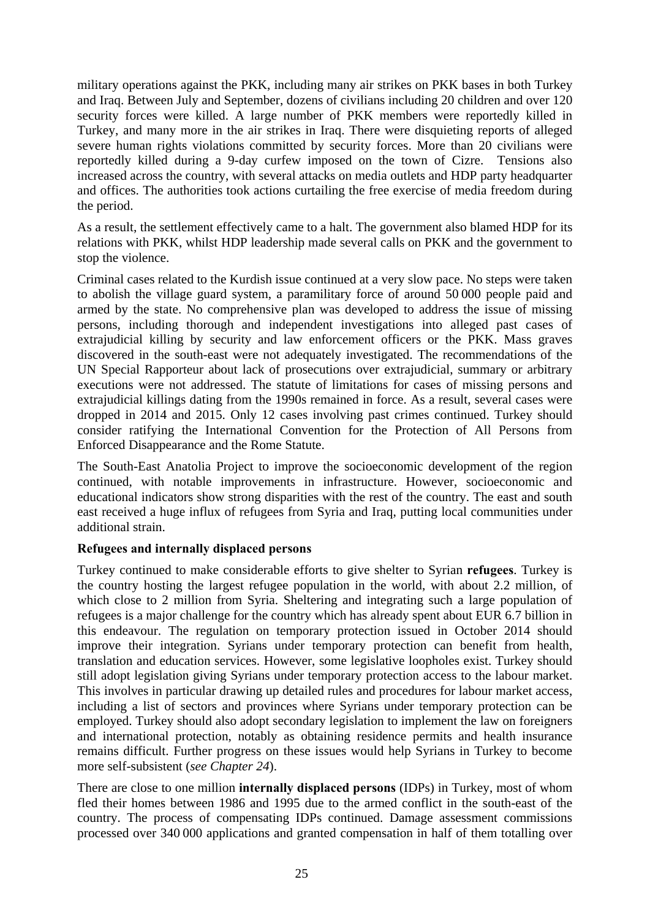military operations against the PKK, including many air strikes on PKK bases in both Turkey and Iraq. Between July and September, dozens of civilians including 20 children and over 120 security forces were killed. A large number of PKK members were reportedly killed in Turkey, and many more in the air strikes in Iraq. There were disquieting reports of alleged severe human rights violations committed by security forces. More than 20 civilians were reportedly killed during a 9-day curfew imposed on the town of Cizre. Tensions also increased across the country, with several attacks on media outlets and HDP party headquarter and offices. The authorities took actions curtailing the free exercise of media freedom during the period.

As a result, the settlement effectively came to a halt. The government also blamed HDP for its relations with PKK, whilst HDP leadership made several calls on PKK and the government to stop the violence.

Criminal cases related to the Kurdish issue continued at a very slow pace. No steps were taken to abolish the village guard system, a paramilitary force of around 50 000 people paid and armed by the state. No comprehensive plan was developed to address the issue of missing persons, including thorough and independent investigations into alleged past cases of extrajudicial killing by security and law enforcement officers or the PKK. Mass graves discovered in the south-east were not adequately investigated. The recommendations of the UN Special Rapporteur about lack of prosecutions over extrajudicial, summary or arbitrary executions were not addressed. The statute of limitations for cases of missing persons and extrajudicial killings dating from the 1990s remained in force. As a result, several cases were dropped in 2014 and 2015. Only 12 cases involving past crimes continued. Turkey should consider ratifying the International Convention for the Protection of All Persons from Enforced Disappearance and the Rome Statute.

The South-East Anatolia Project to improve the socioeconomic development of the region continued, with notable improvements in infrastructure. However, socioeconomic and educational indicators show strong disparities with the rest of the country. The east and south east received a huge influx of refugees from Syria and Iraq, putting local communities under additional strain.

**Refugees and internally displaced persons**

Turkey continued to make considerable efforts to give shelter to Syrian **refugees**. Turkey is the country hosting the largest refugee population in the world, with about 2.2 million, of which close to 2 million from Syria. Sheltering and integrating such a large population of refugees is a major challenge for the country which has already spent about EUR 6.7 billion in this endeavour. The regulation on temporary protection issued in October 2014 should improve their integration. Syrians under temporary protection can benefit from health, translation and education services. However, some legislative loopholes exist. Turkey should still adopt legislation giving Syrians under temporary protection access to the labour market. This involves in particular drawing up detailed rules and procedures for labour market access, including a list of sectors and provinces where Syrians under temporary protection can be employed. Turkey should also adopt secondary legislation to implement the law on foreigners and international protection, notably as obtaining residence permits and health insurance remains difficult. Further progress on these issues would help Syrians in Turkey to become more self-subsistent (*see Chapter 24*).

There are close to one million **internally displaced persons** (IDPs) in Turkey, most of whom fled their homes between 1986 and 1995 due to the armed conflict in the south-east of the country. The process of compensating IDPs continued. Damage assessment commissions processed over 340 000 applications and granted compensation in half of them totalling over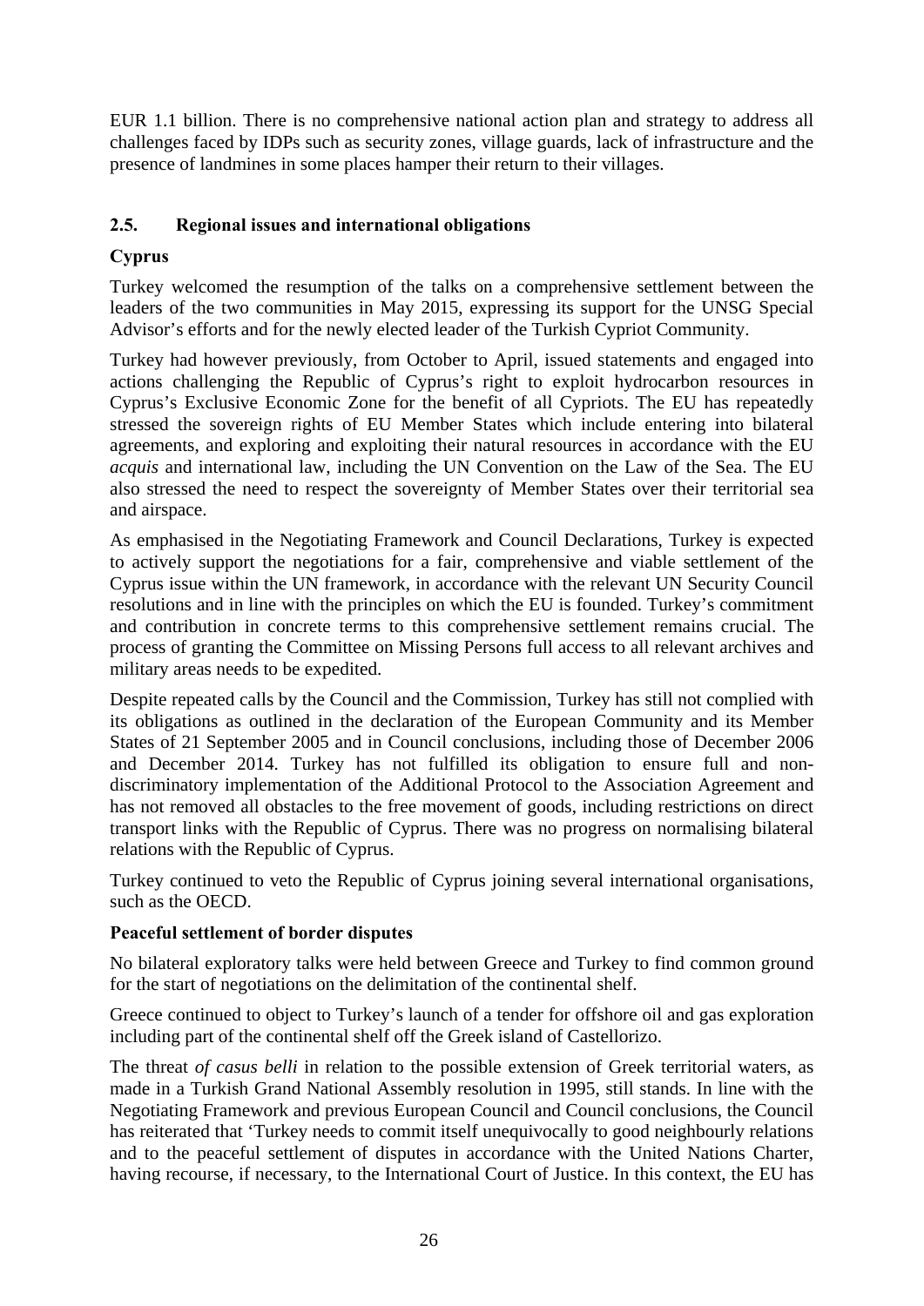EUR 1.1 billion. There is no comprehensive national action plan and strategy to address all challenges faced by IDPs such as security zones, village guards, lack of infrastructure and the presence of landmines in some places hamper their return to their villages.

### 2.5. Regional issues and international obligations

**Cyprus**

Turkey welcomed the resumption of the talks on a comprehensive settlement between the leaders of the two communities in May 2015, expressing its support for the UNSG Special Advisor's efforts and for the newly elected leader of the Turkish Cypriot Community.

Turkey had however previously, from October to April, issued statements and engaged into actions challenging the Republic of Cyprus's right to exploit hydrocarbon resources in Cyprus's Exclusive Economic Zone for the benefit of all Cypriots. The EU has repeatedly stressed the sovereign rights of EU Member States which include entering into bilateral agreements, and exploring and exploiting their natural resources in accordance with the EU *acquis* and international law, including the UN Convention on the Law of the Sea. The EU also stressed the need to respect the sovereignty of Member States over their territorial sea and airspace.

As emphasised in the Negotiating Framework and Council Declarations, Turkey is expected to actively support the negotiations for a fair, comprehensive and viable settlement of the Cyprus issue within the UN framework, in accordance with the relevant UN Security Council resolutions and in line with the principles on which the EU is founded. Turkey's commitment and contribution in concrete terms to this comprehensive settlement remains crucial. The process of granting the Committee on Missing Persons full access to all relevant archives and military areas needs to be expedited.

Despite repeated calls by the Council and the Commission, Turkey has still not complied with its obligations as outlined in the declaration of the European Community and its Member States of 21 September 2005 and in Council conclusions, including those of December 2006 and December 2014. Turkey has not fulfilled its obligation to ensure full and non-discriminatory implementation of the Additional Protocol to the Association Agreement and has not removed all obstacles to the free movement of goods, including restrictions on direct transport links with the Republic of Cyprus. There was no progress on normalising bilateral relations with the Republic of Cyprus.

Turkey continued to veto the Republic of Cyprus joining several international organisations, such as the OECD.

**Peaceful settlement of border disputes**

No bilateral exploratory talks were held between Greece and Turkey to find common ground for the start of negotiations on the delimitation of the continental shelf.

Greece continued to object to Turkey's launch of a tender for offshore oil and gas exploration including part of the continental shelf off the Greek island of Castellorizo.

The threat *of casus belli* in relation to the possible extension of Greek territorial waters, as made in a Turkish Grand National Assembly resolution in 1995, still stands. In line with the Negotiating Framework and previous European Council and Council conclusions, the Council has reiterated that 'Turkey needs to commit itself unequivocally to good neighbourly relations and to the peaceful settlement of disputes in accordance with the United Nations Charter, having recourse, if necessary, to the International Court of Justice. In this context, the EU has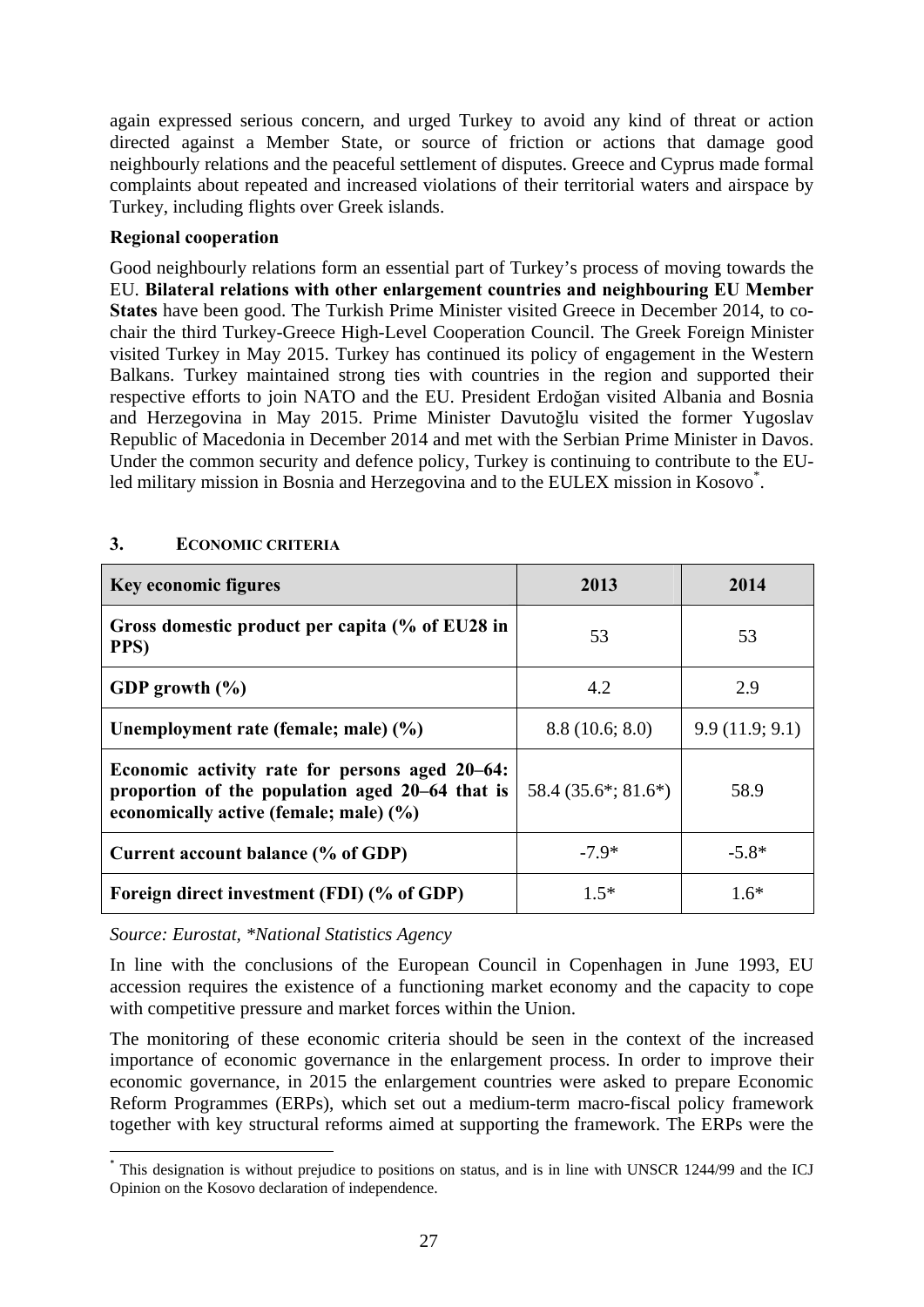again expressed serious concern, and urged Turkey to avoid any kind of threat or action directed against a Member State, or source of friction or actions that damage good neighbourly relations and the peaceful settlement of disputes. Greece and Cyprus made formal complaints about repeated and increased violations of their territorial waters and airspace by Turkey, including flights over Greek islands.

**Regional cooperation**

Good neighbourly relations form an essential part of Turkey's process of moving towards the EU. **Bilateral relations with other enlargement countries and neighbouring EU Member States** have been good. The Turkish Prime Minister visited Greece in December 2014, to co-chair the third Turkey-Greece High-Level Cooperation Council. The Greek Foreign Minister visited Turkey in May 2015. Turkey has continued its policy of engagement in the Western Balkans. Turkey maintained strong ties with countries in the region and supported their respective efforts to join NATO and the EU. President Erdoğan visited Albania and Bosnia and Herzegovina in May 2015. Prime Minister Davutoğlu visited the former Yugoslav Republic of Macedonia in December 2014 and met with the Serbian Prime Minister in Davos. Under the common security and defence policy, Turkey is continuing to contribute to the EU-led military mission in Bosnia and Herzegovina and to the EULEX mission in Kosovo[*].

## 3. ECONOMIC CRITERIA

| Key economic figures | 2013 | 2014 |
|---|---|---|
| Gross domestic product per capita (% of EU28 in PPS) | 53 | 53 |
| GDP growth (%) | 4.2 | 2.9 |
| Unemployment rate (female; male) (%) | 8.8 (10.6; 8.0) | 9.9 (11.9; 9.1) |
| Economic activity rate for persons aged 20–64: proportion of the population aged 20–64 that is economically active (female; male) (%) | 58.4 (35.6*; 81.6*) | 58.9 |
| Current account balance (% of GDP) | -7.9* | -5.8* |
| Foreign direct investment (FDI) (% of GDP) | 1.5* | 1.6* |

*Source: Eurostat, *National Statistics Agency*

In line with the conclusions of the European Council in Copenhagen in June 1993, EU accession requires the existence of a functioning market economy and the capacity to cope with competitive pressure and market forces within the Union.

The monitoring of these economic criteria should be seen in the context of the increased importance of economic governance in the enlargement process. In order to improve their economic governance, in 2015 the enlargement countries were asked to prepare Economic Reform Programmes (ERPs), which set out a medium-term macro-fiscal policy framework together with key structural reforms aimed at supporting the framework. The ERPs were the

[*] This designation is without prejudice to positions on status, and is in line with UNSCR 1244/99 and the ICJ Opinion on the Kosovo declaration of independence.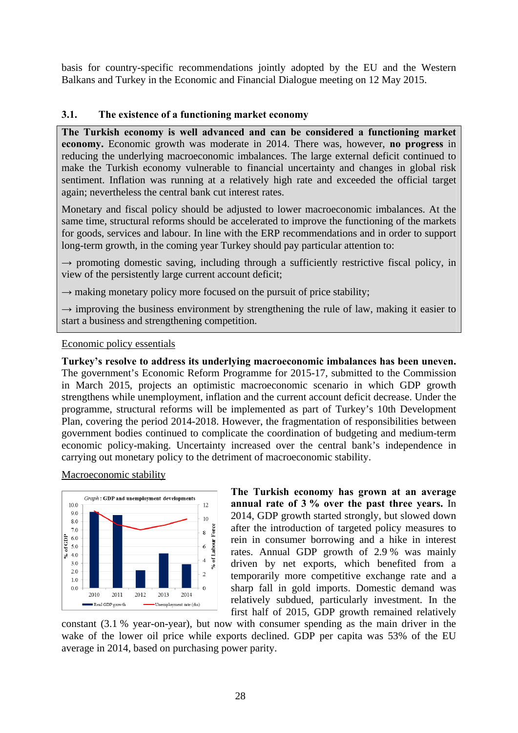basis for country-specific recommendations jointly adopted by the EU and the Western Balkans and Turkey in the Economic and Financial Dialogue meeting on 12 May 2015.

### 3.1. The existence of a functioning market economy

**The Turkish economy is well advanced and can be considered a functioning market economy.** Economic growth was moderate in 2014. There was, however, **no progress** in reducing the underlying macroeconomic imbalances. The large external deficit continued to make the Turkish economy vulnerable to financial uncertainty and changes in global risk sentiment. Inflation was running at a relatively high rate and exceeded the official target again; nevertheless the central bank cut interest rates.

Monetary and fiscal policy should be adjusted to lower macroeconomic imbalances. At the same time, structural reforms should be accelerated to improve the functioning of the markets for goods, services and labour. In line with the ERP recommendations and in order to support long-term growth, in the coming year Turkey should pay particular attention to:

→ promoting domestic saving, including through a sufficiently restrictive fiscal policy, in view of the persistently large current account deficit;

→ making monetary policy more focused on the pursuit of price stability;

→ improving the business environment by strengthening the rule of law, making it easier to start a business and strengthening competition.

<u>Economic policy essentials</u>

**Turkey's resolve to address its underlying macroeconomic imbalances has been uneven.** The government's Economic Reform Programme for 2015-17, submitted to the Commission in March 2015, projects an optimistic macroeconomic scenario in which GDP growth strengthens while unemployment, inflation and the current account deficit decrease. Under the programme, structural reforms will be implemented as part of Turkey's 10th Development Plan, covering the period 2014-2018. However, the fragmentation of responsibilities between government bodies continued to complicate the coordination of budgeting and medium-term economic policy-making. Uncertainty increased over the central bank's independence in carrying out monetary policy to the detriment of macroeconomic stability.

<u>Macroeconomic stability</u>

*Graph*: GDP and unemployment developments

Real GDP growth (% of GDP) — Unemployment rate (rhs) (% of Labour Force)

**The Turkish economy has grown at an average annual rate of 3 % over the past three years.** In 2014, GDP growth started strongly, but slowed down after the introduction of targeted policy measures to rein in consumer borrowing and a hike in interest rates. Annual GDP growth of 2.9 % was mainly driven by net exports, which benefited from a temporarily more competitive exchange rate and a sharp fall in gold imports. Domestic demand was relatively subdued, particularly investment. In the first half of 2015, GDP growth remained relatively constant (3.1 % year-on-year), but now with consumer spending as the main driver in the wake of the lower oil price while exports declined. GDP per capita was 53% of the EU average in 2014, based on purchasing power parity.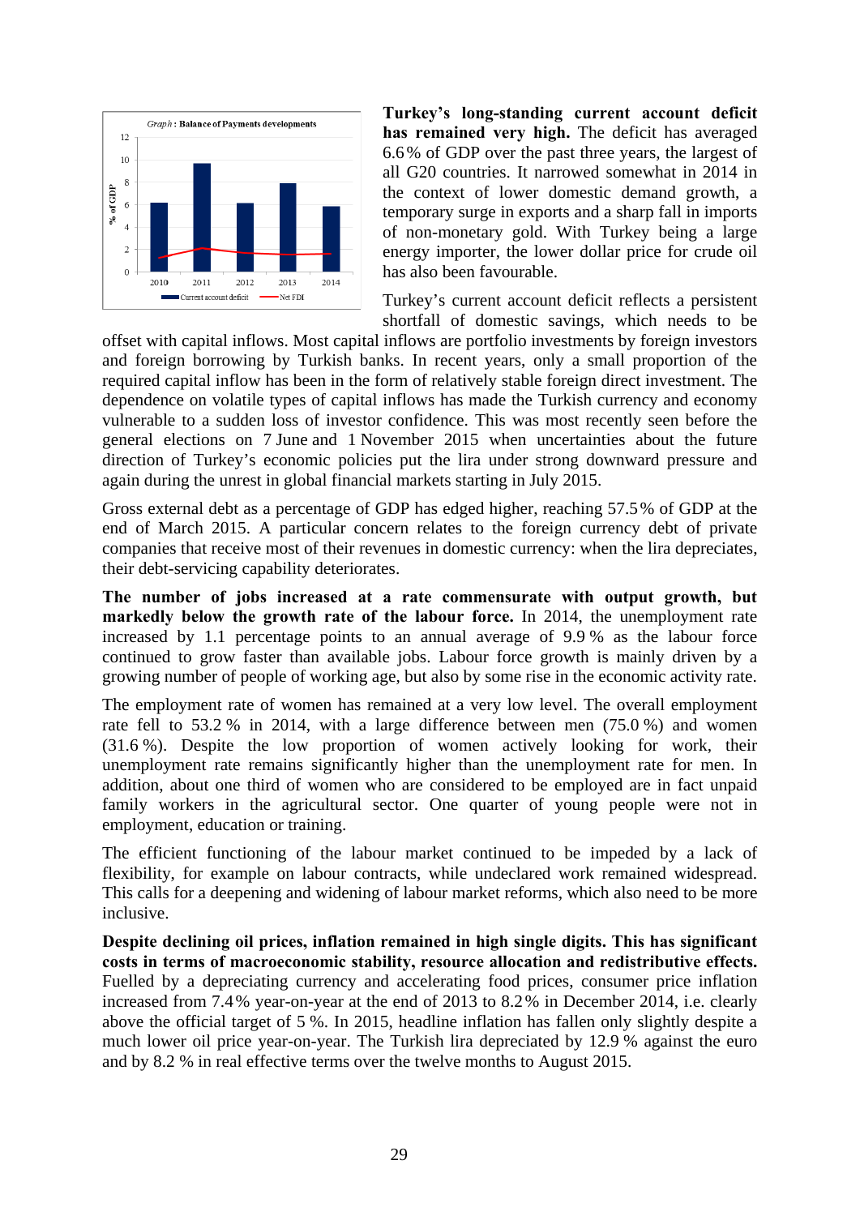Graph : Balance of Payments developments

**Turkey's long-standing current account deficit has remained very high.** The deficit has averaged 6.6 % of GDP over the past three years, the largest of all G20 countries. It narrowed somewhat in 2014 in the context of lower domestic demand growth, a temporary surge in exports and a sharp fall in imports of non-monetary gold. With Turkey being a large energy importer, the lower dollar price for crude oil has also been favourable.

Turkey's current account deficit reflects a persistent shortfall of domestic savings, which needs to be offset with capital inflows. Most capital inflows are portfolio investments by foreign investors and foreign borrowing by Turkish banks. In recent years, only a small proportion of the required capital inflow has been in the form of relatively stable foreign direct investment. The dependence on volatile types of capital inflows has made the Turkish currency and economy vulnerable to a sudden loss of investor confidence. This was most recently seen before the general elections on 7 June and 1 November 2015 when uncertainties about the future direction of Turkey's economic policies put the lira under strong downward pressure and again during the unrest in global financial markets starting in July 2015.

Gross external debt as a percentage of GDP has edged higher, reaching 57.5 % of GDP at the end of March 2015. A particular concern relates to the foreign currency debt of private companies that receive most of their revenues in domestic currency: when the lira depreciates, their debt-servicing capability deteriorates.

**The number of jobs increased at a rate commensurate with output growth, but markedly below the growth rate of the labour force.** In 2014, the unemployment rate increased by 1.1 percentage points to an annual average of 9.9 % as the labour force continued to grow faster than available jobs. Labour force growth is mainly driven by a growing number of people of working age, but also by some rise in the economic activity rate.

The employment rate of women has remained at a very low level. The overall employment rate fell to 53.2 % in 2014, with a large difference between men (75.0 %) and women (31.6 %). Despite the low proportion of women actively looking for work, their unemployment rate remains significantly higher than the unemployment rate for men. In addition, about one third of women who are considered to be employed are in fact unpaid family workers in the agricultural sector. One quarter of young people were not in employment, education or training.

The efficient functioning of the labour market continued to be impeded by a lack of flexibility, for example on labour contracts, while undeclared work remained widespread. This calls for a deepening and widening of labour market reforms, which also need to be more inclusive.

**Despite declining oil prices, inflation remained in high single digits. This has significant costs in terms of macroeconomic stability, resource allocation and redistributive effects.** Fuelled by a depreciating currency and accelerating food prices, consumer price inflation increased from 7.4 % year-on-year at the end of 2013 to 8.2 % in December 2014, i.e. clearly above the official target of 5 %. In 2015, headline inflation has fallen only slightly despite a much lower oil price year-on-year. The Turkish lira depreciated by 12.9 % against the euro and by 8.2 % in real effective terms over the twelve months to August 2015.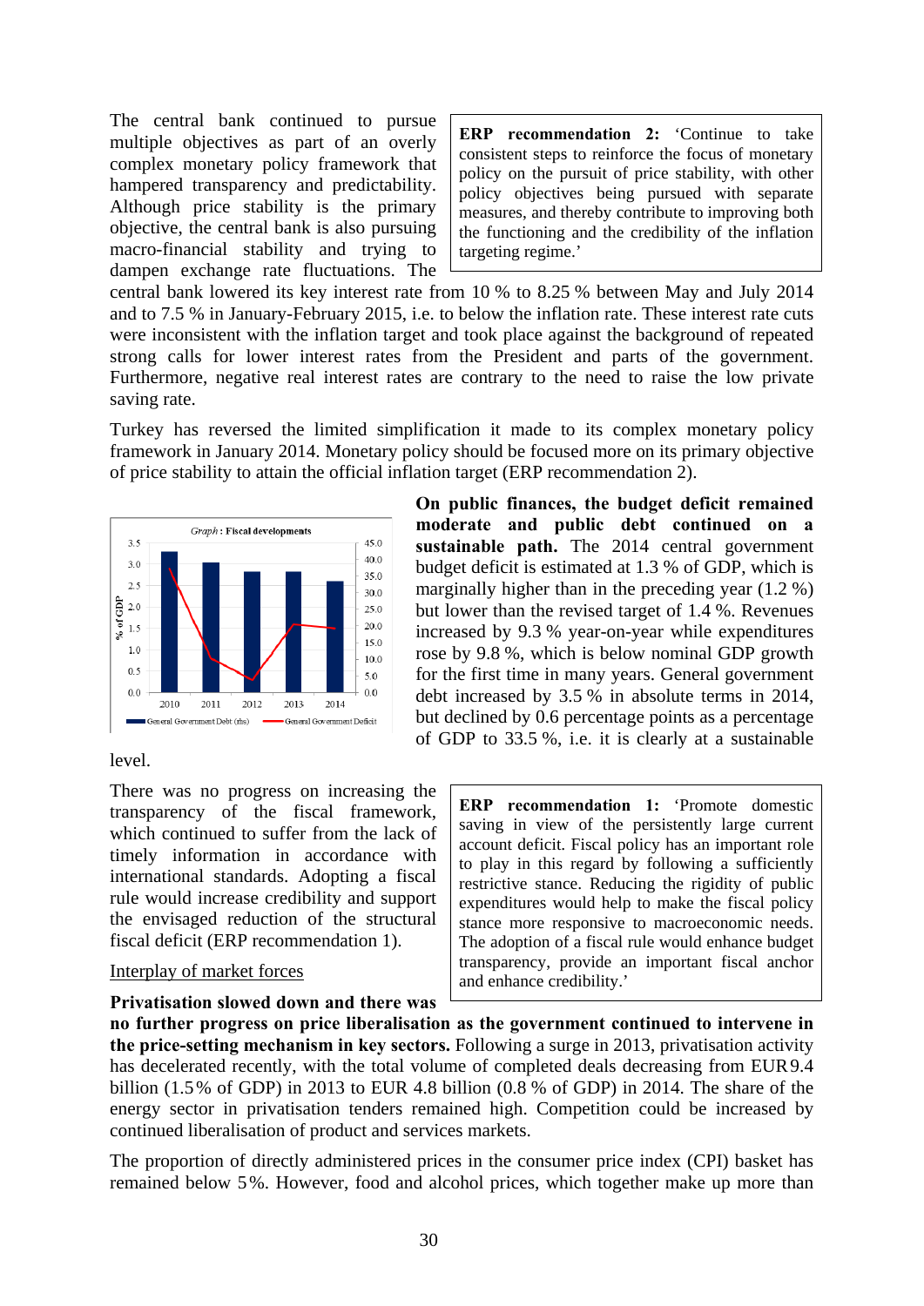The central bank continued to pursue multiple objectives as part of an overly complex monetary policy framework that hampered transparency and predictability. Although price stability is the primary objective, the central bank is also pursuing macro-financial stability and trying to dampen exchange rate fluctuations. The central bank lowered its key interest rate from 10 % to 8.25 % between May and July 2014 and to 7.5 % in January-February 2015, i.e. to below the inflation rate. These interest rate cuts were inconsistent with the inflation target and took place against the background of repeated strong calls for lower interest rates from the President and parts of the government. Furthermore, negative real interest rates are contrary to the need to raise the low private saving rate.

> **ERP recommendation 2:** 'Continue to take consistent steps to reinforce the focus of monetary policy on the pursuit of price stability, with other policy objectives being pursued with separate measures, and thereby contribute to improving both the functioning and the credibility of the inflation targeting regime.'

Turkey has reversed the limited simplification it made to its complex monetary policy framework in January 2014. Monetary policy should be focused more on its primary objective of price stability to attain the official inflation target (ERP recommendation 2).

*Graph*: Fiscal developments

| | 2010 | 2011 | 2012 | 2013 | 2014 |
|---|---|---|---|---|---|
| General Government Debt (rhs), % of GDP | ~42 | ~39 | ~36 | ~36 | ~33.5 |
| General Government Deficit, % of GDP | ~2.9 | ~0.8 | ~0.3 | ~1.6 | ~1.5 |

**On public finances, the budget deficit remained moderate and public debt continued on a sustainable path.** The 2014 central government budget deficit is estimated at 1.3 % of GDP, which is marginally higher than in the preceding year (1.2 %) but lower than the revised target of 1.4 %. Revenues increased by 9.3 % year-on-year while expenditures rose by 9.8 %, which is below nominal GDP growth for the first time in many years. General government debt increased by 3.5 % in absolute terms in 2014, but declined by 0.6 percentage points as a percentage of GDP to 33.5 %, i.e. it is clearly at a sustainable level.

There was no progress on increasing the transparency of the fiscal framework, which continued to suffer from the lack of timely information in accordance with international standards. Adopting a fiscal rule would increase credibility and support the envisaged reduction of the structural fiscal deficit (ERP recommendation 1).

> **ERP recommendation 1:** 'Promote domestic saving in view of the persistently large current account deficit. Fiscal policy has an important role to play in this regard by following a sufficiently restrictive stance. Reducing the rigidity of public expenditures would help to make the fiscal policy stance more responsive to macroeconomic needs. The adoption of a fiscal rule would enhance budget transparency, provide an important fiscal anchor and enhance credibility.'

Interplay of market forces

**Privatisation slowed down and there was no further progress on price liberalisation as the government continued to intervene in the price-setting mechanism in key sectors.** Following a surge in 2013, privatisation activity has decelerated recently, with the total volume of completed deals decreasing from EUR 9.4 billion (1.5 % of GDP) in 2013 to EUR 4.8 billion (0.8 % of GDP) in 2014. The share of the energy sector in privatisation tenders remained high. Competition could be increased by continued liberalisation of product and services markets.

The proportion of directly administered prices in the consumer price index (CPI) basket has remained below 5 %. However, food and alcohol prices, which together make up more than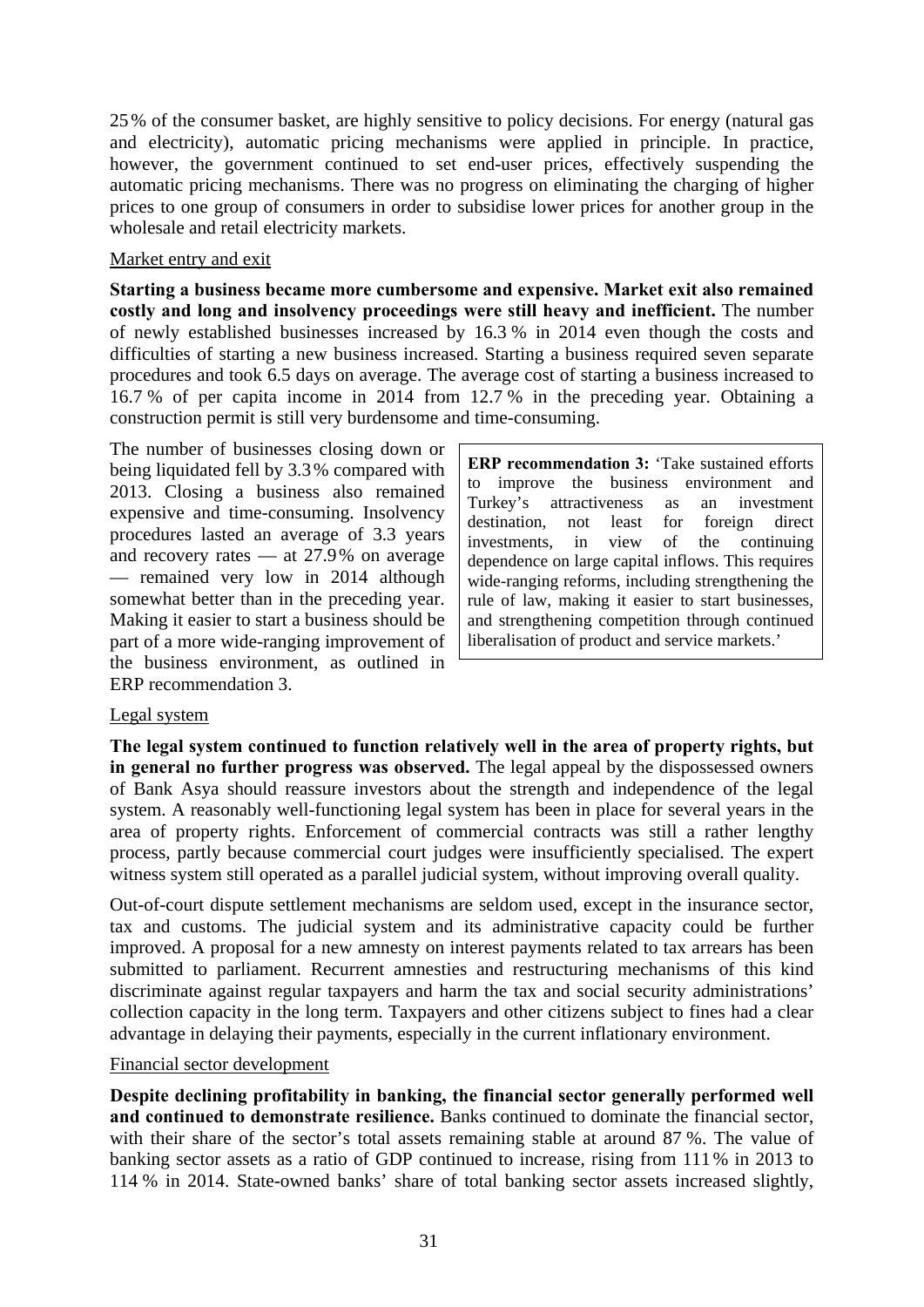25 % of the consumer basket, are highly sensitive to policy decisions. For energy (natural gas and electricity), automatic pricing mechanisms were applied in principle. In practice, however, the government continued to set end-user prices, effectively suspending the automatic pricing mechanisms. There was no progress on eliminating the charging of higher prices to one group of consumers in order to subsidise lower prices for another group in the wholesale and retail electricity markets.

Market entry and exit

**Starting a business became more cumbersome and expensive. Market exit also remained costly and long and insolvency proceedings were still heavy and inefficient.** The number of newly established businesses increased by 16.3 % in 2014 even though the costs and difficulties of starting a new business increased. Starting a business required seven separate procedures and took 6.5 days on average. The average cost of starting a business increased to 16.7 % of per capita income in 2014 from 12.7 % in the preceding year. Obtaining a construction permit is still very burdensome and time-consuming.

The number of businesses closing down or being liquidated fell by 3.3 % compared with 2013. Closing a business also remained expensive and time-consuming. Insolvency procedures lasted an average of 3.3 years and recovery rates — at 27.9 % on average — remained very low in 2014 although somewhat better than in the preceding year. Making it easier to start a business should be part of a more wide-ranging improvement of the business environment, as outlined in ERP recommendation 3.

> **ERP recommendation 3:** 'Take sustained efforts to improve the business environment and Turkey's attractiveness as an investment destination, not least for foreign direct investments, in view of the continuing dependence on large capital inflows. This requires wide-ranging reforms, including strengthening the rule of law, making it easier to start businesses, and strengthening competition through continued liberalisation of product and service markets.'

Legal system

**The legal system continued to function relatively well in the area of property rights, but in general no further progress was observed.** The legal appeal by the dispossessed owners of Bank Asya should reassure investors about the strength and independence of the legal system. A reasonably well-functioning legal system has been in place for several years in the area of property rights. Enforcement of commercial contracts was still a rather lengthy process, partly because commercial court judges were insufficiently specialised. The expert witness system still operated as a parallel judicial system, without improving overall quality.

Out-of-court dispute settlement mechanisms are seldom used, except in the insurance sector, tax and customs. The judicial system and its administrative capacity could be further improved. A proposal for a new amnesty on interest payments related to tax arrears has been submitted to parliament. Recurrent amnesties and restructuring mechanisms of this kind discriminate against regular taxpayers and harm the tax and social security administrations' collection capacity in the long term. Taxpayers and other citizens subject to fines had a clear advantage in delaying their payments, especially in the current inflationary environment.

Financial sector development

**Despite declining profitability in banking, the financial sector generally performed well and continued to demonstrate resilience.** Banks continued to dominate the financial sector, with their share of the sector's total assets remaining stable at around 87 %. The value of banking sector assets as a ratio of GDP continued to increase, rising from 111 % in 2013 to 114 % in 2014. State-owned banks' share of total banking sector assets increased slightly,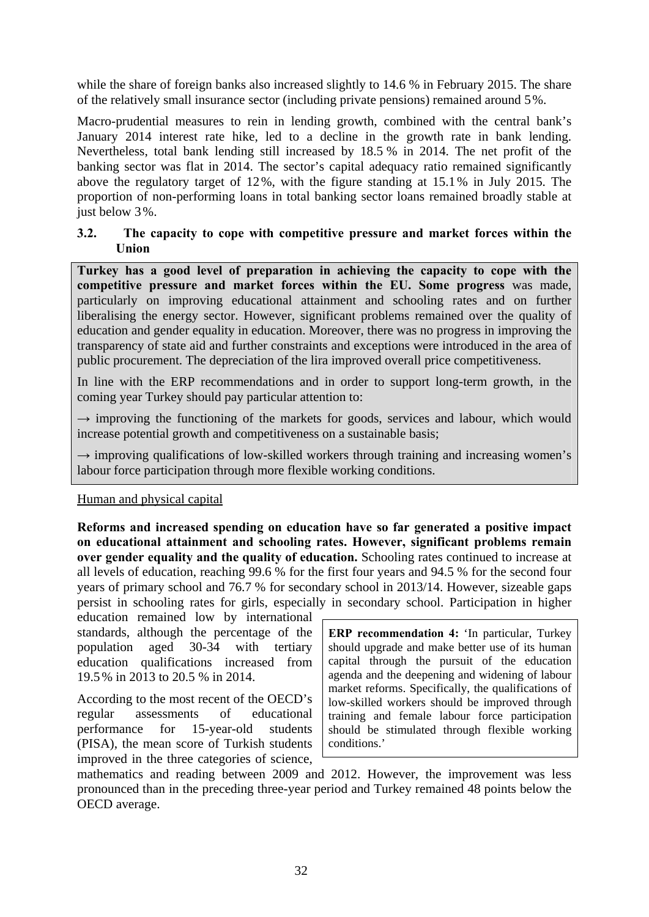while the share of foreign banks also increased slightly to 14.6 % in February 2015. The share of the relatively small insurance sector (including private pensions) remained around 5%.

Macro-prudential measures to rein in lending growth, combined with the central bank's January 2014 interest rate hike, led to a decline in the growth rate in bank lending. Nevertheless, total bank lending still increased by 18.5 % in 2014. The net profit of the banking sector was flat in 2014. The sector's capital adequacy ratio remained significantly above the regulatory target of 12%, with the figure standing at 15.1% in July 2015. The proportion of non-performing loans in total banking sector loans remained broadly stable at just below 3%.

### 3.2. The capacity to cope with competitive pressure and market forces within the Union

**Turkey has a good level of preparation in achieving the capacity to cope with the competitive pressure and market forces within the EU. Some progress** was made, particularly on improving educational attainment and schooling rates and on further liberalising the energy sector. However, significant problems remained over the quality of education and gender equality in education. Moreover, there was no progress in improving the transparency of state aid and further constraints and exceptions were introduced in the area of public procurement. The depreciation of the lira improved overall price competitiveness.

In line with the ERP recommendations and in order to support long-term growth, in the coming year Turkey should pay particular attention to:

→ improving the functioning of the markets for goods, services and labour, which would increase potential growth and competitiveness on a sustainable basis;

→ improving qualifications of low-skilled workers through training and increasing women's labour force participation through more flexible working conditions.

Human and physical capital

**Reforms and increased spending on education have so far generated a positive impact on educational attainment and schooling rates. However, significant problems remain over gender equality and the quality of education.** Schooling rates continued to increase at all levels of education, reaching 99.6 % for the first four years and 94.5 % for the second four years of primary school and 76.7 % for secondary school in 2013/14. However, sizeable gaps persist in schooling rates for girls, especially in secondary school. Participation in higher education remained low by international standards, although the percentage of the population aged 30-34 with tertiary education qualifications increased from 19.5% in 2013 to 20.5 % in 2014.

**ERP recommendation 4:** 'In particular, Turkey should upgrade and make better use of its human capital through the pursuit of the education agenda and the deepening and widening of labour market reforms. Specifically, the qualifications of low-skilled workers should be improved through training and female labour force participation should be stimulated through flexible working conditions.'

According to the most recent of the OECD's regular assessments of educational performance for 15-year-old students (PISA), the mean score of Turkish students improved in the three categories of science, mathematics and reading between 2009 and 2012. However, the improvement was less pronounced than in the preceding three-year period and Turkey remained 48 points below the OECD average.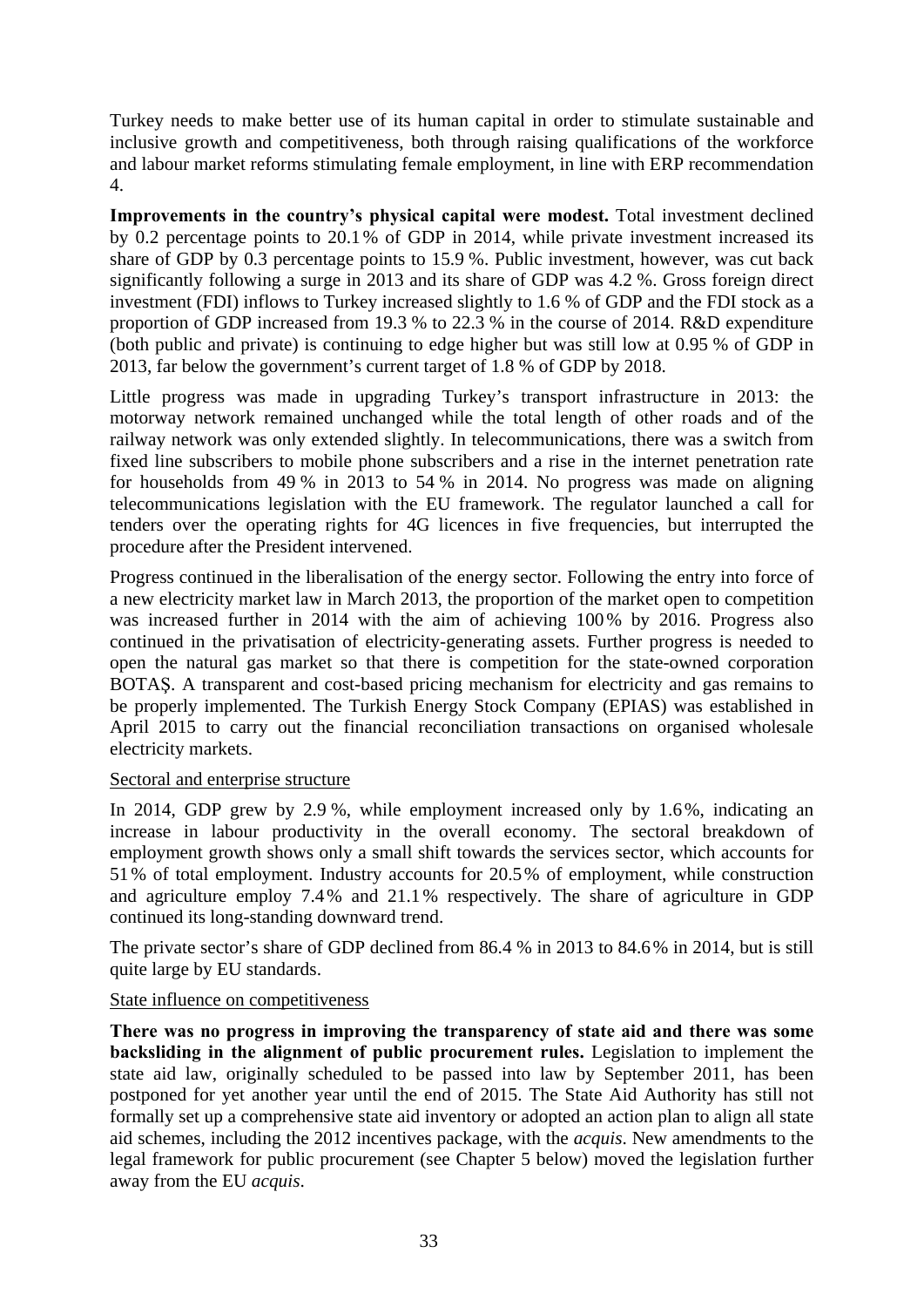Turkey needs to make better use of its human capital in order to stimulate sustainable and inclusive growth and competitiveness, both through raising qualifications of the workforce and labour market reforms stimulating female employment, in line with ERP recommendation 4.

**Improvements in the country's physical capital were modest.** Total investment declined by 0.2 percentage points to 20.1 % of GDP in 2014, while private investment increased its share of GDP by 0.3 percentage points to 15.9 %. Public investment, however, was cut back significantly following a surge in 2013 and its share of GDP was 4.2 %. Gross foreign direct investment (FDI) inflows to Turkey increased slightly to 1.6 % of GDP and the FDI stock as a proportion of GDP increased from 19.3 % to 22.3 % in the course of 2014. R&D expenditure (both public and private) is continuing to edge higher but was still low at 0.95 % of GDP in 2013, far below the government's current target of 1.8 % of GDP by 2018.

Little progress was made in upgrading Turkey's transport infrastructure in 2013: the motorway network remained unchanged while the total length of other roads and of the railway network was only extended slightly. In telecommunications, there was a switch from fixed line subscribers to mobile phone subscribers and a rise in the internet penetration rate for households from 49 % in 2013 to 54 % in 2014. No progress was made on aligning telecommunications legislation with the EU framework. The regulator launched a call for tenders over the operating rights for 4G licences in five frequencies, but interrupted the procedure after the President intervened.

Progress continued in the liberalisation of the energy sector. Following the entry into force of a new electricity market law in March 2013, the proportion of the market open to competition was increased further in 2014 with the aim of achieving 100 % by 2016. Progress also continued in the privatisation of electricity-generating assets. Further progress is needed to open the natural gas market so that there is competition for the state-owned corporation BOTAŞ. A transparent and cost-based pricing mechanism for electricity and gas remains to be properly implemented. The Turkish Energy Stock Company (EPIAS) was established in April 2015 to carry out the financial reconciliation transactions on organised wholesale electricity markets.

Sectoral and enterprise structure

In 2014, GDP grew by 2.9 %, while employment increased only by 1.6 %, indicating an increase in labour productivity in the overall economy. The sectoral breakdown of employment growth shows only a small shift towards the services sector, which accounts for 51 % of total employment. Industry accounts for 20.5 % of employment, while construction and agriculture employ 7.4 % and 21.1 % respectively. The share of agriculture in GDP continued its long-standing downward trend.

The private sector's share of GDP declined from 86.4 % in 2013 to 84.6 % in 2014, but is still quite large by EU standards.

State influence on competitiveness

**There was no progress in improving the transparency of state aid and there was some backsliding in the alignment of public procurement rules.** Legislation to implement the state aid law, originally scheduled to be passed into law by September 2011, has been postponed for yet another year until the end of 2015. The State Aid Authority has still not formally set up a comprehensive state aid inventory or adopted an action plan to align all state aid schemes, including the 2012 incentives package, with the *acquis*. New amendments to the legal framework for public procurement (see Chapter 5 below) moved the legislation further away from the EU *acquis*.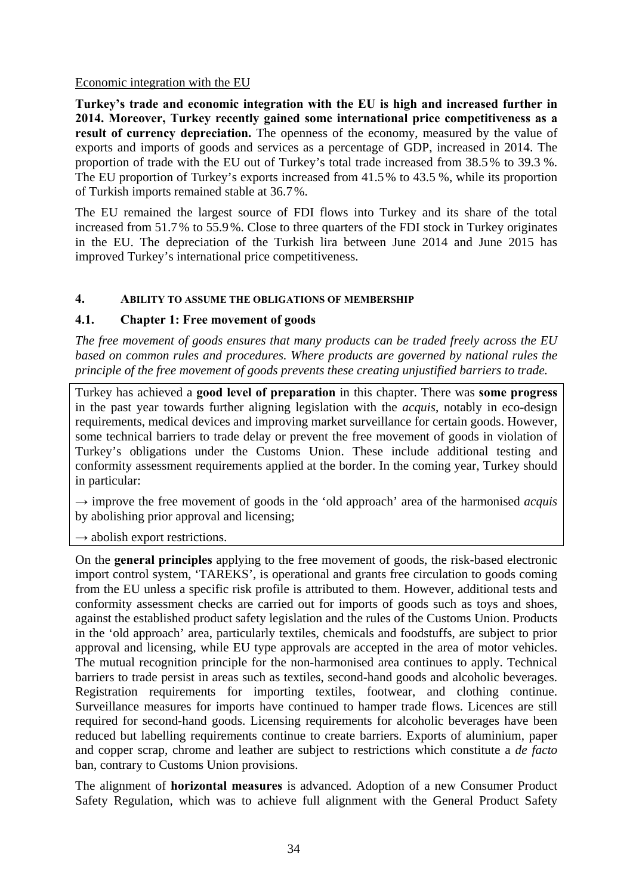Economic integration with the EU

**Turkey's trade and economic integration with the EU is high and increased further in 2014. Moreover, Turkey recently gained some international price competitiveness as a result of currency depreciation.** The openness of the economy, measured by the value of exports and imports of goods and services as a percentage of GDP, increased in 2014. The proportion of trade with the EU out of Turkey's total trade increased from 38.5% to 39.3 %. The EU proportion of Turkey's exports increased from 41.5% to 43.5 %, while its proportion of Turkish imports remained stable at 36.7%.

The EU remained the largest source of FDI flows into Turkey and its share of the total increased from 51.7% to 55.9%. Close to three quarters of the FDI stock in Turkey originates in the EU. The depreciation of the Turkish lira between June 2014 and June 2015 has improved Turkey's international price competitiveness.

## 4. Ability to assume the obligations of membership

### 4.1. Chapter 1: Free movement of goods

*The free movement of goods ensures that many products can be traded freely across the EU based on common rules and procedures. Where products are governed by national rules the principle of the free movement of goods prevents these creating unjustified barriers to trade.*

Turkey has achieved a **good level of preparation** in this chapter. There was **some progress** in the past year towards further aligning legislation with the *acquis*, notably in eco-design requirements, medical devices and improving market surveillance for certain goods. However, some technical barriers to trade delay or prevent the free movement of goods in violation of Turkey's obligations under the Customs Union. These include additional testing and conformity assessment requirements applied at the border. In the coming year, Turkey should in particular:

→ improve the free movement of goods in the 'old approach' area of the harmonised *acquis* by abolishing prior approval and licensing;

→ abolish export restrictions.

On the **general principles** applying to the free movement of goods, the risk-based electronic import control system, 'TAREKS', is operational and grants free circulation to goods coming from the EU unless a specific risk profile is attributed to them. However, additional tests and conformity assessment checks are carried out for imports of goods such as toys and shoes, against the established product safety legislation and the rules of the Customs Union. Products in the 'old approach' area, particularly textiles, chemicals and foodstuffs, are subject to prior approval and licensing, while EU type approvals are accepted in the area of motor vehicles. The mutual recognition principle for the non-harmonised area continues to apply. Technical barriers to trade persist in areas such as textiles, second-hand goods and alcoholic beverages. Registration requirements for importing textiles, footwear, and clothing continue. Surveillance measures for imports have continued to hamper trade flows. Licences are still required for second-hand goods. Licensing requirements for alcoholic beverages have been reduced but labelling requirements continue to create barriers. Exports of aluminium, paper and copper scrap, chrome and leather are subject to restrictions which constitute a *de facto* ban, contrary to Customs Union provisions.

The alignment of **horizontal measures** is advanced. Adoption of a new Consumer Product Safety Regulation, which was to achieve full alignment with the General Product Safety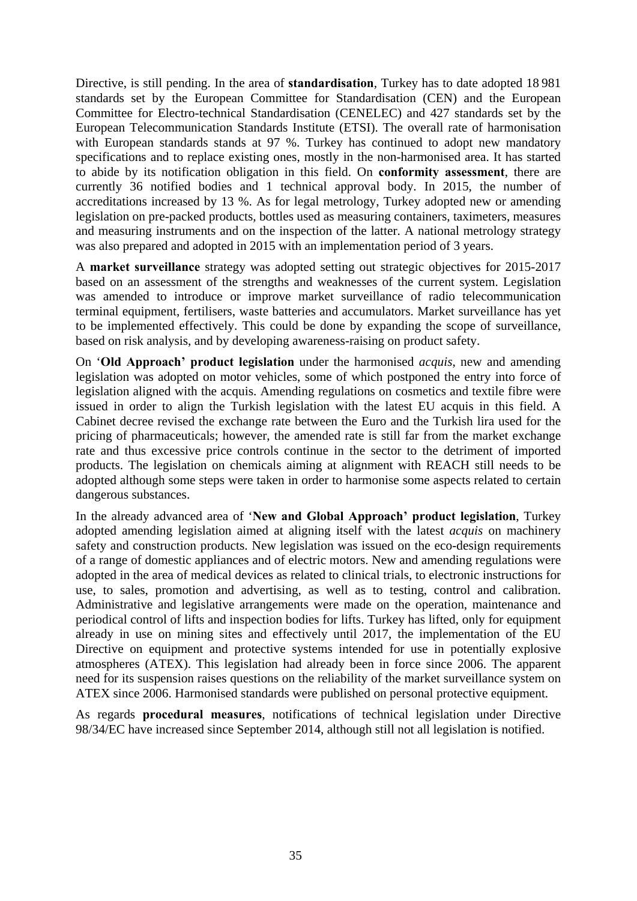Directive, is still pending. In the area of **standardisation**, Turkey has to date adopted 18 981 standards set by the European Committee for Standardisation (CEN) and the European Committee for Electro-technical Standardisation (CENELEC) and 427 standards set by the European Telecommunication Standards Institute (ETSI). The overall rate of harmonisation with European standards stands at 97 %. Turkey has continued to adopt new mandatory specifications and to replace existing ones, mostly in the non-harmonised area. It has started to abide by its notification obligation in this field. On **conformity assessment**, there are currently 36 notified bodies and 1 technical approval body. In 2015, the number of accreditations increased by 13 %. As for legal metrology, Turkey adopted new or amending legislation on pre-packed products, bottles used as measuring containers, taximeters, measures and measuring instruments and on the inspection of the latter. A national metrology strategy was also prepared and adopted in 2015 with an implementation period of 3 years.

A **market surveillance** strategy was adopted setting out strategic objectives for 2015-2017 based on an assessment of the strengths and weaknesses of the current system. Legislation was amended to introduce or improve market surveillance of radio telecommunication terminal equipment, fertilisers, waste batteries and accumulators. Market surveillance has yet to be implemented effectively. This could be done by expanding the scope of surveillance, based on risk analysis, and by developing awareness-raising on product safety.

On '**Old Approach' product legislation** under the harmonised *acquis*, new and amending legislation was adopted on motor vehicles, some of which postponed the entry into force of legislation aligned with the acquis. Amending regulations on cosmetics and textile fibre were issued in order to align the Turkish legislation with the latest EU acquis in this field. A Cabinet decree revised the exchange rate between the Euro and the Turkish lira used for the pricing of pharmaceuticals; however, the amended rate is still far from the market exchange rate and thus excessive price controls continue in the sector to the detriment of imported products. The legislation on chemicals aiming at alignment with REACH still needs to be adopted although some steps were taken in order to harmonise some aspects related to certain dangerous substances.

In the already advanced area of '**New and Global Approach' product legislation**, Turkey adopted amending legislation aimed at aligning itself with the latest *acquis* on machinery safety and construction products. New legislation was issued on the eco-design requirements of a range of domestic appliances and of electric motors. New and amending regulations were adopted in the area of medical devices as related to clinical trials, to electronic instructions for use, to sales, promotion and advertising, as well as to testing, control and calibration. Administrative and legislative arrangements were made on the operation, maintenance and periodical control of lifts and inspection bodies for lifts. Turkey has lifted, only for equipment already in use on mining sites and effectively until 2017, the implementation of the EU Directive on equipment and protective systems intended for use in potentially explosive atmospheres (ATEX). This legislation had already been in force since 2006. The apparent need for its suspension raises questions on the reliability of the market surveillance system on ATEX since 2006. Harmonised standards were published on personal protective equipment.

As regards **procedural measures**, notifications of technical legislation under Directive 98/34/EC have increased since September 2014, although still not all legislation is notified.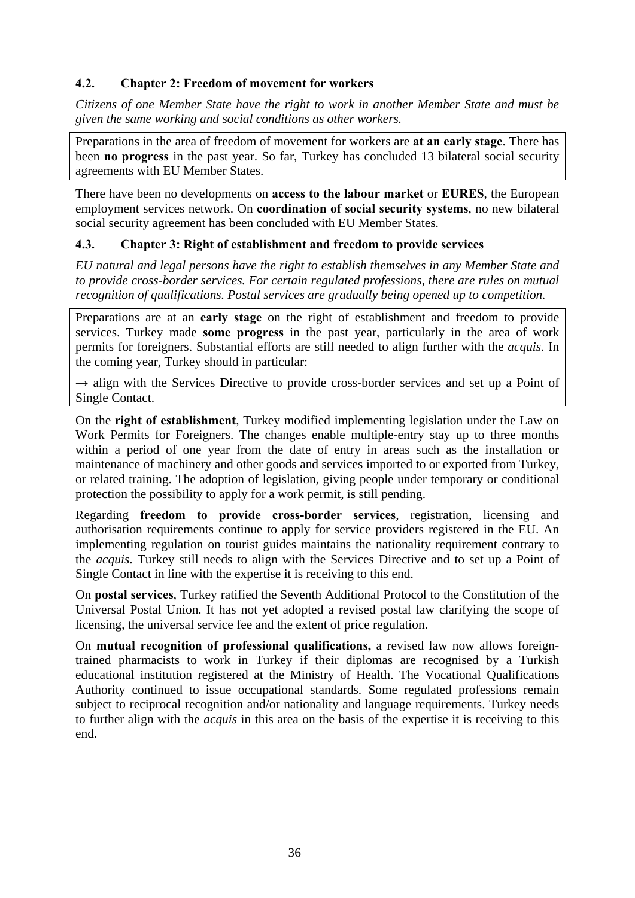### 4.2. Chapter 2: Freedom of movement for workers

*Citizens of one Member State have the right to work in another Member State and must be given the same working and social conditions as other workers.*

Preparations in the area of freedom of movement for workers are **at an early stage**. There has been **no progress** in the past year. So far, Turkey has concluded 13 bilateral social security agreements with EU Member States.

There have been no developments on **access to the labour market** or **EURES**, the European employment services network. On **coordination of social security systems**, no new bilateral social security agreement has been concluded with EU Member States.

### 4.3. Chapter 3: Right of establishment and freedom to provide services

*EU natural and legal persons have the right to establish themselves in any Member State and to provide cross-border services. For certain regulated professions, there are rules on mutual recognition of qualifications. Postal services are gradually being opened up to competition.*

Preparations are at an **early stage** on the right of establishment and freedom to provide services. Turkey made **some progress** in the past year, particularly in the area of work permits for foreigners. Substantial efforts are still needed to align further with the *acquis*. In the coming year, Turkey should in particular:

→ align with the Services Directive to provide cross-border services and set up a Point of Single Contact.

On the **right of establishment**, Turkey modified implementing legislation under the Law on Work Permits for Foreigners. The changes enable multiple-entry stay up to three months within a period of one year from the date of entry in areas such as the installation or maintenance of machinery and other goods and services imported to or exported from Turkey, or related training. The adoption of legislation, giving people under temporary or conditional protection the possibility to apply for a work permit, is still pending.

Regarding **freedom to provide cross-border services**, registration, licensing and authorisation requirements continue to apply for service providers registered in the EU. An implementing regulation on tourist guides maintains the nationality requirement contrary to the *acquis*. Turkey still needs to align with the Services Directive and to set up a Point of Single Contact in line with the expertise it is receiving to this end.

On **postal services**, Turkey ratified the Seventh Additional Protocol to the Constitution of the Universal Postal Union. It has not yet adopted a revised postal law clarifying the scope of licensing, the universal service fee and the extent of price regulation.

On **mutual recognition of professional qualifications,** a revised law now allows foreign-trained pharmacists to work in Turkey if their diplomas are recognised by a Turkish educational institution registered at the Ministry of Health. The Vocational Qualifications Authority continued to issue occupational standards. Some regulated professions remain subject to reciprocal recognition and/or nationality and language requirements. Turkey needs to further align with the *acquis* in this area on the basis of the expertise it is receiving to this end.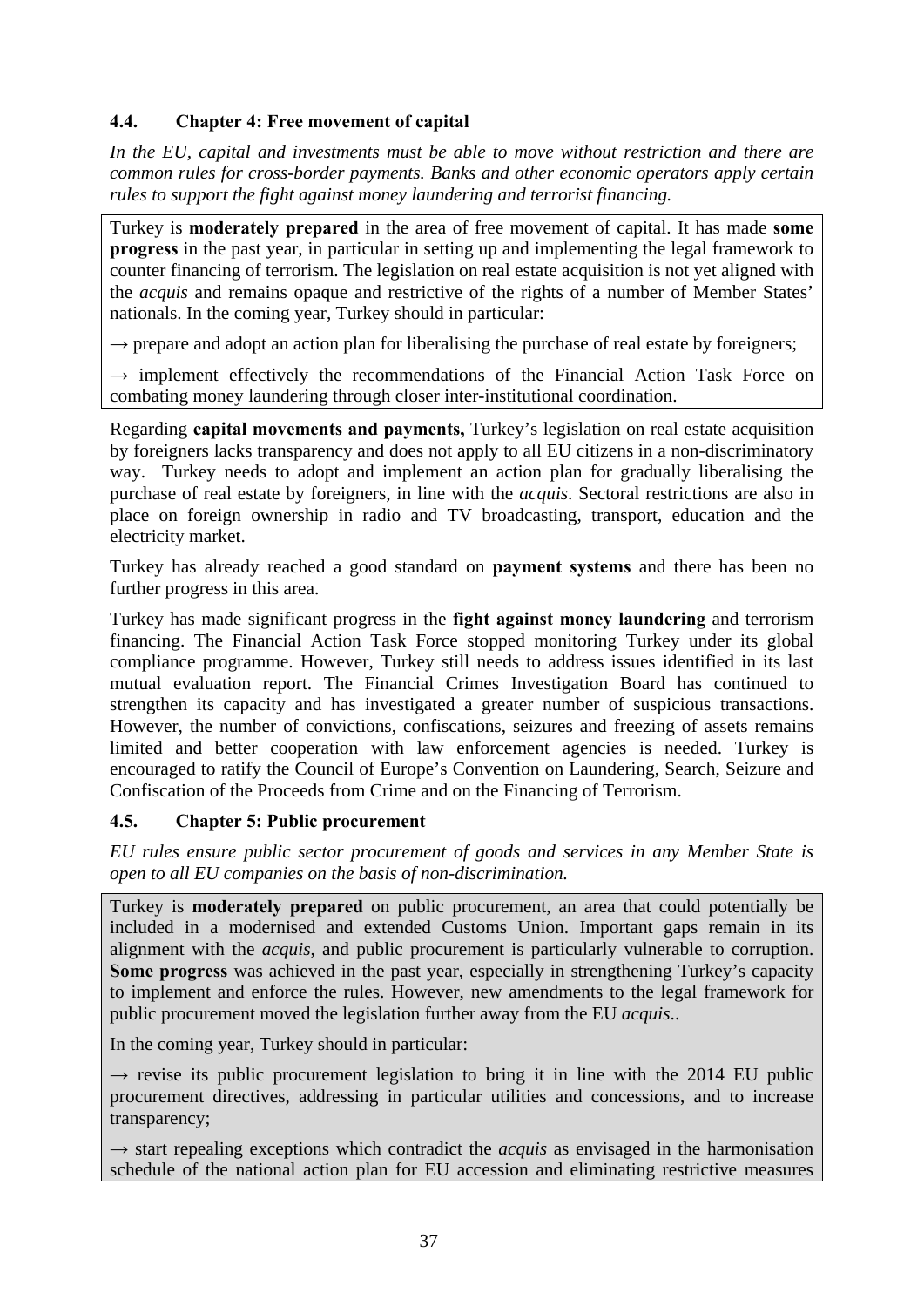### 4.4. Chapter 4: Free movement of capital

*In the EU, capital and investments must be able to move without restriction and there are common rules for cross-border payments. Banks and other economic operators apply certain rules to support the fight against money laundering and terrorist financing.*

Turkey is **moderately prepared** in the area of free movement of capital. It has made **some progress** in the past year, in particular in setting up and implementing the legal framework to counter financing of terrorism. The legislation on real estate acquisition is not yet aligned with the *acquis* and remains opaque and restrictive of the rights of a number of Member States' nationals. In the coming year, Turkey should in particular:

→ prepare and adopt an action plan for liberalising the purchase of real estate by foreigners;

→ implement effectively the recommendations of the Financial Action Task Force on combating money laundering through closer inter-institutional coordination.

Regarding **capital movements and payments,** Turkey's legislation on real estate acquisition by foreigners lacks transparency and does not apply to all EU citizens in a non-discriminatory way. Turkey needs to adopt and implement an action plan for gradually liberalising the purchase of real estate by foreigners, in line with the *acquis*. Sectoral restrictions are also in place on foreign ownership in radio and TV broadcasting, transport, education and the electricity market.

Turkey has already reached a good standard on **payment systems** and there has been no further progress in this area.

Turkey has made significant progress in the **fight against money laundering** and terrorism financing. The Financial Action Task Force stopped monitoring Turkey under its global compliance programme. However, Turkey still needs to address issues identified in its last mutual evaluation report. The Financial Crimes Investigation Board has continued to strengthen its capacity and has investigated a greater number of suspicious transactions. However, the number of convictions, confiscations, seizures and freezing of assets remains limited and better cooperation with law enforcement agencies is needed. Turkey is encouraged to ratify the Council of Europe's Convention on Laundering, Search, Seizure and Confiscation of the Proceeds from Crime and on the Financing of Terrorism.

### 4.5. Chapter 5: Public procurement

*EU rules ensure public sector procurement of goods and services in any Member State is open to all EU companies on the basis of non-discrimination.*

Turkey is **moderately prepared** on public procurement, an area that could potentially be included in a modernised and extended Customs Union. Important gaps remain in its alignment with the *acquis*, and public procurement is particularly vulnerable to corruption. **Some progress** was achieved in the past year, especially in strengthening Turkey's capacity to implement and enforce the rules. However, new amendments to the legal framework for public procurement moved the legislation further away from the EU *acquis*..

In the coming year, Turkey should in particular:

→ revise its public procurement legislation to bring it in line with the 2014 EU public procurement directives, addressing in particular utilities and concessions, and to increase transparency;

→ start repealing exceptions which contradict the *acquis* as envisaged in the harmonisation schedule of the national action plan for EU accession and eliminating restrictive measures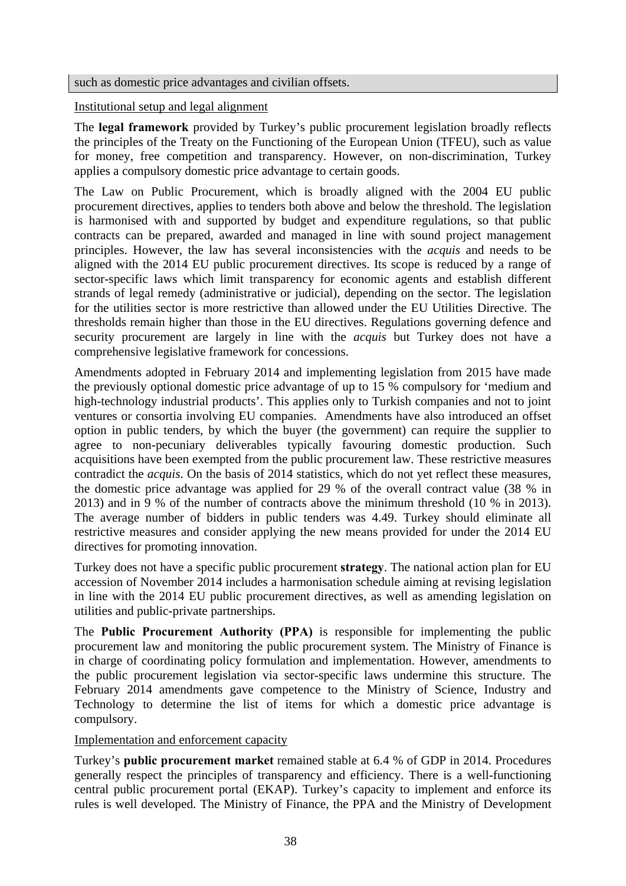such as domestic price advantages and civilian offsets.

Institutional setup and legal alignment

The **legal framework** provided by Turkey's public procurement legislation broadly reflects the principles of the Treaty on the Functioning of the European Union (TFEU), such as value for money, free competition and transparency. However, on non-discrimination, Turkey applies a compulsory domestic price advantage to certain goods.

The Law on Public Procurement, which is broadly aligned with the 2004 EU public procurement directives, applies to tenders both above and below the threshold. The legislation is harmonised with and supported by budget and expenditure regulations, so that public contracts can be prepared, awarded and managed in line with sound project management principles. However, the law has several inconsistencies with the *acquis* and needs to be aligned with the 2014 EU public procurement directives. Its scope is reduced by a range of sector-specific laws which limit transparency for economic agents and establish different strands of legal remedy (administrative or judicial), depending on the sector. The legislation for the utilities sector is more restrictive than allowed under the EU Utilities Directive. The thresholds remain higher than those in the EU directives. Regulations governing defence and security procurement are largely in line with the *acquis* but Turkey does not have a comprehensive legislative framework for concessions.

Amendments adopted in February 2014 and implementing legislation from 2015 have made the previously optional domestic price advantage of up to 15 % compulsory for 'medium and high-technology industrial products'. This applies only to Turkish companies and not to joint ventures or consortia involving EU companies. Amendments have also introduced an offset option in public tenders, by which the buyer (the government) can require the supplier to agree to non-pecuniary deliverables typically favouring domestic production. Such acquisitions have been exempted from the public procurement law. These restrictive measures contradict the *acquis*. On the basis of 2014 statistics, which do not yet reflect these measures, the domestic price advantage was applied for 29 % of the overall contract value (38 % in 2013) and in 9 % of the number of contracts above the minimum threshold (10 % in 2013). The average number of bidders in public tenders was 4.49. Turkey should eliminate all restrictive measures and consider applying the new means provided for under the 2014 EU directives for promoting innovation.

Turkey does not have a specific public procurement **strategy**. The national action plan for EU accession of November 2014 includes a harmonisation schedule aiming at revising legislation in line with the 2014 EU public procurement directives, as well as amending legislation on utilities and public-private partnerships.

The **Public Procurement Authority (PPA)** is responsible for implementing the public procurement law and monitoring the public procurement system. The Ministry of Finance is in charge of coordinating policy formulation and implementation. However, amendments to the public procurement legislation via sector-specific laws undermine this structure. The February 2014 amendments gave competence to the Ministry of Science, Industry and Technology to determine the list of items for which a domestic price advantage is compulsory.

Implementation and enforcement capacity

Turkey's **public procurement market** remained stable at 6.4 % of GDP in 2014. Procedures generally respect the principles of transparency and efficiency. There is a well-functioning central public procurement portal (EKAP). Turkey's capacity to implement and enforce its rules is well developed. The Ministry of Finance, the PPA and the Ministry of Development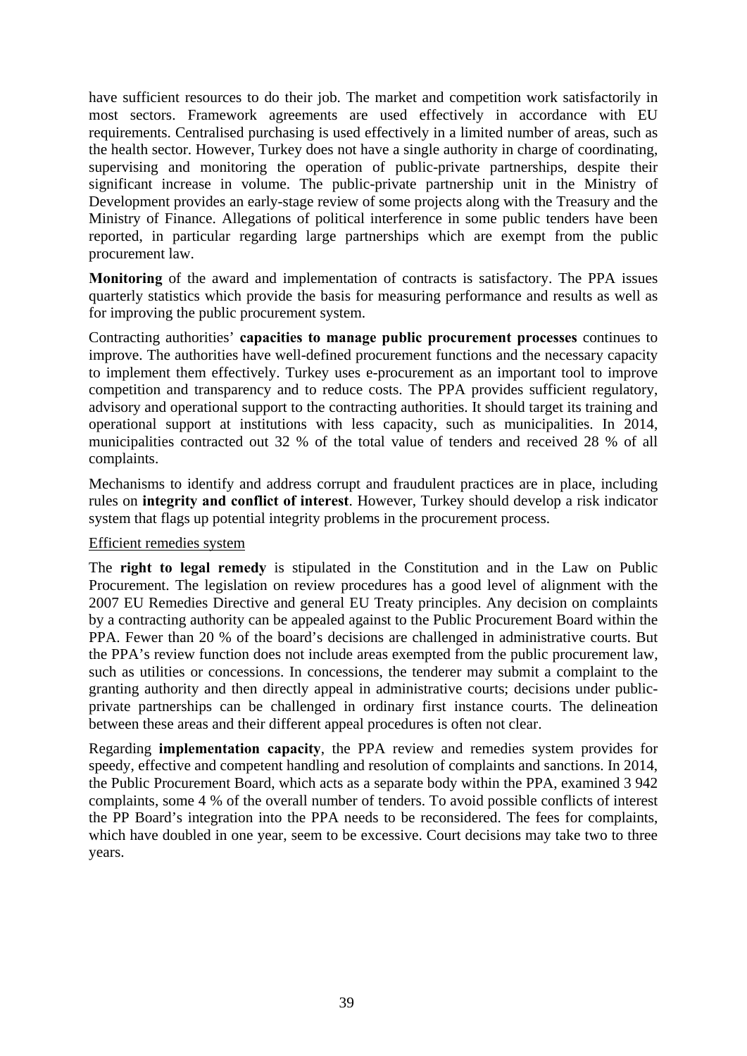have sufficient resources to do their job. The market and competition work satisfactorily in most sectors. Framework agreements are used effectively in accordance with EU requirements. Centralised purchasing is used effectively in a limited number of areas, such as the health sector. However, Turkey does not have a single authority in charge of coordinating, supervising and monitoring the operation of public-private partnerships, despite their significant increase in volume. The public-private partnership unit in the Ministry of Development provides an early-stage review of some projects along with the Treasury and the Ministry of Finance. Allegations of political interference in some public tenders have been reported, in particular regarding large partnerships which are exempt from the public procurement law.

**Monitoring** of the award and implementation of contracts is satisfactory. The PPA issues quarterly statistics which provide the basis for measuring performance and results as well as for improving the public procurement system.

Contracting authorities' **capacities to manage public procurement processes** continues to improve. The authorities have well-defined procurement functions and the necessary capacity to implement them effectively. Turkey uses e-procurement as an important tool to improve competition and transparency and to reduce costs. The PPA provides sufficient regulatory, advisory and operational support to the contracting authorities. It should target its training and operational support at institutions with less capacity, such as municipalities. In 2014, municipalities contracted out 32 % of the total value of tenders and received 28 % of all complaints.

Mechanisms to identify and address corrupt and fraudulent practices are in place, including rules on **integrity and conflict of interest**. However, Turkey should develop a risk indicator system that flags up potential integrity problems in the procurement process.

Efficient remedies system

The **right to legal remedy** is stipulated in the Constitution and in the Law on Public Procurement. The legislation on review procedures has a good level of alignment with the 2007 EU Remedies Directive and general EU Treaty principles. Any decision on complaints by a contracting authority can be appealed against to the Public Procurement Board within the PPA. Fewer than 20 % of the board's decisions are challenged in administrative courts. But the PPA's review function does not include areas exempted from the public procurement law, such as utilities or concessions. In concessions, the tenderer may submit a complaint to the granting authority and then directly appeal in administrative courts; decisions under public-private partnerships can be challenged in ordinary first instance courts. The delineation between these areas and their different appeal procedures is often not clear.

Regarding **implementation capacity**, the PPA review and remedies system provides for speedy, effective and competent handling and resolution of complaints and sanctions. In 2014, the Public Procurement Board, which acts as a separate body within the PPA, examined 3 942 complaints, some 4 % of the overall number of tenders. To avoid possible conflicts of interest the PP Board's integration into the PPA needs to be reconsidered. The fees for complaints, which have doubled in one year, seem to be excessive. Court decisions may take two to three years.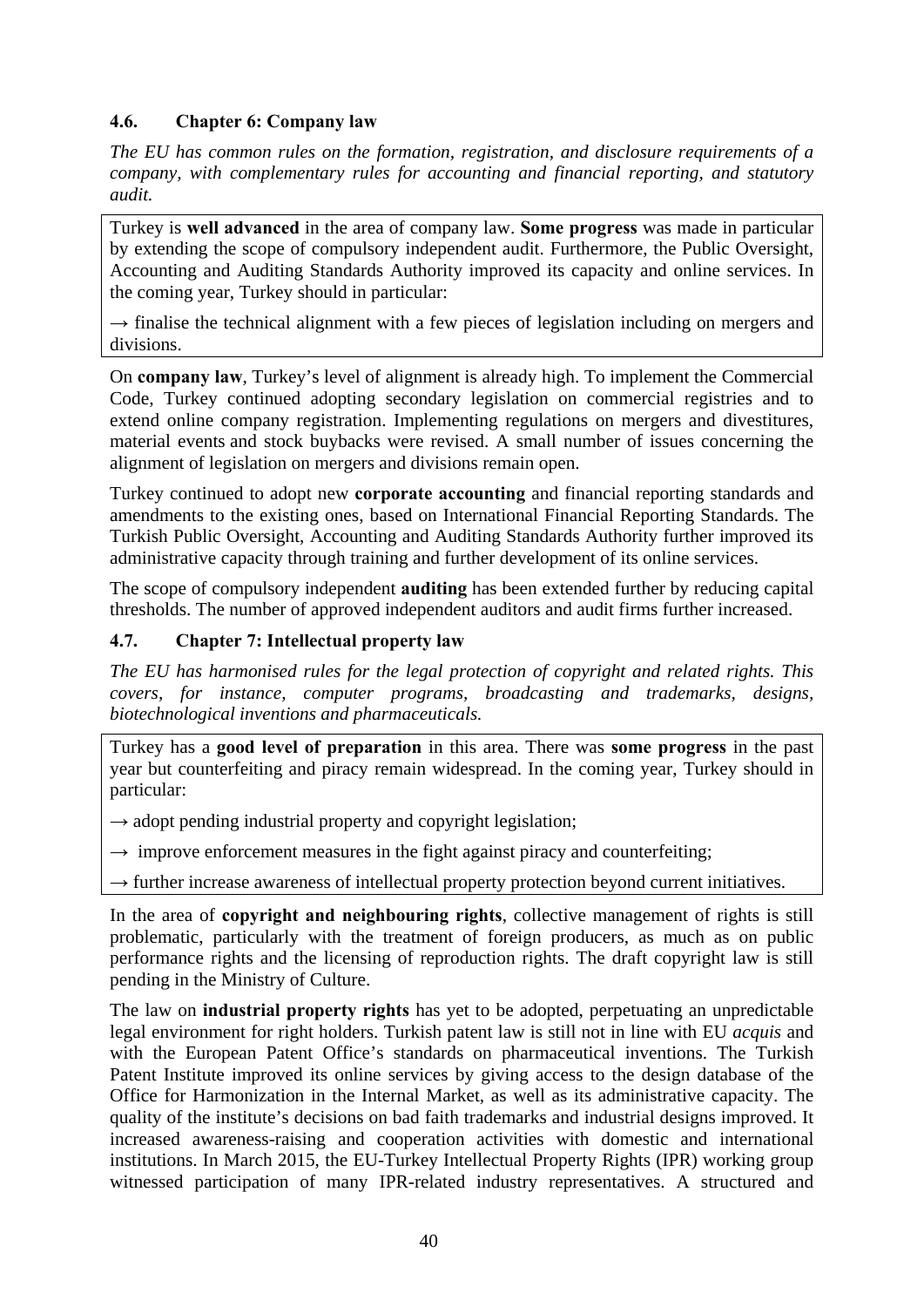### 4.6. Chapter 6: Company law

*The EU has common rules on the formation, registration, and disclosure requirements of a company, with complementary rules for accounting and financial reporting, and statutory audit.*

Turkey is **well advanced** in the area of company law. **Some progress** was made in particular by extending the scope of compulsory independent audit. Furthermore, the Public Oversight, Accounting and Auditing Standards Authority improved its capacity and online services. In the coming year, Turkey should in particular:

→ finalise the technical alignment with a few pieces of legislation including on mergers and divisions.

On **company law**, Turkey's level of alignment is already high. To implement the Commercial Code, Turkey continued adopting secondary legislation on commercial registries and to extend online company registration. Implementing regulations on mergers and divestitures, material events and stock buybacks were revised. A small number of issues concerning the alignment of legislation on mergers and divisions remain open.

Turkey continued to adopt new **corporate accounting** and financial reporting standards and amendments to the existing ones, based on International Financial Reporting Standards. The Turkish Public Oversight, Accounting and Auditing Standards Authority further improved its administrative capacity through training and further development of its online services.

The scope of compulsory independent **auditing** has been extended further by reducing capital thresholds. The number of approved independent auditors and audit firms further increased.

### 4.7. Chapter 7: Intellectual property law

*The EU has harmonised rules for the legal protection of copyright and related rights. This covers, for instance, computer programs, broadcasting and trademarks, designs, biotechnological inventions and pharmaceuticals.*

Turkey has a **good level of preparation** in this area. There was **some progress** in the past year but counterfeiting and piracy remain widespread. In the coming year, Turkey should in particular:

→ adopt pending industrial property and copyright legislation;

→ improve enforcement measures in the fight against piracy and counterfeiting;

→ further increase awareness of intellectual property protection beyond current initiatives.

In the area of **copyright and neighbouring rights**, collective management of rights is still problematic, particularly with the treatment of foreign producers, as much as on public performance rights and the licensing of reproduction rights. The draft copyright law is still pending in the Ministry of Culture.

The law on **industrial property rights** has yet to be adopted, perpetuating an unpredictable legal environment for right holders. Turkish patent law is still not in line with EU *acquis* and with the European Patent Office's standards on pharmaceutical inventions. The Turkish Patent Institute improved its online services by giving access to the design database of the Office for Harmonization in the Internal Market, as well as its administrative capacity. The quality of the institute's decisions on bad faith trademarks and industrial designs improved. It increased awareness-raising and cooperation activities with domestic and international institutions. In March 2015, the EU-Turkey Intellectual Property Rights (IPR) working group witnessed participation of many IPR-related industry representatives. A structured and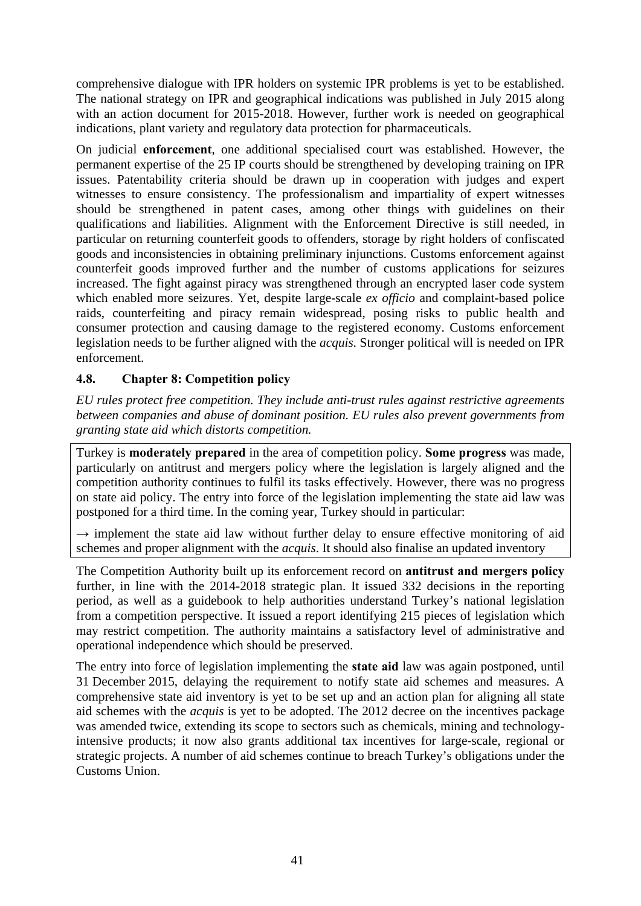comprehensive dialogue with IPR holders on systemic IPR problems is yet to be established. The national strategy on IPR and geographical indications was published in July 2015 along with an action document for 2015-2018. However, further work is needed on geographical indications, plant variety and regulatory data protection for pharmaceuticals.

On judicial **enforcement**, one additional specialised court was established. However, the permanent expertise of the 25 IP courts should be strengthened by developing training on IPR issues. Patentability criteria should be drawn up in cooperation with judges and expert witnesses to ensure consistency. The professionalism and impartiality of expert witnesses should be strengthened in patent cases, among other things with guidelines on their qualifications and liabilities. Alignment with the Enforcement Directive is still needed, in particular on returning counterfeit goods to offenders, storage by right holders of confiscated goods and inconsistencies in obtaining preliminary injunctions. Customs enforcement against counterfeit goods improved further and the number of customs applications for seizures increased. The fight against piracy was strengthened through an encrypted laser code system which enabled more seizures. Yet, despite large-scale *ex officio* and complaint-based police raids, counterfeiting and piracy remain widespread, posing risks to public health and consumer protection and causing damage to the registered economy. Customs enforcement legislation needs to be further aligned with the *acquis*. Stronger political will is needed on IPR enforcement.

### 4.8. Chapter 8: Competition policy

*EU rules protect free competition. They include anti-trust rules against restrictive agreements between companies and abuse of dominant position. EU rules also prevent governments from granting state aid which distorts competition.*

Turkey is **moderately prepared** in the area of competition policy. **Some progress** was made, particularly on antitrust and mergers policy where the legislation is largely aligned and the competition authority continues to fulfil its tasks effectively. However, there was no progress on state aid policy. The entry into force of the legislation implementing the state aid law was postponed for a third time. In the coming year, Turkey should in particular:

→ implement the state aid law without further delay to ensure effective monitoring of aid schemes and proper alignment with the *acquis*. It should also finalise an updated inventory

The Competition Authority built up its enforcement record on **antitrust and mergers policy** further, in line with the 2014-2018 strategic plan. It issued 332 decisions in the reporting period, as well as a guidebook to help authorities understand Turkey's national legislation from a competition perspective. It issued a report identifying 215 pieces of legislation which may restrict competition. The authority maintains a satisfactory level of administrative and operational independence which should be preserved.

The entry into force of legislation implementing the **state aid** law was again postponed, until 31 December 2015, delaying the requirement to notify state aid schemes and measures. A comprehensive state aid inventory is yet to be set up and an action plan for aligning all state aid schemes with the *acquis* is yet to be adopted. The 2012 decree on the incentives package was amended twice, extending its scope to sectors such as chemicals, mining and technology-intensive products; it now also grants additional tax incentives for large-scale, regional or strategic projects. A number of aid schemes continue to breach Turkey's obligations under the Customs Union.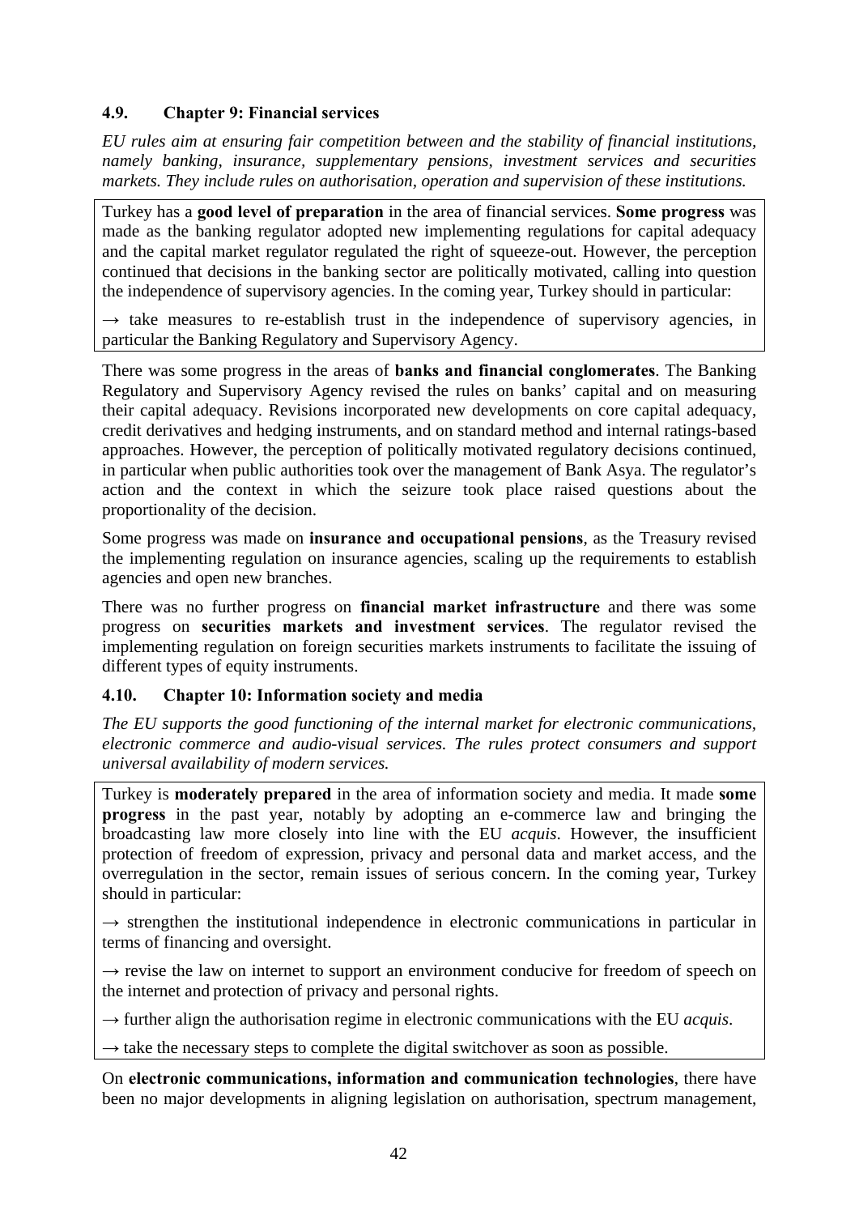### 4.9. Chapter 9: Financial services

*EU rules aim at ensuring fair competition between and the stability of financial institutions, namely banking, insurance, supplementary pensions, investment services and securities markets. They include rules on authorisation, operation and supervision of these institutions.*

Turkey has a **good level of preparation** in the area of financial services. **Some progress** was made as the banking regulator adopted new implementing regulations for capital adequacy and the capital market regulator regulated the right of squeeze-out. However, the perception continued that decisions in the banking sector are politically motivated, calling into question the independence of supervisory agencies. In the coming year, Turkey should in particular:

→ take measures to re-establish trust in the independence of supervisory agencies, in particular the Banking Regulatory and Supervisory Agency.

There was some progress in the areas of **banks and financial conglomerates**. The Banking Regulatory and Supervisory Agency revised the rules on banks' capital and on measuring their capital adequacy. Revisions incorporated new developments on core capital adequacy, credit derivatives and hedging instruments, and on standard method and internal ratings-based approaches. However, the perception of politically motivated regulatory decisions continued, in particular when public authorities took over the management of Bank Asya. The regulator's action and the context in which the seizure took place raised questions about the proportionality of the decision.

Some progress was made on **insurance and occupational pensions**, as the Treasury revised the implementing regulation on insurance agencies, scaling up the requirements to establish agencies and open new branches.

There was no further progress on **financial market infrastructure** and there was some progress on **securities markets and investment services**. The regulator revised the implementing regulation on foreign securities markets instruments to facilitate the issuing of different types of equity instruments.

### 4.10. Chapter 10: Information society and media

*The EU supports the good functioning of the internal market for electronic communications, electronic commerce and audio-visual services. The rules protect consumers and support universal availability of modern services.*

Turkey is **moderately prepared** in the area of information society and media. It made **some progress** in the past year, notably by adopting an e-commerce law and bringing the broadcasting law more closely into line with the EU *acquis*. However, the insufficient protection of freedom of expression, privacy and personal data and market access, and the overregulation in the sector, remain issues of serious concern. In the coming year, Turkey should in particular:

→ strengthen the institutional independence in electronic communications in particular in terms of financing and oversight.

→ revise the law on internet to support an environment conducive for freedom of speech on the internet and protection of privacy and personal rights.

→ further align the authorisation regime in electronic communications with the EU *acquis*.

→ take the necessary steps to complete the digital switchover as soon as possible.

On **electronic communications, information and communication technologies**, there have been no major developments in aligning legislation on authorisation, spectrum management,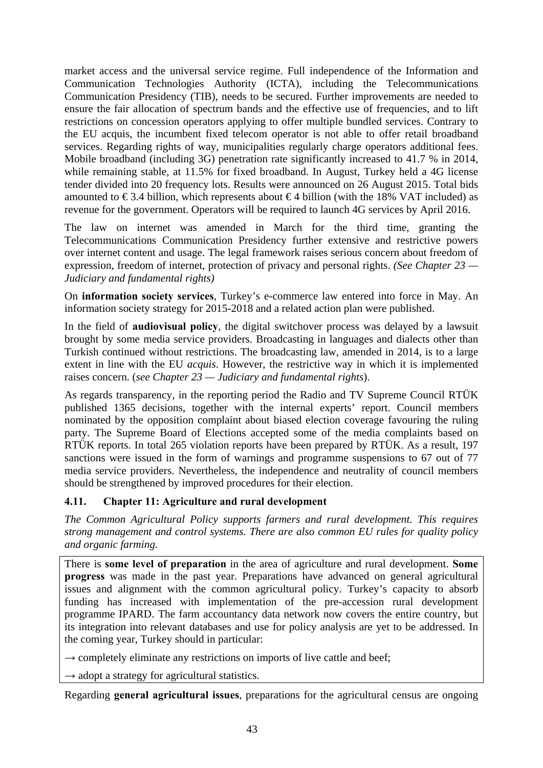market access and the universal service regime. Full independence of the Information and Communication Technologies Authority (ICTA), including the Telecommunications Communication Presidency (TIB), needs to be secured. Further improvements are needed to ensure the fair allocation of spectrum bands and the effective use of frequencies, and to lift restrictions on concession operators applying to offer multiple bundled services. Contrary to the EU acquis, the incumbent fixed telecom operator is not able to offer retail broadband services. Regarding rights of way, municipalities regularly charge operators additional fees. Mobile broadband (including 3G) penetration rate significantly increased to 41.7 % in 2014, while remaining stable, at 11.5% for fixed broadband. In August, Turkey held a 4G license tender divided into 20 frequency lots. Results were announced on 26 August 2015. Total bids amounted to € 3.4 billion, which represents about € 4 billion (with the 18% VAT included) as revenue for the government. Operators will be required to launch 4G services by April 2016.

The law on internet was amended in March for the third time, granting the Telecommunications Communication Presidency further extensive and restrictive powers over internet content and usage. The legal framework raises serious concern about freedom of expression, freedom of internet, protection of privacy and personal rights. *(See Chapter 23 — Judiciary and fundamental rights)*

On **information society services**, Turkey's e-commerce law entered into force in May. An information society strategy for 2015-2018 and a related action plan were published.

In the field of **audiovisual policy**, the digital switchover process was delayed by a lawsuit brought by some media service providers. Broadcasting in languages and dialects other than Turkish continued without restrictions. The broadcasting law, amended in 2014, is to a large extent in line with the EU *acquis*. However, the restrictive way in which it is implemented raises concern. (*see Chapter 23 — Judiciary and fundamental rights*).

As regards transparency, in the reporting period the Radio and TV Supreme Council RTÜK published 1365 decisions, together with the internal experts' report. Council members nominated by the opposition complaint about biased election coverage favouring the ruling party. The Supreme Board of Elections accepted some of the media complaints based on RTÜK reports. In total 265 violation reports have been prepared by RTÜK. As a result, 197 sanctions were issued in the form of warnings and programme suspensions to 67 out of 77 media service providers. Nevertheless, the independence and neutrality of council members should be strengthened by improved procedures for their election.

### 4.11. Chapter 11: Agriculture and rural development

*The Common Agricultural Policy supports farmers and rural development. This requires strong management and control systems. There are also common EU rules for quality policy and organic farming.*

There is **some level of preparation** in the area of agriculture and rural development. **Some progress** was made in the past year. Preparations have advanced on general agricultural issues and alignment with the common agricultural policy. Turkey's capacity to absorb funding has increased with implementation of the pre-accession rural development programme IPARD. The farm accountancy data network now covers the entire country, but its integration into relevant databases and use for policy analysis are yet to be addressed. In the coming year, Turkey should in particular:

→ completely eliminate any restrictions on imports of live cattle and beef;

→ adopt a strategy for agricultural statistics.

Regarding **general agricultural issues**, preparations for the agricultural census are ongoing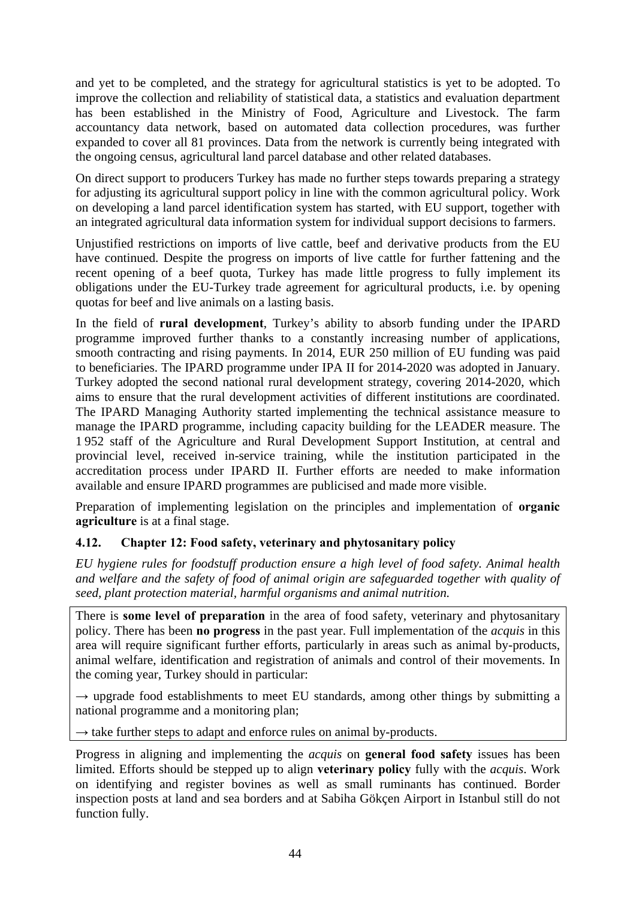and yet to be completed, and the strategy for agricultural statistics is yet to be adopted. To improve the collection and reliability of statistical data, a statistics and evaluation department has been established in the Ministry of Food, Agriculture and Livestock. The farm accountancy data network, based on automated data collection procedures, was further expanded to cover all 81 provinces. Data from the network is currently being integrated with the ongoing census, agricultural land parcel database and other related databases.

On direct support to producers Turkey has made no further steps towards preparing a strategy for adjusting its agricultural support policy in line with the common agricultural policy. Work on developing a land parcel identification system has started, with EU support, together with an integrated agricultural data information system for individual support decisions to farmers.

Unjustified restrictions on imports of live cattle, beef and derivative products from the EU have continued. Despite the progress on imports of live cattle for further fattening and the recent opening of a beef quota, Turkey has made little progress to fully implement its obligations under the EU-Turkey trade agreement for agricultural products, i.e. by opening quotas for beef and live animals on a lasting basis.

In the field of **rural development**, Turkey's ability to absorb funding under the IPARD programme improved further thanks to a constantly increasing number of applications, smooth contracting and rising payments. In 2014, EUR 250 million of EU funding was paid to beneficiaries. The IPARD programme under IPA II for 2014-2020 was adopted in January. Turkey adopted the second national rural development strategy, covering 2014-2020, which aims to ensure that the rural development activities of different institutions are coordinated. The IPARD Managing Authority started implementing the technical assistance measure to manage the IPARD programme, including capacity building for the LEADER measure. The 1 952 staff of the Agriculture and Rural Development Support Institution, at central and provincial level, received in-service training, while the institution participated in the accreditation process under IPARD II. Further efforts are needed to make information available and ensure IPARD programmes are publicised and made more visible.

Preparation of implementing legislation on the principles and implementation of **organic agriculture** is at a final stage.

### 4.12. Chapter 12: Food safety, veterinary and phytosanitary policy

*EU hygiene rules for foodstuff production ensure a high level of food safety. Animal health and welfare and the safety of food of animal origin are safeguarded together with quality of seed, plant protection material, harmful organisms and animal nutrition.*

There is **some level of preparation** in the area of food safety, veterinary and phytosanitary policy. There has been **no progress** in the past year. Full implementation of the *acquis* in this area will require significant further efforts, particularly in areas such as animal by-products, animal welfare, identification and registration of animals and control of their movements. In the coming year, Turkey should in particular:

→ upgrade food establishments to meet EU standards, among other things by submitting a national programme and a monitoring plan;

→ take further steps to adapt and enforce rules on animal by-products.

Progress in aligning and implementing the *acquis* on **general food safety** issues has been limited. Efforts should be stepped up to align **veterinary policy** fully with the *acquis*. Work on identifying and register bovines as well as small ruminants has continued. Border inspection posts at land and sea borders and at Sabiha Gökçen Airport in Istanbul still do not function fully.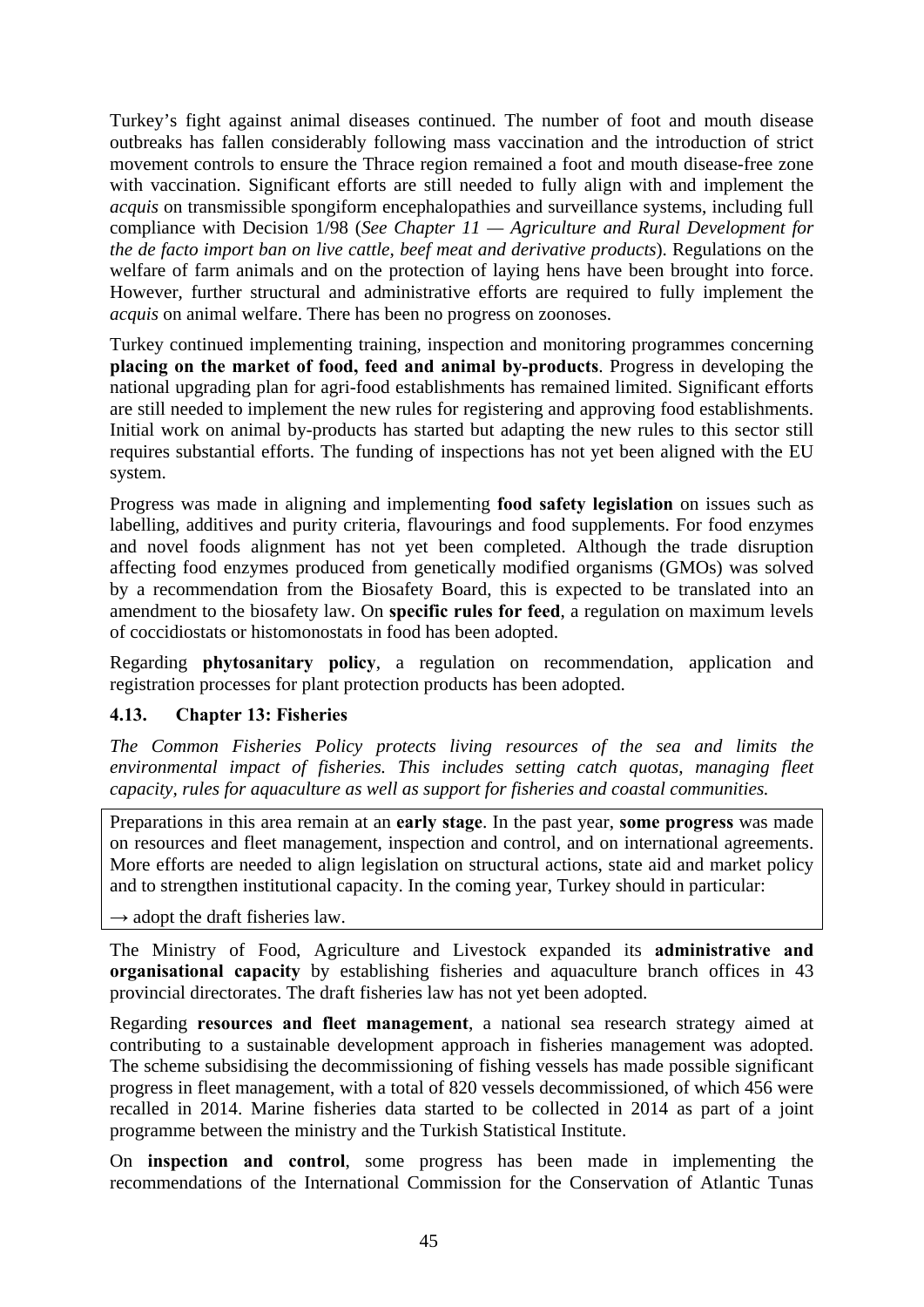Turkey's fight against animal diseases continued. The number of foot and mouth disease outbreaks has fallen considerably following mass vaccination and the introduction of strict movement controls to ensure the Thrace region remained a foot and mouth disease-free zone with vaccination. Significant efforts are still needed to fully align with and implement the *acquis* on transmissible spongiform encephalopathies and surveillance systems, including full compliance with Decision 1/98 (*See Chapter 11 — Agriculture and Rural Development for the de facto import ban on live cattle, beef meat and derivative products*). Regulations on the welfare of farm animals and on the protection of laying hens have been brought into force. However, further structural and administrative efforts are required to fully implement the *acquis* on animal welfare. There has been no progress on zoonoses.

Turkey continued implementing training, inspection and monitoring programmes concerning **placing on the market of food, feed and animal by-products**. Progress in developing the national upgrading plan for agri-food establishments has remained limited. Significant efforts are still needed to implement the new rules for registering and approving food establishments. Initial work on animal by-products has started but adapting the new rules to this sector still requires substantial efforts. The funding of inspections has not yet been aligned with the EU system.

Progress was made in aligning and implementing **food safety legislation** on issues such as labelling, additives and purity criteria, flavourings and food supplements. For food enzymes and novel foods alignment has not yet been completed. Although the trade disruption affecting food enzymes produced from genetically modified organisms (GMOs) was solved by a recommendation from the Biosafety Board, this is expected to be translated into an amendment to the biosafety law. On **specific rules for feed**, a regulation on maximum levels of coccidiostats or histomonostats in food has been adopted.

Regarding **phytosanitary policy**, a regulation on recommendation, application and registration processes for plant protection products has been adopted.

### 4.13. Chapter 13: Fisheries

*The Common Fisheries Policy protects living resources of the sea and limits the environmental impact of fisheries. This includes setting catch quotas, managing fleet capacity, rules for aquaculture as well as support for fisheries and coastal communities.*

Preparations in this area remain at an **early stage**. In the past year, **some progress** was made on resources and fleet management, inspection and control, and on international agreements. More efforts are needed to align legislation on structural actions, state aid and market policy and to strengthen institutional capacity. In the coming year, Turkey should in particular:

→ adopt the draft fisheries law.

The Ministry of Food, Agriculture and Livestock expanded its **administrative and organisational capacity** by establishing fisheries and aquaculture branch offices in 43 provincial directorates. The draft fisheries law has not yet been adopted.

Regarding **resources and fleet management**, a national sea research strategy aimed at contributing to a sustainable development approach in fisheries management was adopted. The scheme subsidising the decommissioning of fishing vessels has made possible significant progress in fleet management, with a total of 820 vessels decommissioned, of which 456 were recalled in 2014. Marine fisheries data started to be collected in 2014 as part of a joint programme between the ministry and the Turkish Statistical Institute.

On **inspection and control**, some progress has been made in implementing the recommendations of the International Commission for the Conservation of Atlantic Tunas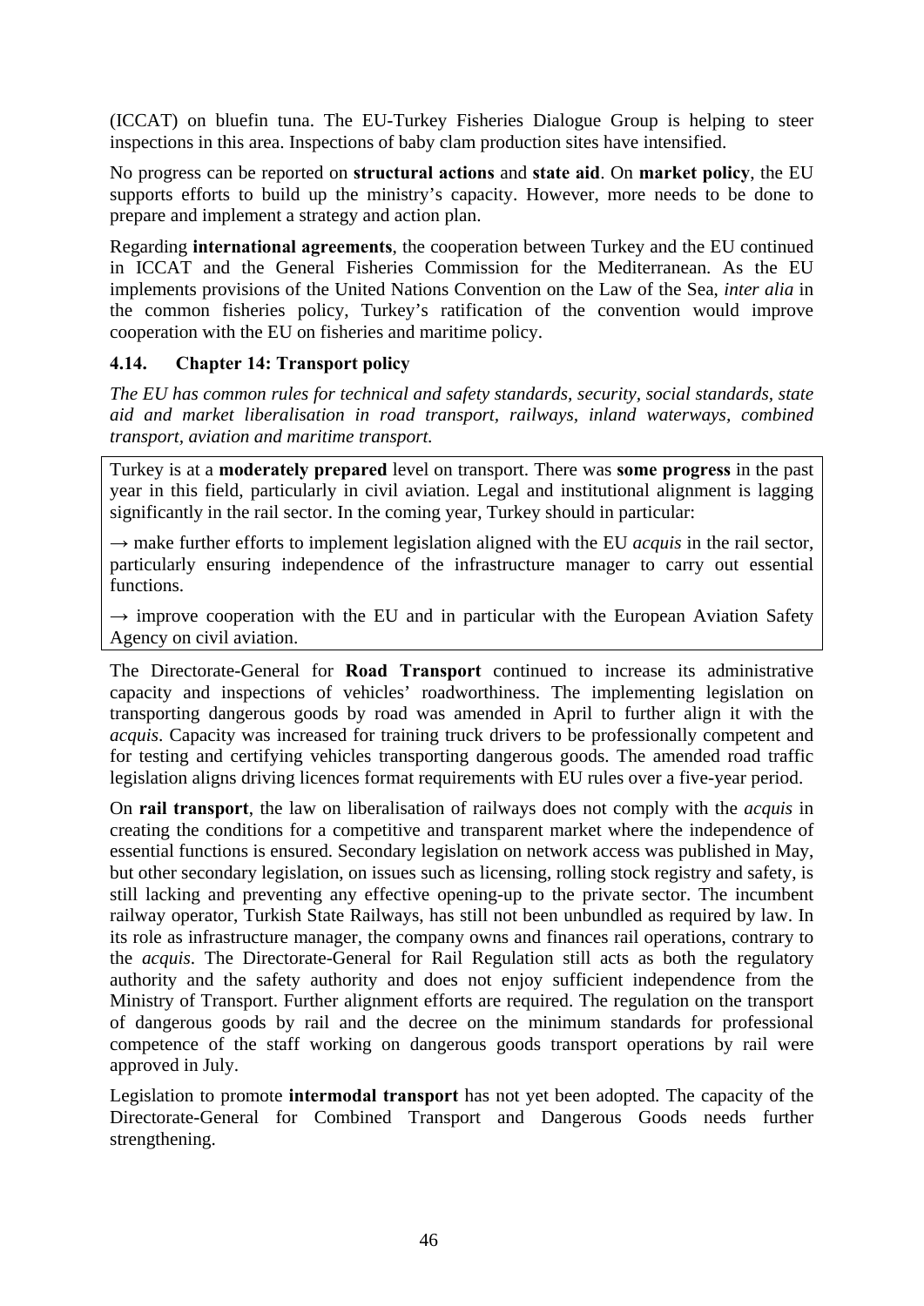(ICCAT) on bluefin tuna. The EU-Turkey Fisheries Dialogue Group is helping to steer inspections in this area. Inspections of baby clam production sites have intensified.

No progress can be reported on **structural actions** and **state aid**. On **market policy**, the EU supports efforts to build up the ministry's capacity. However, more needs to be done to prepare and implement a strategy and action plan.

Regarding **international agreements**, the cooperation between Turkey and the EU continued in ICCAT and the General Fisheries Commission for the Mediterranean. As the EU implements provisions of the United Nations Convention on the Law of the Sea, *inter alia* in the common fisheries policy, Turkey's ratification of the convention would improve cooperation with the EU on fisheries and maritime policy.

### 4.14. Chapter 14: Transport policy

*The EU has common rules for technical and safety standards, security, social standards, state aid and market liberalisation in road transport, railways, inland waterways, combined transport, aviation and maritime transport.*

Turkey is at a **moderately prepared** level on transport. There was **some progress** in the past year in this field, particularly in civil aviation. Legal and institutional alignment is lagging significantly in the rail sector. In the coming year, Turkey should in particular:

→ make further efforts to implement legislation aligned with the EU *acquis* in the rail sector, particularly ensuring independence of the infrastructure manager to carry out essential functions.

→ improve cooperation with the EU and in particular with the European Aviation Safety Agency on civil aviation.

The Directorate-General for **Road Transport** continued to increase its administrative capacity and inspections of vehicles' roadworthiness. The implementing legislation on transporting dangerous goods by road was amended in April to further align it with the *acquis*. Capacity was increased for training truck drivers to be professionally competent and for testing and certifying vehicles transporting dangerous goods. The amended road traffic legislation aligns driving licences format requirements with EU rules over a five-year period.

On **rail transport**, the law on liberalisation of railways does not comply with the *acquis* in creating the conditions for a competitive and transparent market where the independence of essential functions is ensured. Secondary legislation on network access was published in May, but other secondary legislation, on issues such as licensing, rolling stock registry and safety, is still lacking and preventing any effective opening-up to the private sector. The incumbent railway operator, Turkish State Railways, has still not been unbundled as required by law. In its role as infrastructure manager, the company owns and finances rail operations, contrary to the *acquis*. The Directorate-General for Rail Regulation still acts as both the regulatory authority and the safety authority and does not enjoy sufficient independence from the Ministry of Transport. Further alignment efforts are required. The regulation on the transport of dangerous goods by rail and the decree on the minimum standards for professional competence of the staff working on dangerous goods transport operations by rail were approved in July.

Legislation to promote **intermodal transport** has not yet been adopted. The capacity of the Directorate-General for Combined Transport and Dangerous Goods needs further strengthening.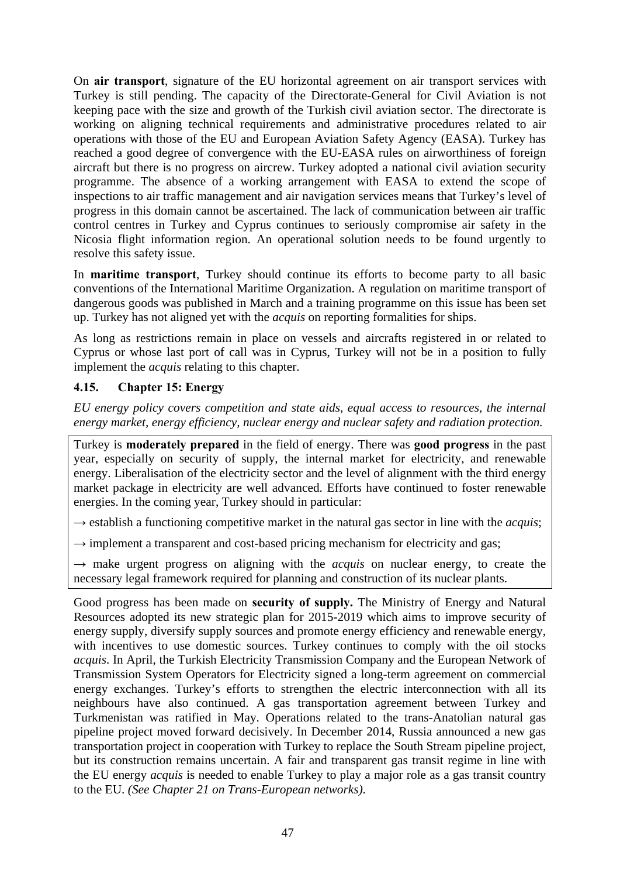On **air transport**, signature of the EU horizontal agreement on air transport services with Turkey is still pending. The capacity of the Directorate-General for Civil Aviation is not keeping pace with the size and growth of the Turkish civil aviation sector. The directorate is working on aligning technical requirements and administrative procedures related to air operations with those of the EU and European Aviation Safety Agency (EASA). Turkey has reached a good degree of convergence with the EU-EASA rules on airworthiness of foreign aircraft but there is no progress on aircrew. Turkey adopted a national civil aviation security programme. The absence of a working arrangement with EASA to extend the scope of inspections to air traffic management and air navigation services means that Turkey's level of progress in this domain cannot be ascertained. The lack of communication between air traffic control centres in Turkey and Cyprus continues to seriously compromise air safety in the Nicosia flight information region. An operational solution needs to be found urgently to resolve this safety issue.

In **maritime transport**, Turkey should continue its efforts to become party to all basic conventions of the International Maritime Organization. A regulation on maritime transport of dangerous goods was published in March and a training programme on this issue has been set up. Turkey has not aligned yet with the *acquis* on reporting formalities for ships.

As long as restrictions remain in place on vessels and aircrafts registered in or related to Cyprus or whose last port of call was in Cyprus, Turkey will not be in a position to fully implement the *acquis* relating to this chapter.

### 4.15. Chapter 15: Energy

*EU energy policy covers competition and state aids, equal access to resources, the internal energy market, energy efficiency, nuclear energy and nuclear safety and radiation protection.*

Turkey is **moderately prepared** in the field of energy. There was **good progress** in the past year, especially on security of supply, the internal market for electricity, and renewable energy. Liberalisation of the electricity sector and the level of alignment with the third energy market package in electricity are well advanced. Efforts have continued to foster renewable energies. In the coming year, Turkey should in particular:

→ establish a functioning competitive market in the natural gas sector in line with the *acquis*;

→ implement a transparent and cost-based pricing mechanism for electricity and gas;

→ make urgent progress on aligning with the *acquis* on nuclear energy, to create the necessary legal framework required for planning and construction of its nuclear plants.

Good progress has been made on **security of supply.** The Ministry of Energy and Natural Resources adopted its new strategic plan for 2015-2019 which aims to improve security of energy supply, diversify supply sources and promote energy efficiency and renewable energy, with incentives to use domestic sources. Turkey continues to comply with the oil stocks *acquis*. In April, the Turkish Electricity Transmission Company and the European Network of Transmission System Operators for Electricity signed a long-term agreement on commercial energy exchanges. Turkey's efforts to strengthen the electric interconnection with all its neighbours have also continued. A gas transportation agreement between Turkey and Turkmenistan was ratified in May. Operations related to the trans-Anatolian natural gas pipeline project moved forward decisively. In December 2014, Russia announced a new gas transportation project in cooperation with Turkey to replace the South Stream pipeline project, but its construction remains uncertain. A fair and transparent gas transit regime in line with the EU energy *acquis* is needed to enable Turkey to play a major role as a gas transit country to the EU. *(See Chapter 21 on Trans-European networks).*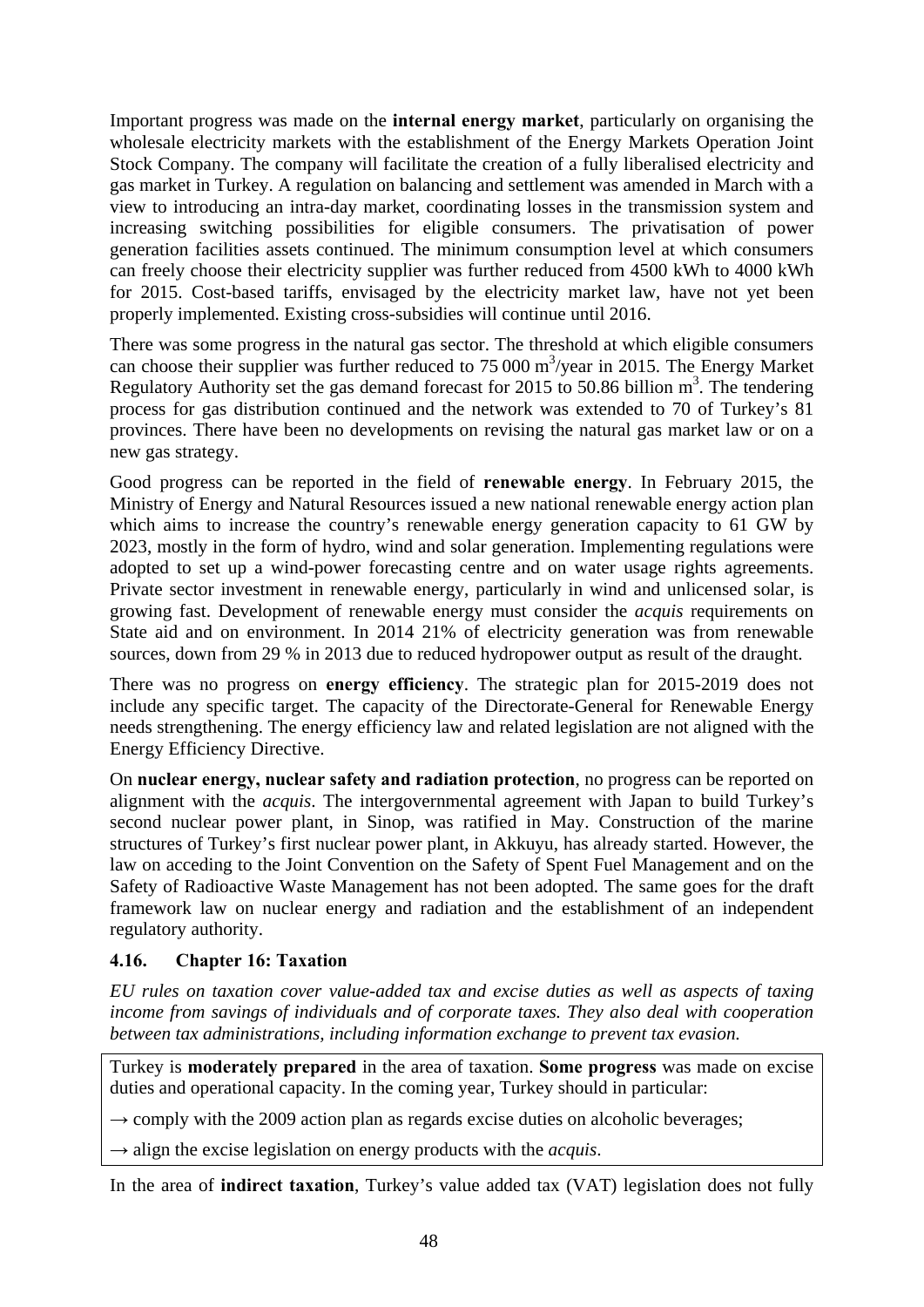Important progress was made on the **internal energy market**, particularly on organising the wholesale electricity markets with the establishment of the Energy Markets Operation Joint Stock Company. The company will facilitate the creation of a fully liberalised electricity and gas market in Turkey. A regulation on balancing and settlement was amended in March with a view to introducing an intra-day market, coordinating losses in the transmission system and increasing switching possibilities for eligible consumers. The privatisation of power generation facilities assets continued. The minimum consumption level at which consumers can freely choose their electricity supplier was further reduced from 4500 kWh to 4000 kWh for 2015. Cost-based tariffs, envisaged by the electricity market law, have not yet been properly implemented. Existing cross-subsidies will continue until 2016.

There was some progress in the natural gas sector. The threshold at which eligible consumers can choose their supplier was further reduced to 75 000 $m^3$/year in 2015. The Energy Market Regulatory Authority set the gas demand forecast for 2015 to 50.86 billion $m^3$. The tendering process for gas distribution continued and the network was extended to 70 of Turkey's 81 provinces. There have been no developments on revising the natural gas market law or on a new gas strategy.

Good progress can be reported in the field of **renewable energy**. In February 2015, the Ministry of Energy and Natural Resources issued a new national renewable energy action plan which aims to increase the country's renewable energy generation capacity to 61 GW by 2023, mostly in the form of hydro, wind and solar generation. Implementing regulations were adopted to set up a wind-power forecasting centre and on water usage rights agreements. Private sector investment in renewable energy, particularly in wind and unlicensed solar, is growing fast. Development of renewable energy must consider the *acquis* requirements on State aid and on environment. In 2014 21% of electricity generation was from renewable sources, down from 29 % in 2013 due to reduced hydropower output as result of the draught.

There was no progress on **energy efficiency**. The strategic plan for 2015-2019 does not include any specific target. The capacity of the Directorate-General for Renewable Energy needs strengthening. The energy efficiency law and related legislation are not aligned with the Energy Efficiency Directive.

On **nuclear energy, nuclear safety and radiation protection**, no progress can be reported on alignment with the *acquis*. The intergovernmental agreement with Japan to build Turkey's second nuclear power plant, in Sinop, was ratified in May. Construction of the marine structures of Turkey's first nuclear power plant, in Akkuyu, has already started. However, the law on acceding to the Joint Convention on the Safety of Spent Fuel Management and on the Safety of Radioactive Waste Management has not been adopted. The same goes for the draft framework law on nuclear energy and radiation and the establishment of an independent regulatory authority.

### 4.16. Chapter 16: Taxation

*EU rules on taxation cover value-added tax and excise duties as well as aspects of taxing income from savings of individuals and of corporate taxes. They also deal with cooperation between tax administrations, including information exchange to prevent tax evasion.*

Turkey is **moderately prepared** in the area of taxation. **Some progress** was made on excise duties and operational capacity. In the coming year, Turkey should in particular:

→ comply with the 2009 action plan as regards excise duties on alcoholic beverages;

→ align the excise legislation on energy products with the *acquis*.

In the area of **indirect taxation**, Turkey's value added tax (VAT) legislation does not fully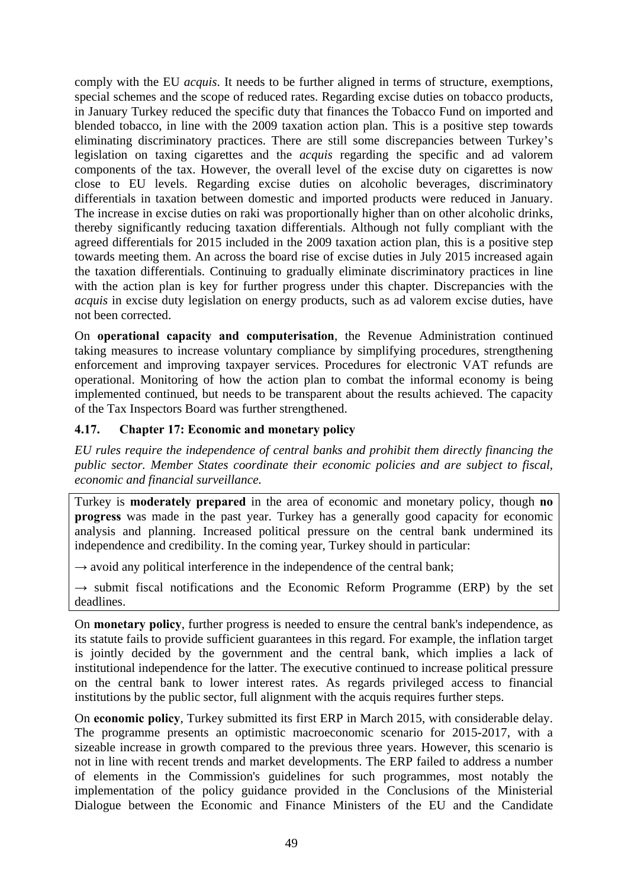comply with the EU *acquis*. It needs to be further aligned in terms of structure, exemptions, special schemes and the scope of reduced rates. Regarding excise duties on tobacco products, in January Turkey reduced the specific duty that finances the Tobacco Fund on imported and blended tobacco, in line with the 2009 taxation action plan. This is a positive step towards eliminating discriminatory practices. There are still some discrepancies between Turkey's legislation on taxing cigarettes and the *acquis* regarding the specific and ad valorem components of the tax. However, the overall level of the excise duty on cigarettes is now close to EU levels. Regarding excise duties on alcoholic beverages, discriminatory differentials in taxation between domestic and imported products were reduced in January. The increase in excise duties on raki was proportionally higher than on other alcoholic drinks, thereby significantly reducing taxation differentials. Although not fully compliant with the agreed differentials for 2015 included in the 2009 taxation action plan, this is a positive step towards meeting them. An across the board rise of excise duties in July 2015 increased again the taxation differentials. Continuing to gradually eliminate discriminatory practices in line with the action plan is key for further progress under this chapter. Discrepancies with the *acquis* in excise duty legislation on energy products, such as ad valorem excise duties, have not been corrected.

On **operational capacity and computerisation**, the Revenue Administration continued taking measures to increase voluntary compliance by simplifying procedures, strengthening enforcement and improving taxpayer services. Procedures for electronic VAT refunds are operational. Monitoring of how the action plan to combat the informal economy is being implemented continued, but needs to be transparent about the results achieved. The capacity of the Tax Inspectors Board was further strengthened.

### 4.17. Chapter 17: Economic and monetary policy

*EU rules require the independence of central banks and prohibit them directly financing the public sector. Member States coordinate their economic policies and are subject to fiscal, economic and financial surveillance.*

Turkey is **moderately prepared** in the area of economic and monetary policy, though **no progress** was made in the past year. Turkey has a generally good capacity for economic analysis and planning. Increased political pressure on the central bank undermined its independence and credibility. In the coming year, Turkey should in particular:

→ avoid any political interference in the independence of the central bank;

→ submit fiscal notifications and the Economic Reform Programme (ERP) by the set deadlines.

On **monetary policy**, further progress is needed to ensure the central bank's independence, as its statute fails to provide sufficient guarantees in this regard. For example, the inflation target is jointly decided by the government and the central bank, which implies a lack of institutional independence for the latter. The executive continued to increase political pressure on the central bank to lower interest rates. As regards privileged access to financial institutions by the public sector, full alignment with the acquis requires further steps.

On **economic policy**, Turkey submitted its first ERP in March 2015, with considerable delay. The programme presents an optimistic macroeconomic scenario for 2015-2017, with a sizeable increase in growth compared to the previous three years. However, this scenario is not in line with recent trends and market developments. The ERP failed to address a number of elements in the Commission's guidelines for such programmes, most notably the implementation of the policy guidance provided in the Conclusions of the Ministerial Dialogue between the Economic and Finance Ministers of the EU and the Candidate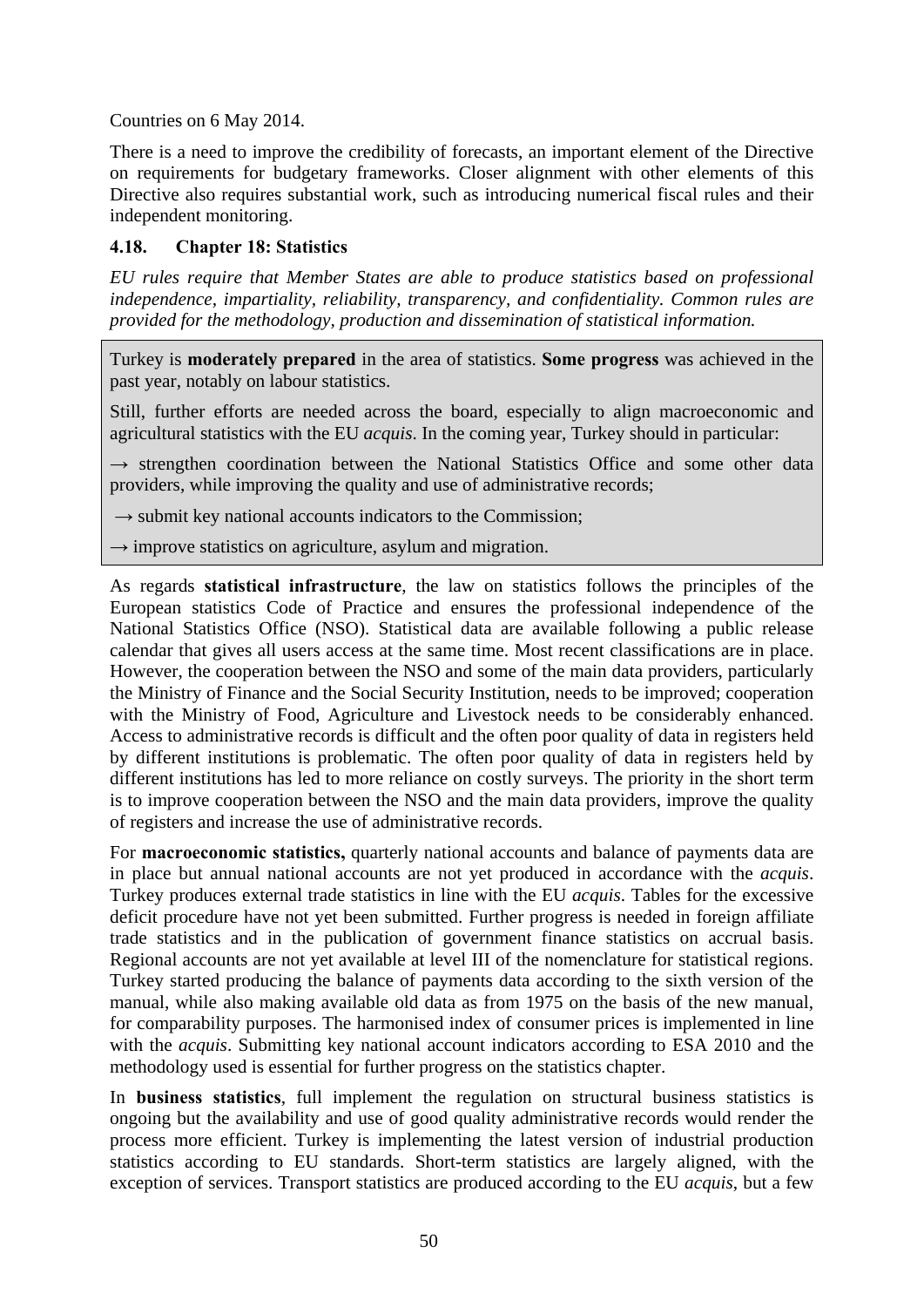Countries on 6 May 2014.

There is a need to improve the credibility of forecasts, an important element of the Directive on requirements for budgetary frameworks. Closer alignment with other elements of this Directive also requires substantial work, such as introducing numerical fiscal rules and their independent monitoring.

### 4.18. Chapter 18: Statistics

*EU rules require that Member States are able to produce statistics based on professional independence, impartiality, reliability, transparency, and confidentiality. Common rules are provided for the methodology, production and dissemination of statistical information.*

Turkey is **moderately prepared** in the area of statistics. **Some progress** was achieved in the past year, notably on labour statistics.

Still, further efforts are needed across the board, especially to align macroeconomic and agricultural statistics with the EU *acquis*. In the coming year, Turkey should in particular:

→ strengthen coordination between the National Statistics Office and some other data providers, while improving the quality and use of administrative records;

→ submit key national accounts indicators to the Commission;

→ improve statistics on agriculture, asylum and migration.

As regards **statistical infrastructure**, the law on statistics follows the principles of the European statistics Code of Practice and ensures the professional independence of the National Statistics Office (NSO). Statistical data are available following a public release calendar that gives all users access at the same time. Most recent classifications are in place. However, the cooperation between the NSO and some of the main data providers, particularly the Ministry of Finance and the Social Security Institution, needs to be improved; cooperation with the Ministry of Food, Agriculture and Livestock needs to be considerably enhanced. Access to administrative records is difficult and the often poor quality of data in registers held by different institutions is problematic. The often poor quality of data in registers held by different institutions has led to more reliance on costly surveys. The priority in the short term is to improve cooperation between the NSO and the main data providers, improve the quality of registers and increase the use of administrative records.

For **macroeconomic statistics,** quarterly national accounts and balance of payments data are in place but annual national accounts are not yet produced in accordance with the *acquis*. Turkey produces external trade statistics in line with the EU *acquis*. Tables for the excessive deficit procedure have not yet been submitted. Further progress is needed in foreign affiliate trade statistics and in the publication of government finance statistics on accrual basis. Regional accounts are not yet available at level III of the nomenclature for statistical regions. Turkey started producing the balance of payments data according to the sixth version of the manual, while also making available old data as from 1975 on the basis of the new manual, for comparability purposes. The harmonised index of consumer prices is implemented in line with the *acquis*. Submitting key national account indicators according to ESA 2010 and the methodology used is essential for further progress on the statistics chapter.

In **business statistics**, full implement the regulation on structural business statistics is ongoing but the availability and use of good quality administrative records would render the process more efficient. Turkey is implementing the latest version of industrial production statistics according to EU standards. Short-term statistics are largely aligned, with the exception of services. Transport statistics are produced according to the EU *acquis*, but a few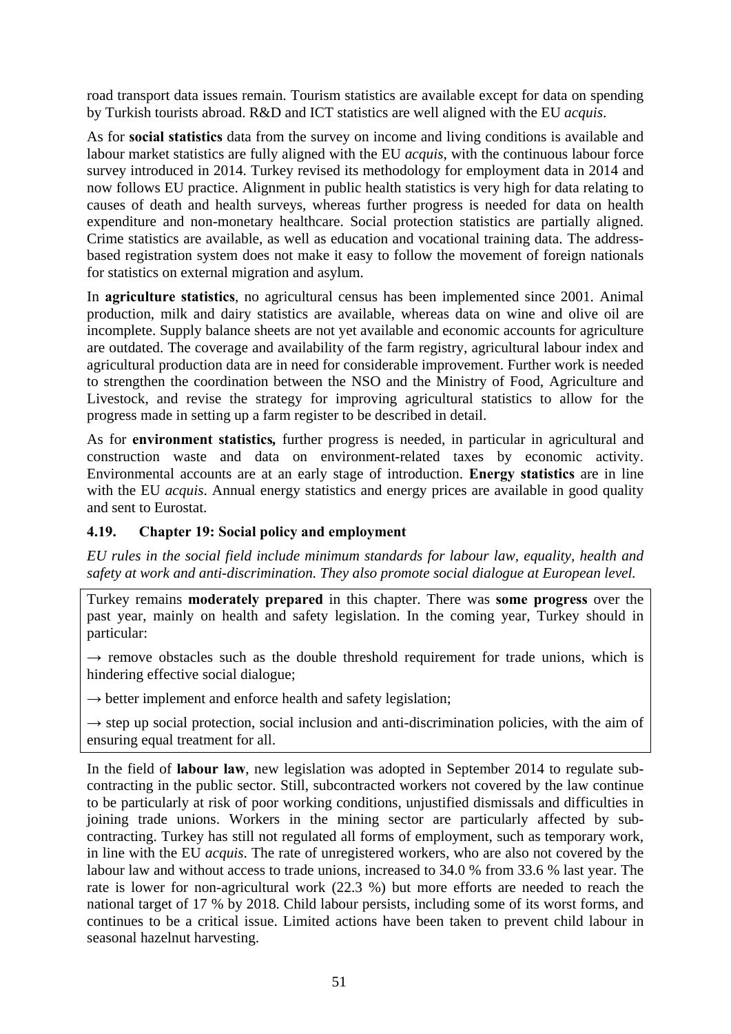road transport data issues remain. Tourism statistics are available except for data on spending by Turkish tourists abroad. R&D and ICT statistics are well aligned with the EU *acquis*.

As for **social statistics** data from the survey on income and living conditions is available and labour market statistics are fully aligned with the EU *acquis*, with the continuous labour force survey introduced in 2014. Turkey revised its methodology for employment data in 2014 and now follows EU practice. Alignment in public health statistics is very high for data relating to causes of death and health surveys, whereas further progress is needed for data on health expenditure and non-monetary healthcare. Social protection statistics are partially aligned. Crime statistics are available, as well as education and vocational training data. The address-based registration system does not make it easy to follow the movement of foreign nationals for statistics on external migration and asylum.

In **agriculture statistics**, no agricultural census has been implemented since 2001. Animal production, milk and dairy statistics are available, whereas data on wine and olive oil are incomplete. Supply balance sheets are not yet available and economic accounts for agriculture are outdated. The coverage and availability of the farm registry, agricultural labour index and agricultural production data are in need for considerable improvement. Further work is needed to strengthen the coordination between the NSO and the Ministry of Food, Agriculture and Livestock, and revise the strategy for improving agricultural statistics to allow for the progress made in setting up a farm register to be described in detail.

As for **environment statistics***,* further progress is needed, in particular in agricultural and construction waste and data on environment-related taxes by economic activity. Environmental accounts are at an early stage of introduction. **Energy statistics** are in line with the EU *acquis*. Annual energy statistics and energy prices are available in good quality and sent to Eurostat.

### 4.19. Chapter 19: Social policy and employment

*EU rules in the social field include minimum standards for labour law, equality, health and safety at work and anti-discrimination. They also promote social dialogue at European level.*

Turkey remains **moderately prepared** in this chapter. There was **some progress** over the past year, mainly on health and safety legislation. In the coming year, Turkey should in particular:

→ remove obstacles such as the double threshold requirement for trade unions, which is hindering effective social dialogue;

→ better implement and enforce health and safety legislation;

→ step up social protection, social inclusion and anti-discrimination policies, with the aim of ensuring equal treatment for all.

In the field of **labour law**, new legislation was adopted in September 2014 to regulate sub-contracting in the public sector. Still, subcontracted workers not covered by the law continue to be particularly at risk of poor working conditions, unjustified dismissals and difficulties in joining trade unions. Workers in the mining sector are particularly affected by sub-contracting. Turkey has still not regulated all forms of employment, such as temporary work, in line with the EU *acquis*. The rate of unregistered workers, who are also not covered by the labour law and without access to trade unions, increased to 34.0 % from 33.6 % last year. The rate is lower for non-agricultural work (22.3 %) but more efforts are needed to reach the national target of 17 % by 2018. Child labour persists, including some of its worst forms, and continues to be a critical issue. Limited actions have been taken to prevent child labour in seasonal hazelnut harvesting.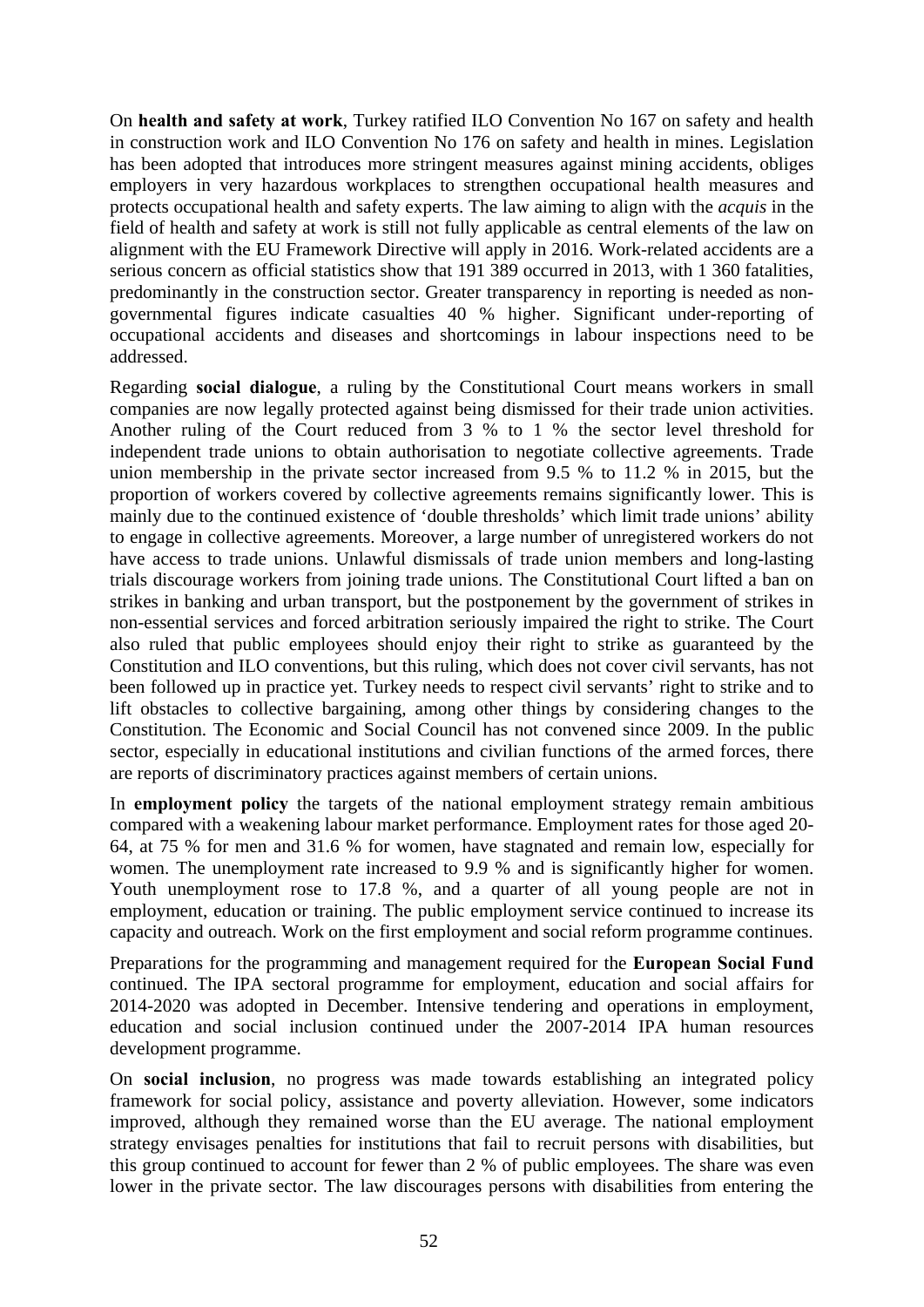On **health and safety at work**, Turkey ratified ILO Convention No 167 on safety and health in construction work and ILO Convention No 176 on safety and health in mines. Legislation has been adopted that introduces more stringent measures against mining accidents, obliges employers in very hazardous workplaces to strengthen occupational health measures and protects occupational health and safety experts. The law aiming to align with the *acquis* in the field of health and safety at work is still not fully applicable as central elements of the law on alignment with the EU Framework Directive will apply in 2016. Work-related accidents are a serious concern as official statistics show that 191 389 occurred in 2013, with 1 360 fatalities, predominantly in the construction sector. Greater transparency in reporting is needed as non-governmental figures indicate casualties 40 % higher. Significant under-reporting of occupational accidents and diseases and shortcomings in labour inspections need to be addressed.

Regarding **social dialogue**, a ruling by the Constitutional Court means workers in small companies are now legally protected against being dismissed for their trade union activities. Another ruling of the Court reduced from 3 % to 1 % the sector level threshold for independent trade unions to obtain authorisation to negotiate collective agreements. Trade union membership in the private sector increased from 9.5 % to 11.2 % in 2015, but the proportion of workers covered by collective agreements remains significantly lower. This is mainly due to the continued existence of 'double thresholds' which limit trade unions' ability to engage in collective agreements. Moreover, a large number of unregistered workers do not have access to trade unions. Unlawful dismissals of trade union members and long-lasting trials discourage workers from joining trade unions. The Constitutional Court lifted a ban on strikes in banking and urban transport, but the postponement by the government of strikes in non-essential services and forced arbitration seriously impaired the right to strike. The Court also ruled that public employees should enjoy their right to strike as guaranteed by the Constitution and ILO conventions, but this ruling, which does not cover civil servants, has not been followed up in practice yet. Turkey needs to respect civil servants' right to strike and to lift obstacles to collective bargaining, among other things by considering changes to the Constitution. The Economic and Social Council has not convened since 2009. In the public sector, especially in educational institutions and civilian functions of the armed forces, there are reports of discriminatory practices against members of certain unions.

In **employment policy** the targets of the national employment strategy remain ambitious compared with a weakening labour market performance. Employment rates for those aged 20-64, at 75 % for men and 31.6 % for women, have stagnated and remain low, especially for women. The unemployment rate increased to 9.9 % and is significantly higher for women. Youth unemployment rose to 17.8 %, and a quarter of all young people are not in employment, education or training. The public employment service continued to increase its capacity and outreach. Work on the first employment and social reform programme continues.

Preparations for the programming and management required for the **European Social Fund** continued. The IPA sectoral programme for employment, education and social affairs for 2014-2020 was adopted in December. Intensive tendering and operations in employment, education and social inclusion continued under the 2007-2014 IPA human resources development programme.

On **social inclusion**, no progress was made towards establishing an integrated policy framework for social policy, assistance and poverty alleviation. However, some indicators improved, although they remained worse than the EU average. The national employment strategy envisages penalties for institutions that fail to recruit persons with disabilities, but this group continued to account for fewer than 2 % of public employees. The share was even lower in the private sector. The law discourages persons with disabilities from entering the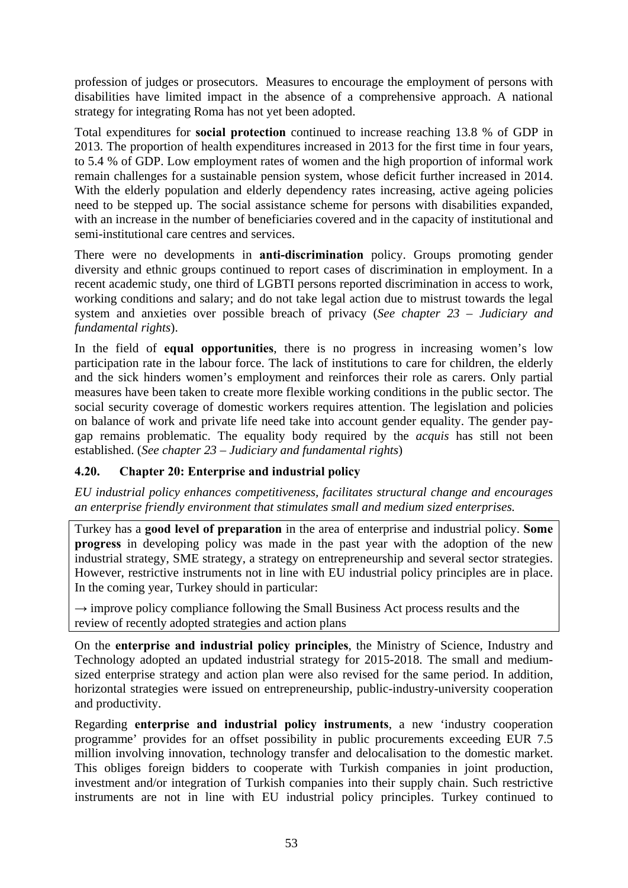profession of judges or prosecutors. Measures to encourage the employment of persons with disabilities have limited impact in the absence of a comprehensive approach. A national strategy for integrating Roma has not yet been adopted.

Total expenditures for **social protection** continued to increase reaching 13.8 % of GDP in 2013. The proportion of health expenditures increased in 2013 for the first time in four years, to 5.4 % of GDP. Low employment rates of women and the high proportion of informal work remain challenges for a sustainable pension system, whose deficit further increased in 2014. With the elderly population and elderly dependency rates increasing, active ageing policies need to be stepped up. The social assistance scheme for persons with disabilities expanded, with an increase in the number of beneficiaries covered and in the capacity of institutional and semi-institutional care centres and services.

There were no developments in **anti-discrimination** policy. Groups promoting gender diversity and ethnic groups continued to report cases of discrimination in employment. In a recent academic study, one third of LGBTI persons reported discrimination in access to work, working conditions and salary; and do not take legal action due to mistrust towards the legal system and anxieties over possible breach of privacy (*See chapter 23 – Judiciary and fundamental rights*).

In the field of **equal opportunities**, there is no progress in increasing women's low participation rate in the labour force. The lack of institutions to care for children, the elderly and the sick hinders women's employment and reinforces their role as carers. Only partial measures have been taken to create more flexible working conditions in the public sector. The social security coverage of domestic workers requires attention. The legislation and policies on balance of work and private life need take into account gender equality. The gender pay-gap remains problematic. The equality body required by the *acquis* has still not been established. (*See chapter 23 – Judiciary and fundamental rights*)

### 4.20. Chapter 20: Enterprise and industrial policy

*EU industrial policy enhances competitiveness, facilitates structural change and encourages an enterprise friendly environment that stimulates small and medium sized enterprises.*

Turkey has a **good level of preparation** in the area of enterprise and industrial policy. **Some progress** in developing policy was made in the past year with the adoption of the new industrial strategy, SME strategy, a strategy on entrepreneurship and several sector strategies. However, restrictive instruments not in line with EU industrial policy principles are in place. In the coming year, Turkey should in particular:

→ improve policy compliance following the Small Business Act process results and the review of recently adopted strategies and action plans

On the **enterprise and industrial policy principles**, the Ministry of Science, Industry and Technology adopted an updated industrial strategy for 2015-2018. The small and medium-sized enterprise strategy and action plan were also revised for the same period. In addition, horizontal strategies were issued on entrepreneurship, public-industry-university cooperation and productivity.

Regarding **enterprise and industrial policy instruments**, a new 'industry cooperation programme' provides for an offset possibility in public procurements exceeding EUR 7.5 million involving innovation, technology transfer and delocalisation to the domestic market. This obliges foreign bidders to cooperate with Turkish companies in joint production, investment and/or integration of Turkish companies into their supply chain. Such restrictive instruments are not in line with EU industrial policy principles. Turkey continued to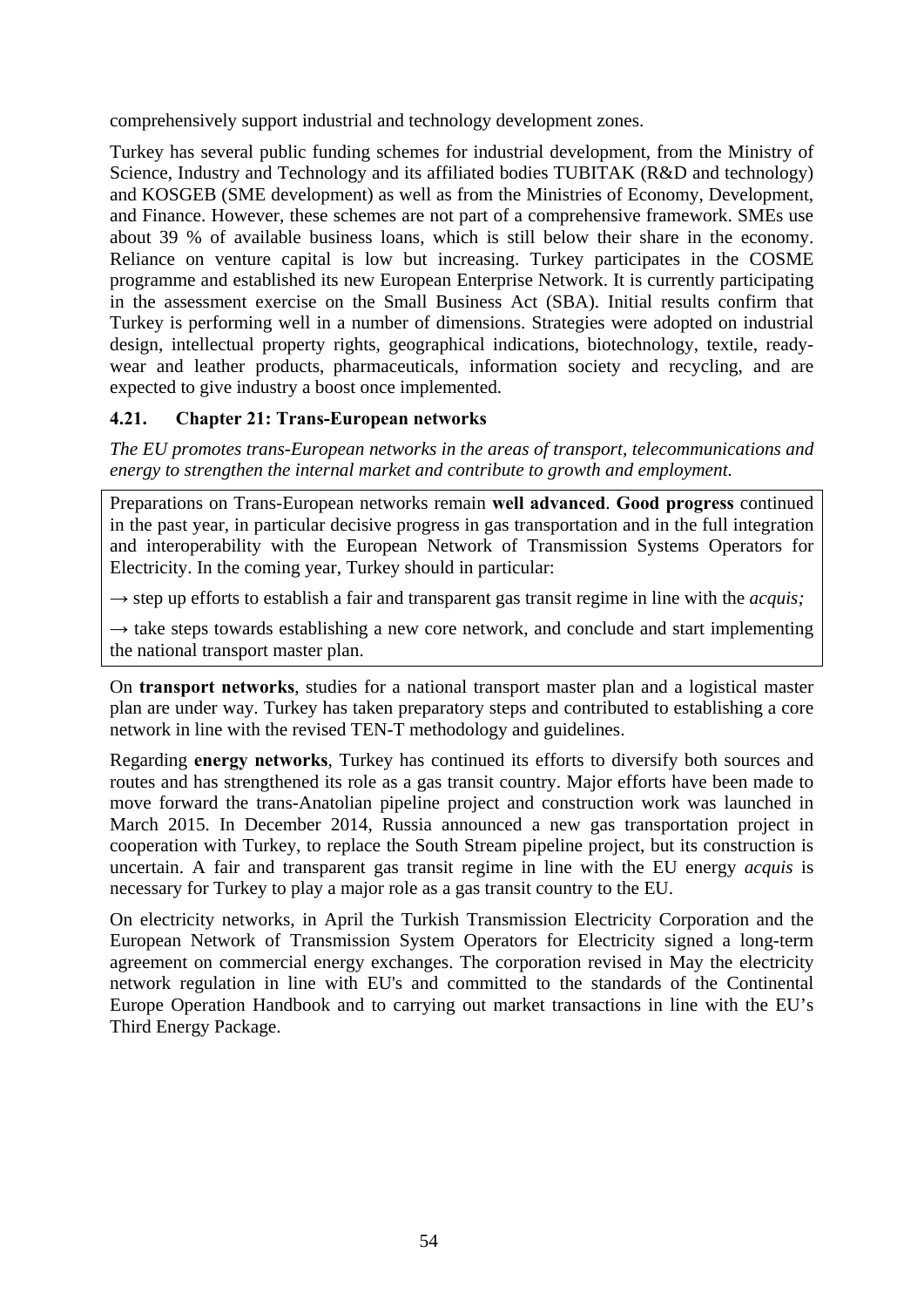comprehensively support industrial and technology development zones.

Turkey has several public funding schemes for industrial development, from the Ministry of Science, Industry and Technology and its affiliated bodies TUBITAK (R&D and technology) and KOSGEB (SME development) as well as from the Ministries of Economy, Development, and Finance. However, these schemes are not part of a comprehensive framework. SMEs use about 39 % of available business loans, which is still below their share in the economy. Reliance on venture capital is low but increasing. Turkey participates in the COSME programme and established its new European Enterprise Network. It is currently participating in the assessment exercise on the Small Business Act (SBA). Initial results confirm that Turkey is performing well in a number of dimensions. Strategies were adopted on industrial design, intellectual property rights, geographical indications, biotechnology, textile, ready-wear and leather products, pharmaceuticals, information society and recycling, and are expected to give industry a boost once implemented.

### 4.21. Chapter 21: Trans-European networks

*The EU promotes trans-European networks in the areas of transport, telecommunications and energy to strengthen the internal market and contribute to growth and employment.*

Preparations on Trans-European networks remain **well advanced**. **Good progress** continued in the past year, in particular decisive progress in gas transportation and in the full integration and interoperability with the European Network of Transmission Systems Operators for Electricity. In the coming year, Turkey should in particular:

→ step up efforts to establish a fair and transparent gas transit regime in line with the *acquis;*

→ take steps towards establishing a new core network, and conclude and start implementing the national transport master plan.

On **transport networks**, studies for a national transport master plan and a logistical master plan are under way. Turkey has taken preparatory steps and contributed to establishing a core network in line with the revised TEN-T methodology and guidelines.

Regarding **energy networks**, Turkey has continued its efforts to diversify both sources and routes and has strengthened its role as a gas transit country. Major efforts have been made to move forward the trans-Anatolian pipeline project and construction work was launched in March 2015. In December 2014, Russia announced a new gas transportation project in cooperation with Turkey, to replace the South Stream pipeline project, but its construction is uncertain. A fair and transparent gas transit regime in line with the EU energy *acquis* is necessary for Turkey to play a major role as a gas transit country to the EU.

On electricity networks, in April the Turkish Transmission Electricity Corporation and the European Network of Transmission System Operators for Electricity signed a long-term agreement on commercial energy exchanges. The corporation revised in May the electricity network regulation in line with EU's and committed to the standards of the Continental Europe Operation Handbook and to carrying out market transactions in line with the EU's Third Energy Package.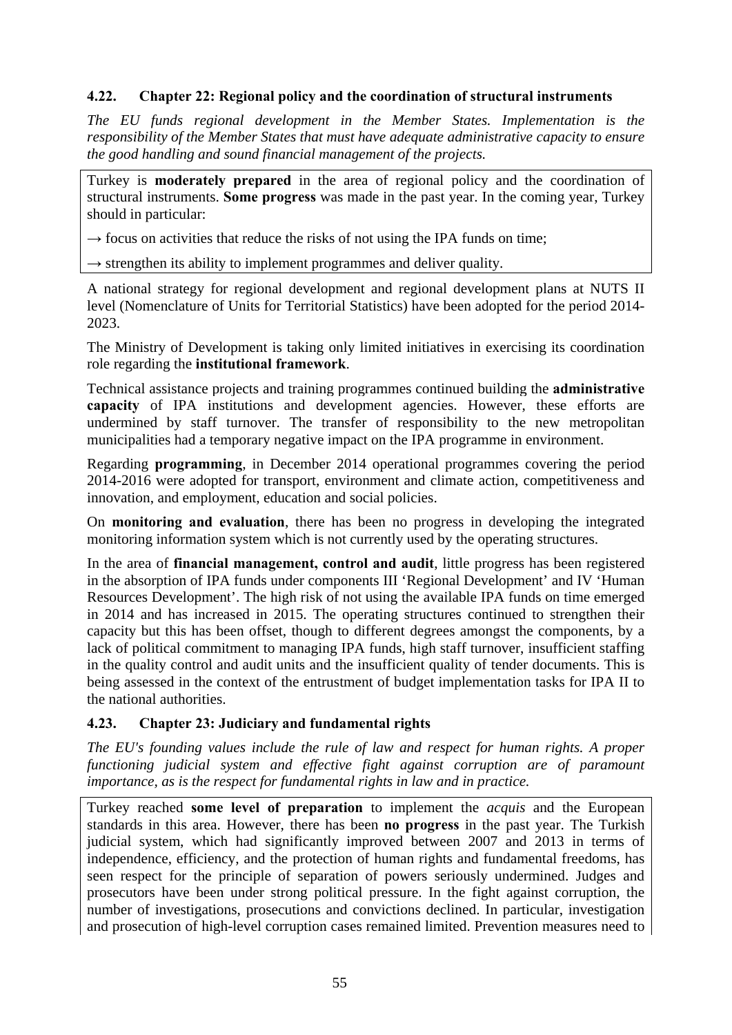### 4.22. Chapter 22: Regional policy and the coordination of structural instruments

*The EU funds regional development in the Member States. Implementation is the responsibility of the Member States that must have adequate administrative capacity to ensure the good handling and sound financial management of the projects.*

Turkey is **moderately prepared** in the area of regional policy and the coordination of structural instruments. **Some progress** was made in the past year. In the coming year, Turkey should in particular:

→ focus on activities that reduce the risks of not using the IPA funds on time;

→ strengthen its ability to implement programmes and deliver quality.

A national strategy for regional development and regional development plans at NUTS II level (Nomenclature of Units for Territorial Statistics) have been adopted for the period 2014-2023.

The Ministry of Development is taking only limited initiatives in exercising its coordination role regarding the **institutional framework**.

Technical assistance projects and training programmes continued building the **administrative capacity** of IPA institutions and development agencies. However, these efforts are undermined by staff turnover. The transfer of responsibility to the new metropolitan municipalities had a temporary negative impact on the IPA programme in environment.

Regarding **programming**, in December 2014 operational programmes covering the period 2014-2016 were adopted for transport, environment and climate action, competitiveness and innovation, and employment, education and social policies.

On **monitoring and evaluation**, there has been no progress in developing the integrated monitoring information system which is not currently used by the operating structures.

In the area of **financial management, control and audit**, little progress has been registered in the absorption of IPA funds under components III 'Regional Development' and IV 'Human Resources Development'. The high risk of not using the available IPA funds on time emerged in 2014 and has increased in 2015. The operating structures continued to strengthen their capacity but this has been offset, though to different degrees amongst the components, by a lack of political commitment to managing IPA funds, high staff turnover, insufficient staffing in the quality control and audit units and the insufficient quality of tender documents. This is being assessed in the context of the entrustment of budget implementation tasks for IPA II to the national authorities.

### 4.23. Chapter 23: Judiciary and fundamental rights

*The EU's founding values include the rule of law and respect for human rights. A proper functioning judicial system and effective fight against corruption are of paramount importance, as is the respect for fundamental rights in law and in practice.*

Turkey reached **some level of preparation** to implement the *acquis* and the European standards in this area. However, there has been **no progress** in the past year. The Turkish judicial system, which had significantly improved between 2007 and 2013 in terms of independence, efficiency, and the protection of human rights and fundamental freedoms, has seen respect for the principle of separation of powers seriously undermined. Judges and prosecutors have been under strong political pressure. In the fight against corruption, the number of investigations, prosecutions and convictions declined. In particular, investigation and prosecution of high-level corruption cases remained limited. Prevention measures need to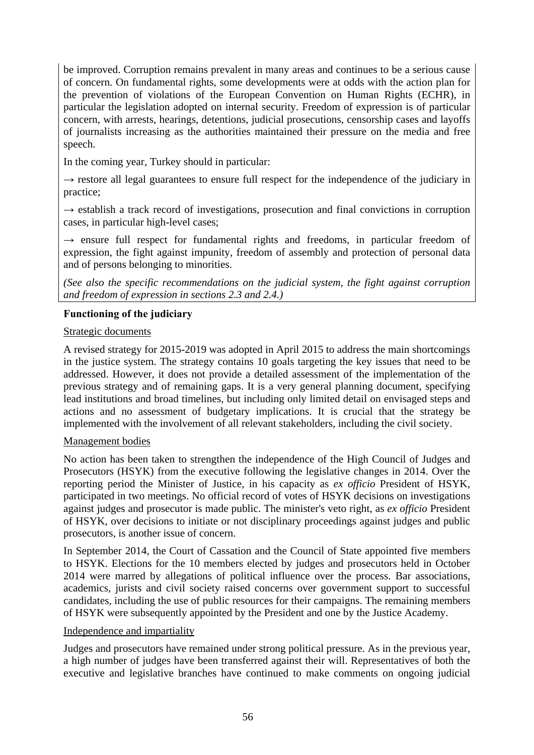be improved. Corruption remains prevalent in many areas and continues to be a serious cause of concern. On fundamental rights, some developments were at odds with the action plan for the prevention of violations of the European Convention on Human Rights (ECHR), in particular the legislation adopted on internal security. Freedom of expression is of particular concern, with arrests, hearings, detentions, judicial prosecutions, censorship cases and layoffs of journalists increasing as the authorities maintained their pressure on the media and free speech.

In the coming year, Turkey should in particular:

→ restore all legal guarantees to ensure full respect for the independence of the judiciary in practice;

→ establish a track record of investigations, prosecution and final convictions in corruption cases, in particular high-level cases;

→ ensure full respect for fundamental rights and freedoms, in particular freedom of expression, the fight against impunity, freedom of assembly and protection of personal data and of persons belonging to minorities.

*(See also the specific recommendations on the judicial system, the fight against corruption and freedom of expression in sections 2.3 and 2.4.)*

**Functioning of the judiciary**

Strategic documents

A revised strategy for 2015-2019 was adopted in April 2015 to address the main shortcomings in the justice system. The strategy contains 10 goals targeting the key issues that need to be addressed. However, it does not provide a detailed assessment of the implementation of the previous strategy and of remaining gaps. It is a very general planning document, specifying lead institutions and broad timelines, but including only limited detail on envisaged steps and actions and no assessment of budgetary implications. It is crucial that the strategy be implemented with the involvement of all relevant stakeholders, including the civil society.

Management bodies

No action has been taken to strengthen the independence of the High Council of Judges and Prosecutors (HSYK) from the executive following the legislative changes in 2014. Over the reporting period the Minister of Justice, in his capacity as *ex officio* President of HSYK, participated in two meetings. No official record of votes of HSYK decisions on investigations against judges and prosecutor is made public. The minister's veto right, as *ex officio* President of HSYK, over decisions to initiate or not disciplinary proceedings against judges and public prosecutors, is another issue of concern.

In September 2014, the Court of Cassation and the Council of State appointed five members to HSYK. Elections for the 10 members elected by judges and prosecutors held in October 2014 were marred by allegations of political influence over the process. Bar associations, academics, jurists and civil society raised concerns over government support to successful candidates, including the use of public resources for their campaigns. The remaining members of HSYK were subsequently appointed by the President and one by the Justice Academy.

Independence and impartiality

Judges and prosecutors have remained under strong political pressure. As in the previous year, a high number of judges have been transferred against their will. Representatives of both the executive and legislative branches have continued to make comments on ongoing judicial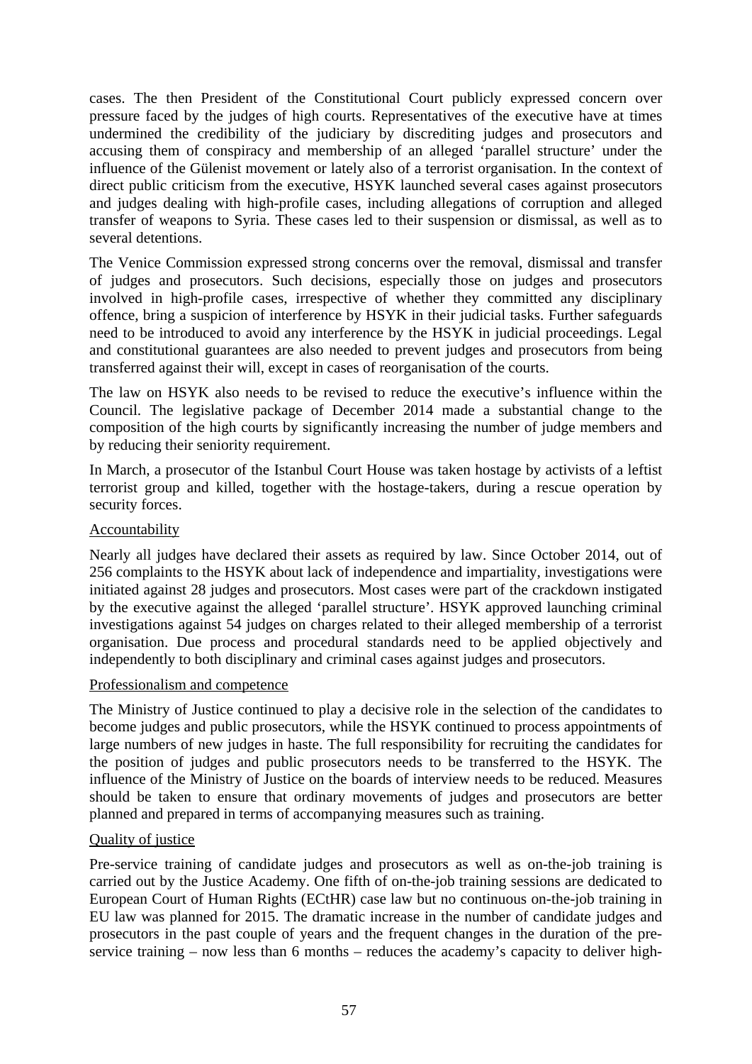cases. The then President of the Constitutional Court publicly expressed concern over pressure faced by the judges of high courts. Representatives of the executive have at times undermined the credibility of the judiciary by discrediting judges and prosecutors and accusing them of conspiracy and membership of an alleged 'parallel structure' under the influence of the Gülenist movement or lately also of a terrorist organisation. In the context of direct public criticism from the executive, HSYK launched several cases against prosecutors and judges dealing with high-profile cases, including allegations of corruption and alleged transfer of weapons to Syria. These cases led to their suspension or dismissal, as well as to several detentions.

The Venice Commission expressed strong concerns over the removal, dismissal and transfer of judges and prosecutors. Such decisions, especially those on judges and prosecutors involved in high-profile cases, irrespective of whether they committed any disciplinary offence, bring a suspicion of interference by HSYK in their judicial tasks. Further safeguards need to be introduced to avoid any interference by the HSYK in judicial proceedings. Legal and constitutional guarantees are also needed to prevent judges and prosecutors from being transferred against their will, except in cases of reorganisation of the courts.

The law on HSYK also needs to be revised to reduce the executive's influence within the Council. The legislative package of December 2014 made a substantial change to the composition of the high courts by significantly increasing the number of judge members and by reducing their seniority requirement.

In March, a prosecutor of the Istanbul Court House was taken hostage by activists of a leftist terrorist group and killed, together with the hostage-takers, during a rescue operation by security forces.

Accountability

Nearly all judges have declared their assets as required by law. Since October 2014, out of 256 complaints to the HSYK about lack of independence and impartiality, investigations were initiated against 28 judges and prosecutors. Most cases were part of the crackdown instigated by the executive against the alleged 'parallel structure'. HSYK approved launching criminal investigations against 54 judges on charges related to their alleged membership of a terrorist organisation. Due process and procedural standards need to be applied objectively and independently to both disciplinary and criminal cases against judges and prosecutors.

Professionalism and competence

The Ministry of Justice continued to play a decisive role in the selection of the candidates to become judges and public prosecutors, while the HSYK continued to process appointments of large numbers of new judges in haste. The full responsibility for recruiting the candidates for the position of judges and public prosecutors needs to be transferred to the HSYK. The influence of the Ministry of Justice on the boards of interview needs to be reduced. Measures should be taken to ensure that ordinary movements of judges and prosecutors are better planned and prepared in terms of accompanying measures such as training.

Quality of justice

Pre-service training of candidate judges and prosecutors as well as on-the-job training is carried out by the Justice Academy. One fifth of on-the-job training sessions are dedicated to European Court of Human Rights (ECtHR) case law but no continuous on-the-job training in EU law was planned for 2015. The dramatic increase in the number of candidate judges and prosecutors in the past couple of years and the frequent changes in the duration of the pre-service training – now less than 6 months – reduces the academy's capacity to deliver high-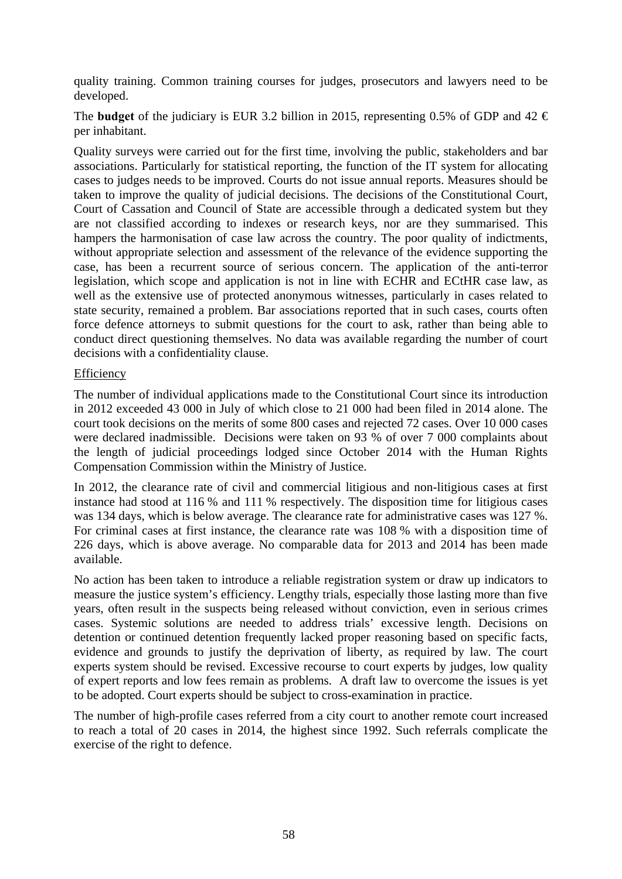quality training. Common training courses for judges, prosecutors and lawyers need to be developed.

The **budget** of the judiciary is EUR 3.2 billion in 2015, representing 0.5% of GDP and 42 € per inhabitant.

Quality surveys were carried out for the first time, involving the public, stakeholders and bar associations. Particularly for statistical reporting, the function of the IT system for allocating cases to judges needs to be improved. Courts do not issue annual reports. Measures should be taken to improve the quality of judicial decisions. The decisions of the Constitutional Court, Court of Cassation and Council of State are accessible through a dedicated system but they are not classified according to indexes or research keys, nor are they summarised. This hampers the harmonisation of case law across the country. The poor quality of indictments, without appropriate selection and assessment of the relevance of the evidence supporting the case, has been a recurrent source of serious concern. The application of the anti-terror legislation, which scope and application is not in line with ECHR and ECtHR case law, as well as the extensive use of protected anonymous witnesses, particularly in cases related to state security, remained a problem. Bar associations reported that in such cases, courts often force defence attorneys to submit questions for the court to ask, rather than being able to conduct direct questioning themselves. No data was available regarding the number of court decisions with a confidentiality clause.

Efficiency

The number of individual applications made to the Constitutional Court since its introduction in 2012 exceeded 43 000 in July of which close to 21 000 had been filed in 2014 alone. The court took decisions on the merits of some 800 cases and rejected 72 cases. Over 10 000 cases were declared inadmissible. Decisions were taken on 93 % of over 7 000 complaints about the length of judicial proceedings lodged since October 2014 with the Human Rights Compensation Commission within the Ministry of Justice.

In 2012, the clearance rate of civil and commercial litigious and non-litigious cases at first instance had stood at 116 % and 111 % respectively. The disposition time for litigious cases was 134 days, which is below average. The clearance rate for administrative cases was 127 %. For criminal cases at first instance, the clearance rate was 108 % with a disposition time of 226 days, which is above average. No comparable data for 2013 and 2014 has been made available.

No action has been taken to introduce a reliable registration system or draw up indicators to measure the justice system's efficiency. Lengthy trials, especially those lasting more than five years, often result in the suspects being released without conviction, even in serious crimes cases. Systemic solutions are needed to address trials' excessive length. Decisions on detention or continued detention frequently lacked proper reasoning based on specific facts, evidence and grounds to justify the deprivation of liberty, as required by law. The court experts system should be revised. Excessive recourse to court experts by judges, low quality of expert reports and low fees remain as problems. A draft law to overcome the issues is yet to be adopted. Court experts should be subject to cross-examination in practice.

The number of high-profile cases referred from a city court to another remote court increased to reach a total of 20 cases in 2014, the highest since 1992. Such referrals complicate the exercise of the right to defence.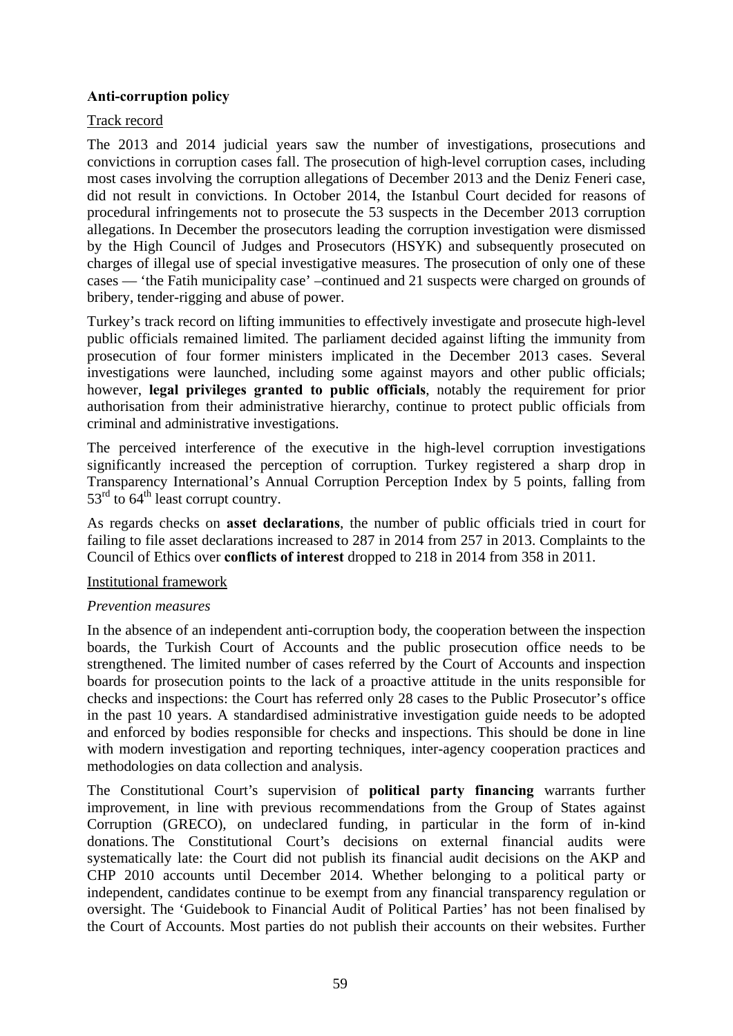**Anti-corruption policy**

Track record

The 2013 and 2014 judicial years saw the number of investigations, prosecutions and convictions in corruption cases fall. The prosecution of high-level corruption cases, including most cases involving the corruption allegations of December 2013 and the Deniz Feneri case, did not result in convictions. In October 2014, the Istanbul Court decided for reasons of procedural infringements not to prosecute the 53 suspects in the December 2013 corruption allegations. In December the prosecutors leading the corruption investigation were dismissed by the High Council of Judges and Prosecutors (HSYK) and subsequently prosecuted on charges of illegal use of special investigative measures. The prosecution of only one of these cases — 'the Fatih municipality case' –continued and 21 suspects were charged on grounds of bribery, tender-rigging and abuse of power.

Turkey's track record on lifting immunities to effectively investigate and prosecute high-level public officials remained limited. The parliament decided against lifting the immunity from prosecution of four former ministers implicated in the December 2013 cases. Several investigations were launched, including some against mayors and other public officials; however, **legal privileges granted to public officials**, notably the requirement for prior authorisation from their administrative hierarchy, continue to protect public officials from criminal and administrative investigations.

The perceived interference of the executive in the high-level corruption investigations significantly increased the perception of corruption. Turkey registered a sharp drop in Transparency International's Annual Corruption Perception Index by 5 points, falling from 53rd to 64th least corrupt country.

As regards checks on **asset declarations**, the number of public officials tried in court for failing to file asset declarations increased to 287 in 2014 from 257 in 2013. Complaints to the Council of Ethics over **conflicts of interest** dropped to 218 in 2014 from 358 in 2011.

Institutional framework

*Prevention measures*

In the absence of an independent anti-corruption body, the cooperation between the inspection boards, the Turkish Court of Accounts and the public prosecution office needs to be strengthened. The limited number of cases referred by the Court of Accounts and inspection boards for prosecution points to the lack of a proactive attitude in the units responsible for checks and inspections: the Court has referred only 28 cases to the Public Prosecutor's office in the past 10 years. A standardised administrative investigation guide needs to be adopted and enforced by bodies responsible for checks and inspections. This should be done in line with modern investigation and reporting techniques, inter-agency cooperation practices and methodologies on data collection and analysis.

The Constitutional Court's supervision of **political party financing** warrants further improvement, in line with previous recommendations from the Group of States against Corruption (GRECO), on undeclared funding, in particular in the form of in-kind donations. The Constitutional Court's decisions on external financial audits were systematically late: the Court did not publish its financial audit decisions on the AKP and CHP 2010 accounts until December 2014. Whether belonging to a political party or independent, candidates continue to be exempt from any financial transparency regulation or oversight. The 'Guidebook to Financial Audit of Political Parties' has not been finalised by the Court of Accounts. Most parties do not publish their accounts on their websites. Further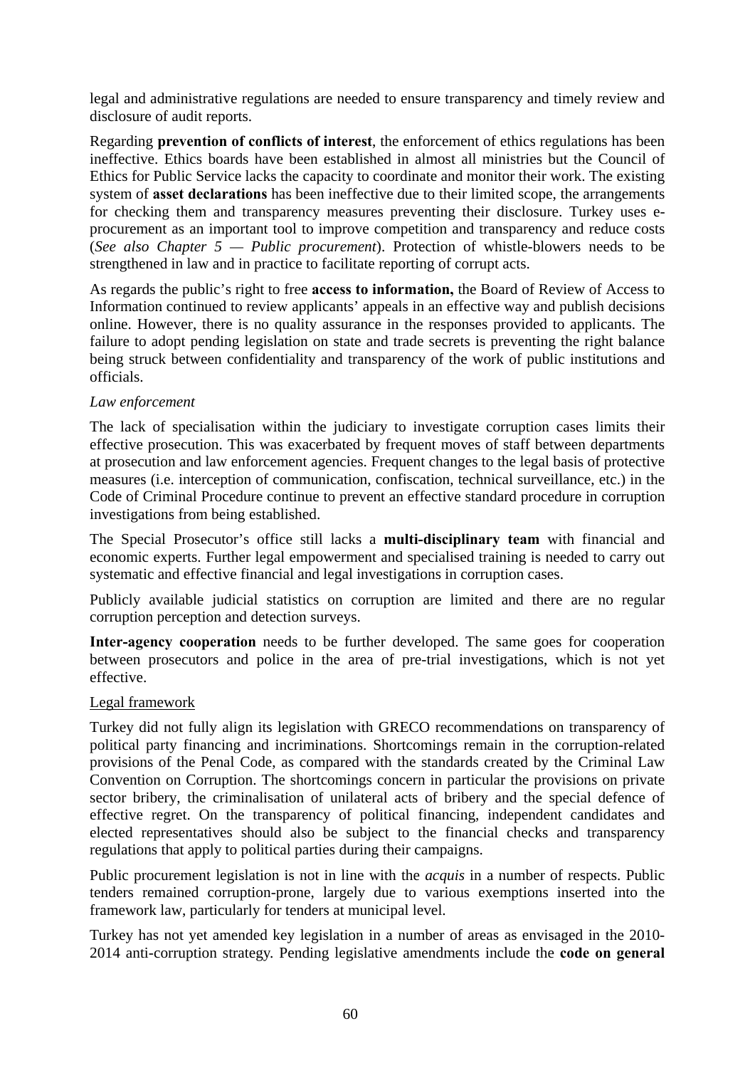legal and administrative regulations are needed to ensure transparency and timely review and disclosure of audit reports.

Regarding **prevention of conflicts of interest**, the enforcement of ethics regulations has been ineffective. Ethics boards have been established in almost all ministries but the Council of Ethics for Public Service lacks the capacity to coordinate and monitor their work. The existing system of **asset declarations** has been ineffective due to their limited scope, the arrangements for checking them and transparency measures preventing their disclosure. Turkey uses e-procurement as an important tool to improve competition and transparency and reduce costs (*See also Chapter 5 — Public procurement*). Protection of whistle-blowers needs to be strengthened in law and in practice to facilitate reporting of corrupt acts.

As regards the public's right to free **access to information,** the Board of Review of Access to Information continued to review applicants' appeals in an effective way and publish decisions online. However, there is no quality assurance in the responses provided to applicants. The failure to adopt pending legislation on state and trade secrets is preventing the right balance being struck between confidentiality and transparency of the work of public institutions and officials.

*Law enforcement*

The lack of specialisation within the judiciary to investigate corruption cases limits their effective prosecution. This was exacerbated by frequent moves of staff between departments at prosecution and law enforcement agencies. Frequent changes to the legal basis of protective measures (i.e. interception of communication, confiscation, technical surveillance, etc.) in the Code of Criminal Procedure continue to prevent an effective standard procedure in corruption investigations from being established.

The Special Prosecutor's office still lacks a **multi-disciplinary team** with financial and economic experts. Further legal empowerment and specialised training is needed to carry out systematic and effective financial and legal investigations in corruption cases.

Publicly available judicial statistics on corruption are limited and there are no regular corruption perception and detection surveys.

**Inter-agency cooperation** needs to be further developed. The same goes for cooperation between prosecutors and police in the area of pre-trial investigations, which is not yet effective.

<u>Legal framework</u>

Turkey did not fully align its legislation with GRECO recommendations on transparency of political party financing and incriminations. Shortcomings remain in the corruption-related provisions of the Penal Code, as compared with the standards created by the Criminal Law Convention on Corruption. The shortcomings concern in particular the provisions on private sector bribery, the criminalisation of unilateral acts of bribery and the special defence of effective regret. On the transparency of political financing, independent candidates and elected representatives should also be subject to the financial checks and transparency regulations that apply to political parties during their campaigns.

Public procurement legislation is not in line with the *acquis* in a number of respects. Public tenders remained corruption-prone, largely due to various exemptions inserted into the framework law, particularly for tenders at municipal level.

Turkey has not yet amended key legislation in a number of areas as envisaged in the 2010-2014 anti-corruption strategy. Pending legislative amendments include the **code on general**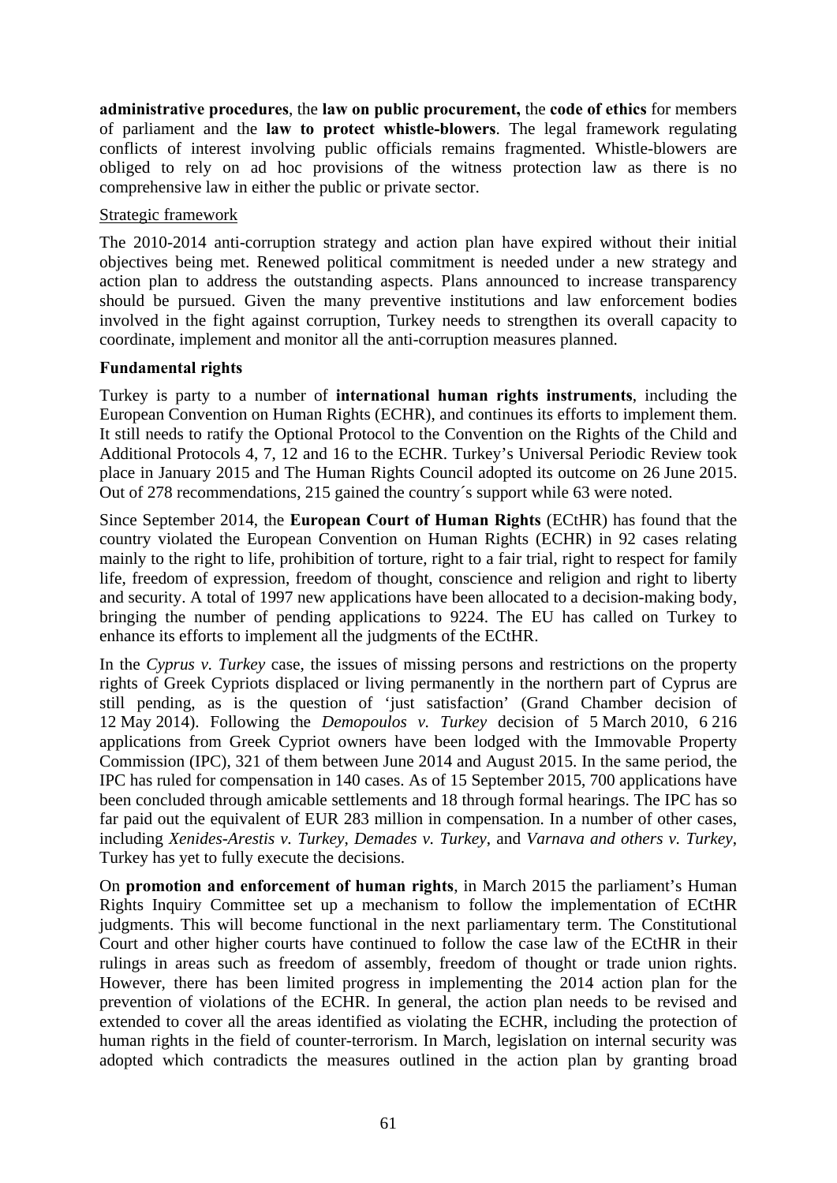**administrative procedures**, the **law on public procurement,** the **code of ethics** for members of parliament and the **law to protect whistle-blowers**. The legal framework regulating conflicts of interest involving public officials remains fragmented. Whistle-blowers are obliged to rely on ad hoc provisions of the witness protection law as there is no comprehensive law in either the public or private sector.

Strategic framework

The 2010-2014 anti-corruption strategy and action plan have expired without their initial objectives being met. Renewed political commitment is needed under a new strategy and action plan to address the outstanding aspects. Plans announced to increase transparency should be pursued. Given the many preventive institutions and law enforcement bodies involved in the fight against corruption, Turkey needs to strengthen its overall capacity to coordinate, implement and monitor all the anti-corruption measures planned.

**Fundamental rights**

Turkey is party to a number of **international human rights instruments**, including the European Convention on Human Rights (ECHR), and continues its efforts to implement them. It still needs to ratify the Optional Protocol to the Convention on the Rights of the Child and Additional Protocols 4, 7, 12 and 16 to the ECHR. Turkey's Universal Periodic Review took place in January 2015 and The Human Rights Council adopted its outcome on 26 June 2015. Out of 278 recommendations, 215 gained the country´s support while 63 were noted.

Since September 2014, the **European Court of Human Rights** (ECtHR) has found that the country violated the European Convention on Human Rights (ECHR) in 92 cases relating mainly to the right to life, prohibition of torture, right to a fair trial, right to respect for family life, freedom of expression, freedom of thought, conscience and religion and right to liberty and security. A total of 1997 new applications have been allocated to a decision-making body, bringing the number of pending applications to 9224. The EU has called on Turkey to enhance its efforts to implement all the judgments of the ECtHR.

In the *Cyprus v. Turkey* case, the issues of missing persons and restrictions on the property rights of Greek Cypriots displaced or living permanently in the northern part of Cyprus are still pending, as is the question of 'just satisfaction' (Grand Chamber decision of 12 May 2014). Following the *Demopoulos v. Turkey* decision of 5 March 2010, 6 216 applications from Greek Cypriot owners have been lodged with the Immovable Property Commission (IPC), 321 of them between June 2014 and August 2015. In the same period, the IPC has ruled for compensation in 140 cases. As of 15 September 2015, 700 applications have been concluded through amicable settlements and 18 through formal hearings. The IPC has so far paid out the equivalent of EUR 283 million in compensation. In a number of other cases, including *Xenides-Arestis v. Turkey*, *Demades v. Turkey*, and *Varnava and others v. Turkey*, Turkey has yet to fully execute the decisions.

On **promotion and enforcement of human rights**, in March 2015 the parliament's Human Rights Inquiry Committee set up a mechanism to follow the implementation of ECtHR judgments. This will become functional in the next parliamentary term. The Constitutional Court and other higher courts have continued to follow the case law of the ECtHR in their rulings in areas such as freedom of assembly, freedom of thought or trade union rights. However, there has been limited progress in implementing the 2014 action plan for the prevention of violations of the ECHR. In general, the action plan needs to be revised and extended to cover all the areas identified as violating the ECHR, including the protection of human rights in the field of counter-terrorism. In March, legislation on internal security was adopted which contradicts the measures outlined in the action plan by granting broad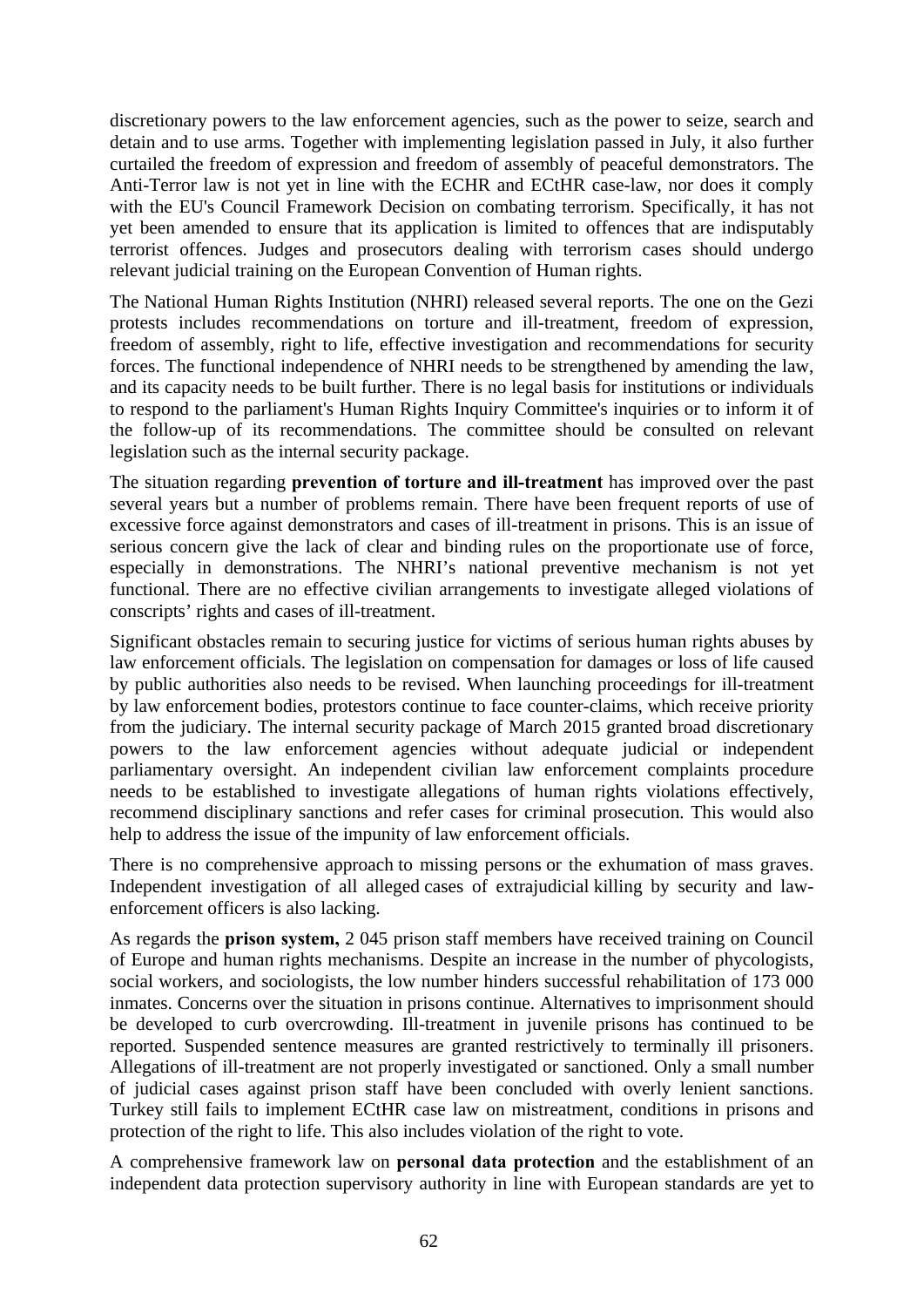discretionary powers to the law enforcement agencies, such as the power to seize, search and detain and to use arms. Together with implementing legislation passed in July, it also further curtailed the freedom of expression and freedom of assembly of peaceful demonstrators. The Anti-Terror law is not yet in line with the ECHR and ECtHR case-law, nor does it comply with the EU's Council Framework Decision on combating terrorism. Specifically, it has not yet been amended to ensure that its application is limited to offences that are indisputably terrorist offences. Judges and prosecutors dealing with terrorism cases should undergo relevant judicial training on the European Convention of Human rights.

The National Human Rights Institution (NHRI) released several reports. The one on the Gezi protests includes recommendations on torture and ill-treatment, freedom of expression, freedom of assembly, right to life, effective investigation and recommendations for security forces. The functional independence of NHRI needs to be strengthened by amending the law, and its capacity needs to be built further. There is no legal basis for institutions or individuals to respond to the parliament's Human Rights Inquiry Committee's inquiries or to inform it of the follow-up of its recommendations. The committee should be consulted on relevant legislation such as the internal security package.

The situation regarding **prevention of torture and ill-treatment** has improved over the past several years but a number of problems remain. There have been frequent reports of use of excessive force against demonstrators and cases of ill-treatment in prisons. This is an issue of serious concern give the lack of clear and binding rules on the proportionate use of force, especially in demonstrations. The NHRI's national preventive mechanism is not yet functional. There are no effective civilian arrangements to investigate alleged violations of conscripts' rights and cases of ill-treatment.

Significant obstacles remain to securing justice for victims of serious human rights abuses by law enforcement officials. The legislation on compensation for damages or loss of life caused by public authorities also needs to be revised. When launching proceedings for ill-treatment by law enforcement bodies, protestors continue to face counter-claims, which receive priority from the judiciary. The internal security package of March 2015 granted broad discretionary powers to the law enforcement agencies without adequate judicial or independent parliamentary oversight. An independent civilian law enforcement complaints procedure needs to be established to investigate allegations of human rights violations effectively, recommend disciplinary sanctions and refer cases for criminal prosecution. This would also help to address the issue of the impunity of law enforcement officials.

There is no comprehensive approach to missing persons or the exhumation of mass graves. Independent investigation of all alleged cases of extrajudicial killing by security and law-enforcement officers is also lacking.

As regards the **prison system,** 2 045 prison staff members have received training on Council of Europe and human rights mechanisms. Despite an increase in the number of phycologists, social workers, and sociologists, the low number hinders successful rehabilitation of 173 000 inmates. Concerns over the situation in prisons continue. Alternatives to imprisonment should be developed to curb overcrowding. Ill-treatment in juvenile prisons has continued to be reported. Suspended sentence measures are granted restrictively to terminally ill prisoners. Allegations of ill-treatment are not properly investigated or sanctioned. Only a small number of judicial cases against prison staff have been concluded with overly lenient sanctions. Turkey still fails to implement ECtHR case law on mistreatment, conditions in prisons and protection of the right to life. This also includes violation of the right to vote.

A comprehensive framework law on **personal data protection** and the establishment of an independent data protection supervisory authority in line with European standards are yet to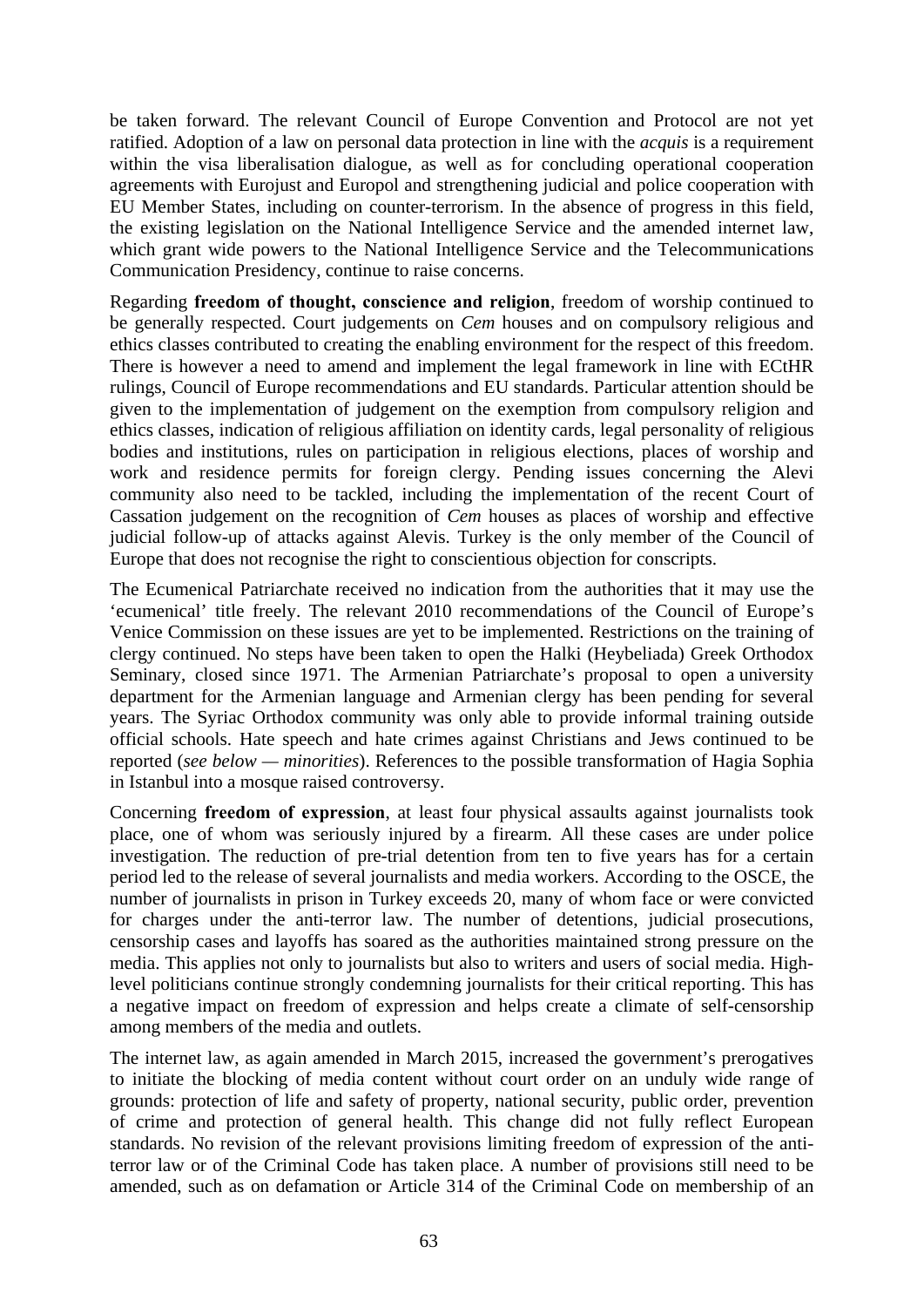be taken forward. The relevant Council of Europe Convention and Protocol are not yet ratified. Adoption of a law on personal data protection in line with the *acquis* is a requirement within the visa liberalisation dialogue, as well as for concluding operational cooperation agreements with Eurojust and Europol and strengthening judicial and police cooperation with EU Member States, including on counter-terrorism. In the absence of progress in this field, the existing legislation on the National Intelligence Service and the amended internet law, which grant wide powers to the National Intelligence Service and the Telecommunications Communication Presidency, continue to raise concerns.

Regarding **freedom of thought, conscience and religion**, freedom of worship continued to be generally respected. Court judgements on *Cem* houses and on compulsory religious and ethics classes contributed to creating the enabling environment for the respect of this freedom. There is however a need to amend and implement the legal framework in line with ECtHR rulings, Council of Europe recommendations and EU standards. Particular attention should be given to the implementation of judgement on the exemption from compulsory religion and ethics classes, indication of religious affiliation on identity cards, legal personality of religious bodies and institutions, rules on participation in religious elections, places of worship and work and residence permits for foreign clergy. Pending issues concerning the Alevi community also need to be tackled, including the implementation of the recent Court of Cassation judgement on the recognition of *Cem* houses as places of worship and effective judicial follow-up of attacks against Alevis. Turkey is the only member of the Council of Europe that does not recognise the right to conscientious objection for conscripts.

The Ecumenical Patriarchate received no indication from the authorities that it may use the 'ecumenical' title freely. The relevant 2010 recommendations of the Council of Europe's Venice Commission on these issues are yet to be implemented. Restrictions on the training of clergy continued. No steps have been taken to open the Halki (Heybeliada) Greek Orthodox Seminary, closed since 1971. The Armenian Patriarchate's proposal to open a university department for the Armenian language and Armenian clergy has been pending for several years. The Syriac Orthodox community was only able to provide informal training outside official schools. Hate speech and hate crimes against Christians and Jews continued to be reported (*see below — minorities*). References to the possible transformation of Hagia Sophia in Istanbul into a mosque raised controversy.

Concerning **freedom of expression**, at least four physical assaults against journalists took place, one of whom was seriously injured by a firearm. All these cases are under police investigation. The reduction of pre-trial detention from ten to five years has for a certain period led to the release of several journalists and media workers. According to the OSCE, the number of journalists in prison in Turkey exceeds 20, many of whom face or were convicted for charges under the anti-terror law. The number of detentions, judicial prosecutions, censorship cases and layoffs has soared as the authorities maintained strong pressure on the media. This applies not only to journalists but also to writers and users of social media. High-level politicians continue strongly condemning journalists for their critical reporting. This has a negative impact on freedom of expression and helps create a climate of self-censorship among members of the media and outlets.

The internet law, as again amended in March 2015, increased the government's prerogatives to initiate the blocking of media content without court order on an unduly wide range of grounds: protection of life and safety of property, national security, public order, prevention of crime and protection of general health. This change did not fully reflect European standards. No revision of the relevant provisions limiting freedom of expression of the anti-terror law or of the Criminal Code has taken place. A number of provisions still need to be amended, such as on defamation or Article 314 of the Criminal Code on membership of an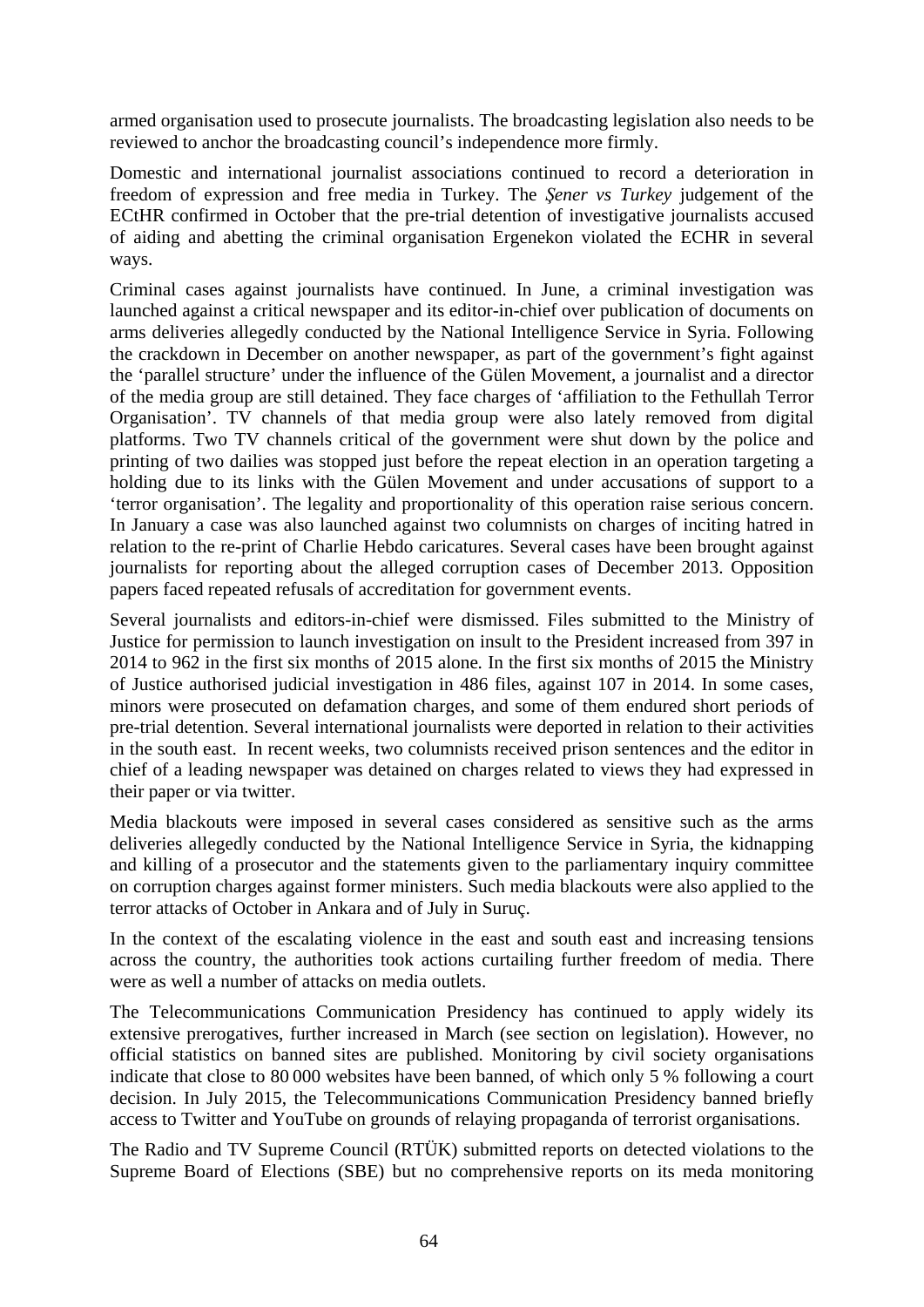armed organisation used to prosecute journalists. The broadcasting legislation also needs to be reviewed to anchor the broadcasting council's independence more firmly.

Domestic and international journalist associations continued to record a deterioration in freedom of expression and free media in Turkey. The *Şener vs Turkey* judgement of the ECtHR confirmed in October that the pre-trial detention of investigative journalists accused of aiding and abetting the criminal organisation Ergenekon violated the ECHR in several ways.

Criminal cases against journalists have continued. In June, a criminal investigation was launched against a critical newspaper and its editor-in-chief over publication of documents on arms deliveries allegedly conducted by the National Intelligence Service in Syria. Following the crackdown in December on another newspaper, as part of the government's fight against the 'parallel structure' under the influence of the Gülen Movement, a journalist and a director of the media group are still detained. They face charges of 'affiliation to the Fethullah Terror Organisation'. TV channels of that media group were also lately removed from digital platforms. Two TV channels critical of the government were shut down by the police and printing of two dailies was stopped just before the repeat election in an operation targeting a holding due to its links with the Gülen Movement and under accusations of support to a 'terror organisation'. The legality and proportionality of this operation raise serious concern. In January a case was also launched against two columnists on charges of inciting hatred in relation to the re-print of Charlie Hebdo caricatures. Several cases have been brought against journalists for reporting about the alleged corruption cases of December 2013. Opposition papers faced repeated refusals of accreditation for government events.

Several journalists and editors-in-chief were dismissed. Files submitted to the Ministry of Justice for permission to launch investigation on insult to the President increased from 397 in 2014 to 962 in the first six months of 2015 alone. In the first six months of 2015 the Ministry of Justice authorised judicial investigation in 486 files, against 107 in 2014. In some cases, minors were prosecuted on defamation charges, and some of them endured short periods of pre-trial detention. Several international journalists were deported in relation to their activities in the south east. In recent weeks, two columnists received prison sentences and the editor in chief of a leading newspaper was detained on charges related to views they had expressed in their paper or via twitter.

Media blackouts were imposed in several cases considered as sensitive such as the arms deliveries allegedly conducted by the National Intelligence Service in Syria, the kidnapping and killing of a prosecutor and the statements given to the parliamentary inquiry committee on corruption charges against former ministers. Such media blackouts were also applied to the terror attacks of October in Ankara and of July in Suruç.

In the context of the escalating violence in the east and south east and increasing tensions across the country, the authorities took actions curtailing further freedom of media. There were as well a number of attacks on media outlets.

The Telecommunications Communication Presidency has continued to apply widely its extensive prerogatives, further increased in March (see section on legislation). However, no official statistics on banned sites are published. Monitoring by civil society organisations indicate that close to 80 000 websites have been banned, of which only 5 % following a court decision. In July 2015, the Telecommunications Communication Presidency banned briefly access to Twitter and YouTube on grounds of relaying propaganda of terrorist organisations.

The Radio and TV Supreme Council (RTÜK) submitted reports on detected violations to the Supreme Board of Elections (SBE) but no comprehensive reports on its meda monitoring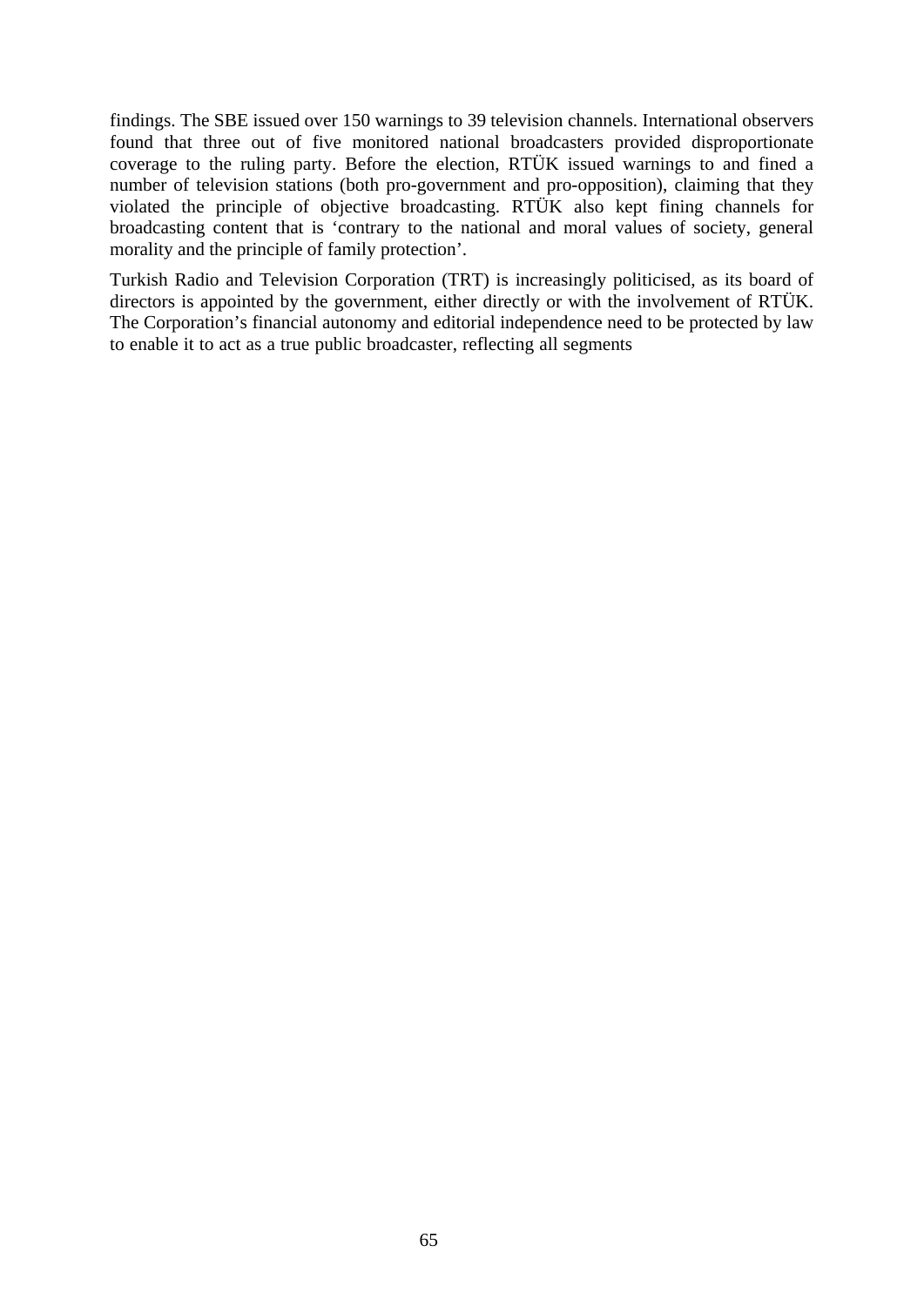findings. The SBE issued over 150 warnings to 39 television channels. International observers found that three out of five monitored national broadcasters provided disproportionate coverage to the ruling party. Before the election, RTÜK issued warnings to and fined a number of television stations (both pro-government and pro-opposition), claiming that they violated the principle of objective broadcasting. RTÜK also kept fining channels for broadcasting content that is 'contrary to the national and moral values of society, general morality and the principle of family protection'.

Turkish Radio and Television Corporation (TRT) is increasingly politicised, as its board of directors is appointed by the government, either directly or with the involvement of RTÜK. The Corporation's financial autonomy and editorial independence need to be protected by law to enable it to act as a true public broadcaster, reflecting all segments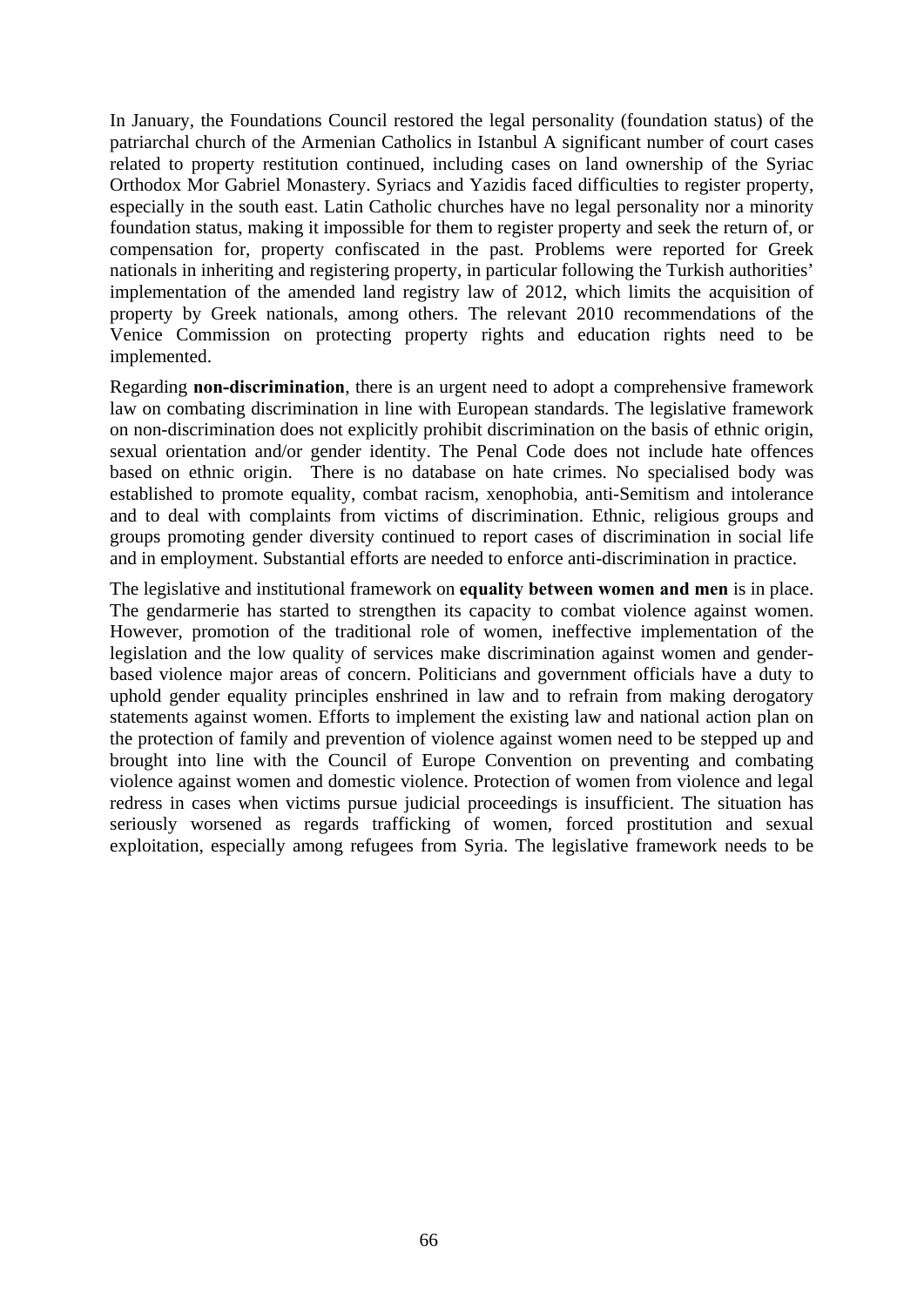In January, the Foundations Council restored the legal personality (foundation status) of the patriarchal church of the Armenian Catholics in Istanbul A significant number of court cases related to property restitution continued, including cases on land ownership of the Syriac Orthodox Mor Gabriel Monastery. Syriacs and Yazidis faced difficulties to register property, especially in the south east. Latin Catholic churches have no legal personality nor a minority foundation status, making it impossible for them to register property and seek the return of, or compensation for, property confiscated in the past. Problems were reported for Greek nationals in inheriting and registering property, in particular following the Turkish authorities' implementation of the amended land registry law of 2012, which limits the acquisition of property by Greek nationals, among others. The relevant 2010 recommendations of the Venice Commission on protecting property rights and education rights need to be implemented.

Regarding **non-discrimination**, there is an urgent need to adopt a comprehensive framework law on combating discrimination in line with European standards. The legislative framework on non-discrimination does not explicitly prohibit discrimination on the basis of ethnic origin, sexual orientation and/or gender identity. The Penal Code does not include hate offences based on ethnic origin. There is no database on hate crimes. No specialised body was established to promote equality, combat racism, xenophobia, anti-Semitism and intolerance and to deal with complaints from victims of discrimination. Ethnic, religious groups and groups promoting gender diversity continued to report cases of discrimination in social life and in employment. Substantial efforts are needed to enforce anti-discrimination in practice.

The legislative and institutional framework on **equality between women and men** is in place. The gendarmerie has started to strengthen its capacity to combat violence against women. However, promotion of the traditional role of women, ineffective implementation of the legislation and the low quality of services make discrimination against women and gender-based violence major areas of concern. Politicians and government officials have a duty to uphold gender equality principles enshrined in law and to refrain from making derogatory statements against women. Efforts to implement the existing law and national action plan on the protection of family and prevention of violence against women need to be stepped up and brought into line with the Council of Europe Convention on preventing and combating violence against women and domestic violence. Protection of women from violence and legal redress in cases when victims pursue judicial proceedings is insufficient. The situation has seriously worsened as regards trafficking of women, forced prostitution and sexual exploitation, especially among refugees from Syria. The legislative framework needs to be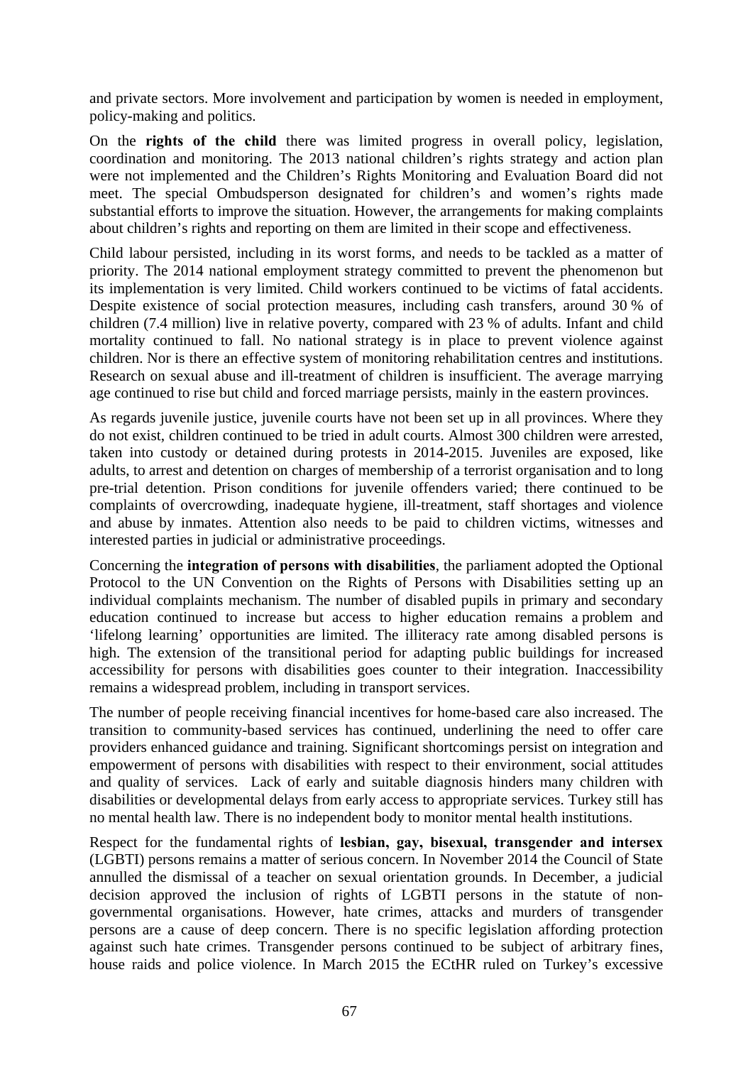and private sectors. More involvement and participation by women is needed in employment, policy-making and politics.

On the **rights of the child** there was limited progress in overall policy, legislation, coordination and monitoring. The 2013 national children's rights strategy and action plan were not implemented and the Children's Rights Monitoring and Evaluation Board did not meet. The special Ombudsperson designated for children's and women's rights made substantial efforts to improve the situation. However, the arrangements for making complaints about children's rights and reporting on them are limited in their scope and effectiveness.

Child labour persisted, including in its worst forms, and needs to be tackled as a matter of priority. The 2014 national employment strategy committed to prevent the phenomenon but its implementation is very limited. Child workers continued to be victims of fatal accidents. Despite existence of social protection measures, including cash transfers, around 30 % of children (7.4 million) live in relative poverty, compared with 23 % of adults. Infant and child mortality continued to fall. No national strategy is in place to prevent violence against children. Nor is there an effective system of monitoring rehabilitation centres and institutions. Research on sexual abuse and ill-treatment of children is insufficient. The average marrying age continued to rise but child and forced marriage persists, mainly in the eastern provinces.

As regards juvenile justice, juvenile courts have not been set up in all provinces. Where they do not exist, children continued to be tried in adult courts. Almost 300 children were arrested, taken into custody or detained during protests in 2014-2015. Juveniles are exposed, like adults, to arrest and detention on charges of membership of a terrorist organisation and to long pre-trial detention. Prison conditions for juvenile offenders varied; there continued to be complaints of overcrowding, inadequate hygiene, ill-treatment, staff shortages and violence and abuse by inmates. Attention also needs to be paid to children victims, witnesses and interested parties in judicial or administrative proceedings.

Concerning the **integration of persons with disabilities**, the parliament adopted the Optional Protocol to the UN Convention on the Rights of Persons with Disabilities setting up an individual complaints mechanism. The number of disabled pupils in primary and secondary education continued to increase but access to higher education remains a problem and 'lifelong learning' opportunities are limited. The illiteracy rate among disabled persons is high. The extension of the transitional period for adapting public buildings for increased accessibility for persons with disabilities goes counter to their integration. Inaccessibility remains a widespread problem, including in transport services.

The number of people receiving financial incentives for home-based care also increased. The transition to community-based services has continued, underlining the need to offer care providers enhanced guidance and training. Significant shortcomings persist on integration and empowerment of persons with disabilities with respect to their environment, social attitudes and quality of services. Lack of early and suitable diagnosis hinders many children with disabilities or developmental delays from early access to appropriate services. Turkey still has no mental health law. There is no independent body to monitor mental health institutions.

Respect for the fundamental rights of **lesbian, gay, bisexual, transgender and intersex** (LGBTI) persons remains a matter of serious concern. In November 2014 the Council of State annulled the dismissal of a teacher on sexual orientation grounds. In December, a judicial decision approved the inclusion of rights of LGBTI persons in the statute of non-governmental organisations. However, hate crimes, attacks and murders of transgender persons are a cause of deep concern. There is no specific legislation affording protection against such hate crimes. Transgender persons continued to be subject of arbitrary fines, house raids and police violence. In March 2015 the ECtHR ruled on Turkey's excessive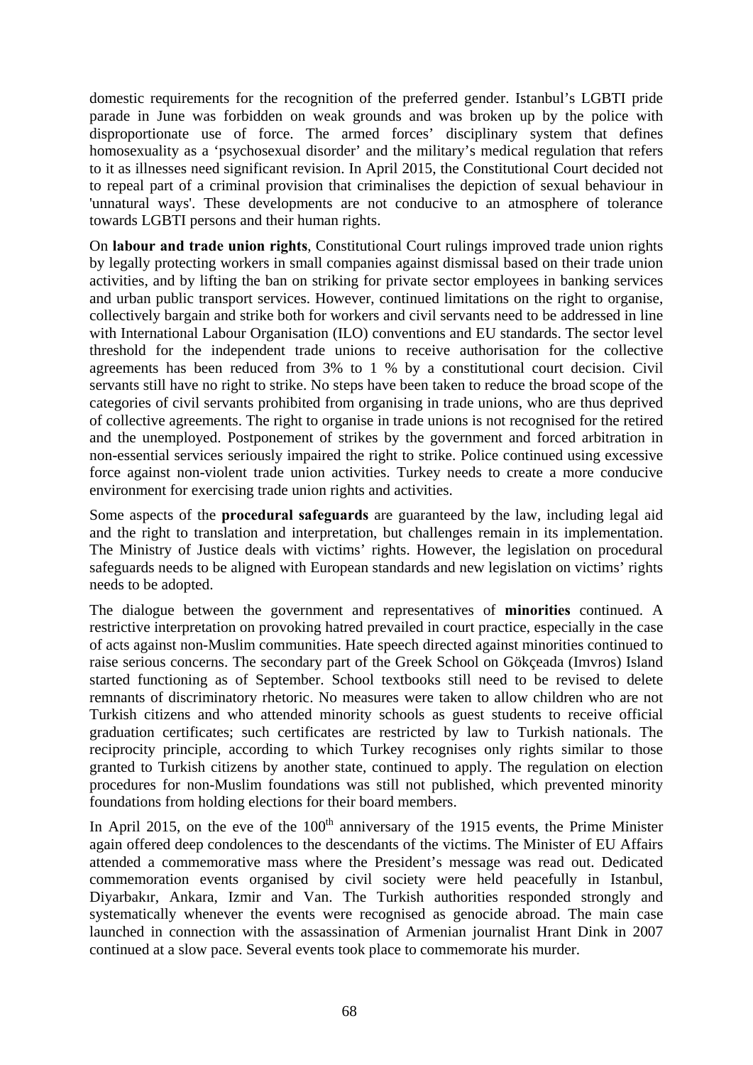domestic requirements for the recognition of the preferred gender. Istanbul's LGBTI pride parade in June was forbidden on weak grounds and was broken up by the police with disproportionate use of force. The armed forces' disciplinary system that defines homosexuality as a 'psychosexual disorder' and the military's medical regulation that refers to it as illnesses need significant revision. In April 2015, the Constitutional Court decided not to repeal part of a criminal provision that criminalises the depiction of sexual behaviour in 'unnatural ways'. These developments are not conducive to an atmosphere of tolerance towards LGBTI persons and their human rights.

On **labour and trade union rights**, Constitutional Court rulings improved trade union rights by legally protecting workers in small companies against dismissal based on their trade union activities, and by lifting the ban on striking for private sector employees in banking services and urban public transport services. However, continued limitations on the right to organise, collectively bargain and strike both for workers and civil servants need to be addressed in line with International Labour Organisation (ILO) conventions and EU standards. The sector level threshold for the independent trade unions to receive authorisation for the collective agreements has been reduced from 3% to 1 % by a constitutional court decision. Civil servants still have no right to strike. No steps have been taken to reduce the broad scope of the categories of civil servants prohibited from organising in trade unions, who are thus deprived of collective agreements. The right to organise in trade unions is not recognised for the retired and the unemployed. Postponement of strikes by the government and forced arbitration in non-essential services seriously impaired the right to strike. Police continued using excessive force against non-violent trade union activities. Turkey needs to create a more conducive environment for exercising trade union rights and activities.

Some aspects of the **procedural safeguards** are guaranteed by the law, including legal aid and the right to translation and interpretation, but challenges remain in its implementation. The Ministry of Justice deals with victims' rights. However, the legislation on procedural safeguards needs to be aligned with European standards and new legislation on victims' rights needs to be adopted.

The dialogue between the government and representatives of **minorities** continued. A restrictive interpretation on provoking hatred prevailed in court practice, especially in the case of acts against non-Muslim communities. Hate speech directed against minorities continued to raise serious concerns. The secondary part of the Greek School on Gökçeada (Imvros) Island started functioning as of September. School textbooks still need to be revised to delete remnants of discriminatory rhetoric. No measures were taken to allow children who are not Turkish citizens and who attended minority schools as guest students to receive official graduation certificates; such certificates are restricted by law to Turkish nationals. The reciprocity principle, according to which Turkey recognises only rights similar to those granted to Turkish citizens by another state, continued to apply. The regulation on election procedures for non-Muslim foundations was still not published, which prevented minority foundations from holding elections for their board members.

In April 2015, on the eve of the 100th anniversary of the 1915 events, the Prime Minister again offered deep condolences to the descendants of the victims. The Minister of EU Affairs attended a commemorative mass where the President's message was read out. Dedicated commemoration events organised by civil society were held peacefully in Istanbul, Diyarbakır, Ankara, Izmir and Van. The Turkish authorities responded strongly and systematically whenever the events were recognised as genocide abroad. The main case launched in connection with the assassination of Armenian journalist Hrant Dink in 2007 continued at a slow pace. Several events took place to commemorate his murder.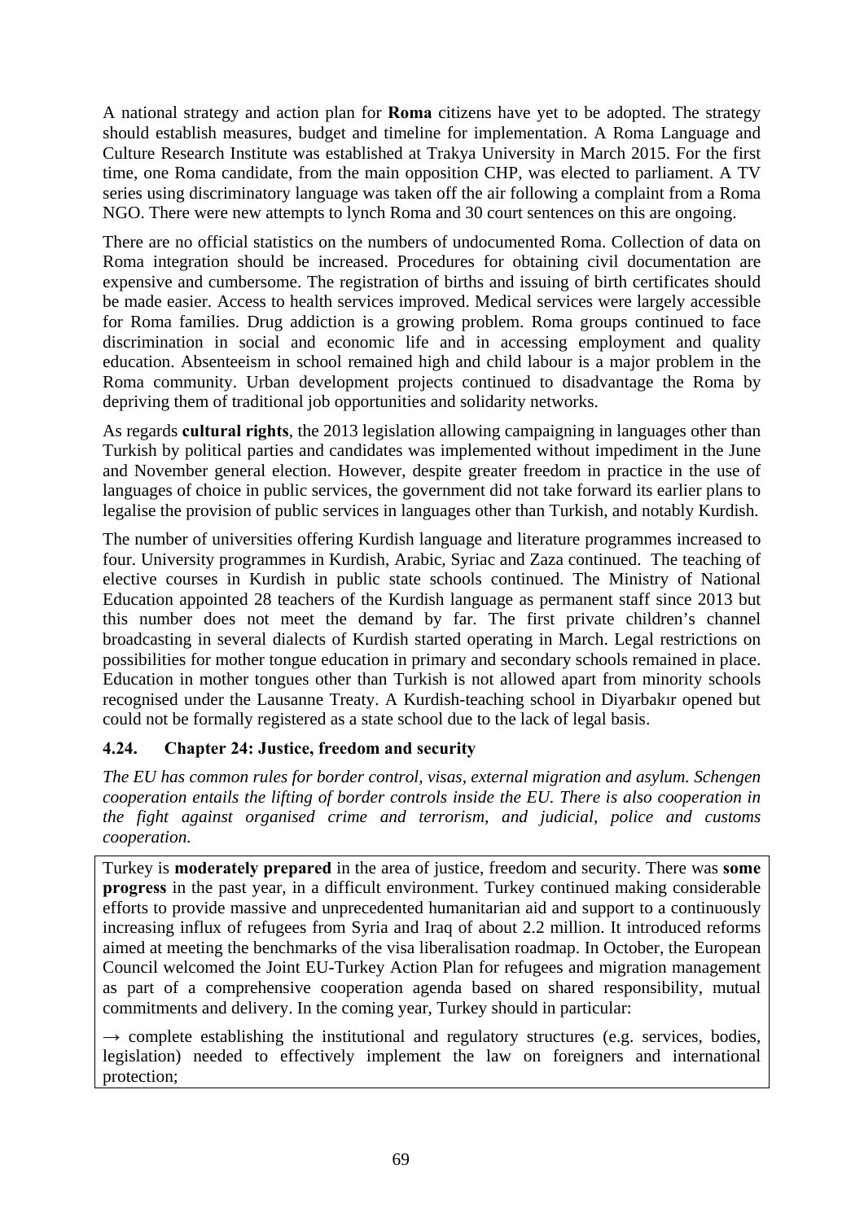A national strategy and action plan for **Roma** citizens have yet to be adopted. The strategy should establish measures, budget and timeline for implementation. A Roma Language and Culture Research Institute was established at Trakya University in March 2015. For the first time, one Roma candidate, from the main opposition CHP, was elected to parliament. A TV series using discriminatory language was taken off the air following a complaint from a Roma NGO. There were new attempts to lynch Roma and 30 court sentences on this are ongoing.

There are no official statistics on the numbers of undocumented Roma. Collection of data on Roma integration should be increased. Procedures for obtaining civil documentation are expensive and cumbersome. The registration of births and issuing of birth certificates should be made easier. Access to health services improved. Medical services were largely accessible for Roma families. Drug addiction is a growing problem. Roma groups continued to face discrimination in social and economic life and in accessing employment and quality education. Absenteeism in school remained high and child labour is a major problem in the Roma community. Urban development projects continued to disadvantage the Roma by depriving them of traditional job opportunities and solidarity networks.

As regards **cultural rights**, the 2013 legislation allowing campaigning in languages other than Turkish by political parties and candidates was implemented without impediment in the June and November general election. However, despite greater freedom in practice in the use of languages of choice in public services, the government did not take forward its earlier plans to legalise the provision of public services in languages other than Turkish, and notably Kurdish.

The number of universities offering Kurdish language and literature programmes increased to four. University programmes in Kurdish, Arabic, Syriac and Zaza continued. The teaching of elective courses in Kurdish in public state schools continued. The Ministry of National Education appointed 28 teachers of the Kurdish language as permanent staff since 2013 but this number does not meet the demand by far. The first private children's channel broadcasting in several dialects of Kurdish started operating in March. Legal restrictions on possibilities for mother tongue education in primary and secondary schools remained in place. Education in mother tongues other than Turkish is not allowed apart from minority schools recognised under the Lausanne Treaty. A Kurdish-teaching school in Diyarbakır opened but could not be formally registered as a state school due to the lack of legal basis.

### 4.24. Chapter 24: Justice, freedom and security

*The EU has common rules for border control, visas, external migration and asylum. Schengen cooperation entails the lifting of border controls inside the EU. There is also cooperation in the fight against organised crime and terrorism, and judicial, police and customs cooperation.*

Turkey is **moderately prepared** in the area of justice, freedom and security. There was **some progress** in the past year, in a difficult environment. Turkey continued making considerable efforts to provide massive and unprecedented humanitarian aid and support to a continuously increasing influx of refugees from Syria and Iraq of about 2.2 million. It introduced reforms aimed at meeting the benchmarks of the visa liberalisation roadmap. In October, the European Council welcomed the Joint EU-Turkey Action Plan for refugees and migration management as part of a comprehensive cooperation agenda based on shared responsibility, mutual commitments and delivery. In the coming year, Turkey should in particular:

→ complete establishing the institutional and regulatory structures (e.g. services, bodies, legislation) needed to effectively implement the law on foreigners and international protection;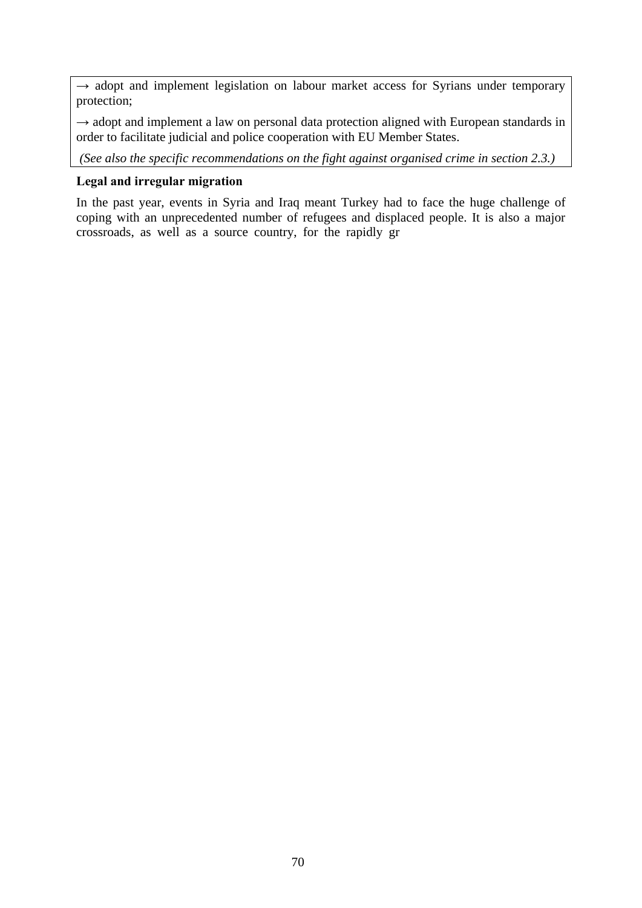→ adopt and implement legislation on labour market access for Syrians under temporary protection;

→ adopt and implement a law on personal data protection aligned with European standards in order to facilitate judicial and police cooperation with EU Member States.

*(See also the specific recommendations on the fight against organised crime in section 2.3.)*

**Legal and irregular migration**

In the past year, events in Syria and Iraq meant Turkey had to face the huge challenge of coping with an unprecedented number of refugees and displaced people. It is also a major crossroads, as well as a source country, for the rapidly gr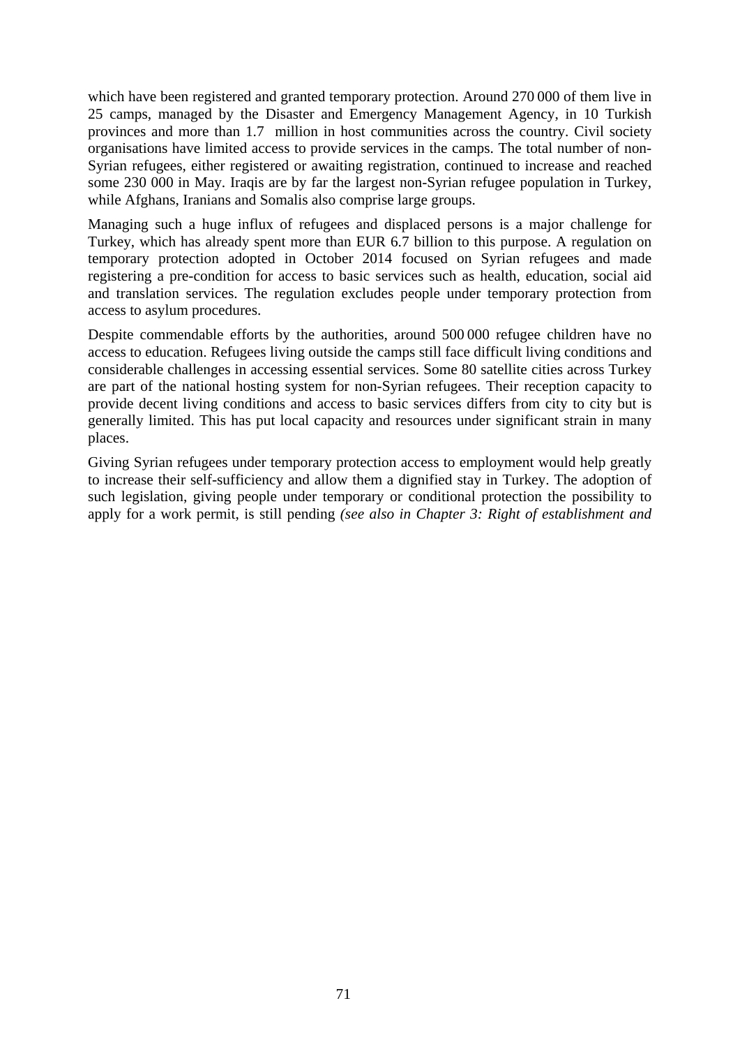which have been registered and granted temporary protection. Around 270 000 of them live in 25 camps, managed by the Disaster and Emergency Management Agency, in 10 Turkish provinces and more than 1.7 million in host communities across the country. Civil society organisations have limited access to provide services in the camps. The total number of non-Syrian refugees, either registered or awaiting registration, continued to increase and reached some 230 000 in May. Iraqis are by far the largest non-Syrian refugee population in Turkey, while Afghans, Iranians and Somalis also comprise large groups.

Managing such a huge influx of refugees and displaced persons is a major challenge for Turkey, which has already spent more than EUR 6.7 billion to this purpose. A regulation on temporary protection adopted in October 2014 focused on Syrian refugees and made registering a pre-condition for access to basic services such as health, education, social aid and translation services. The regulation excludes people under temporary protection from access to asylum procedures.

Despite commendable efforts by the authorities, around 500 000 refugee children have no access to education. Refugees living outside the camps still face difficult living conditions and considerable challenges in accessing essential services. Some 80 satellite cities across Turkey are part of the national hosting system for non-Syrian refugees. Their reception capacity to provide decent living conditions and access to basic services differs from city to city but is generally limited. This has put local capacity and resources under significant strain in many places.

Giving Syrian refugees under temporary protection access to employment would help greatly to increase their self-sufficiency and allow them a dignified stay in Turkey. The adoption of such legislation, giving people under temporary or conditional protection the possibility to apply for a work permit, is still pending *(see also in Chapter 3: Right of establishment and*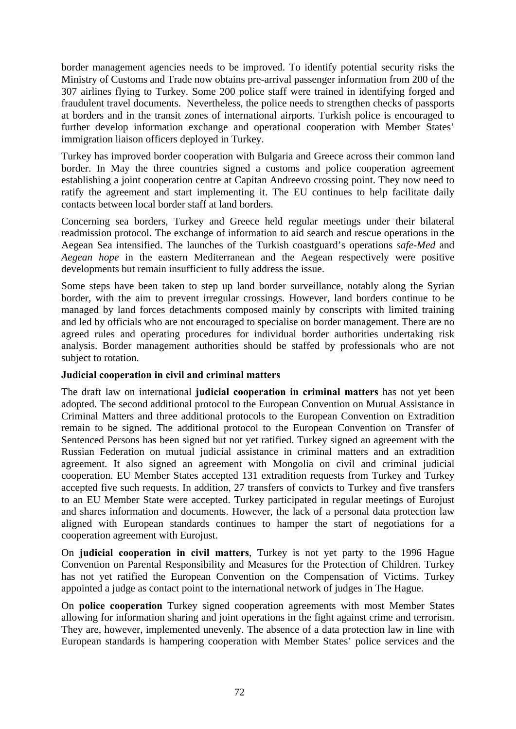border management agencies needs to be improved. To identify potential security risks the Ministry of Customs and Trade now obtains pre-arrival passenger information from 200 of the 307 airlines flying to Turkey. Some 200 police staff were trained in identifying forged and fraudulent travel documents. Nevertheless, the police needs to strengthen checks of passports at borders and in the transit zones of international airports. Turkish police is encouraged to further develop information exchange and operational cooperation with Member States' immigration liaison officers deployed in Turkey.

Turkey has improved border cooperation with Bulgaria and Greece across their common land border. In May the three countries signed a customs and police cooperation agreement establishing a joint cooperation centre at Capitan Andreevo crossing point. They now need to ratify the agreement and start implementing it. The EU continues to help facilitate daily contacts between local border staff at land borders.

Concerning sea borders, Turkey and Greece held regular meetings under their bilateral readmission protocol. The exchange of information to aid search and rescue operations in the Aegean Sea intensified. The launches of the Turkish coastguard's operations *safe-Med* and *Aegean hope* in the eastern Mediterranean and the Aegean respectively were positive developments but remain insufficient to fully address the issue.

Some steps have been taken to step up land border surveillance, notably along the Syrian border, with the aim to prevent irregular crossings. However, land borders continue to be managed by land forces detachments composed mainly by conscripts with limited training and led by officials who are not encouraged to specialise on border management. There are no agreed rules and operating procedures for individual border authorities undertaking risk analysis. Border management authorities should be staffed by professionals who are not subject to rotation.

**Judicial cooperation in civil and criminal matters**

The draft law on international **judicial cooperation in criminal matters** has not yet been adopted. The second additional protocol to the European Convention on Mutual Assistance in Criminal Matters and three additional protocols to the European Convention on Extradition remain to be signed. The additional protocol to the European Convention on Transfer of Sentenced Persons has been signed but not yet ratified. Turkey signed an agreement with the Russian Federation on mutual judicial assistance in criminal matters and an extradition agreement. It also signed an agreement with Mongolia on civil and criminal judicial cooperation. EU Member States accepted 131 extradition requests from Turkey and Turkey accepted five such requests. In addition, 27 transfers of convicts to Turkey and five transfers to an EU Member State were accepted. Turkey participated in regular meetings of Eurojust and shares information and documents. However, the lack of a personal data protection law aligned with European standards continues to hamper the start of negotiations for a cooperation agreement with Eurojust.

On **judicial cooperation in civil matters**, Turkey is not yet party to the 1996 Hague Convention on Parental Responsibility and Measures for the Protection of Children. Turkey has not yet ratified the European Convention on the Compensation of Victims. Turkey appointed a judge as contact point to the international network of judges in The Hague.

On **police cooperation** Turkey signed cooperation agreements with most Member States allowing for information sharing and joint operations in the fight against crime and terrorism. They are, however, implemented unevenly. The absence of a data protection law in line with European standards is hampering cooperation with Member States' police services and the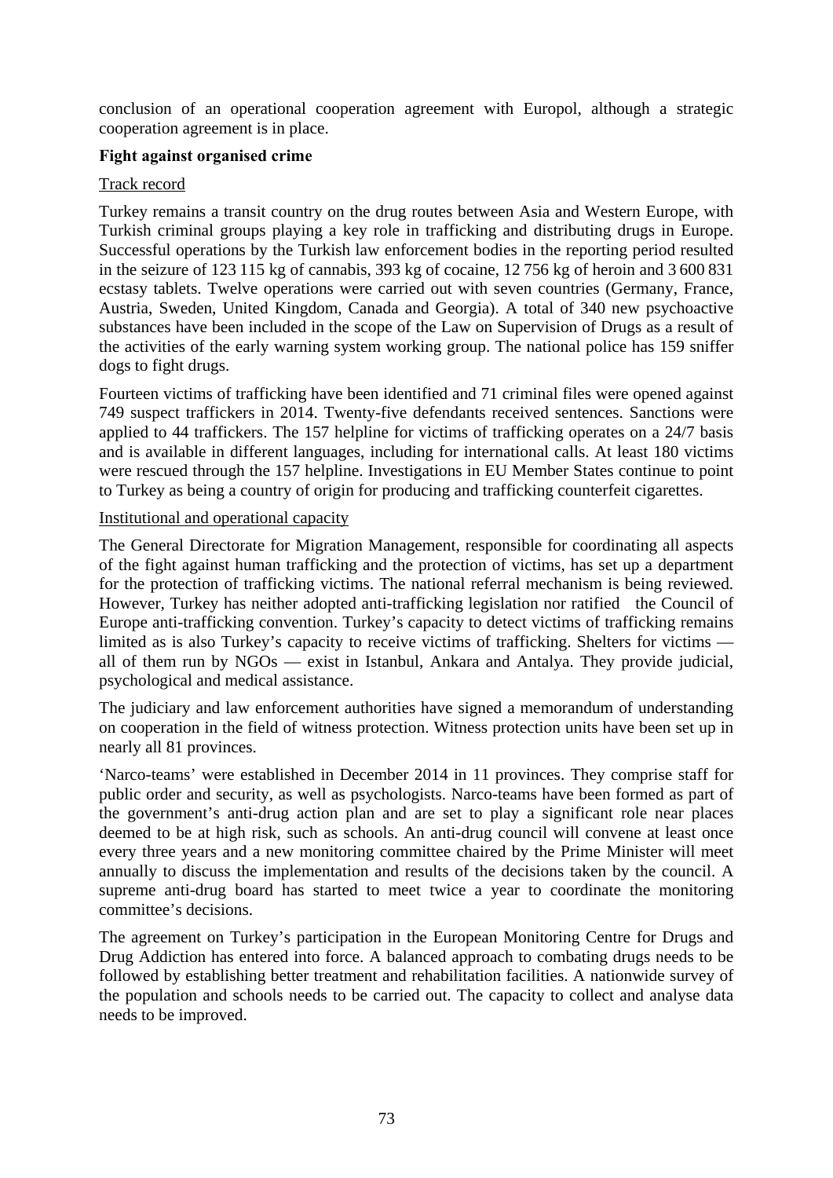conclusion of an operational cooperation agreement with Europol, although a strategic cooperation agreement is in place.

**Fight against organised crime**

Track record

Turkey remains a transit country on the drug routes between Asia and Western Europe, with Turkish criminal groups playing a key role in trafficking and distributing drugs in Europe. Successful operations by the Turkish law enforcement bodies in the reporting period resulted in the seizure of 123 115 kg of cannabis, 393 kg of cocaine, 12 756 kg of heroin and 3 600 831 ecstasy tablets. Twelve operations were carried out with seven countries (Germany, France, Austria, Sweden, United Kingdom, Canada and Georgia). A total of 340 new psychoactive substances have been included in the scope of the Law on Supervision of Drugs as a result of the activities of the early warning system working group. The national police has 159 sniffer dogs to fight drugs.

Fourteen victims of trafficking have been identified and 71 criminal files were opened against 749 suspect traffickers in 2014. Twenty-five defendants received sentences. Sanctions were applied to 44 traffickers. The 157 helpline for victims of trafficking operates on a 24/7 basis and is available in different languages, including for international calls. At least 180 victims were rescued through the 157 helpline. Investigations in EU Member States continue to point to Turkey as being a country of origin for producing and trafficking counterfeit cigarettes.

Institutional and operational capacity

The General Directorate for Migration Management, responsible for coordinating all aspects of the fight against human trafficking and the protection of victims, has set up a department for the protection of trafficking victims. The national referral mechanism is being reviewed. However, Turkey has neither adopted anti-trafficking legislation nor ratified the Council of Europe anti-trafficking convention. Turkey's capacity to detect victims of trafficking remains limited as is also Turkey's capacity to receive victims of trafficking. Shelters for victims — all of them run by NGOs — exist in Istanbul, Ankara and Antalya. They provide judicial, psychological and medical assistance.

The judiciary and law enforcement authorities have signed a memorandum of understanding on cooperation in the field of witness protection. Witness protection units have been set up in nearly all 81 provinces.

'Narco-teams' were established in December 2014 in 11 provinces. They comprise staff for public order and security, as well as psychologists. Narco-teams have been formed as part of the government's anti-drug action plan and are set to play a significant role near places deemed to be at high risk, such as schools. An anti-drug council will convene at least once every three years and a new monitoring committee chaired by the Prime Minister will meet annually to discuss the implementation and results of the decisions taken by the council. A supreme anti-drug board has started to meet twice a year to coordinate the monitoring committee's decisions.

The agreement on Turkey's participation in the European Monitoring Centre for Drugs and Drug Addiction has entered into force. A balanced approach to combating drugs needs to be followed by establishing better treatment and rehabilitation facilities. A nationwide survey of the population and schools needs to be carried out. The capacity to collect and analyse data needs to be improved.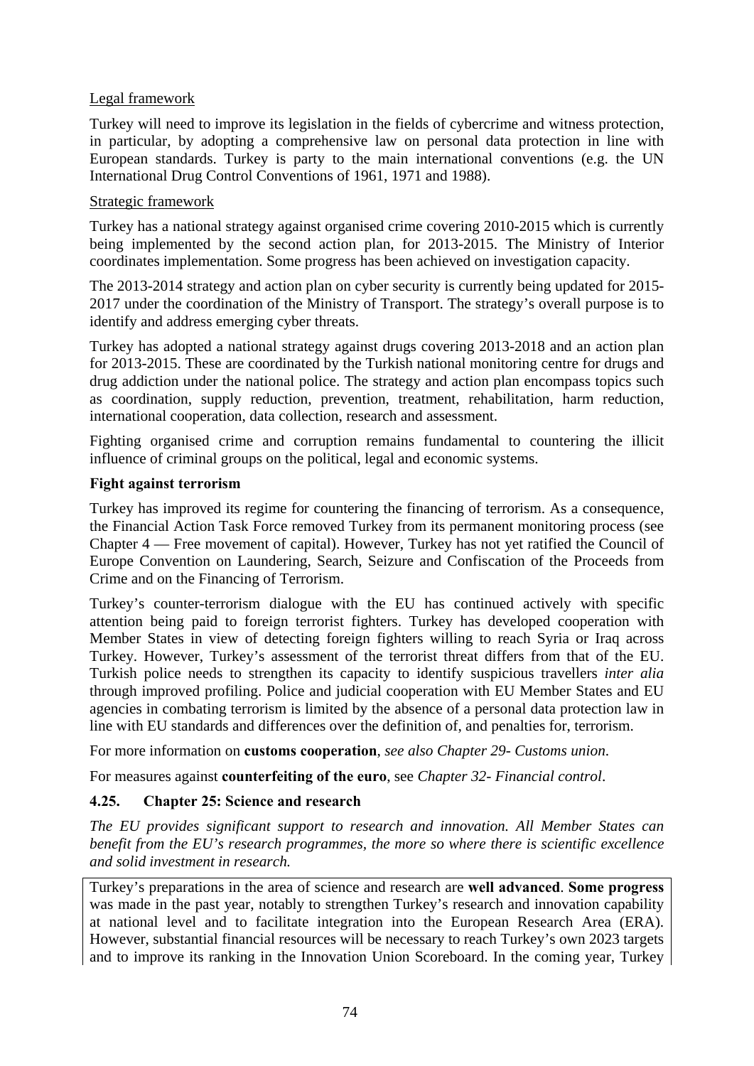Legal framework

Turkey will need to improve its legislation in the fields of cybercrime and witness protection, in particular, by adopting a comprehensive law on personal data protection in line with European standards. Turkey is party to the main international conventions (e.g. the UN International Drug Control Conventions of 1961, 1971 and 1988).

Strategic framework

Turkey has a national strategy against organised crime covering 2010-2015 which is currently being implemented by the second action plan, for 2013-2015. The Ministry of Interior coordinates implementation. Some progress has been achieved on investigation capacity.

The 2013-2014 strategy and action plan on cyber security is currently being updated for 2015-2017 under the coordination of the Ministry of Transport. The strategy's overall purpose is to identify and address emerging cyber threats.

Turkey has adopted a national strategy against drugs covering 2013-2018 and an action plan for 2013-2015. These are coordinated by the Turkish national monitoring centre for drugs and drug addiction under the national police. The strategy and action plan encompass topics such as coordination, supply reduction, prevention, treatment, rehabilitation, harm reduction, international cooperation, data collection, research and assessment.

Fighting organised crime and corruption remains fundamental to countering the illicit influence of criminal groups on the political, legal and economic systems.

**Fight against terrorism**

Turkey has improved its regime for countering the financing of terrorism. As a consequence, the Financial Action Task Force removed Turkey from its permanent monitoring process (see Chapter 4 — Free movement of capital). However, Turkey has not yet ratified the Council of Europe Convention on Laundering, Search, Seizure and Confiscation of the Proceeds from Crime and on the Financing of Terrorism.

Turkey's counter-terrorism dialogue with the EU has continued actively with specific attention being paid to foreign terrorist fighters. Turkey has developed cooperation with Member States in view of detecting foreign fighters willing to reach Syria or Iraq across Turkey. However, Turkey's assessment of the terrorist threat differs from that of the EU. Turkish police needs to strengthen its capacity to identify suspicious travellers *inter alia* through improved profiling. Police and judicial cooperation with EU Member States and EU agencies in combating terrorism is limited by the absence of a personal data protection law in line with EU standards and differences over the definition of, and penalties for, terrorism.

For more information on **customs cooperation**, *see also Chapter 29- Customs union.*

For measures against **counterfeiting of the euro**, see *Chapter 32- Financial control*.

### 4.25. Chapter 25: Science and research

*The EU provides significant support to research and innovation. All Member States can benefit from the EU's research programmes, the more so where there is scientific excellence and solid investment in research.*

Turkey's preparations in the area of science and research are **well advanced**. **Some progress** was made in the past year, notably to strengthen Turkey's research and innovation capability at national level and to facilitate integration into the European Research Area (ERA). However, substantial financial resources will be necessary to reach Turkey's own 2023 targets and to improve its ranking in the Innovation Union Scoreboard. In the coming year, Turkey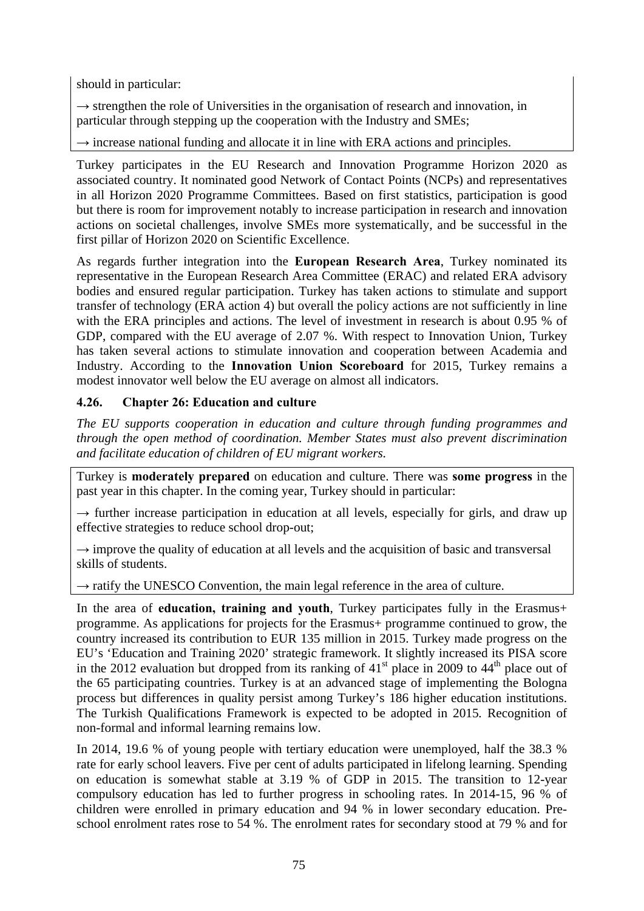should in particular:

→ strengthen the role of Universities in the organisation of research and innovation, in particular through stepping up the cooperation with the Industry and SMEs;

→ increase national funding and allocate it in line with ERA actions and principles.

Turkey participates in the EU Research and Innovation Programme Horizon 2020 as associated country. It nominated good Network of Contact Points (NCPs) and representatives in all Horizon 2020 Programme Committees. Based on first statistics, participation is good but there is room for improvement notably to increase participation in research and innovation actions on societal challenges, involve SMEs more systematically, and be successful in the first pillar of Horizon 2020 on Scientific Excellence.

As regards further integration into the **European Research Area**, Turkey nominated its representative in the European Research Area Committee (ERAC) and related ERA advisory bodies and ensured regular participation. Turkey has taken actions to stimulate and support transfer of technology (ERA action 4) but overall the policy actions are not sufficiently in line with the ERA principles and actions. The level of investment in research is about 0.95 % of GDP, compared with the EU average of 2.07 %. With respect to Innovation Union, Turkey has taken several actions to stimulate innovation and cooperation between Academia and Industry. According to the **Innovation Union Scoreboard** for 2015, Turkey remains a modest innovator well below the EU average on almost all indicators.

### 4.26. Chapter 26: Education and culture

*The EU supports cooperation in education and culture through funding programmes and through the open method of coordination. Member States must also prevent discrimination and facilitate education of children of EU migrant workers.*

Turkey is **moderately prepared** on education and culture. There was **some progress** in the past year in this chapter. In the coming year, Turkey should in particular:

→ further increase participation in education at all levels, especially for girls, and draw up effective strategies to reduce school drop-out;

→ improve the quality of education at all levels and the acquisition of basic and transversal skills of students.

→ ratify the UNESCO Convention, the main legal reference in the area of culture.

In the area of **education, training and youth**, Turkey participates fully in the Erasmus+ programme. As applications for projects for the Erasmus+ programme continued to grow, the country increased its contribution to EUR 135 million in 2015. Turkey made progress on the EU's 'Education and Training 2020' strategic framework. It slightly increased its PISA score in the 2012 evaluation but dropped from its ranking of 41st place in 2009 to 44th place out of the 65 participating countries. Turkey is at an advanced stage of implementing the Bologna process but differences in quality persist among Turkey's 186 higher education institutions. The Turkish Qualifications Framework is expected to be adopted in 2015. Recognition of non-formal and informal learning remains low.

In 2014, 19.6 % of young people with tertiary education were unemployed, half the 38.3 % rate for early school leavers. Five per cent of adults participated in lifelong learning. Spending on education is somewhat stable at 3.19 % of GDP in 2015. The transition to 12-year compulsory education has led to further progress in schooling rates. In 2014-15, 96 % of children were enrolled in primary education and 94 % in lower secondary education. Pre-school enrolment rates rose to 54 %. The enrolment rates for secondary stood at 79 % and for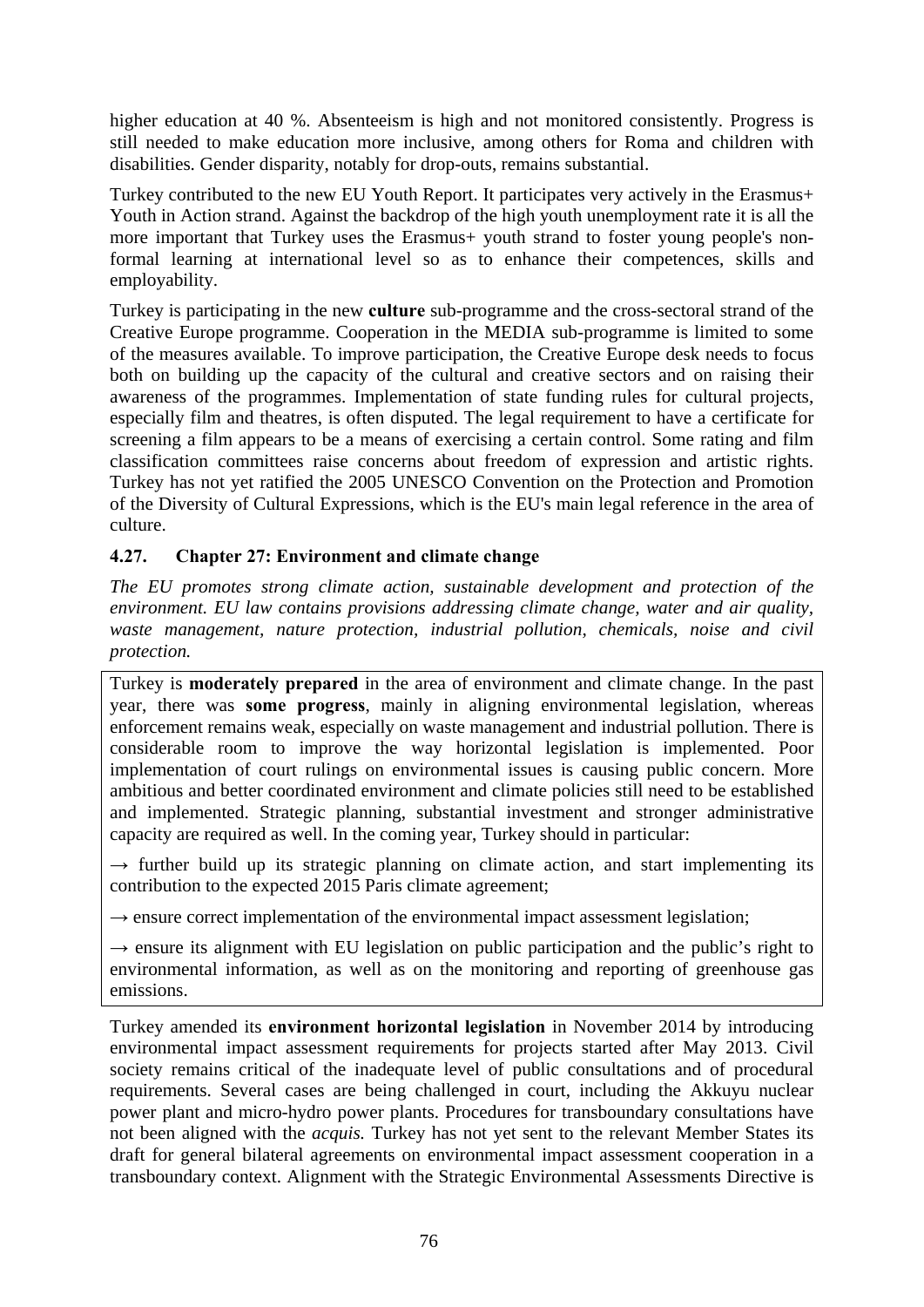higher education at 40 %. Absenteeism is high and not monitored consistently. Progress is still needed to make education more inclusive, among others for Roma and children with disabilities. Gender disparity, notably for drop-outs, remains substantial.

Turkey contributed to the new EU Youth Report. It participates very actively in the Erasmus+ Youth in Action strand. Against the backdrop of the high youth unemployment rate it is all the more important that Turkey uses the Erasmus+ youth strand to foster young people's non-formal learning at international level so as to enhance their competences, skills and employability.

Turkey is participating in the new **culture** sub-programme and the cross-sectoral strand of the Creative Europe programme. Cooperation in the MEDIA sub-programme is limited to some of the measures available. To improve participation, the Creative Europe desk needs to focus both on building up the capacity of the cultural and creative sectors and on raising their awareness of the programmes. Implementation of state funding rules for cultural projects, especially film and theatres, is often disputed. The legal requirement to have a certificate for screening a film appears to be a means of exercising a certain control. Some rating and film classification committees raise concerns about freedom of expression and artistic rights. Turkey has not yet ratified the 2005 UNESCO Convention on the Protection and Promotion of the Diversity of Cultural Expressions, which is the EU's main legal reference in the area of culture.

### 4.27. Chapter 27: Environment and climate change

*The EU promotes strong climate action, sustainable development and protection of the environment. EU law contains provisions addressing climate change, water and air quality, waste management, nature protection, industrial pollution, chemicals, noise and civil protection.*

Turkey is **moderately prepared** in the area of environment and climate change. In the past year, there was **some progress**, mainly in aligning environmental legislation, whereas enforcement remains weak, especially on waste management and industrial pollution. There is considerable room to improve the way horizontal legislation is implemented. Poor implementation of court rulings on environmental issues is causing public concern. More ambitious and better coordinated environment and climate policies still need to be established and implemented. Strategic planning, substantial investment and stronger administrative capacity are required as well. In the coming year, Turkey should in particular:

→ further build up its strategic planning on climate action, and start implementing its contribution to the expected 2015 Paris climate agreement;

→ ensure correct implementation of the environmental impact assessment legislation;

→ ensure its alignment with EU legislation on public participation and the public's right to environmental information, as well as on the monitoring and reporting of greenhouse gas emissions.

Turkey amended its **environment horizontal legislation** in November 2014 by introducing environmental impact assessment requirements for projects started after May 2013. Civil society remains critical of the inadequate level of public consultations and of procedural requirements. Several cases are being challenged in court, including the Akkuyu nuclear power plant and micro-hydro power plants. Procedures for transboundary consultations have not been aligned with the *acquis.* Turkey has not yet sent to the relevant Member States its draft for general bilateral agreements on environmental impact assessment cooperation in a transboundary context. Alignment with the Strategic Environmental Assessments Directive is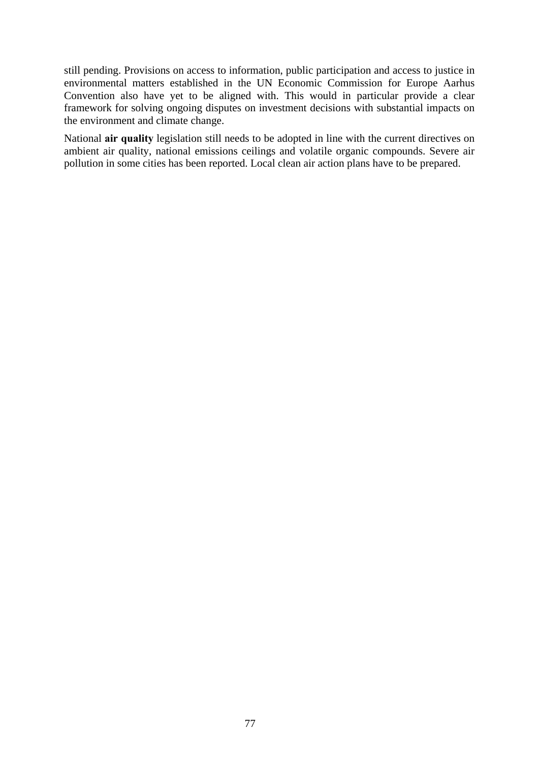still pending. Provisions on access to information, public participation and access to justice in environmental matters established in the UN Economic Commission for Europe Aarhus Convention also have yet to be aligned with. This would in particular provide a clear framework for solving ongoing disputes on investment decisions with substantial impacts on the environment and climate change.

National **air quality** legislation still needs to be adopted in line with the current directives on ambient air quality, national emissions ceilings and volatile organic compounds. Severe air pollution in some cities has been reported. Local clean air action plans have to be prepared.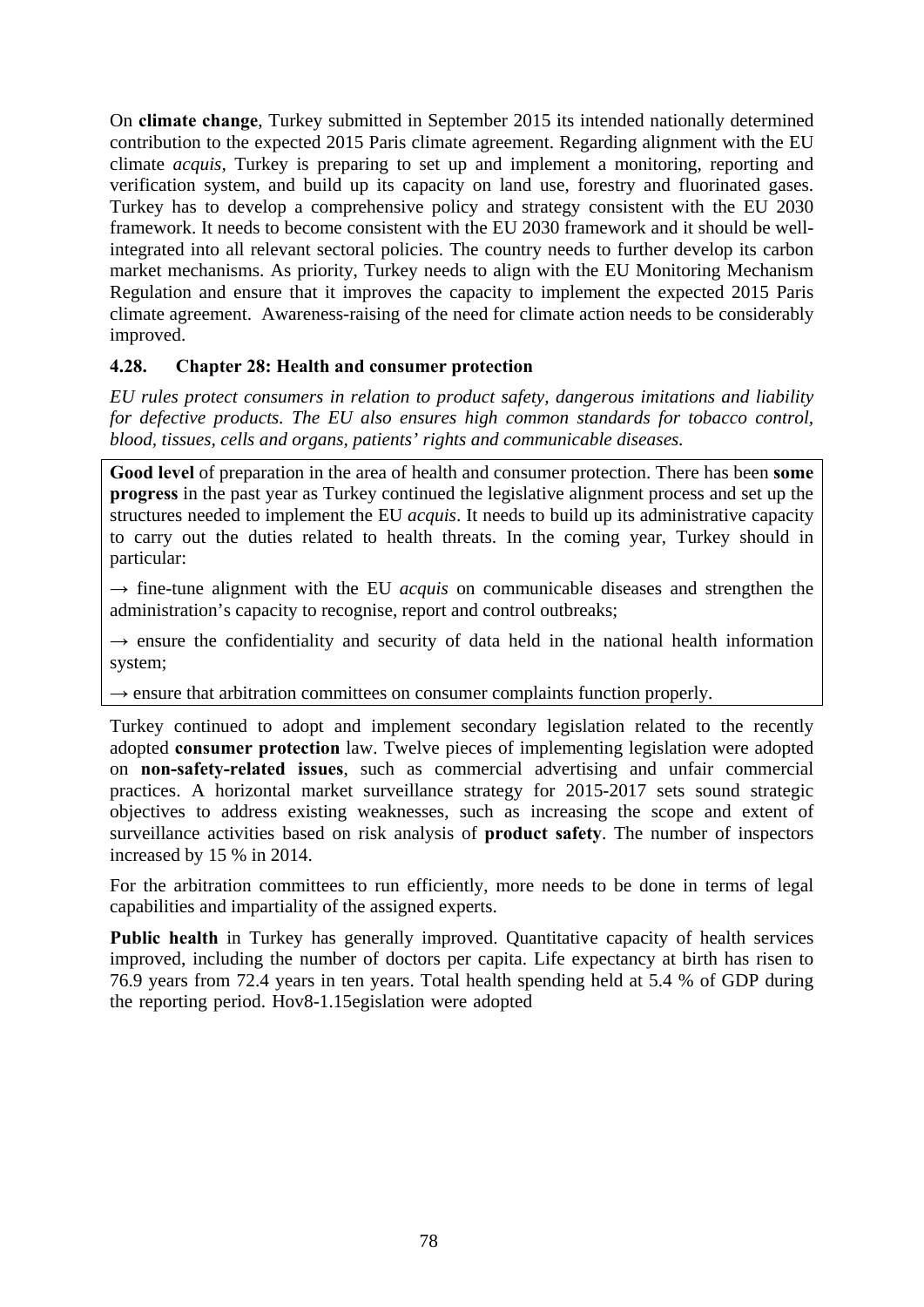On **climate change**, Turkey submitted in September 2015 its intended nationally determined contribution to the expected 2015 Paris climate agreement. Regarding alignment with the EU climate *acquis*, Turkey is preparing to set up and implement a monitoring, reporting and verification system, and build up its capacity on land use, forestry and fluorinated gases. Turkey has to develop a comprehensive policy and strategy consistent with the EU 2030 framework. It needs to become consistent with the EU 2030 framework and it should be well-integrated into all relevant sectoral policies. The country needs to further develop its carbon market mechanisms. As priority, Turkey needs to align with the EU Monitoring Mechanism Regulation and ensure that it improves the capacity to implement the expected 2015 Paris climate agreement. Awareness-raising of the need for climate action needs to be considerably improved.

### 4.28. Chapter 28: Health and consumer protection

*EU rules protect consumers in relation to product safety, dangerous imitations and liability for defective products. The EU also ensures high common standards for tobacco control, blood, tissues, cells and organs, patients' rights and communicable diseases.*

**Good level** of preparation in the area of health and consumer protection. There has been **some progress** in the past year as Turkey continued the legislative alignment process and set up the structures needed to implement the EU *acquis*. It needs to build up its administrative capacity to carry out the duties related to health threats. In the coming year, Turkey should in particular:

→ fine-tune alignment with the EU *acquis* on communicable diseases and strengthen the administration's capacity to recognise, report and control outbreaks;

→ ensure the confidentiality and security of data held in the national health information system;

→ ensure that arbitration committees on consumer complaints function properly.

Turkey continued to adopt and implement secondary legislation related to the recently adopted **consumer protection** law. Twelve pieces of implementing legislation were adopted on **non-safety-related issues**, such as commercial advertising and unfair commercial practices. A horizontal market surveillance strategy for 2015-2017 sets sound strategic objectives to address existing weaknesses, such as increasing the scope and extent of surveillance activities based on risk analysis of **product safety**. The number of inspectors increased by 15 % in 2014.

For the arbitration committees to run efficiently, more needs to be done in terms of legal capabilities and impartiality of the assigned experts.

**Public health** in Turkey has generally improved. Quantitative capacity of health services improved, including the number of doctors per capita. Life expectancy at birth has risen to 76.9 years from 72.4 years in ten years. Total health spending held at 5.4 % of GDP during the reporting period. Hov8-1.15egislation were adopted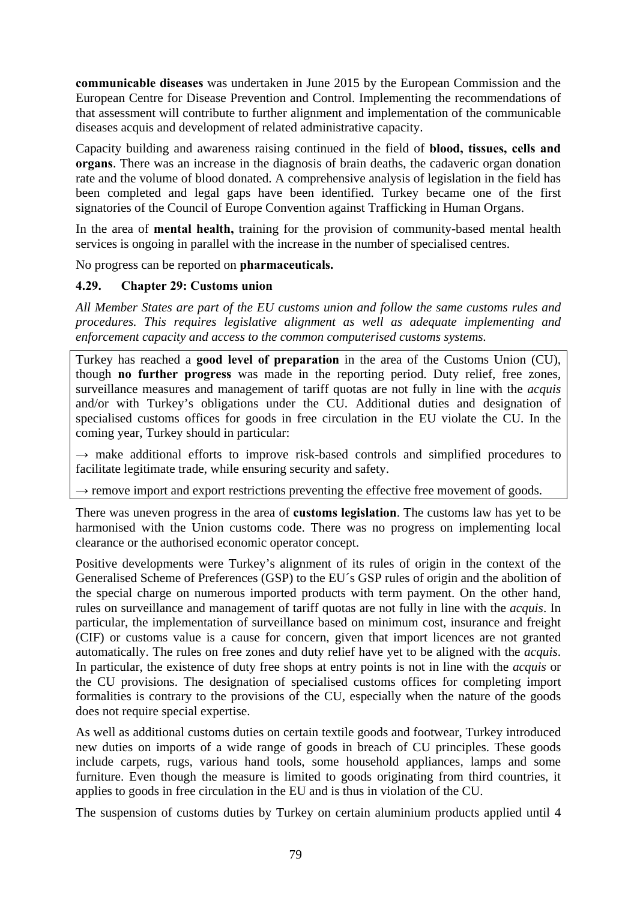**communicable diseases** was undertaken in June 2015 by the European Commission and the European Centre for Disease Prevention and Control. Implementing the recommendations of that assessment will contribute to further alignment and implementation of the communicable diseases acquis and development of related administrative capacity.

Capacity building and awareness raising continued in the field of **blood, tissues, cells and organs**. There was an increase in the diagnosis of brain deaths, the cadaveric organ donation rate and the volume of blood donated. A comprehensive analysis of legislation in the field has been completed and legal gaps have been identified. Turkey became one of the first signatories of the Council of Europe Convention against Trafficking in Human Organs.

In the area of **mental health,** training for the provision of community-based mental health services is ongoing in parallel with the increase in the number of specialised centres.

No progress can be reported on **pharmaceuticals.**

### 4.29. Chapter 29: Customs union

*All Member States are part of the EU customs union and follow the same customs rules and procedures. This requires legislative alignment as well as adequate implementing and enforcement capacity and access to the common computerised customs systems.*

Turkey has reached a **good level of preparation** in the area of the Customs Union (CU), though **no further progress** was made in the reporting period. Duty relief, free zones, surveillance measures and management of tariff quotas are not fully in line with the *acquis* and/or with Turkey's obligations under the CU. Additional duties and designation of specialised customs offices for goods in free circulation in the EU violate the CU. In the coming year, Turkey should in particular:

→ make additional efforts to improve risk-based controls and simplified procedures to facilitate legitimate trade, while ensuring security and safety.

→ remove import and export restrictions preventing the effective free movement of goods.

There was uneven progress in the area of **customs legislation**. The customs law has yet to be harmonised with the Union customs code. There was no progress on implementing local clearance or the authorised economic operator concept.

Positive developments were Turkey's alignment of its rules of origin in the context of the Generalised Scheme of Preferences (GSP) to the EU´s GSP rules of origin and the abolition of the special charge on numerous imported products with term payment. On the other hand, rules on surveillance and management of tariff quotas are not fully in line with the *acquis*. In particular, the implementation of surveillance based on minimum cost, insurance and freight (CIF) or customs value is a cause for concern, given that import licences are not granted automatically. The rules on free zones and duty relief have yet to be aligned with the *acquis*. In particular, the existence of duty free shops at entry points is not in line with the *acquis* or the CU provisions. The designation of specialised customs offices for completing import formalities is contrary to the provisions of the CU, especially when the nature of the goods does not require special expertise.

As well as additional customs duties on certain textile goods and footwear, Turkey introduced new duties on imports of a wide range of goods in breach of CU principles. These goods include carpets, rugs, various hand tools, some household appliances, lamps and some furniture. Even though the measure is limited to goods originating from third countries, it applies to goods in free circulation in the EU and is thus in violation of the CU.

The suspension of customs duties by Turkey on certain aluminium products applied until 4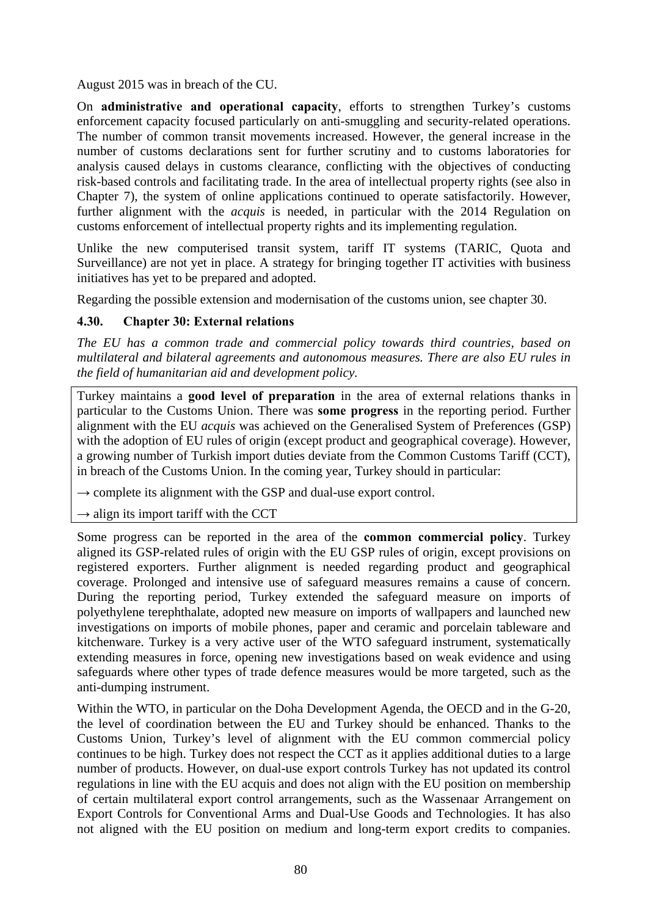August 2015 was in breach of the CU.

On **administrative and operational capacity**, efforts to strengthen Turkey's customs enforcement capacity focused particularly on anti-smuggling and security-related operations. The number of common transit movements increased. However, the general increase in the number of customs declarations sent for further scrutiny and to customs laboratories for analysis caused delays in customs clearance, conflicting with the objectives of conducting risk-based controls and facilitating trade. In the area of intellectual property rights (see also in Chapter 7), the system of online applications continued to operate satisfactorily. However, further alignment with the *acquis* is needed, in particular with the 2014 Regulation on customs enforcement of intellectual property rights and its implementing regulation.

Unlike the new computerised transit system, tariff IT systems (TARIC, Quota and Surveillance) are not yet in place. A strategy for bringing together IT activities with business initiatives has yet to be prepared and adopted.

Regarding the possible extension and modernisation of the customs union, see chapter 30.

### 4.30. Chapter 30: External relations

*The EU has a common trade and commercial policy towards third countries, based on multilateral and bilateral agreements and autonomous measures. There are also EU rules in the field of humanitarian aid and development policy.*

Turkey maintains a **good level of preparation** in the area of external relations thanks in particular to the Customs Union. There was **some progress** in the reporting period. Further alignment with the EU *acquis* was achieved on the Generalised System of Preferences (GSP) with the adoption of EU rules of origin (except product and geographical coverage). However, a growing number of Turkish import duties deviate from the Common Customs Tariff (CCT), in breach of the Customs Union. In the coming year, Turkey should in particular:

→ complete its alignment with the GSP and dual-use export control.

→ align its import tariff with the CCT

Some progress can be reported in the area of the **common commercial policy**. Turkey aligned its GSP-related rules of origin with the EU GSP rules of origin, except provisions on registered exporters. Further alignment is needed regarding product and geographical coverage. Prolonged and intensive use of safeguard measures remains a cause of concern. During the reporting period, Turkey extended the safeguard measure on imports of polyethylene terephthalate, adopted new measure on imports of wallpapers and launched new investigations on imports of mobile phones, paper and ceramic and porcelain tableware and kitchenware. Turkey is a very active user of the WTO safeguard instrument, systematically extending measures in force, opening new investigations based on weak evidence and using safeguards where other types of trade defence measures would be more targeted, such as the anti-dumping instrument.

Within the WTO, in particular on the Doha Development Agenda, the OECD and in the G-20, the level of coordination between the EU and Turkey should be enhanced. Thanks to the Customs Union, Turkey's level of alignment with the EU common commercial policy continues to be high. Turkey does not respect the CCT as it applies additional duties to a large number of products. However, on dual-use export controls Turkey has not updated its control regulations in line with the EU acquis and does not align with the EU position on membership of certain multilateral export control arrangements, such as the Wassenaar Arrangement on Export Controls for Conventional Arms and Dual-Use Goods and Technologies. It has also not aligned with the EU position on medium and long-term export credits to companies.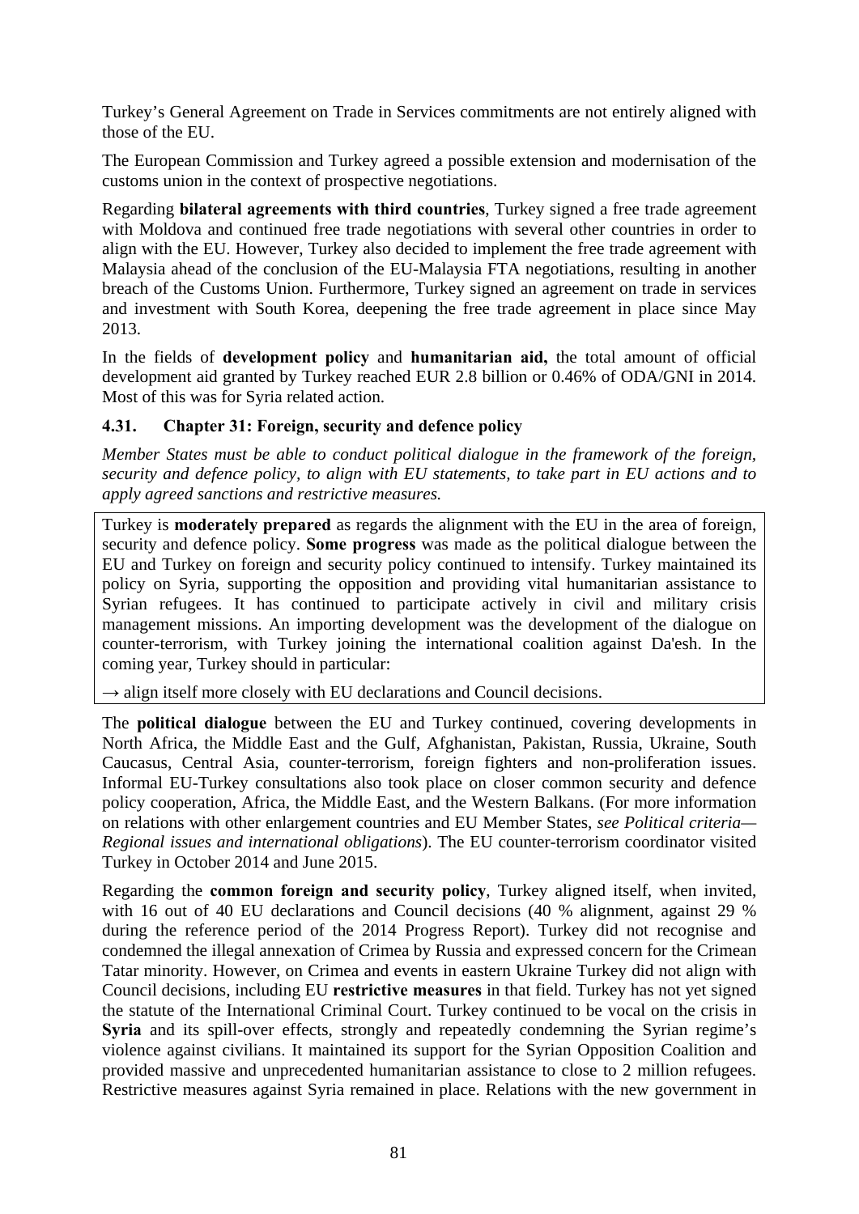Turkey's General Agreement on Trade in Services commitments are not entirely aligned with those of the EU.

The European Commission and Turkey agreed a possible extension and modernisation of the customs union in the context of prospective negotiations.

Regarding **bilateral agreements with third countries**, Turkey signed a free trade agreement with Moldova and continued free trade negotiations with several other countries in order to align with the EU. However, Turkey also decided to implement the free trade agreement with Malaysia ahead of the conclusion of the EU-Malaysia FTA negotiations, resulting in another breach of the Customs Union. Furthermore, Turkey signed an agreement on trade in services and investment with South Korea, deepening the free trade agreement in place since May 2013.

In the fields of **development policy** and **humanitarian aid,** the total amount of official development aid granted by Turkey reached EUR 2.8 billion or 0.46% of ODA/GNI in 2014. Most of this was for Syria related action.

### 4.31. Chapter 31: Foreign, security and defence policy

*Member States must be able to conduct political dialogue in the framework of the foreign, security and defence policy, to align with EU statements, to take part in EU actions and to apply agreed sanctions and restrictive measures.*

Turkey is **moderately prepared** as regards the alignment with the EU in the area of foreign, security and defence policy. **Some progress** was made as the political dialogue between the EU and Turkey on foreign and security policy continued to intensify. Turkey maintained its policy on Syria, supporting the opposition and providing vital humanitarian assistance to Syrian refugees. It has continued to participate actively in civil and military crisis management missions. An importing development was the development of the dialogue on counter-terrorism, with Turkey joining the international coalition against Da'esh. In the coming year, Turkey should in particular:

→ align itself more closely with EU declarations and Council decisions.

The **political dialogue** between the EU and Turkey continued, covering developments in North Africa, the Middle East and the Gulf, Afghanistan, Pakistan, Russia, Ukraine, South Caucasus, Central Asia, counter-terrorism, foreign fighters and non-proliferation issues. Informal EU-Turkey consultations also took place on closer common security and defence policy cooperation, Africa, the Middle East, and the Western Balkans. (For more information on relations with other enlargement countries and EU Member States, *see Political criteria— Regional issues and international obligations*). The EU counter-terrorism coordinator visited Turkey in October 2014 and June 2015.

Regarding the **common foreign and security policy**, Turkey aligned itself, when invited, with 16 out of 40 EU declarations and Council decisions (40 % alignment, against 29 % during the reference period of the 2014 Progress Report). Turkey did not recognise and condemned the illegal annexation of Crimea by Russia and expressed concern for the Crimean Tatar minority. However, on Crimea and events in eastern Ukraine Turkey did not align with Council decisions, including EU **restrictive measures** in that field. Turkey has not yet signed the statute of the International Criminal Court. Turkey continued to be vocal on the crisis in **Syria** and its spill-over effects, strongly and repeatedly condemning the Syrian regime's violence against civilians. It maintained its support for the Syrian Opposition Coalition and provided massive and unprecedented humanitarian assistance to close to 2 million refugees. Restrictive measures against Syria remained in place. Relations with the new government in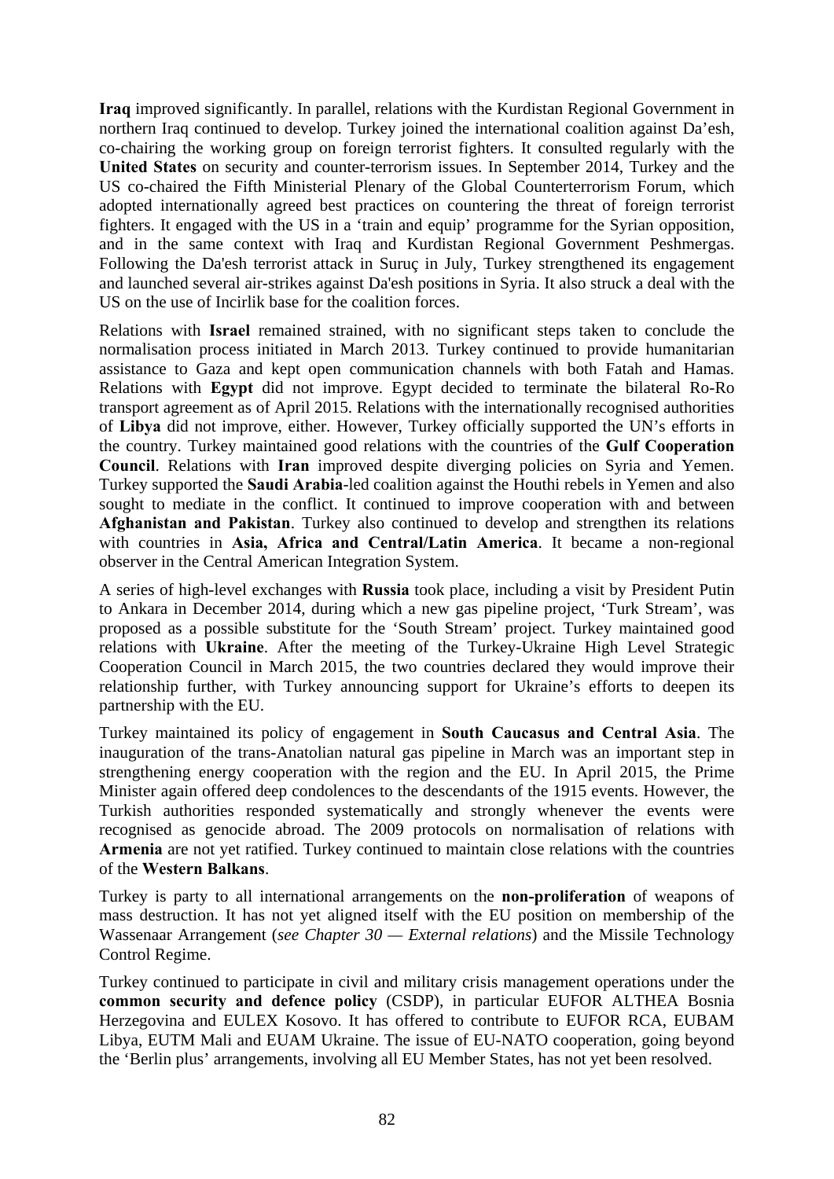**Iraq** improved significantly. In parallel, relations with the Kurdistan Regional Government in northern Iraq continued to develop. Turkey joined the international coalition against Da'esh, co-chairing the working group on foreign terrorist fighters. It consulted regularly with the **United States** on security and counter-terrorism issues. In September 2014, Turkey and the US co-chaired the Fifth Ministerial Plenary of the Global Counterterrorism Forum, which adopted internationally agreed best practices on countering the threat of foreign terrorist fighters. It engaged with the US in a 'train and equip' programme for the Syrian opposition, and in the same context with Iraq and Kurdistan Regional Government Peshmergas. Following the Da'esh terrorist attack in Suruç in July, Turkey strengthened its engagement and launched several air-strikes against Da'esh positions in Syria. It also struck a deal with the US on the use of Incirlik base for the coalition forces.

Relations with **Israel** remained strained, with no significant steps taken to conclude the normalisation process initiated in March 2013. Turkey continued to provide humanitarian assistance to Gaza and kept open communication channels with both Fatah and Hamas. Relations with **Egypt** did not improve. Egypt decided to terminate the bilateral Ro-Ro transport agreement as of April 2015. Relations with the internationally recognised authorities of **Libya** did not improve, either. However, Turkey officially supported the UN's efforts in the country. Turkey maintained good relations with the countries of the **Gulf Cooperation Council**. Relations with **Iran** improved despite diverging policies on Syria and Yemen. Turkey supported the **Saudi Arabia**-led coalition against the Houthi rebels in Yemen and also sought to mediate in the conflict. It continued to improve cooperation with and between **Afghanistan and Pakistan**. Turkey also continued to develop and strengthen its relations with countries in **Asia, Africa and Central/Latin America**. It became a non-regional observer in the Central American Integration System.

A series of high-level exchanges with **Russia** took place, including a visit by President Putin to Ankara in December 2014, during which a new gas pipeline project, 'Turk Stream', was proposed as a possible substitute for the 'South Stream' project. Turkey maintained good relations with **Ukraine**. After the meeting of the Turkey-Ukraine High Level Strategic Cooperation Council in March 2015, the two countries declared they would improve their relationship further, with Turkey announcing support for Ukraine's efforts to deepen its partnership with the EU.

Turkey maintained its policy of engagement in **South Caucasus and Central Asia**. The inauguration of the trans-Anatolian natural gas pipeline in March was an important step in strengthening energy cooperation with the region and the EU. In April 2015, the Prime Minister again offered deep condolences to the descendants of the 1915 events. However, the Turkish authorities responded systematically and strongly whenever the events were recognised as genocide abroad. The 2009 protocols on normalisation of relations with **Armenia** are not yet ratified. Turkey continued to maintain close relations with the countries of the **Western Balkans**.

Turkey is party to all international arrangements on the **non-proliferation** of weapons of mass destruction. It has not yet aligned itself with the EU position on membership of the Wassenaar Arrangement (*see Chapter 30 — External relations*) and the Missile Technology Control Regime.

Turkey continued to participate in civil and military crisis management operations under the **common security and defence policy** (CSDP), in particular EUFOR ALTHEA Bosnia Herzegovina and EULEX Kosovo. It has offered to contribute to EUFOR RCA, EUBAM Libya, EUTM Mali and EUAM Ukraine. The issue of EU-NATO cooperation, going beyond the 'Berlin plus' arrangements, involving all EU Member States, has not yet been resolved.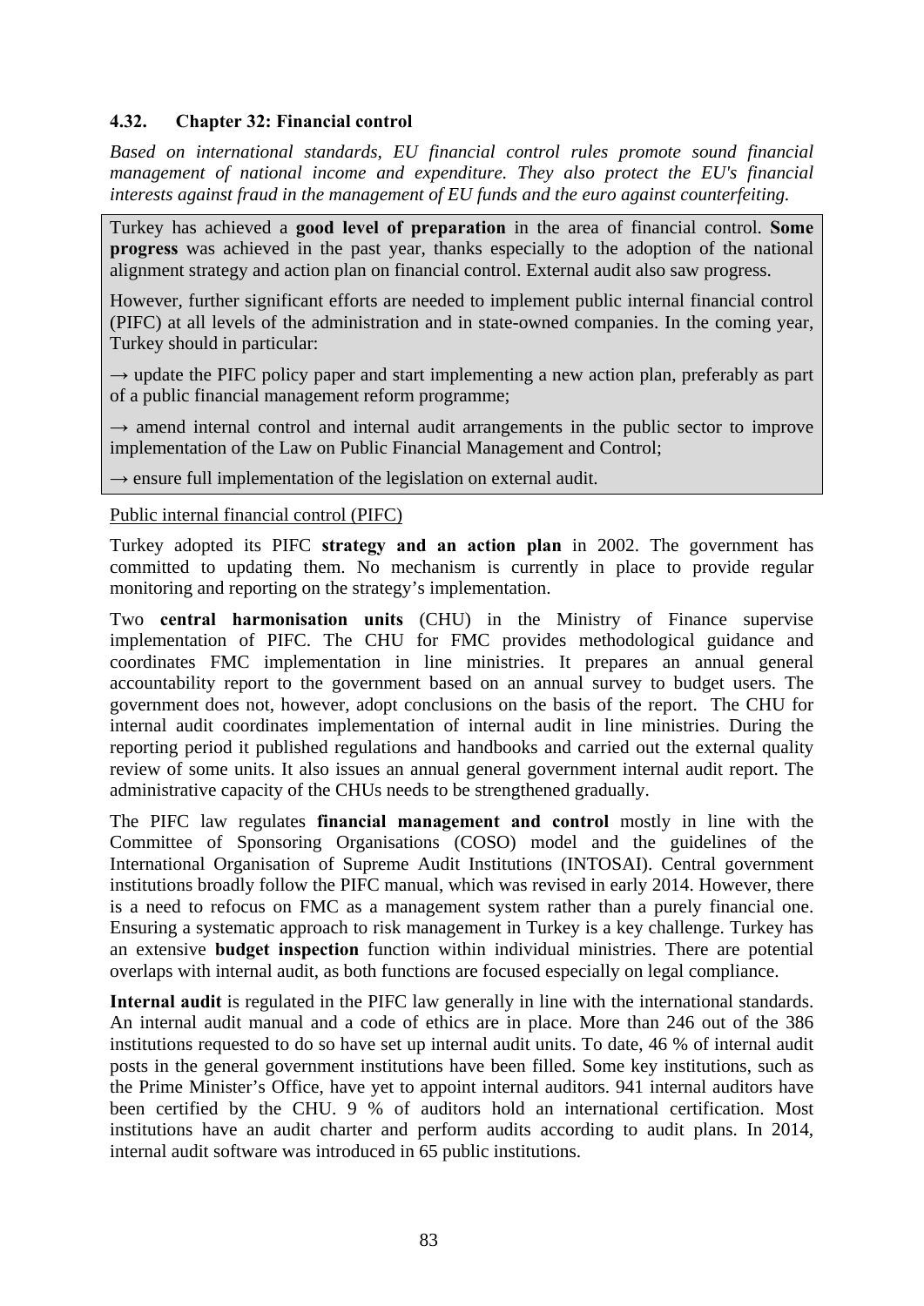### 4.32. Chapter 32: Financial control

*Based on international standards, EU financial control rules promote sound financial management of national income and expenditure. They also protect the EU's financial interests against fraud in the management of EU funds and the euro against counterfeiting.*

Turkey has achieved a **good level of preparation** in the area of financial control. **Some progress** was achieved in the past year, thanks especially to the adoption of the national alignment strategy and action plan on financial control. External audit also saw progress.

However, further significant efforts are needed to implement public internal financial control (PIFC) at all levels of the administration and in state-owned companies. In the coming year, Turkey should in particular:

→ update the PIFC policy paper and start implementing a new action plan, preferably as part of a public financial management reform programme;

→ amend internal control and internal audit arrangements in the public sector to improve implementation of the Law on Public Financial Management and Control;

→ ensure full implementation of the legislation on external audit.

Public internal financial control (PIFC)

Turkey adopted its PIFC **strategy and an action plan** in 2002. The government has committed to updating them. No mechanism is currently in place to provide regular monitoring and reporting on the strategy's implementation.

Two **central harmonisation units** (CHU) in the Ministry of Finance supervise implementation of PIFC. The CHU for FMC provides methodological guidance and coordinates FMC implementation in line ministries. It prepares an annual general accountability report to the government based on an annual survey to budget users. The government does not, however, adopt conclusions on the basis of the report. The CHU for internal audit coordinates implementation of internal audit in line ministries. During the reporting period it published regulations and handbooks and carried out the external quality review of some units. It also issues an annual general government internal audit report. The administrative capacity of the CHUs needs to be strengthened gradually.

The PIFC law regulates **financial management and control** mostly in line with the Committee of Sponsoring Organisations (COSO) model and the guidelines of the International Organisation of Supreme Audit Institutions (INTOSAI). Central government institutions broadly follow the PIFC manual, which was revised in early 2014. However, there is a need to refocus on FMC as a management system rather than a purely financial one. Ensuring a systematic approach to risk management in Turkey is a key challenge. Turkey has an extensive **budget inspection** function within individual ministries. There are potential overlaps with internal audit, as both functions are focused especially on legal compliance.

**Internal audit** is regulated in the PIFC law generally in line with the international standards. An internal audit manual and a code of ethics are in place. More than 246 out of the 386 institutions requested to do so have set up internal audit units. To date, 46 % of internal audit posts in the general government institutions have been filled. Some key institutions, such as the Prime Minister's Office, have yet to appoint internal auditors. 941 internal auditors have been certified by the CHU. 9 % of auditors hold an international certification. Most institutions have an audit charter and perform audits according to audit plans. In 2014, internal audit software was introduced in 65 public institutions.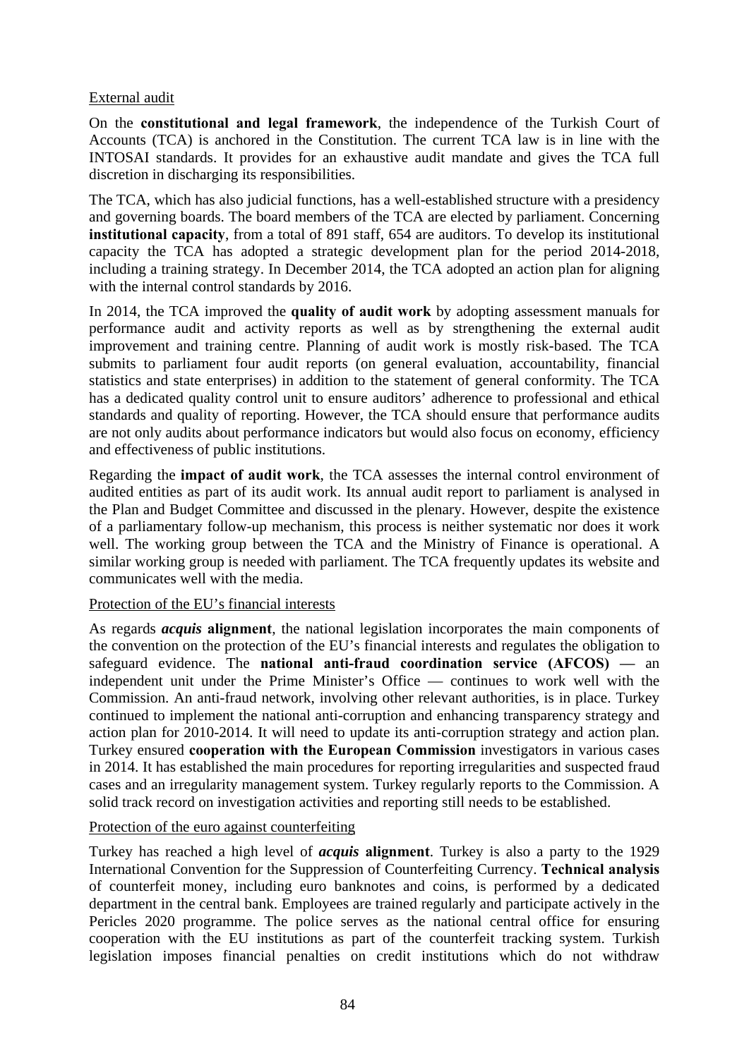External audit

On the **constitutional and legal framework**, the independence of the Turkish Court of Accounts (TCA) is anchored in the Constitution. The current TCA law is in line with the INTOSAI standards. It provides for an exhaustive audit mandate and gives the TCA full discretion in discharging its responsibilities.

The TCA, which has also judicial functions, has a well-established structure with a presidency and governing boards. The board members of the TCA are elected by parliament. Concerning **institutional capacity**, from a total of 891 staff, 654 are auditors. To develop its institutional capacity the TCA has adopted a strategic development plan for the period 2014-2018, including a training strategy. In December 2014, the TCA adopted an action plan for aligning with the internal control standards by 2016.

In 2014, the TCA improved the **quality of audit work** by adopting assessment manuals for performance audit and activity reports as well as by strengthening the external audit improvement and training centre. Planning of audit work is mostly risk-based. The TCA submits to parliament four audit reports (on general evaluation, accountability, financial statistics and state enterprises) in addition to the statement of general conformity. The TCA has a dedicated quality control unit to ensure auditors' adherence to professional and ethical standards and quality of reporting. However, the TCA should ensure that performance audits are not only audits about performance indicators but would also focus on economy, efficiency and effectiveness of public institutions.

Regarding the **impact of audit work**, the TCA assesses the internal control environment of audited entities as part of its audit work. Its annual audit report to parliament is analysed in the Plan and Budget Committee and discussed in the plenary. However, despite the existence of a parliamentary follow-up mechanism, this process is neither systematic nor does it work well. The working group between the TCA and the Ministry of Finance is operational. A similar working group is needed with parliament. The TCA frequently updates its website and communicates well with the media.

Protection of the EU's financial interests

As regards ***acquis* alignment**, the national legislation incorporates the main components of the convention on the protection of the EU's financial interests and regulates the obligation to safeguard evidence. The **national anti-fraud coordination service (AFCOS) —** an independent unit under the Prime Minister's Office — continues to work well with the Commission. An anti-fraud network, involving other relevant authorities, is in place. Turkey continued to implement the national anti-corruption and enhancing transparency strategy and action plan for 2010-2014. It will need to update its anti-corruption strategy and action plan. Turkey ensured **cooperation with the European Commission** investigators in various cases in 2014. It has established the main procedures for reporting irregularities and suspected fraud cases and an irregularity management system. Turkey regularly reports to the Commission. A solid track record on investigation activities and reporting still needs to be established.

Protection of the euro against counterfeiting

Turkey has reached a high level of ***acquis* alignment**. Turkey is also a party to the 1929 International Convention for the Suppression of Counterfeiting Currency. **Technical analysis** of counterfeit money, including euro banknotes and coins, is performed by a dedicated department in the central bank. Employees are trained regularly and participate actively in the Pericles 2020 programme. The police serves as the national central office for ensuring cooperation with the EU institutions as part of the counterfeit tracking system. Turkish legislation imposes financial penalties on credit institutions which do not withdraw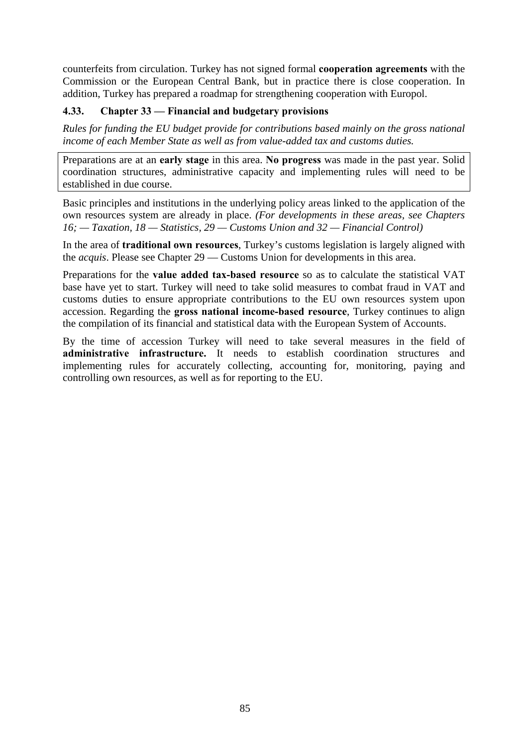counterfeits from circulation. Turkey has not signed formal **cooperation agreements** with the Commission or the European Central Bank, but in practice there is close cooperation. In addition, Turkey has prepared a roadmap for strengthening cooperation with Europol.

### 4.33. Chapter 33 — Financial and budgetary provisions

*Rules for funding the EU budget provide for contributions based mainly on the gross national income of each Member State as well as from value-added tax and customs duties.*

Preparations are at an **early stage** in this area. **No progress** was made in the past year. Solid coordination structures, administrative capacity and implementing rules will need to be established in due course.

Basic principles and institutions in the underlying policy areas linked to the application of the own resources system are already in place. *(For developments in these areas, see Chapters 16; — Taxation, 18 — Statistics, 29 — Customs Union and 32 — Financial Control)*

In the area of **traditional own resources**, Turkey's customs legislation is largely aligned with the *acquis*. Please see Chapter 29 — Customs Union for developments in this area.

Preparations for the **value added tax-based resource** so as to calculate the statistical VAT base have yet to start. Turkey will need to take solid measures to combat fraud in VAT and customs duties to ensure appropriate contributions to the EU own resources system upon accession. Regarding the **gross national income-based resource**, Turkey continues to align the compilation of its financial and statistical data with the European System of Accounts.

By the time of accession Turkey will need to take several measures in the field of **administrative infrastructure.** It needs to establish coordination structures and implementing rules for accurately collecting, accounting for, monitoring, paying and controlling own resources, as well as for reporting to the EU.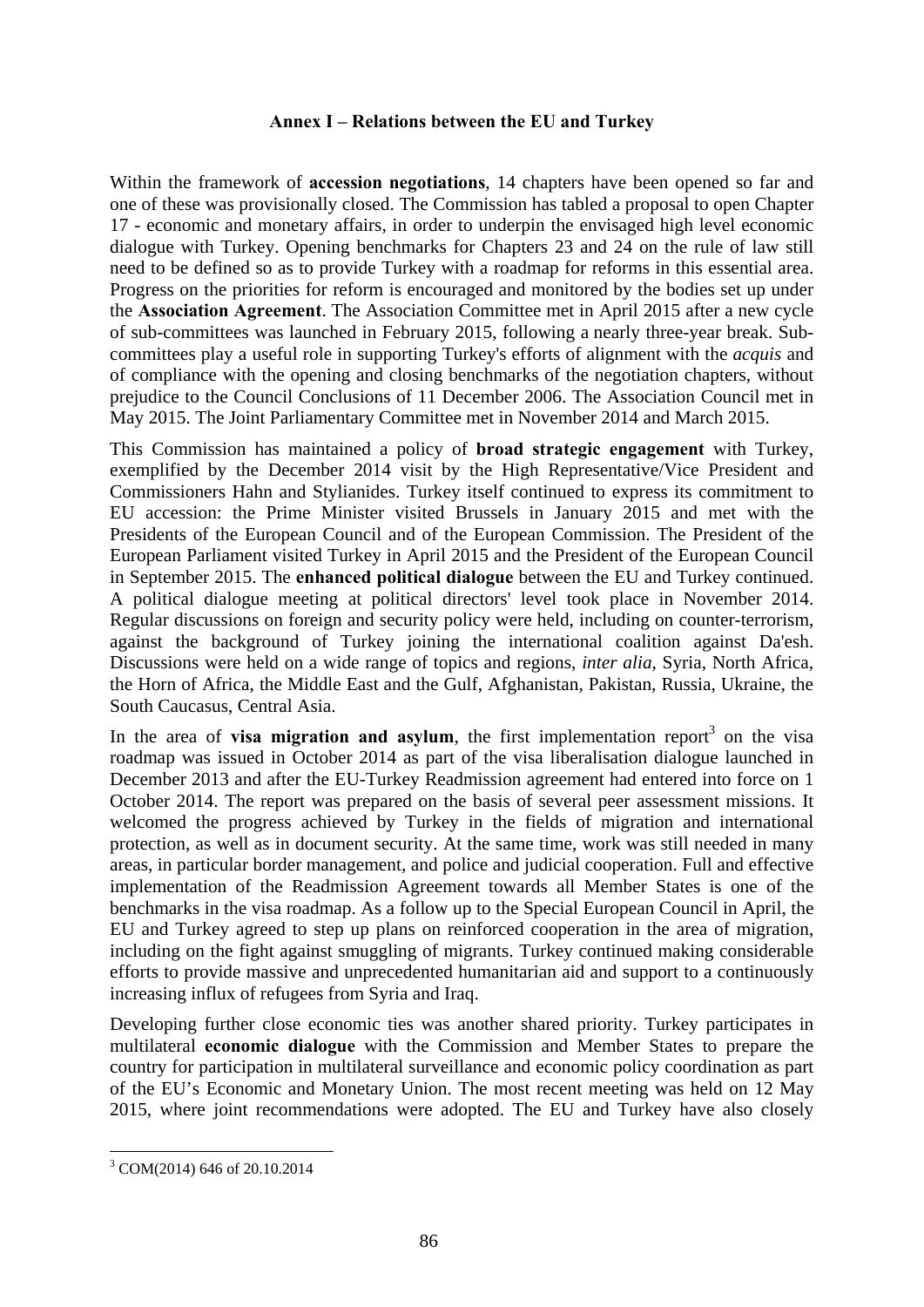# Annex I – Relations between the EU and Turkey

Within the framework of **accession negotiations**, 14 chapters have been opened so far and one of these was provisionally closed. The Commission has tabled a proposal to open Chapter 17 - economic and monetary affairs, in order to underpin the envisaged high level economic dialogue with Turkey. Opening benchmarks for Chapters 23 and 24 on the rule of law still need to be defined so as to provide Turkey with a roadmap for reforms in this essential area. Progress on the priorities for reform is encouraged and monitored by the bodies set up under the **Association Agreement**. The Association Committee met in April 2015 after a new cycle of sub-committees was launched in February 2015, following a nearly three-year break. Sub-committees play a useful role in supporting Turkey's efforts of alignment with the *acquis* and of compliance with the opening and closing benchmarks of the negotiation chapters, without prejudice to the Council Conclusions of 11 December 2006. The Association Council met in May 2015. The Joint Parliamentary Committee met in November 2014 and March 2015.

This Commission has maintained a policy of **broad strategic engagement** with Turkey, exemplified by the December 2014 visit by the High Representative/Vice President and Commissioners Hahn and Stylianides. Turkey itself continued to express its commitment to EU accession: the Prime Minister visited Brussels in January 2015 and met with the Presidents of the European Council and of the European Commission. The President of the European Parliament visited Turkey in April 2015 and the President of the European Council in September 2015. The **enhanced political dialogue** between the EU and Turkey continued. A political dialogue meeting at political directors' level took place in November 2014. Regular discussions on foreign and security policy were held, including on counter-terrorism, against the background of Turkey joining the international coalition against Da'esh. Discussions were held on a wide range of topics and regions, *inter alia*, Syria, North Africa, the Horn of Africa, the Middle East and the Gulf, Afghanistan, Pakistan, Russia, Ukraine, the South Caucasus, Central Asia.

In the area of **visa migration and asylum**, the first implementation report[3] on the visa roadmap was issued in October 2014 as part of the visa liberalisation dialogue launched in December 2013 and after the EU-Turkey Readmission agreement had entered into force on 1 October 2014. The report was prepared on the basis of several peer assessment missions. It welcomed the progress achieved by Turkey in the fields of migration and international protection, as well as in document security. At the same time, work was still needed in many areas, in particular border management, and police and judicial cooperation. Full and effective implementation of the Readmission Agreement towards all Member States is one of the benchmarks in the visa roadmap. As a follow up to the Special European Council in April, the EU and Turkey agreed to step up plans on reinforced cooperation in the area of migration, including on the fight against smuggling of migrants. Turkey continued making considerable efforts to provide massive and unprecedented humanitarian aid and support to a continuously increasing influx of refugees from Syria and Iraq.

Developing further close economic ties was another shared priority. Turkey participates in multilateral **economic dialogue** with the Commission and Member States to prepare the country for participation in multilateral surveillance and economic policy coordination as part of the EU's Economic and Monetary Union. The most recent meeting was held on 12 May 2015, where joint recommendations were adopted. The EU and Turkey have also closely

[3] COM(2014) 646 of 20.10.2014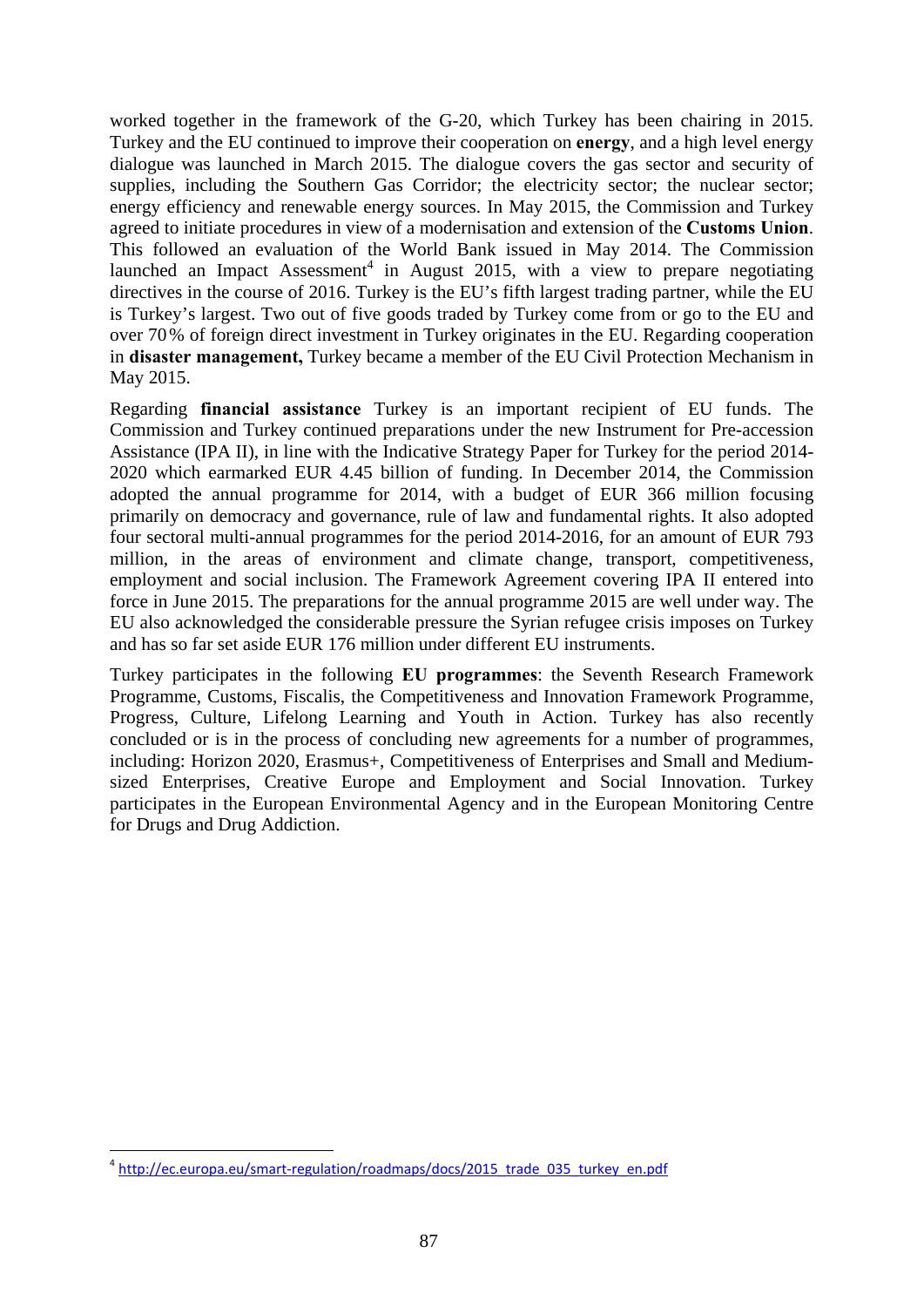worked together in the framework of the G-20, which Turkey has been chairing in 2015. Turkey and the EU continued to improve their cooperation on **energy**, and a high level energy dialogue was launched in March 2015. The dialogue covers the gas sector and security of supplies, including the Southern Gas Corridor; the electricity sector; the nuclear sector; energy efficiency and renewable energy sources. In May 2015, the Commission and Turkey agreed to initiate procedures in view of a modernisation and extension of the **Customs Union**. This followed an evaluation of the World Bank issued in May 2014. The Commission launched an Impact Assessment[4] in August 2015, with a view to prepare negotiating directives in the course of 2016. Turkey is the EU's fifth largest trading partner, while the EU is Turkey's largest. Two out of five goods traded by Turkey come from or go to the EU and over 70 % of foreign direct investment in Turkey originates in the EU. Regarding cooperation in **disaster management,** Turkey became a member of the EU Civil Protection Mechanism in May 2015.

Regarding **financial assistance** Turkey is an important recipient of EU funds. The Commission and Turkey continued preparations under the new Instrument for Pre-accession Assistance (IPA II), in line with the Indicative Strategy Paper for Turkey for the period 2014-2020 which earmarked EUR 4.45 billion of funding. In December 2014, the Commission adopted the annual programme for 2014, with a budget of EUR 366 million focusing primarily on democracy and governance, rule of law and fundamental rights. It also adopted four sectoral multi-annual programmes for the period 2014-2016, for an amount of EUR 793 million, in the areas of environment and climate change, transport, competitiveness, employment and social inclusion. The Framework Agreement covering IPA II entered into force in June 2015. The preparations for the annual programme 2015 are well under way. The EU also acknowledged the considerable pressure the Syrian refugee crisis imposes on Turkey and has so far set aside EUR 176 million under different EU instruments.

Turkey participates in the following **EU programmes**: the Seventh Research Framework Programme, Customs, Fiscalis, the Competitiveness and Innovation Framework Programme, Progress, Culture, Lifelong Learning and Youth in Action. Turkey has also recently concluded or is in the process of concluding new agreements for a number of programmes, including: Horizon 2020, Erasmus+, Competitiveness of Enterprises and Small and Medium-sized Enterprises, Creative Europe and Employment and Social Innovation. Turkey participates in the European Environmental Agency and in the European Monitoring Centre for Drugs and Drug Addiction.

---

[4] http://ec.europa.eu/smart-regulation/roadmaps/docs/2015_trade_035_turkey_en.pdf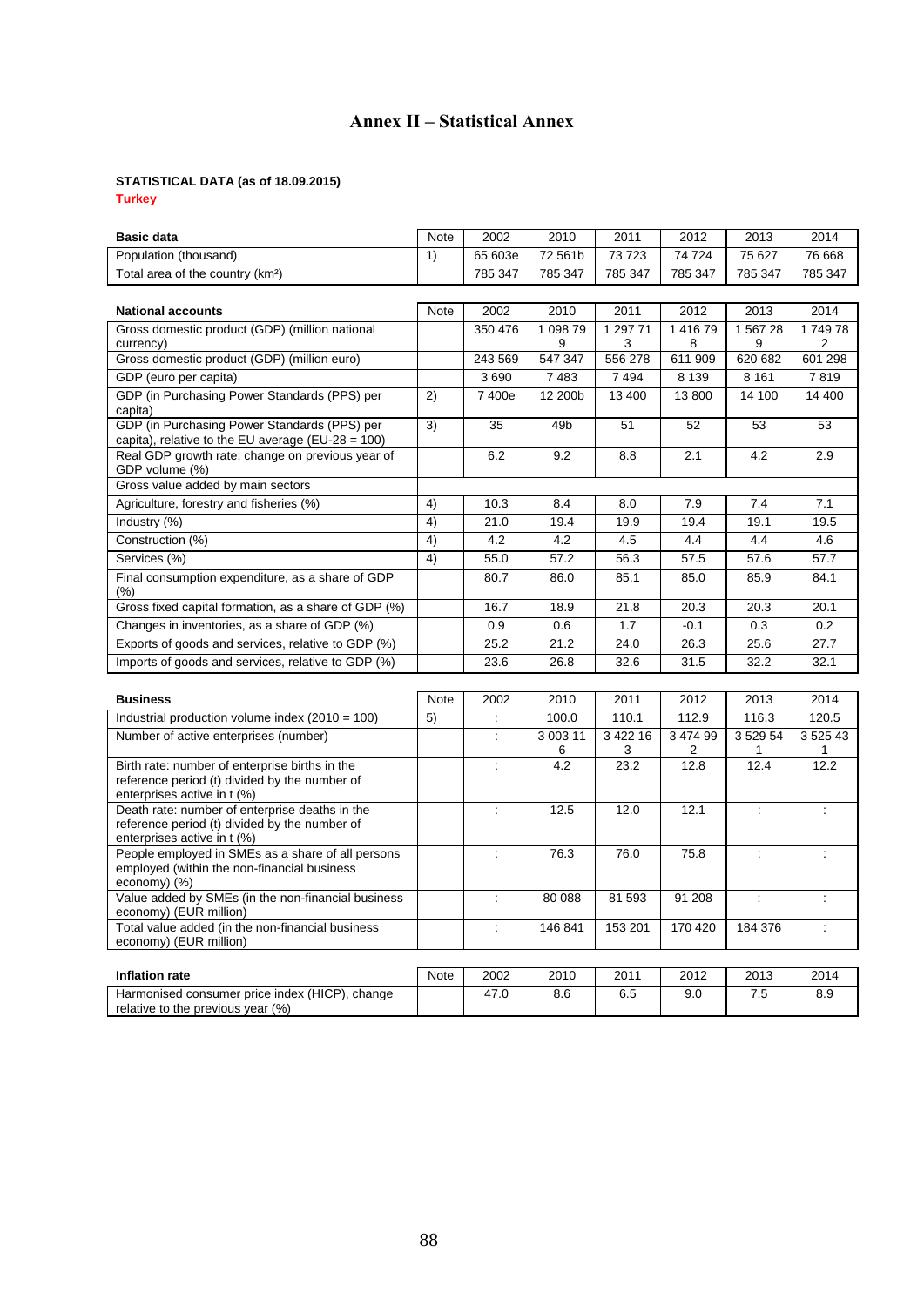# Annex II – Statistical Annex

**STATISTICAL DATA (as of 18.09.2015)**

**Turkey**

| Basic data | Note | 2002 | 2010 | 2011 | 2012 | 2013 | 2014 |
|---|---|---|---|---|---|---|---|
| Population (thousand) | 1) | 65 603e | 72 561b | 73 723 | 74 724 | 75 627 | 76 668 |
| Total area of the country (km²) | | 785 347 | 785 347 | 785 347 | 785 347 | 785 347 | 785 347 |

| National accounts | Note | 2002 | 2010 | 2011 | 2012 | 2013 | 2014 |
|---|---|---|---|---|---|---|---|
| Gross domestic product (GDP) (million national currency) | | 350 476 | 1 098 799 | 1 297 713 | 1 416 798 | 1 567 289 | 1 749 782 |
| Gross domestic product (GDP) (million euro) | | 243 569 | 547 347 | 556 278 | 611 909 | 620 682 | 601 298 |
| GDP (euro per capita) | | 3 690 | 7 483 | 7 494 | 8 139 | 8 161 | 7 819 |
| GDP (in Purchasing Power Standards (PPS) per capita) | 2) | 7 400e | 12 200b | 13 400 | 13 800 | 14 100 | 14 400 |
| GDP (in Purchasing Power Standards (PPS) per capita), relative to the EU average (EU-28 = 100) | 3) | 35 | 49b | 51 | 52 | 53 | 53 |
| Real GDP growth rate: change on previous year of GDP volume (%) | | 6.2 | 9.2 | 8.8 | 2.1 | 4.2 | 2.9 |
| Gross value added by main sectors | | | | | | | |
| Agriculture, forestry and fisheries (%) | 4) | 10.3 | 8.4 | 8.0 | 7.9 | 7.4 | 7.1 |
| Industry (%) | 4) | 21.0 | 19.4 | 19.9 | 19.4 | 19.1 | 19.5 |
| Construction (%) | 4) | 4.2 | 4.2 | 4.5 | 4.4 | 4.4 | 4.6 |
| Services (%) | 4) | 55.0 | 57.2 | 56.3 | 57.5 | 57.6 | 57.7 |
| Final consumption expenditure, as a share of GDP (%) | | 80.7 | 86.0 | 85.1 | 85.0 | 85.9 | 84.1 |
| Gross fixed capital formation, as a share of GDP (%) | | 16.7 | 18.9 | 21.8 | 20.3 | 20.3 | 20.1 |
| Changes in inventories, as a share of GDP (%) | | 0.9 | 0.6 | 1.7 | -0.1 | 0.3 | 0.2 |
| Exports of goods and services, relative to GDP (%) | | 25.2 | 21.2 | 24.0 | 26.3 | 25.6 | 27.7 |
| Imports of goods and services, relative to GDP (%) | | 23.6 | 26.8 | 32.6 | 31.5 | 32.2 | 32.1 |

| Business | Note | 2002 | 2010 | 2011 | 2012 | 2013 | 2014 |
|---|---|---|---|---|---|---|---|
| Industrial production volume index (2010 = 100) | 5) | : | 100.0 | 110.1 | 112.9 | 116.3 | 120.5 |
| Number of active enterprises (number) | | : | 3 003 116 | 3 422 163 | 3 474 992 | 3 529 541 | 3 525 431 |
| Birth rate: number of enterprise births in the reference period (t) divided by the number of enterprises active in t (%) | | : | 4.2 | 23.2 | 12.8 | 12.4 | 12.2 |
| Death rate: number of enterprise deaths in the reference period (t) divided by the number of enterprises active in t (%) | | : | 12.5 | 12.0 | 12.1 | : | : |
| People employed in SMEs as a share of all persons employed (within the non-financial business economy) (%) | | : | 76.3 | 76.0 | 75.8 | : | : |
| Value added by SMEs (in the non-financial business economy) (EUR million) | | : | 80 088 | 81 593 | 91 208 | : | : |
| Total value added (in the non-financial business economy) (EUR million) | | : | 146 841 | 153 201 | 170 420 | 184 376 | : |

| Inflation rate | Note | 2002 | 2010 | 2011 | 2012 | 2013 | 2014 |
|---|---|---|---|---|---|---|---|
| Harmonised consumer price index (HICP), change relative to the previous year (%) | | 47.0 | 8.6 | 6.5 | 9.0 | 7.5 | 8.9 |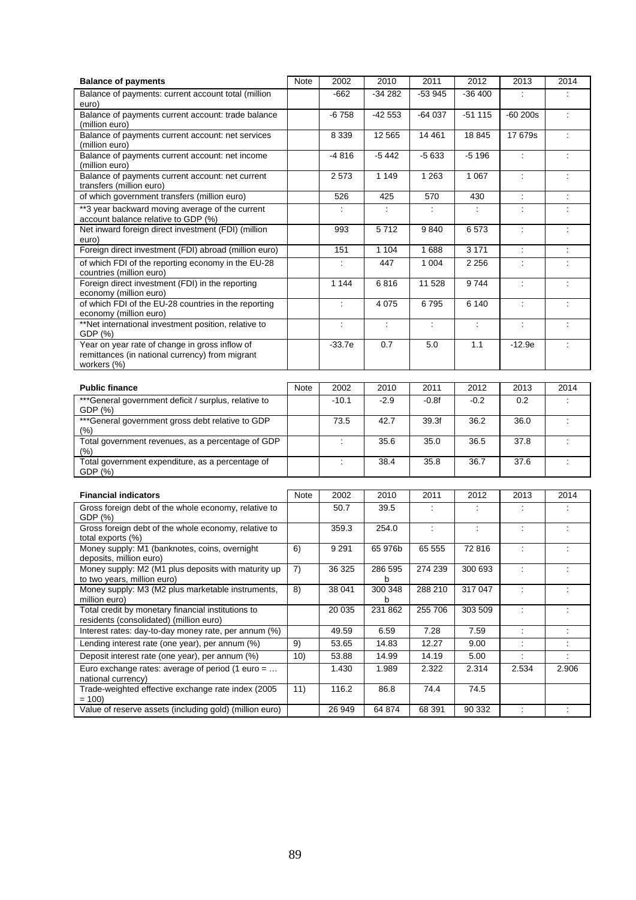| Balance of payments | Note | 2002 | 2010 | 2011 | 2012 | 2013 | 2014 |
|---|---|---|---|---|---|---|---|
| Balance of payments: current account total (million euro) | | -662 | -34 282 | -53 945 | -36 400 | : | : |
| Balance of payments current account: trade balance (million euro) | | -6 758 | -42 553 | -64 037 | -51 115 | -60 200s | : |
| Balance of payments current account: net services (million euro) | | 8 339 | 12 565 | 14 461 | 18 845 | 17 679s | : |
| Balance of payments current account: net income (million euro) | | -4 816 | -5 442 | -5 633 | -5 196 | : | : |
| Balance of payments current account: net current transfers (million euro) | | 2 573 | 1 149 | 1 263 | 1 067 | : | : |
| of which government transfers (million euro) | | 526 | 425 | 570 | 430 | : | : |
| **3 year backward moving average of the current account balance relative to GDP (%) | | : | : | : | : | : | : |
| Net inward foreign direct investment (FDI) (million euro) | | 993 | 5 712 | 9 840 | 6 573 | : | : |
| Foreign direct investment (FDI) abroad (million euro) | | 151 | 1 104 | 1 688 | 3 171 | : | : |
| of which FDI of the reporting economy in the EU-28 countries (million euro) | | : | 447 | 1 004 | 2 256 | : | : |
| Foreign direct investment (FDI) in the reporting economy (million euro) | | 1 144 | 6 816 | 11 528 | 9 744 | : | : |
| of which FDI of the EU-28 countries in the reporting economy (million euro) | | : | 4 075 | 6 795 | 6 140 | : | : |
| **Net international investment position, relative to GDP (%) | | : | : | : | : | : | : |
| Year on year rate of change in gross inflow of remittances (in national currency) from migrant workers (%) | | -33.7e | 0.7 | 5.0 | 1.1 | -12.9e | : |

| Public finance | Note | 2002 | 2010 | 2011 | 2012 | 2013 | 2014 |
|---|---|---|---|---|---|---|---|
| ***General government deficit / surplus, relative to GDP (%) | | -10.1 | -2.9 | -0.8f | -0.2 | 0.2 | : |
| ***General government gross debt relative to GDP (%) | | 73.5 | 42.7 | 39.3f | 36.2 | 36.0 | : |
| Total government revenues, as a percentage of GDP (%) | | : | 35.6 | 35.0 | 36.5 | 37.8 | : |
| Total government expenditure, as a percentage of GDP (%) | | : | 38.4 | 35.8 | 36.7 | 37.6 | : |

| Financial indicators | Note | 2002 | 2010 | 2011 | 2012 | 2013 | 2014 |
|---|---|---|---|---|---|---|---|
| Gross foreign debt of the whole economy, relative to GDP (%) | | 50.7 | 39.5 | : | : | : | : |
| Gross foreign debt of the whole economy, relative to total exports (%) | | 359.3 | 254.0 | : | : | : | : |
| Money supply: M1 (banknotes, coins, overnight deposits, million euro) | 6) | 9 291 | 65 976b | 65 555 | 72 816 | : | : |
| Money supply: M2 (M1 plus deposits with maturity up to two years, million euro) | 7) | 36 325 | 286 595 b | 274 239 | 300 693 | : | : |
| Money supply: M3 (M2 plus marketable instruments, million euro) | 8) | 38 041 | 300 348 b | 288 210 | 317 047 | : | : |
| Total credit by monetary financial institutions to residents (consolidated) (million euro) | | 20 035 | 231 862 | 255 706 | 303 509 | : | : |
| Interest rates: day-to-day money rate, per annum (%) | | 49.59 | 6.59 | 7.28 | 7.59 | : | : |
| Lending interest rate (one year), per annum (%) | 9) | 53.65 | 14.83 | 12.27 | 9.00 | : | : |
| Deposit interest rate (one year), per annum (%) | 10) | 53.88 | 14.99 | 14.19 | 5.00 | : | : |
| Euro exchange rates: average of period (1 euro = … national currency) | | 1.430 | 1.989 | 2.322 | 2.314 | 2.534 | 2.906 |
| Trade-weighted effective exchange rate index (2005 = 100) | 11) | 116.2 | 86.8 | 74.4 | 74.5 | | |
| Value of reserve assets (including gold) (million euro) | | 26 949 | 64 874 | 68 391 | 90 332 | : | : |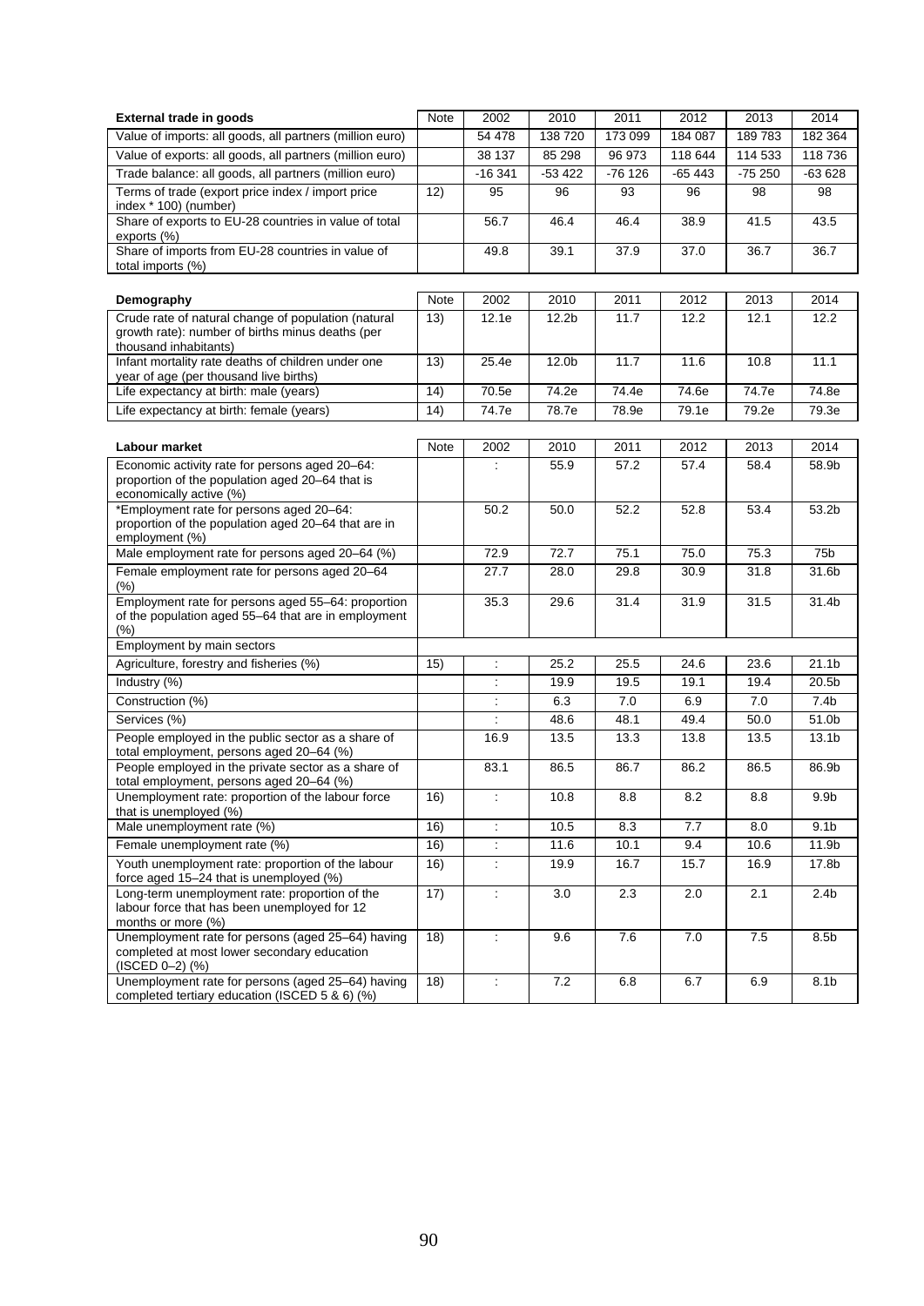| External trade in goods | Note | 2002 | 2010 | 2011 | 2012 | 2013 | 2014 |
|---|---|---|---|---|---|---|---|
| Value of imports: all goods, all partners (million euro) | | 54 478 | 138 720 | 173 099 | 184 087 | 189 783 | 182 364 |
| Value of exports: all goods, all partners (million euro) | | 38 137 | 85 298 | 96 973 | 118 644 | 114 533 | 118 736 |
| Trade balance: all goods, all partners (million euro) | | -16 341 | -53 422 | -76 126 | -65 443 | -75 250 | -63 628 |
| Terms of trade (export price index / import price index * 100) (number) | 12) | 95 | 96 | 93 | 96 | 98 | 98 |
| Share of exports to EU-28 countries in value of total exports (%) | | 56.7 | 46.4 | 46.4 | 38.9 | 41.5 | 43.5 |
| Share of imports from EU-28 countries in value of total imports (%) | | 49.8 | 39.1 | 37.9 | 37.0 | 36.7 | 36.7 |

| Demography | Note | 2002 | 2010 | 2011 | 2012 | 2013 | 2014 |
|---|---|---|---|---|---|---|---|
| Crude rate of natural change of population (natural growth rate): number of births minus deaths (per thousand inhabitants) | 13) | 12.1e | 12.2b | 11.7 | 12.2 | 12.1 | 12.2 |
| Infant mortality rate deaths of children under one year of age (per thousand live births) | 13) | 25.4e | 12.0b | 11.7 | 11.6 | 10.8 | 11.1 |
| Life expectancy at birth: male (years) | 14) | 70.5e | 74.2e | 74.4e | 74.6e | 74.7e | 74.8e |
| Life expectancy at birth: female (years) | 14) | 74.7e | 78.7e | 78.9e | 79.1e | 79.2e | 79.3e |

| Labour market | Note | 2002 | 2010 | 2011 | 2012 | 2013 | 2014 |
|---|---|---|---|---|---|---|---|
| Economic activity rate for persons aged 20–64: proportion of the population aged 20–64 that is economically active (%) | | : | 55.9 | 57.2 | 57.4 | 58.4 | 58.9b |
| *Employment rate for persons aged 20–64: proportion of the population aged 20–64 that are in employment (%) | | 50.2 | 50.0 | 52.2 | 52.8 | 53.4 | 53.2b |
| Male employment rate for persons aged 20–64 (%) | | 72.9 | 72.7 | 75.1 | 75.0 | 75.3 | 75b |
| Female employment rate for persons aged 20–64 (%) | | 27.7 | 28.0 | 29.8 | 30.9 | 31.8 | 31.6b |
| Employment rate for persons aged 55–64: proportion of the population aged 55–64 that are in employment (%) | | 35.3 | 29.6 | 31.4 | 31.9 | 31.5 | 31.4b |
| Employment by main sectors | | | | | | | |
| Agriculture, forestry and fisheries (%) | 15) | : | 25.2 | 25.5 | 24.6 | 23.6 | 21.1b |
| Industry (%) | | : | 19.9 | 19.5 | 19.1 | 19.4 | 20.5b |
| Construction (%) | | : | 6.3 | 7.0 | 6.9 | 7.0 | 7.4b |
| Services (%) | | : | 48.6 | 48.1 | 49.4 | 50.0 | 51.0b |
| People employed in the public sector as a share of total employment, persons aged 20–64 (%) | | 16.9 | 13.5 | 13.3 | 13.8 | 13.5 | 13.1b |
| People employed in the private sector as a share of total employment, persons aged 20–64 (%) | | 83.1 | 86.5 | 86.7 | 86.2 | 86.5 | 86.9b |
| Unemployment rate: proportion of the labour force that is unemployed (%) | 16) | : | 10.8 | 8.8 | 8.2 | 8.8 | 9.9b |
| Male unemployment rate (%) | 16) | : | 10.5 | 8.3 | 7.7 | 8.0 | 9.1b |
| Female unemployment rate (%) | 16) | : | 11.6 | 10.1 | 9.4 | 10.6 | 11.9b |
| Youth unemployment rate: proportion of the labour force aged 15–24 that is unemployed (%) | 16) | : | 19.9 | 16.7 | 15.7 | 16.9 | 17.8b |
| Long-term unemployment rate: proportion of the labour force that has been unemployed for 12 months or more (%) | 17) | : | 3.0 | 2.3 | 2.0 | 2.1 | 2.4b |
| Unemployment rate for persons (aged 25–64) having completed at most lower secondary education (ISCED 0–2) (%) | 18) | : | 9.6 | 7.6 | 7.0 | 7.5 | 8.5b |
| Unemployment rate for persons (aged 25–64) having completed tertiary education (ISCED 5 & 6) (%) | 18) | : | 7.2 | 6.8 | 6.7 | 6.9 | 8.1b |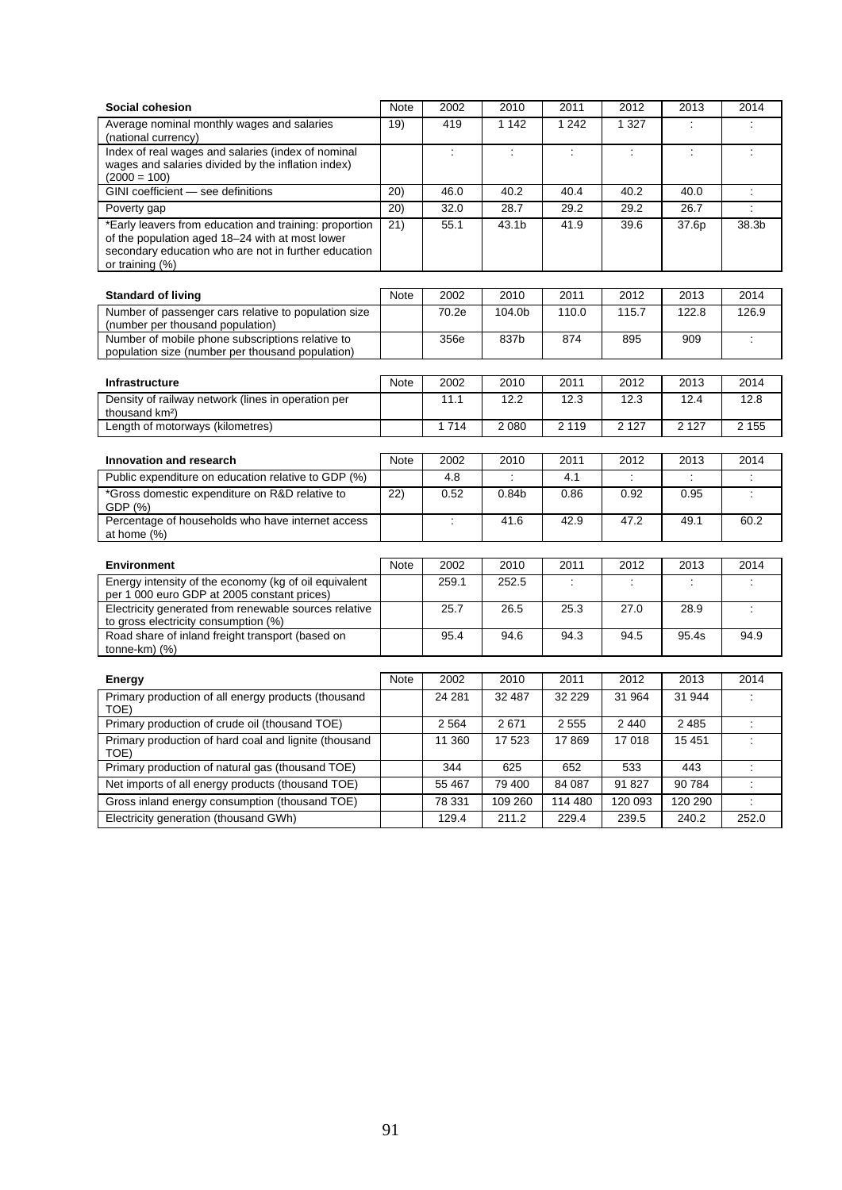| Social cohesion | Note | 2002 | 2010 | 2011 | 2012 | 2013 | 2014 |
|---|---|---|---|---|---|---|---|
| Average nominal monthly wages and salaries (national currency) | 19) | 419 | 1 142 | 1 242 | 1 327 | : | : |
| Index of real wages and salaries (index of nominal wages and salaries divided by the inflation index) (2000 = 100) | | : | : | : | : | : | : |
| GINI coefficient — see definitions | 20) | 46.0 | 40.2 | 40.4 | 40.2 | 40.0 | : |
| Poverty gap | 20) | 32.0 | 28.7 | 29.2 | 29.2 | 26.7 | : |
| *Early leavers from education and training: proportion of the population aged 18–24 with at most lower secondary education who are not in further education or training (%) | 21) | 55.1 | 43.1b | 41.9 | 39.6 | 37.6p | 38.3b |

| Standard of living | Note | 2002 | 2010 | 2011 | 2012 | 2013 | 2014 |
|---|---|---|---|---|---|---|---|
| Number of passenger cars relative to population size (number per thousand population) | | 70.2e | 104.0b | 110.0 | 115.7 | 122.8 | 126.9 |
| Number of mobile phone subscriptions relative to population size (number per thousand population) | | 356e | 837b | 874 | 895 | 909 | : |

| Infrastructure | Note | 2002 | 2010 | 2011 | 2012 | 2013 | 2014 |
|---|---|---|---|---|---|---|---|
| Density of railway network (lines in operation per thousand km²) | | 11.1 | 12.2 | 12.3 | 12.3 | 12.4 | 12.8 |
| Length of motorways (kilometres) | | 1 714 | 2 080 | 2 119 | 2 127 | 2 127 | 2 155 |

| Innovation and research | Note | 2002 | 2010 | 2011 | 2012 | 2013 | 2014 |
|---|---|---|---|---|---|---|---|
| Public expenditure on education relative to GDP (%) | | 4.8 | : | 4.1 | : | : | : |
| *Gross domestic expenditure on R&D relative to GDP (%) | 22) | 0.52 | 0.84b | 0.86 | 0.92 | 0.95 | : |
| Percentage of households who have internet access at home (%) | | : | 41.6 | 42.9 | 47.2 | 49.1 | 60.2 |

| Environment | Note | 2002 | 2010 | 2011 | 2012 | 2013 | 2014 |
|---|---|---|---|---|---|---|---|
| Energy intensity of the economy (kg of oil equivalent per 1 000 euro GDP at 2005 constant prices) | | 259.1 | 252.5 | : | : | : | : |
| Electricity generated from renewable sources relative to gross electricity consumption (%) | | 25.7 | 26.5 | 25.3 | 27.0 | 28.9 | : |
| Road share of inland freight transport (based on tonne-km) (%) | | 95.4 | 94.6 | 94.3 | 94.5 | 95.4s | 94.9 |

| Energy | Note | 2002 | 2010 | 2011 | 2012 | 2013 | 2014 |
|---|---|---|---|---|---|---|---|
| Primary production of all energy products (thousand TOE) | | 24 281 | 32 487 | 32 229 | 31 964 | 31 944 | : |
| Primary production of crude oil (thousand TOE) | | 2 564 | 2 671 | 2 555 | 2 440 | 2 485 | : |
| Primary production of hard coal and lignite (thousand TOE) | | 11 360 | 17 523 | 17 869 | 17 018 | 15 451 | : |
| Primary production of natural gas (thousand TOE) | | 344 | 625 | 652 | 533 | 443 | : |
| Net imports of all energy products (thousand TOE) | | 55 467 | 79 400 | 84 087 | 91 827 | 90 784 | : |
| Gross inland energy consumption (thousand TOE) | | 78 331 | 109 260 | 114 480 | 120 093 | 120 290 | : |
| Electricity generation (thousand GWh) | | 129.4 | 211.2 | 229.4 | 239.5 | 240.2 | 252.0 |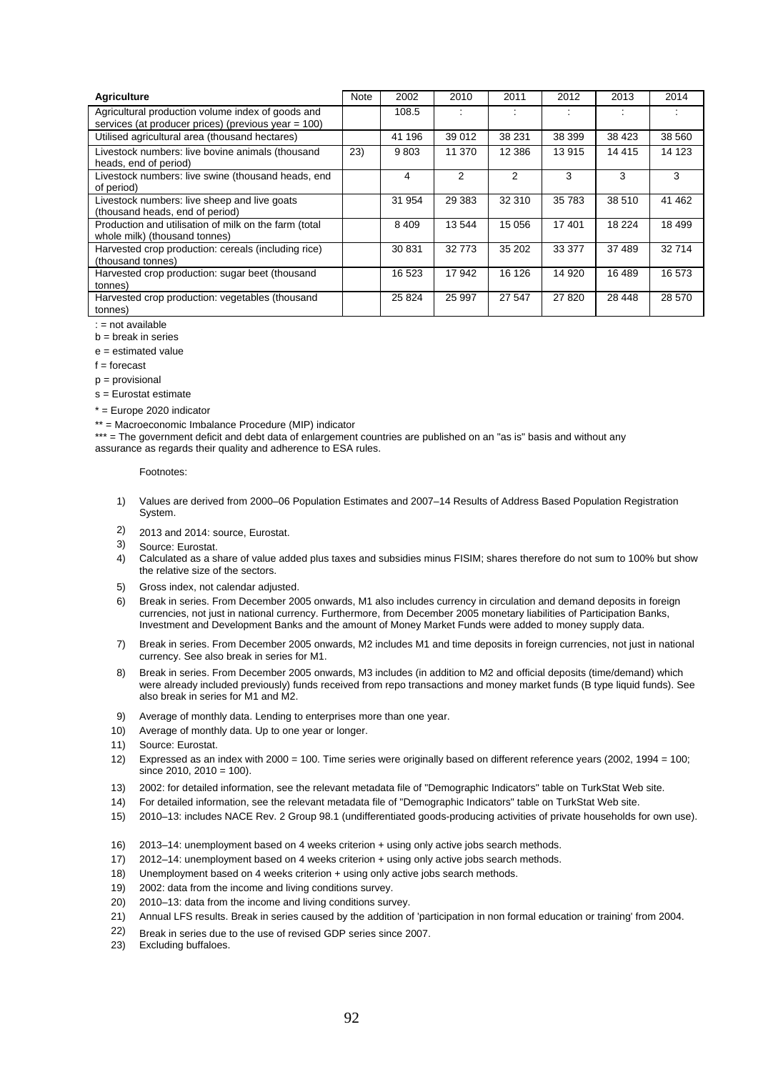| Agriculture | Note | 2002 | 2010 | 2011 | 2012 | 2013 | 2014 |
|---|---|---|---|---|---|---|---|
| Agricultural production volume index of goods and services (at producer prices) (previous year = 100) | | 108.5 | : | : | : | : | : |
| Utilised agricultural area (thousand hectares) | | 41 196 | 39 012 | 38 231 | 38 399 | 38 423 | 38 560 |
| Livestock numbers: live bovine animals (thousand heads, end of period) | 23) | 9 803 | 11 370 | 12 386 | 13 915 | 14 415 | 14 123 |
| Livestock numbers: live swine (thousand heads, end of period) | | 4 | 2 | 2 | 3 | 3 | 3 |
| Livestock numbers: live sheep and live goats (thousand heads, end of period) | | 31 954 | 29 383 | 32 310 | 35 783 | 38 510 | 41 462 |
| Production and utilisation of milk on the farm (total whole milk) (thousand tonnes) | | 8 409 | 13 544 | 15 056 | 17 401 | 18 224 | 18 499 |
| Harvested crop production: cereals (including rice) (thousand tonnes) | | 30 831 | 32 773 | 35 202 | 33 377 | 37 489 | 32 714 |
| Harvested crop production: sugar beet (thousand tonnes) | | 16 523 | 17 942 | 16 126 | 14 920 | 16 489 | 16 573 |
| Harvested crop production: vegetables (thousand tonnes) | | 25 824 | 25 997 | 27 547 | 27 820 | 28 448 | 28 570 |

: = not available

b = break in series

e = estimated value

f = forecast

p = provisional

s = Eurostat estimate

* = Europe 2020 indicator

** = Macroeconomic Imbalance Procedure (MIP) indicator

*** = The government deficit and debt data of enlargement countries are published on an "as is" basis and without any assurance as regards their quality and adherence to ESA rules.

Footnotes:

1) Values are derived from 2000–06 Population Estimates and 2007–14 Results of Address Based Population Registration System.
2) 2013 and 2014: source, Eurostat.
3) Source: Eurostat.
4) Calculated as a share of value added plus taxes and subsidies minus FISIM; shares therefore do not sum to 100% but show the relative size of the sectors.
5) Gross index, not calendar adjusted.
6) Break in series. From December 2005 onwards, M1 also includes currency in circulation and demand deposits in foreign currencies, not just in national currency. Furthermore, from December 2005 monetary liabilities of Participation Banks, Investment and Development Banks and the amount of Money Market Funds were added to money supply data.
7) Break in series. From December 2005 onwards, M2 includes M1 and time deposits in foreign currencies, not just in national currency. See also break in series for M1.
8) Break in series. From December 2005 onwards, M3 includes (in addition to M2 and official deposits (time/demand) which were already included previously) funds received from repo transactions and money market funds (B type liquid funds). See also break in series for M1 and M2.
9) Average of monthly data. Lending to enterprises more than one year.
10) Average of monthly data. Up to one year or longer.
11) Source: Eurostat.
12) Expressed as an index with 2000 = 100. Time series were originally based on different reference years (2002, 1994 = 100; since 2010, 2010 = 100).
13) 2002: for detailed information, see the relevant metadata file of "Demographic Indicators" table on TurkStat Web site.
14) For detailed information, see the relevant metadata file of "Demographic Indicators" table on TurkStat Web site.
15) 2010–13: includes NACE Rev. 2 Group 98.1 (undifferentiated goods-producing activities of private households for own use).
16) 2013–14: unemployment based on 4 weeks criterion + using only active jobs search methods.
17) 2012–14: unemployment based on 4 weeks criterion + using only active jobs search methods.
18) Unemployment based on 4 weeks criterion + using only active jobs search methods.
19) 2002: data from the income and living conditions survey.
20) 2010–13: data from the income and living conditions survey.
21) Annual LFS results. Break in series caused by the addition of 'participation in non formal education or training' from 2004.
22) Break in series due to the use of revised GDP series since 2007.
23) Excluding buffaloes.